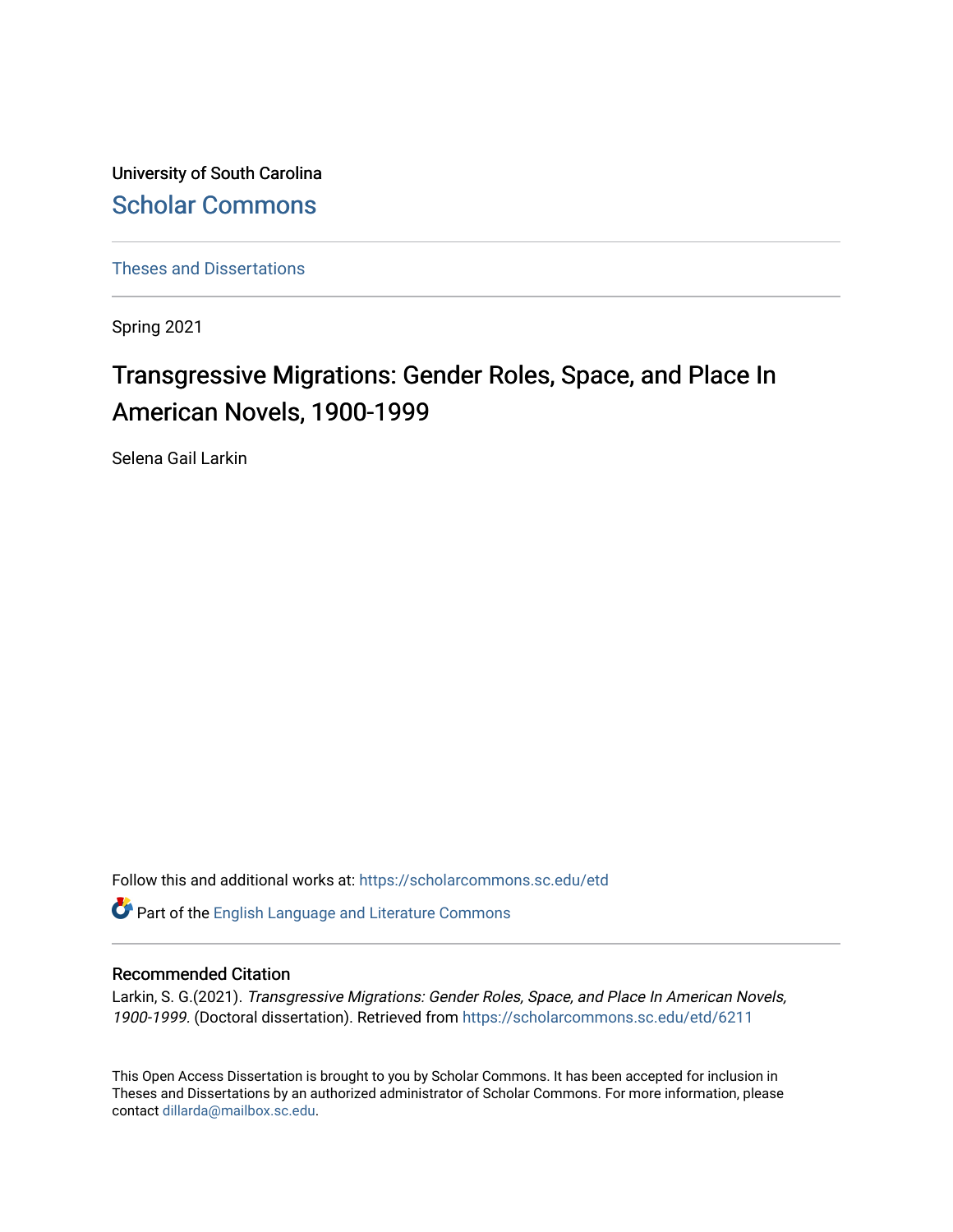University of South Carolina

Scholar Commons

Theses and Dissertations

Spring 2021

# Transgressive Migrations: Gender Roles, Space, and Place In American Novels, 1900-1999

Selena Gail Larkin

Follow this and additional works at: https://scholarcommons.sc.edu/etd

Part of the English Language and Literature Commons

## Recommended Citation

Larkin, S. G.(2021). *Transgressive Migrations: Gender Roles, Space, and Place In American Novels, 1900-1999.* (Doctoral dissertation). Retrieved from https://scholarcommons.sc.edu/etd/6211

This Open Access Dissertation is brought to you by Scholar Commons. It has been accepted for inclusion in Theses and Dissertations by an authorized administrator of Scholar Commons. For more information, please contact dillarda@mailbox.sc.edu.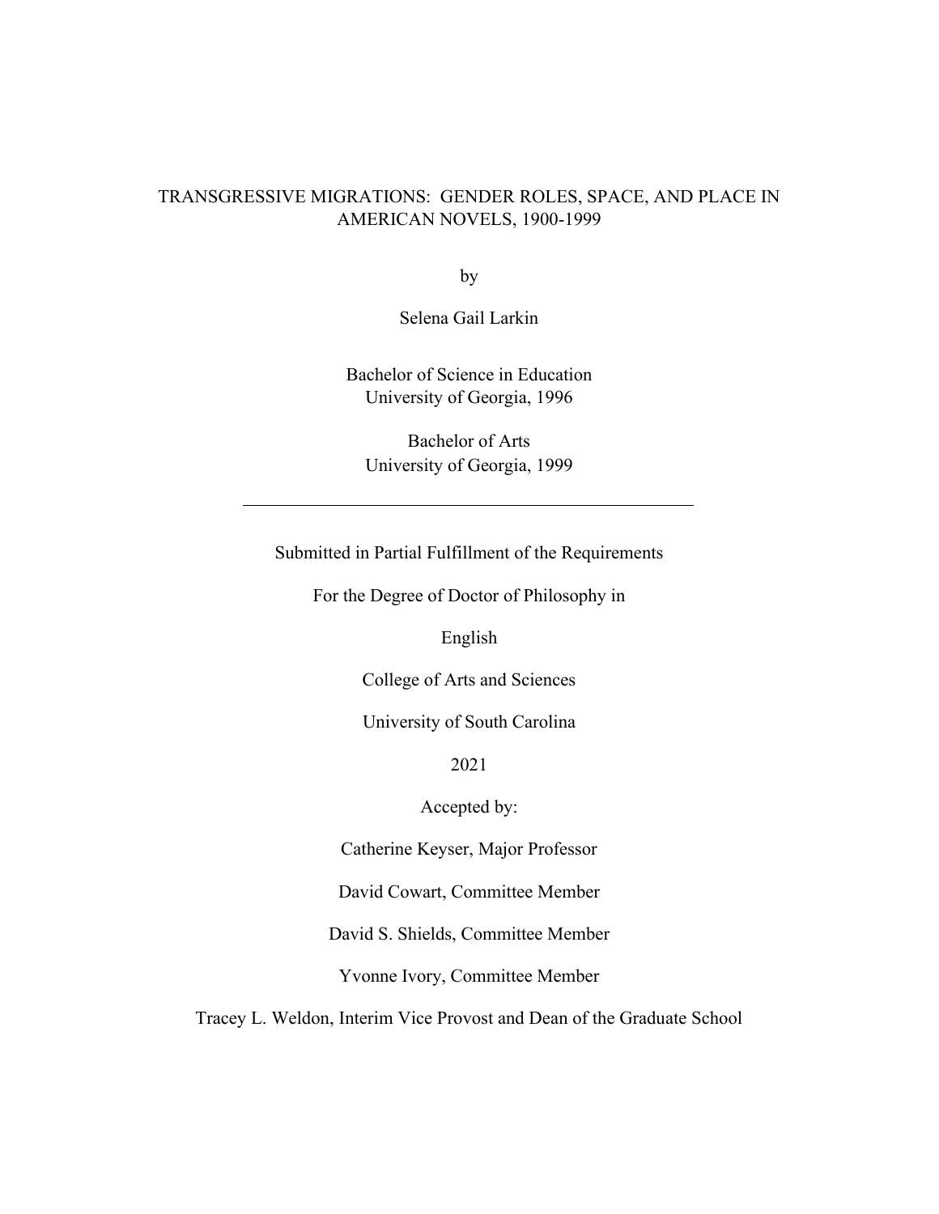# TRANSGRESSIVE MIGRATIONS: GENDER ROLES, SPACE, AND PLACE IN AMERICAN NOVELS, 1900-1999

by

Selena Gail Larkin

Bachelor of Science in Education
University of Georgia, 1996

Bachelor of Arts
University of Georgia, 1999

---

Submitted in Partial Fulfillment of the Requirements

For the Degree of Doctor of Philosophy in

English

College of Arts and Sciences

University of South Carolina

2021

Accepted by:

Catherine Keyser, Major Professor

David Cowart, Committee Member

David S. Shields, Committee Member

Yvonne Ivory, Committee Member

Tracey L. Weldon, Interim Vice Provost and Dean of the Graduate School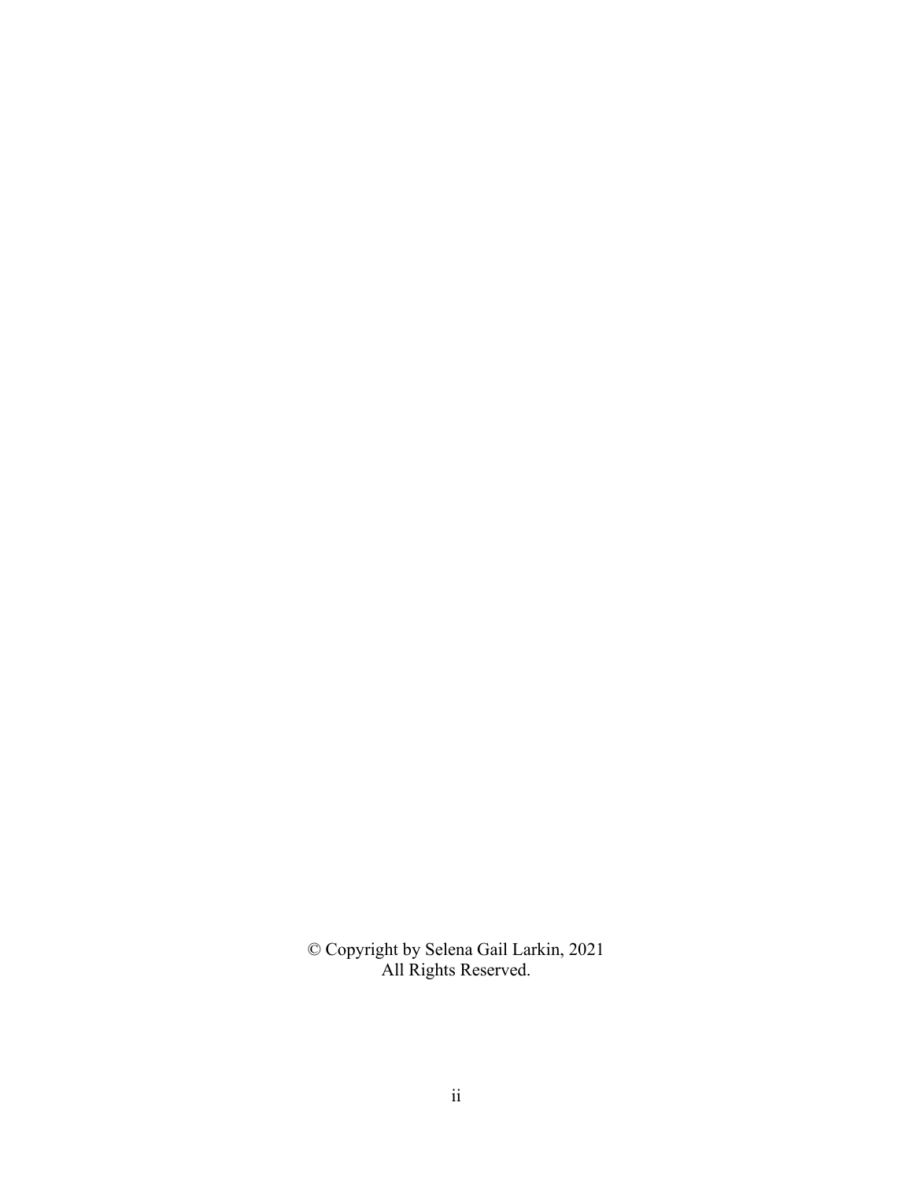© Copyright by Selena Gail Larkin, 2021
All Rights Reserved.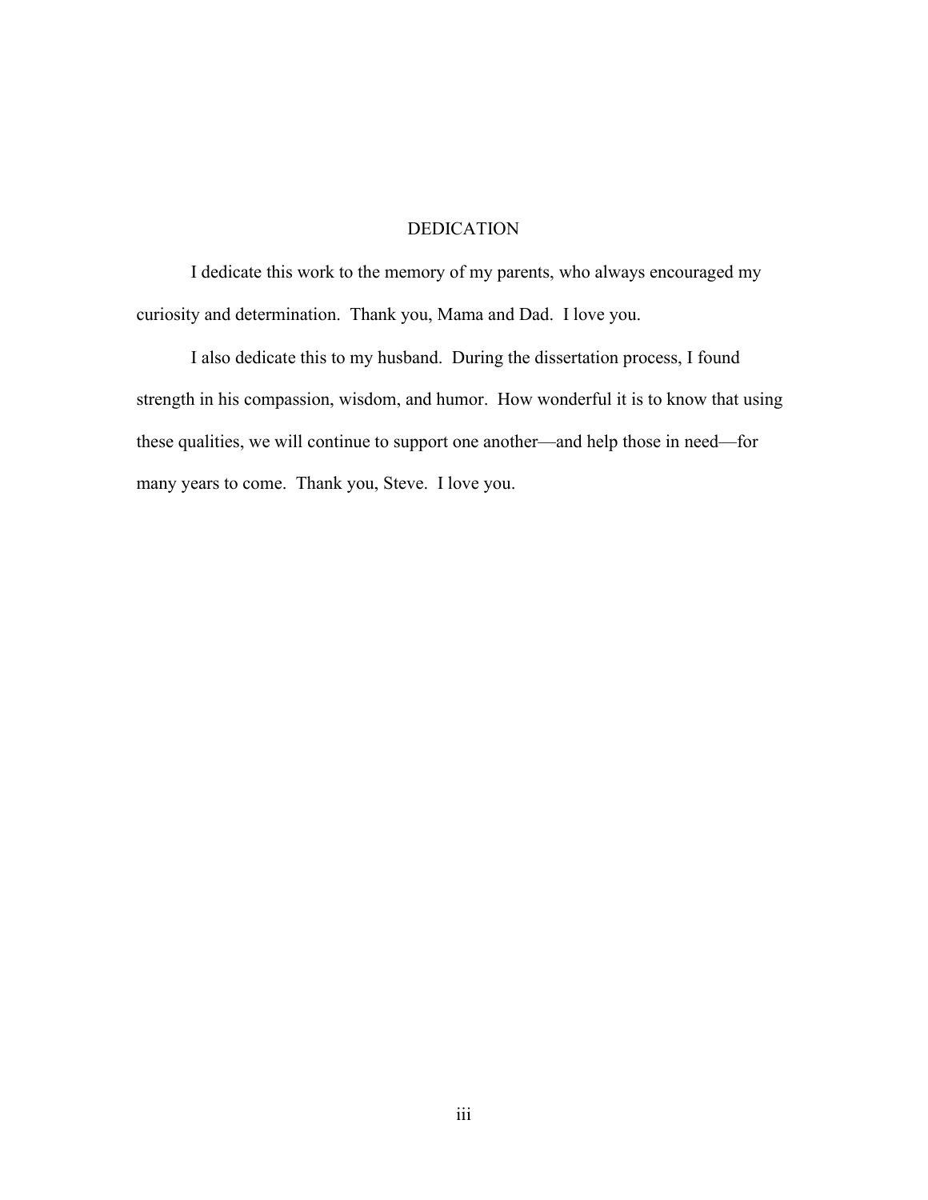# DEDICATION

I dedicate this work to the memory of my parents, who always encouraged my curiosity and determination. Thank you, Mama and Dad. I love you.

I also dedicate this to my husband. During the dissertation process, I found strength in his compassion, wisdom, and humor. How wonderful it is to know that using these qualities, we will continue to support one another—and help those in need—for many years to come. Thank you, Steve. I love you.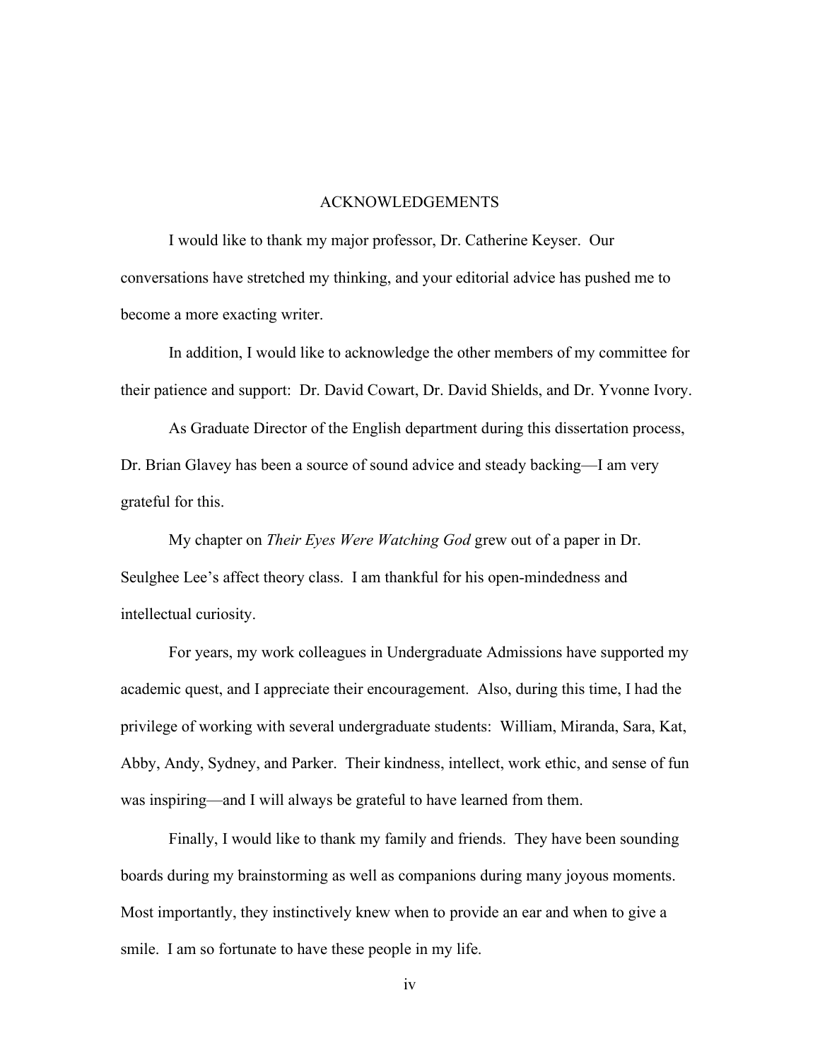# ACKNOWLEDGEMENTS

I would like to thank my major professor, Dr. Catherine Keyser. Our conversations have stretched my thinking, and your editorial advice has pushed me to become a more exacting writer.

In addition, I would like to acknowledge the other members of my committee for their patience and support: Dr. David Cowart, Dr. David Shields, and Dr. Yvonne Ivory.

As Graduate Director of the English department during this dissertation process, Dr. Brian Glavey has been a source of sound advice and steady backing—I am very grateful for this.

My chapter on *Their Eyes Were Watching God* grew out of a paper in Dr. Seulghee Lee's affect theory class. I am thankful for his open-mindedness and intellectual curiosity.

For years, my work colleagues in Undergraduate Admissions have supported my academic quest, and I appreciate their encouragement. Also, during this time, I had the privilege of working with several undergraduate students: William, Miranda, Sara, Kat, Abby, Andy, Sydney, and Parker. Their kindness, intellect, work ethic, and sense of fun was inspiring—and I will always be grateful to have learned from them.

Finally, I would like to thank my family and friends. They have been sounding boards during my brainstorming as well as companions during many joyous moments. Most importantly, they instinctively knew when to provide an ear and when to give a smile. I am so fortunate to have these people in my life.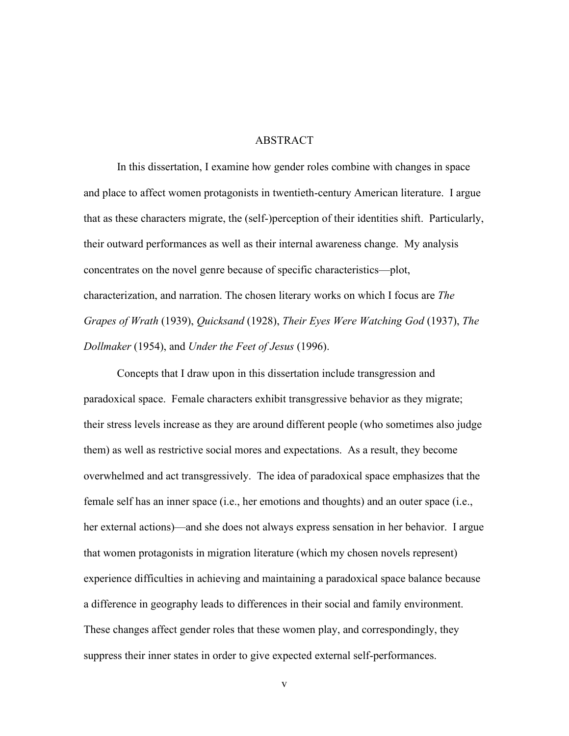# ABSTRACT

In this dissertation, I examine how gender roles combine with changes in space and place to affect women protagonists in twentieth-century American literature. I argue that as these characters migrate, the (self-)perception of their identities shift. Particularly, their outward performances as well as their internal awareness change. My analysis concentrates on the novel genre because of specific characteristics—plot, characterization, and narration. The chosen literary works on which I focus are *The Grapes of Wrath* (1939), *Quicksand* (1928), *Their Eyes Were Watching God* (1937), *The Dollmaker* (1954), and *Under the Feet of Jesus* (1996).

Concepts that I draw upon in this dissertation include transgression and paradoxical space. Female characters exhibit transgressive behavior as they migrate; their stress levels increase as they are around different people (who sometimes also judge them) as well as restrictive social mores and expectations. As a result, they become overwhelmed and act transgressively. The idea of paradoxical space emphasizes that the female self has an inner space (i.e., her emotions and thoughts) and an outer space (i.e., her external actions)—and she does not always express sensation in her behavior. I argue that women protagonists in migration literature (which my chosen novels represent) experience difficulties in achieving and maintaining a paradoxical space balance because a difference in geography leads to differences in their social and family environment. These changes affect gender roles that these women play, and correspondingly, they suppress their inner states in order to give expected external self-performances.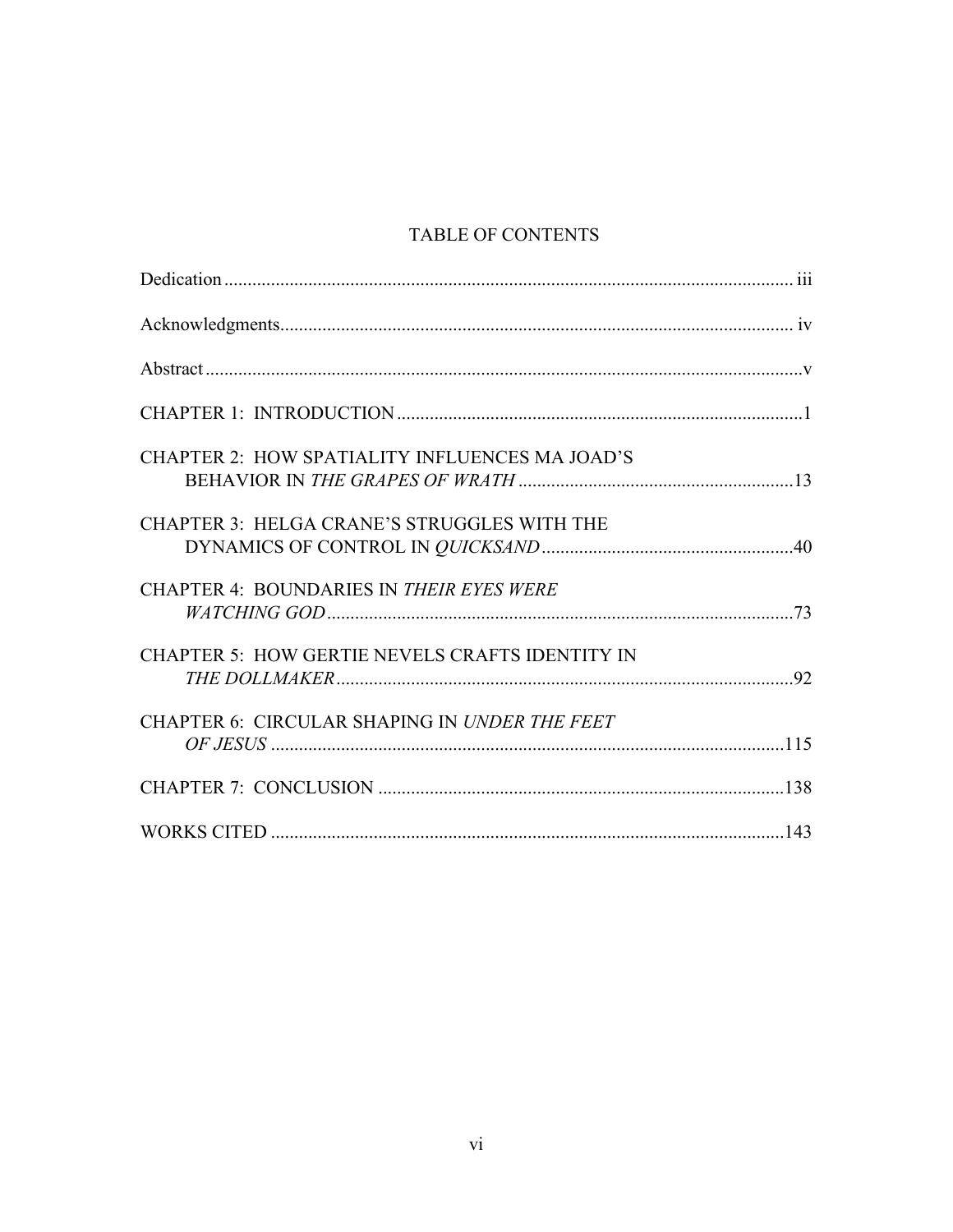# TABLE OF CONTENTS

Dedication ........................................................................................................................ iii

Acknowledgments.............................................................................................................. iv

Abstract ................................................................................................................................v

CHAPTER 1: INTRODUCTION .......................................................................................1

CHAPTER 2: HOW SPATIALITY INFLUENCES MA JOAD'S BEHAVIOR IN *THE GRAPES OF WRATH* ...........................................................13

CHAPTER 3: HELGA CRANE'S STRUGGLES WITH THE DYNAMICS OF CONTROL IN *QUICKSAND* ......................................................40

CHAPTER 4: BOUNDARIES IN *THEIR EYES WERE WATCHING GOD* ....................................................................................................73

CHAPTER 5: HOW GERTIE NEVELS CRAFTS IDENTITY IN *THE DOLLMAKER* .................................................................................................92

CHAPTER 6: CIRCULAR SHAPING IN *UNDER THE FEET OF JESUS* .............................................................................................................115

CHAPTER 7: CONCLUSION .......................................................................................138

WORKS CITED ..............................................................................................................143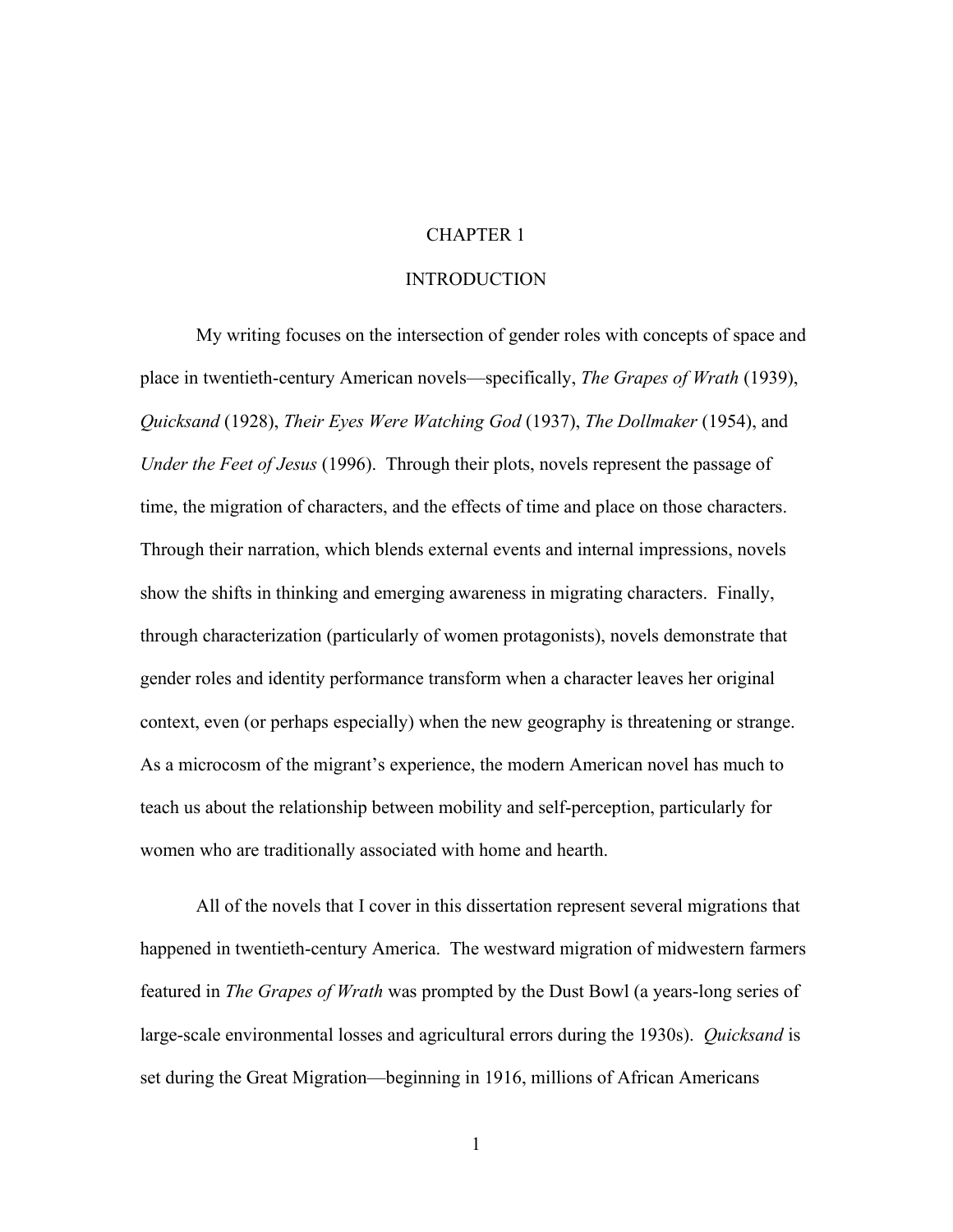# CHAPTER 1

# INTRODUCTION

My writing focuses on the intersection of gender roles with concepts of space and place in twentieth-century American novels—specifically, *The Grapes of Wrath* (1939), *Quicksand* (1928), *Their Eyes Were Watching God* (1937), *The Dollmaker* (1954), and *Under the Feet of Jesus* (1996). Through their plots, novels represent the passage of time, the migration of characters, and the effects of time and place on those characters. Through their narration, which blends external events and internal impressions, novels show the shifts in thinking and emerging awareness in migrating characters. Finally, through characterization (particularly of women protagonists), novels demonstrate that gender roles and identity performance transform when a character leaves her original context, even (or perhaps especially) when the new geography is threatening or strange. As a microcosm of the migrant's experience, the modern American novel has much to teach us about the relationship between mobility and self-perception, particularly for women who are traditionally associated with home and hearth.

All of the novels that I cover in this dissertation represent several migrations that happened in twentieth-century America. The westward migration of midwestern farmers featured in *The Grapes of Wrath* was prompted by the Dust Bowl (a years-long series of large-scale environmental losses and agricultural errors during the 1930s). *Quicksand* is set during the Great Migration—beginning in 1916, millions of African Americans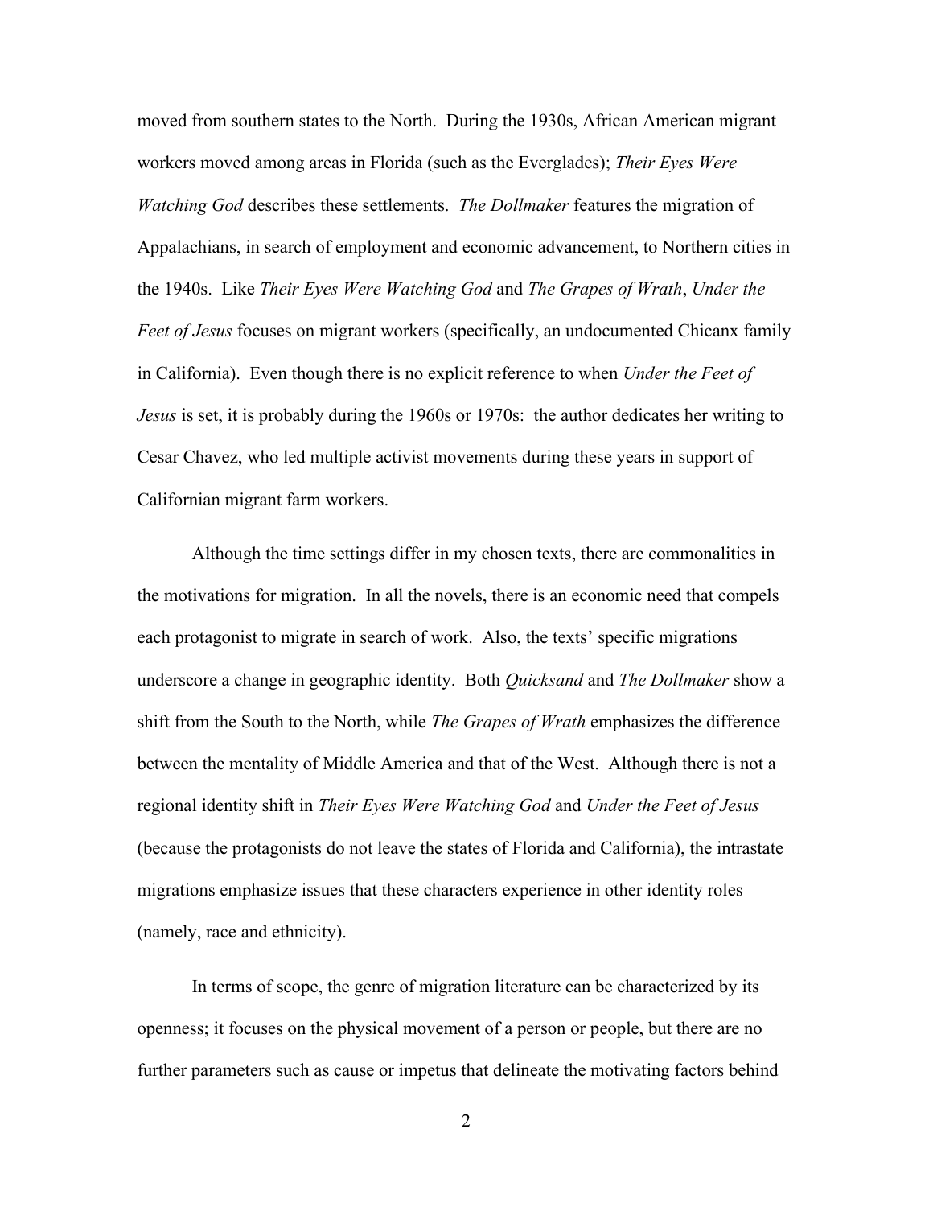moved from southern states to the North. During the 1930s, African American migrant workers moved among areas in Florida (such as the Everglades); *Their Eyes Were Watching God* describes these settlements. *The Dollmaker* features the migration of Appalachians, in search of employment and economic advancement, to Northern cities in the 1940s. Like *Their Eyes Were Watching God* and *The Grapes of Wrath*, *Under the Feet of Jesus* focuses on migrant workers (specifically, an undocumented Chicanx family in California). Even though there is no explicit reference to when *Under the Feet of Jesus* is set, it is probably during the 1960s or 1970s: the author dedicates her writing to Cesar Chavez, who led multiple activist movements during these years in support of Californian migrant farm workers.

Although the time settings differ in my chosen texts, there are commonalities in the motivations for migration. In all the novels, there is an economic need that compels each protagonist to migrate in search of work. Also, the texts' specific migrations underscore a change in geographic identity. Both *Quicksand* and *The Dollmaker* show a shift from the South to the North, while *The Grapes of Wrath* emphasizes the difference between the mentality of Middle America and that of the West. Although there is not a regional identity shift in *Their Eyes Were Watching God* and *Under the Feet of Jesus* (because the protagonists do not leave the states of Florida and California), the intrastate migrations emphasize issues that these characters experience in other identity roles (namely, race and ethnicity).

In terms of scope, the genre of migration literature can be characterized by its openness; it focuses on the physical movement of a person or people, but there are no further parameters such as cause or impetus that delineate the motivating factors behind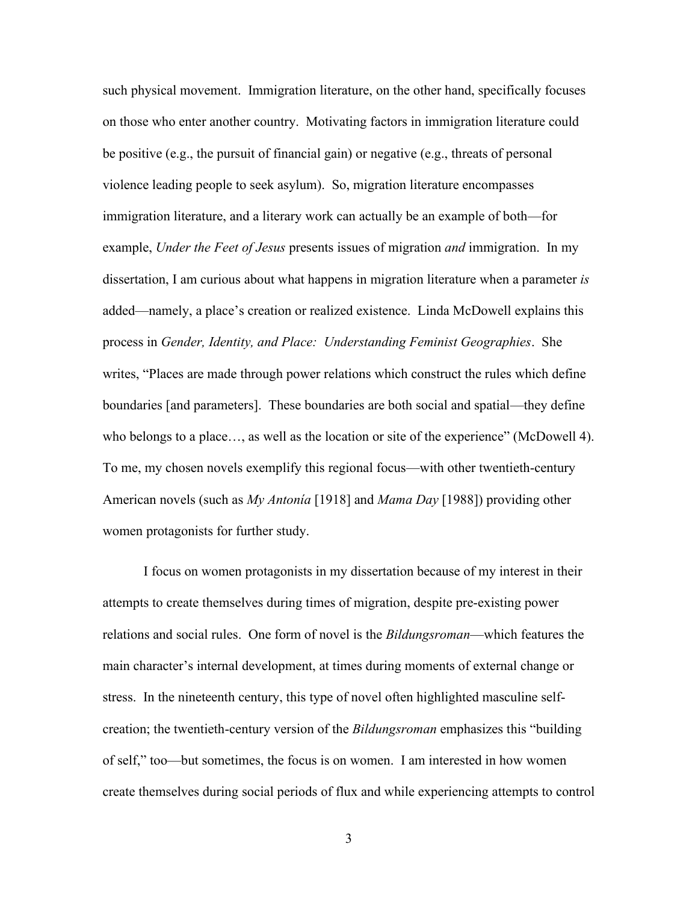such physical movement. Immigration literature, on the other hand, specifically focuses on those who enter another country. Motivating factors in immigration literature could be positive (e.g., the pursuit of financial gain) or negative (e.g., threats of personal violence leading people to seek asylum). So, migration literature encompasses immigration literature, and a literary work can actually be an example of both—for example, *Under the Feet of Jesus* presents issues of migration *and* immigration. In my dissertation, I am curious about what happens in migration literature when a parameter *is* added—namely, a place's creation or realized existence. Linda McDowell explains this process in *Gender, Identity, and Place: Understanding Feminist Geographies*. She writes, "Places are made through power relations which construct the rules which define boundaries [and parameters]. These boundaries are both social and spatial—they define who belongs to a place…, as well as the location or site of the experience" (McDowell 4). To me, my chosen novels exemplify this regional focus—with other twentieth-century American novels (such as *My Antonía* [1918] and *Mama Day* [1988]) providing other women protagonists for further study.

I focus on women protagonists in my dissertation because of my interest in their attempts to create themselves during times of migration, despite pre-existing power relations and social rules. One form of novel is the *Bildungsroman*—which features the main character's internal development, at times during moments of external change or stress. In the nineteenth century, this type of novel often highlighted masculine self-creation; the twentieth-century version of the *Bildungsroman* emphasizes this "building of self," too—but sometimes, the focus is on women. I am interested in how women create themselves during social periods of flux and while experiencing attempts to control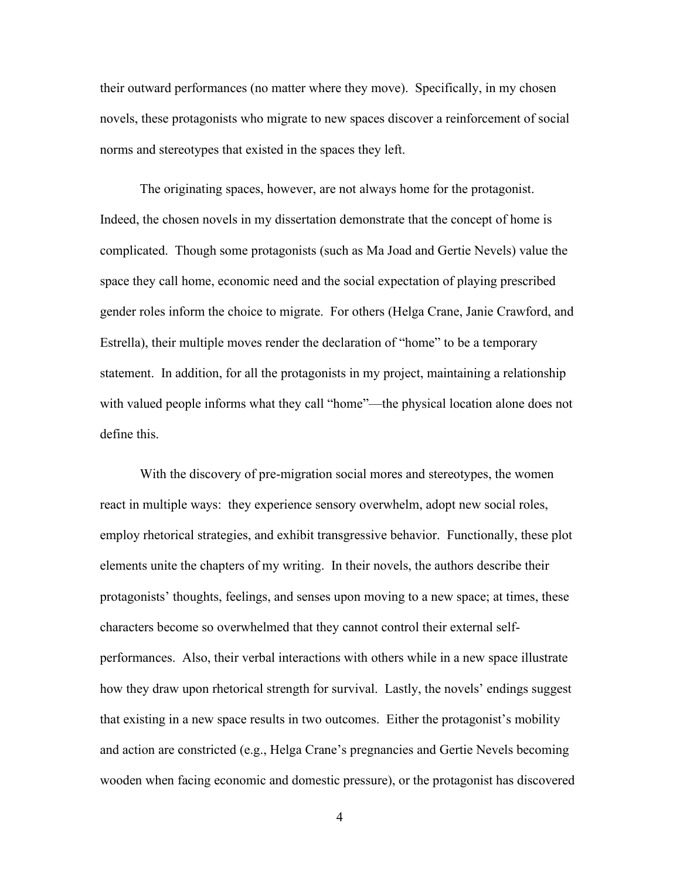their outward performances (no matter where they move). Specifically, in my chosen novels, these protagonists who migrate to new spaces discover a reinforcement of social norms and stereotypes that existed in the spaces they left.

The originating spaces, however, are not always home for the protagonist. Indeed, the chosen novels in my dissertation demonstrate that the concept of home is complicated. Though some protagonists (such as Ma Joad and Gertie Nevels) value the space they call home, economic need and the social expectation of playing prescribed gender roles inform the choice to migrate. For others (Helga Crane, Janie Crawford, and Estrella), their multiple moves render the declaration of "home" to be a temporary statement. In addition, for all the protagonists in my project, maintaining a relationship with valued people informs what they call "home"—the physical location alone does not define this.

With the discovery of pre-migration social mores and stereotypes, the women react in multiple ways: they experience sensory overwhelm, adopt new social roles, employ rhetorical strategies, and exhibit transgressive behavior. Functionally, these plot elements unite the chapters of my writing. In their novels, the authors describe their protagonists' thoughts, feelings, and senses upon moving to a new space; at times, these characters become so overwhelmed that they cannot control their external self-performances. Also, their verbal interactions with others while in a new space illustrate how they draw upon rhetorical strength for survival. Lastly, the novels' endings suggest that existing in a new space results in two outcomes. Either the protagonist's mobility and action are constricted (e.g., Helga Crane's pregnancies and Gertie Nevels becoming wooden when facing economic and domestic pressure), or the protagonist has discovered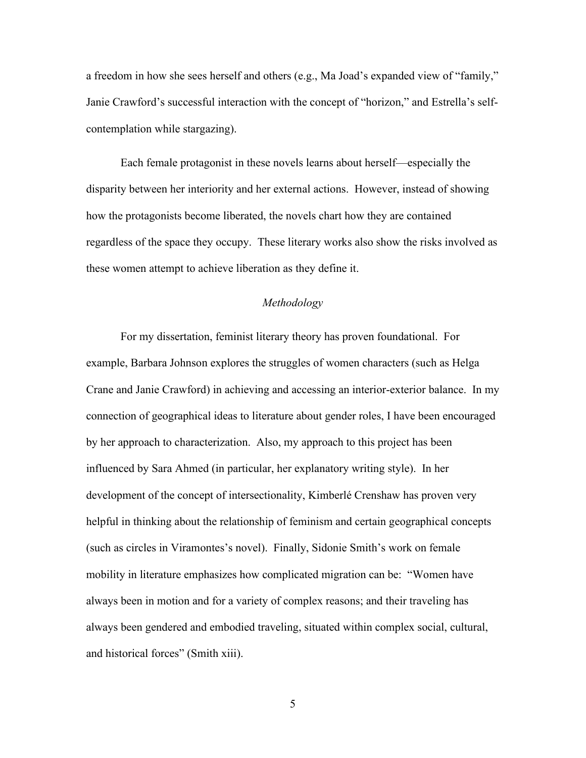a freedom in how she sees herself and others (e.g., Ma Joad's expanded view of "family," Janie Crawford's successful interaction with the concept of "horizon," and Estrella's self-contemplation while stargazing).

Each female protagonist in these novels learns about herself—especially the disparity between her interiority and her external actions. However, instead of showing how the protagonists become liberated, the novels chart how they are contained regardless of the space they occupy. These literary works also show the risks involved as these women attempt to achieve liberation as they define it.

### *Methodology*

For my dissertation, feminist literary theory has proven foundational. For example, Barbara Johnson explores the struggles of women characters (such as Helga Crane and Janie Crawford) in achieving and accessing an interior-exterior balance. In my connection of geographical ideas to literature about gender roles, I have been encouraged by her approach to characterization. Also, my approach to this project has been influenced by Sara Ahmed (in particular, her explanatory writing style). In her development of the concept of intersectionality, Kimberlé Crenshaw has proven very helpful in thinking about the relationship of feminism and certain geographical concepts (such as circles in Viramontes's novel). Finally, Sidonie Smith's work on female mobility in literature emphasizes how complicated migration can be: "Women have always been in motion and for a variety of complex reasons; and their traveling has always been gendered and embodied traveling, situated within complex social, cultural, and historical forces" (Smith xiii).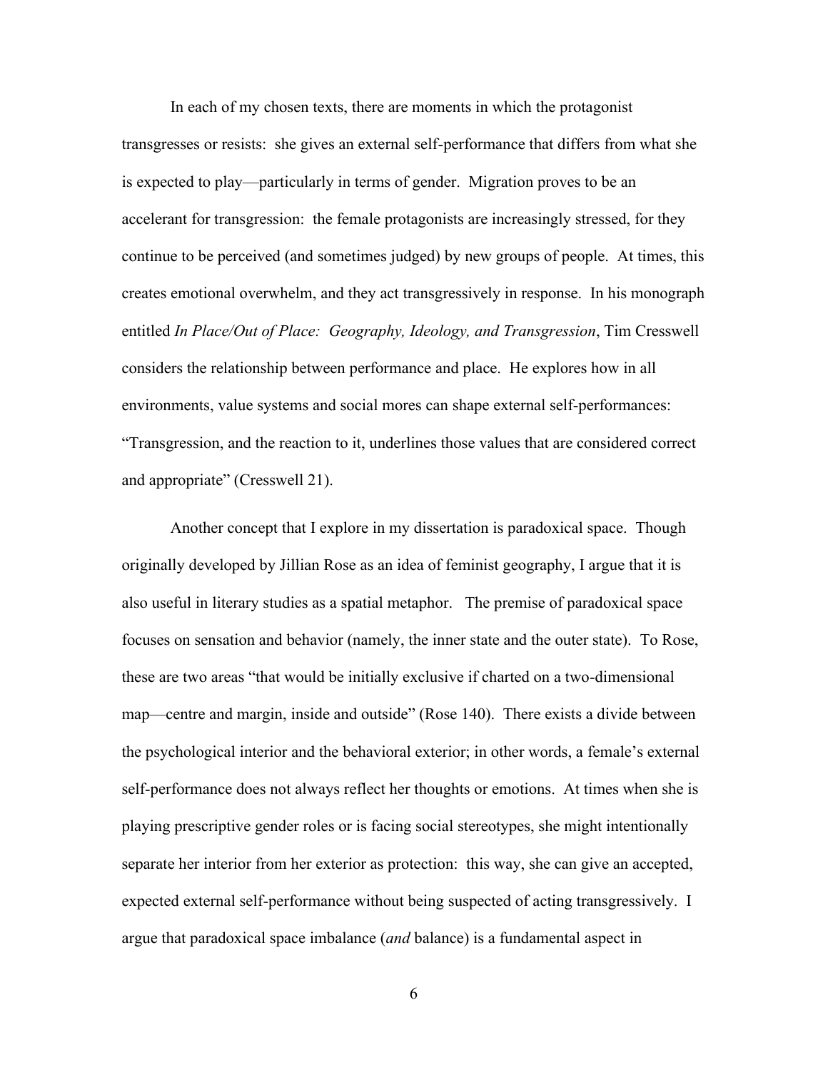In each of my chosen texts, there are moments in which the protagonist transgresses or resists: she gives an external self-performance that differs from what she is expected to play—particularly in terms of gender. Migration proves to be an accelerant for transgression: the female protagonists are increasingly stressed, for they continue to be perceived (and sometimes judged) by new groups of people. At times, this creates emotional overwhelm, and they act transgressively in response. In his monograph entitled *In Place/Out of Place: Geography, Ideology, and Transgression*, Tim Cresswell considers the relationship between performance and place. He explores how in all environments, value systems and social mores can shape external self-performances: "Transgression, and the reaction to it, underlines those values that are considered correct and appropriate" (Cresswell 21).

Another concept that I explore in my dissertation is paradoxical space. Though originally developed by Jillian Rose as an idea of feminist geography, I argue that it is also useful in literary studies as a spatial metaphor. The premise of paradoxical space focuses on sensation and behavior (namely, the inner state and the outer state). To Rose, these are two areas "that would be initially exclusive if charted on a two-dimensional map—centre and margin, inside and outside" (Rose 140). There exists a divide between the psychological interior and the behavioral exterior; in other words, a female's external self-performance does not always reflect her thoughts or emotions. At times when she is playing prescriptive gender roles or is facing social stereotypes, she might intentionally separate her interior from her exterior as protection: this way, she can give an accepted, expected external self-performance without being suspected of acting transgressively. I argue that paradoxical space imbalance (*and* balance) is a fundamental aspect in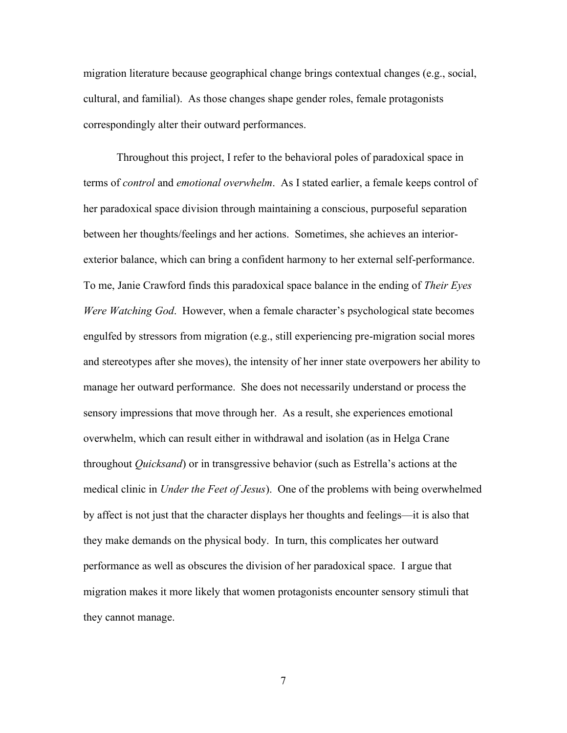migration literature because geographical change brings contextual changes (e.g., social, cultural, and familial). As those changes shape gender roles, female protagonists correspondingly alter their outward performances.

Throughout this project, I refer to the behavioral poles of paradoxical space in terms of *control* and *emotional overwhelm*. As I stated earlier, a female keeps control of her paradoxical space division through maintaining a conscious, purposeful separation between her thoughts/feelings and her actions. Sometimes, she achieves an interior-exterior balance, which can bring a confident harmony to her external self-performance. To me, Janie Crawford finds this paradoxical space balance in the ending of *Their Eyes Were Watching God*. However, when a female character's psychological state becomes engulfed by stressors from migration (e.g., still experiencing pre-migration social mores and stereotypes after she moves), the intensity of her inner state overpowers her ability to manage her outward performance. She does not necessarily understand or process the sensory impressions that move through her. As a result, she experiences emotional overwhelm, which can result either in withdrawal and isolation (as in Helga Crane throughout *Quicksand*) or in transgressive behavior (such as Estrella's actions at the medical clinic in *Under the Feet of Jesus*). One of the problems with being overwhelmed by affect is not just that the character displays her thoughts and feelings—it is also that they make demands on the physical body. In turn, this complicates her outward performance as well as obscures the division of her paradoxical space. I argue that migration makes it more likely that women protagonists encounter sensory stimuli that they cannot manage.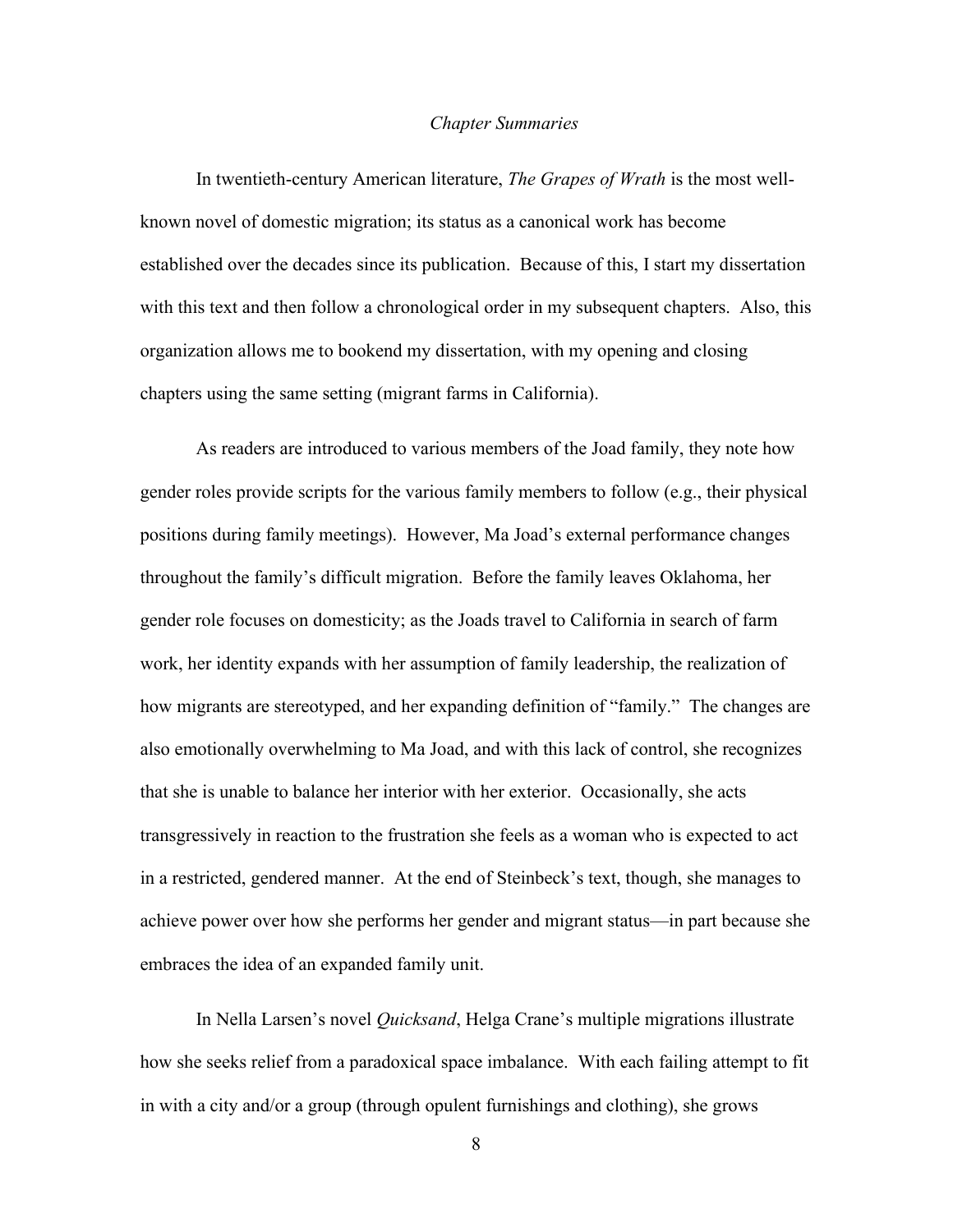*Chapter Summaries*

In twentieth-century American literature, *The Grapes of Wrath* is the most well-known novel of domestic migration; its status as a canonical work has become established over the decades since its publication. Because of this, I start my dissertation with this text and then follow a chronological order in my subsequent chapters. Also, this organization allows me to bookend my dissertation, with my opening and closing chapters using the same setting (migrant farms in California).

As readers are introduced to various members of the Joad family, they note how gender roles provide scripts for the various family members to follow (e.g., their physical positions during family meetings). However, Ma Joad's external performance changes throughout the family's difficult migration. Before the family leaves Oklahoma, her gender role focuses on domesticity; as the Joads travel to California in search of farm work, her identity expands with her assumption of family leadership, the realization of how migrants are stereotyped, and her expanding definition of "family." The changes are also emotionally overwhelming to Ma Joad, and with this lack of control, she recognizes that she is unable to balance her interior with her exterior. Occasionally, she acts transgressively in reaction to the frustration she feels as a woman who is expected to act in a restricted, gendered manner. At the end of Steinbeck's text, though, she manages to achieve power over how she performs her gender and migrant status—in part because she embraces the idea of an expanded family unit.

In Nella Larsen's novel *Quicksand*, Helga Crane's multiple migrations illustrate how she seeks relief from a paradoxical space imbalance. With each failing attempt to fit in with a city and/or a group (through opulent furnishings and clothing), she grows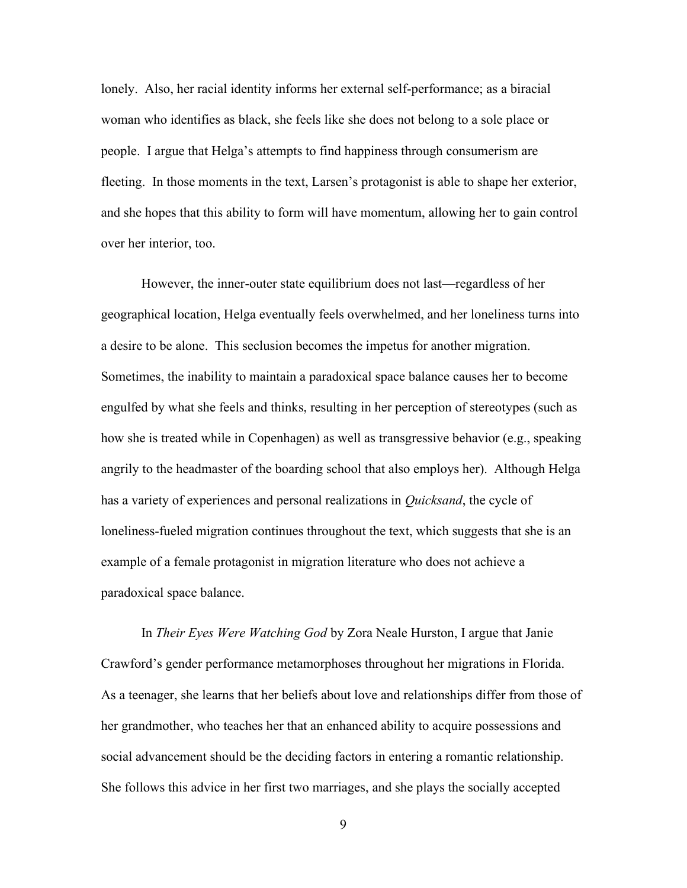lonely. Also, her racial identity informs her external self-performance; as a biracial woman who identifies as black, she feels like she does not belong to a sole place or people. I argue that Helga's attempts to find happiness through consumerism are fleeting. In those moments in the text, Larsen's protagonist is able to shape her exterior, and she hopes that this ability to form will have momentum, allowing her to gain control over her interior, too.

However, the inner-outer state equilibrium does not last—regardless of her geographical location, Helga eventually feels overwhelmed, and her loneliness turns into a desire to be alone. This seclusion becomes the impetus for another migration. Sometimes, the inability to maintain a paradoxical space balance causes her to become engulfed by what she feels and thinks, resulting in her perception of stereotypes (such as how she is treated while in Copenhagen) as well as transgressive behavior (e.g., speaking angrily to the headmaster of the boarding school that also employs her). Although Helga has a variety of experiences and personal realizations in *Quicksand*, the cycle of loneliness-fueled migration continues throughout the text, which suggests that she is an example of a female protagonist in migration literature who does not achieve a paradoxical space balance.

In *Their Eyes Were Watching God* by Zora Neale Hurston, I argue that Janie Crawford's gender performance metamorphoses throughout her migrations in Florida. As a teenager, she learns that her beliefs about love and relationships differ from those of her grandmother, who teaches her that an enhanced ability to acquire possessions and social advancement should be the deciding factors in entering a romantic relationship. She follows this advice in her first two marriages, and she plays the socially accepted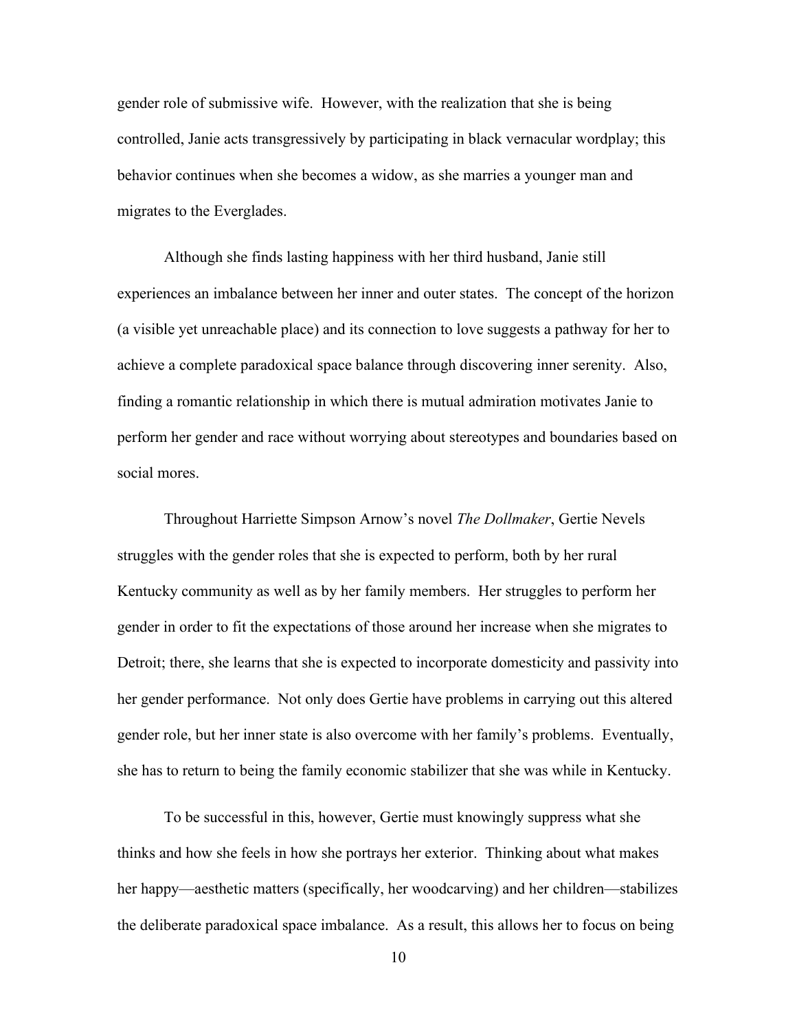gender role of submissive wife. However, with the realization that she is being controlled, Janie acts transgressively by participating in black vernacular wordplay; this behavior continues when she becomes a widow, as she marries a younger man and migrates to the Everglades.

Although she finds lasting happiness with her third husband, Janie still experiences an imbalance between her inner and outer states. The concept of the horizon (a visible yet unreachable place) and its connection to love suggests a pathway for her to achieve a complete paradoxical space balance through discovering inner serenity. Also, finding a romantic relationship in which there is mutual admiration motivates Janie to perform her gender and race without worrying about stereotypes and boundaries based on social mores.

Throughout Harriette Simpson Arnow's novel *The Dollmaker*, Gertie Nevels struggles with the gender roles that she is expected to perform, both by her rural Kentucky community as well as by her family members. Her struggles to perform her gender in order to fit the expectations of those around her increase when she migrates to Detroit; there, she learns that she is expected to incorporate domesticity and passivity into her gender performance. Not only does Gertie have problems in carrying out this altered gender role, but her inner state is also overcome with her family's problems. Eventually, she has to return to being the family economic stabilizer that she was while in Kentucky.

To be successful in this, however, Gertie must knowingly suppress what she thinks and how she feels in how she portrays her exterior. Thinking about what makes her happy—aesthetic matters (specifically, her woodcarving) and her children—stabilizes the deliberate paradoxical space imbalance. As a result, this allows her to focus on being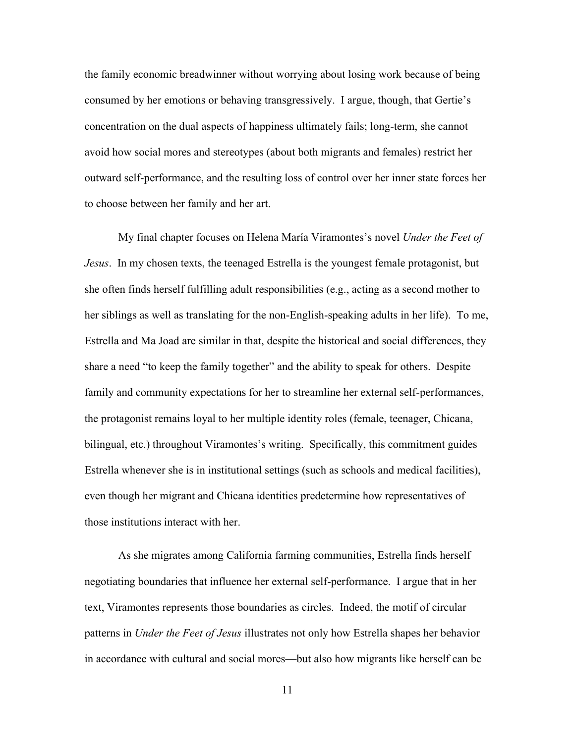the family economic breadwinner without worrying about losing work because of being consumed by her emotions or behaving transgressively. I argue, though, that Gertie's concentration on the dual aspects of happiness ultimately fails; long-term, she cannot avoid how social mores and stereotypes (about both migrants and females) restrict her outward self-performance, and the resulting loss of control over her inner state forces her to choose between her family and her art.

My final chapter focuses on Helena María Viramontes's novel *Under the Feet of Jesus*. In my chosen texts, the teenaged Estrella is the youngest female protagonist, but she often finds herself fulfilling adult responsibilities (e.g., acting as a second mother to her siblings as well as translating for the non-English-speaking adults in her life). To me, Estrella and Ma Joad are similar in that, despite the historical and social differences, they share a need "to keep the family together" and the ability to speak for others. Despite family and community expectations for her to streamline her external self-performances, the protagonist remains loyal to her multiple identity roles (female, teenager, Chicana, bilingual, etc.) throughout Viramontes's writing. Specifically, this commitment guides Estrella whenever she is in institutional settings (such as schools and medical facilities), even though her migrant and Chicana identities predetermine how representatives of those institutions interact with her.

As she migrates among California farming communities, Estrella finds herself negotiating boundaries that influence her external self-performance. I argue that in her text, Viramontes represents those boundaries as circles. Indeed, the motif of circular patterns in *Under the Feet of Jesus* illustrates not only how Estrella shapes her behavior in accordance with cultural and social mores—but also how migrants like herself can be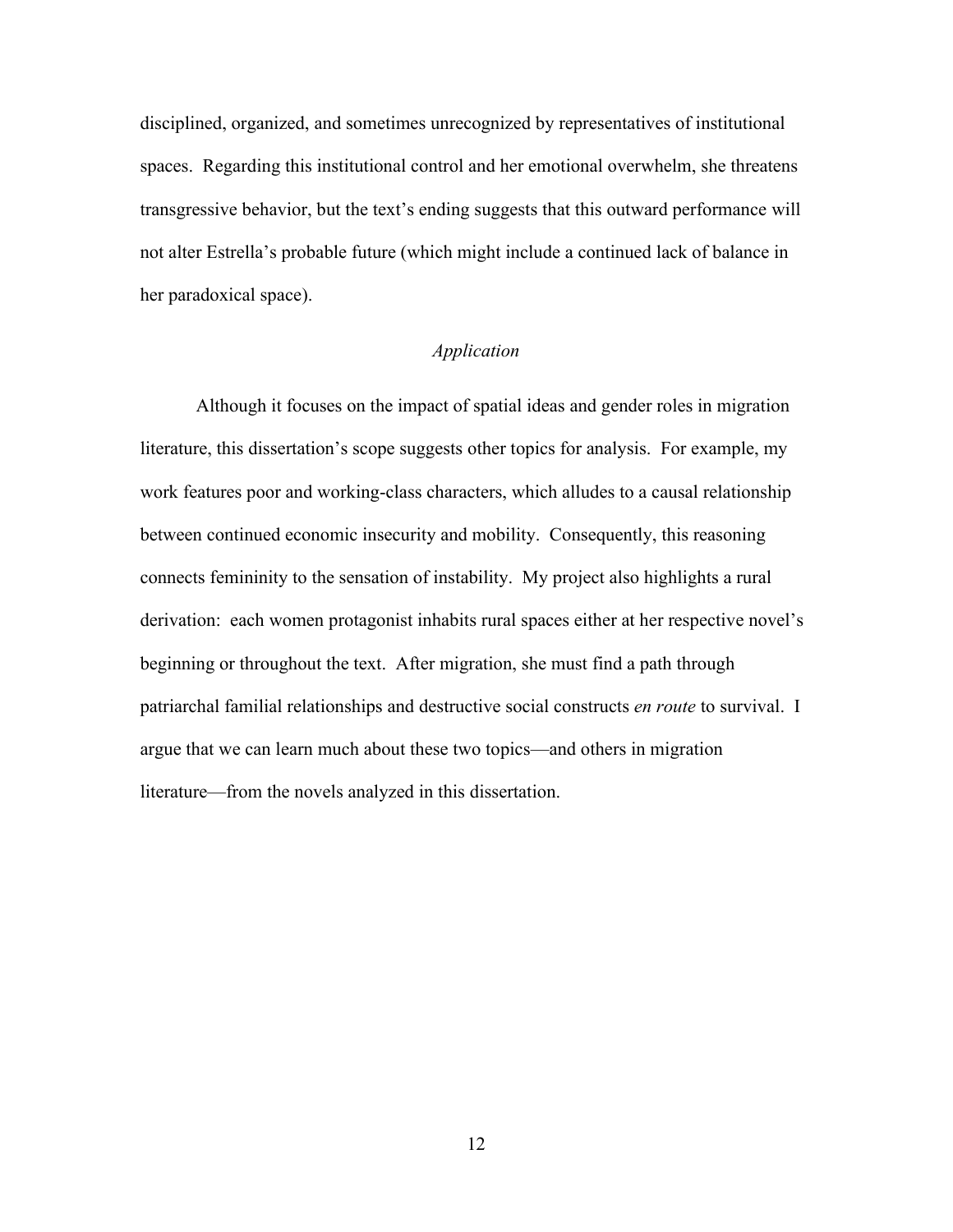disciplined, organized, and sometimes unrecognized by representatives of institutional spaces. Regarding this institutional control and her emotional overwhelm, she threatens transgressive behavior, but the text's ending suggests that this outward performance will not alter Estrella's probable future (which might include a continued lack of balance in her paradoxical space).

### *Application*

Although it focuses on the impact of spatial ideas and gender roles in migration literature, this dissertation's scope suggests other topics for analysis. For example, my work features poor and working-class characters, which alludes to a causal relationship between continued economic insecurity and mobility. Consequently, this reasoning connects femininity to the sensation of instability. My project also highlights a rural derivation: each women protagonist inhabits rural spaces either at her respective novel's beginning or throughout the text. After migration, she must find a path through patriarchal familial relationships and destructive social constructs *en route* to survival. I argue that we can learn much about these two topics—and others in migration literature—from the novels analyzed in this dissertation.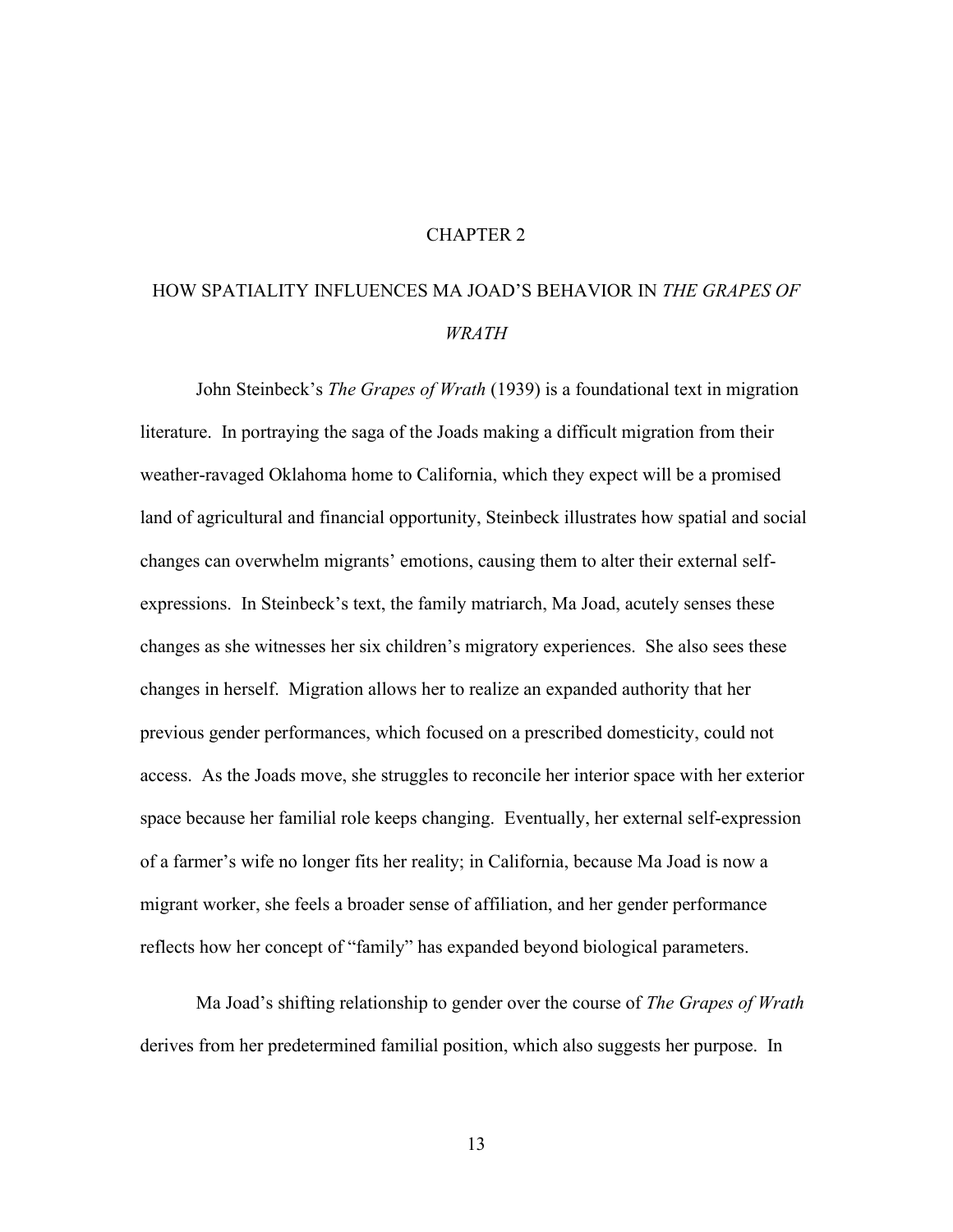# CHAPTER 2

# HOW SPATIALITY INFLUENCES MA JOAD'S BEHAVIOR IN *THE GRAPES OF WRATH*

John Steinbeck's *The Grapes of Wrath* (1939) is a foundational text in migration literature. In portraying the saga of the Joads making a difficult migration from their weather-ravaged Oklahoma home to California, which they expect will be a promised land of agricultural and financial opportunity, Steinbeck illustrates how spatial and social changes can overwhelm migrants' emotions, causing them to alter their external self-expressions. In Steinbeck's text, the family matriarch, Ma Joad, acutely senses these changes as she witnesses her six children's migratory experiences. She also sees these changes in herself. Migration allows her to realize an expanded authority that her previous gender performances, which focused on a prescribed domesticity, could not access. As the Joads move, she struggles to reconcile her interior space with her exterior space because her familial role keeps changing. Eventually, her external self-expression of a farmer's wife no longer fits her reality; in California, because Ma Joad is now a migrant worker, she feels a broader sense of affiliation, and her gender performance reflects how her concept of "family" has expanded beyond biological parameters.

Ma Joad's shifting relationship to gender over the course of *The Grapes of Wrath* derives from her predetermined familial position, which also suggests her purpose. In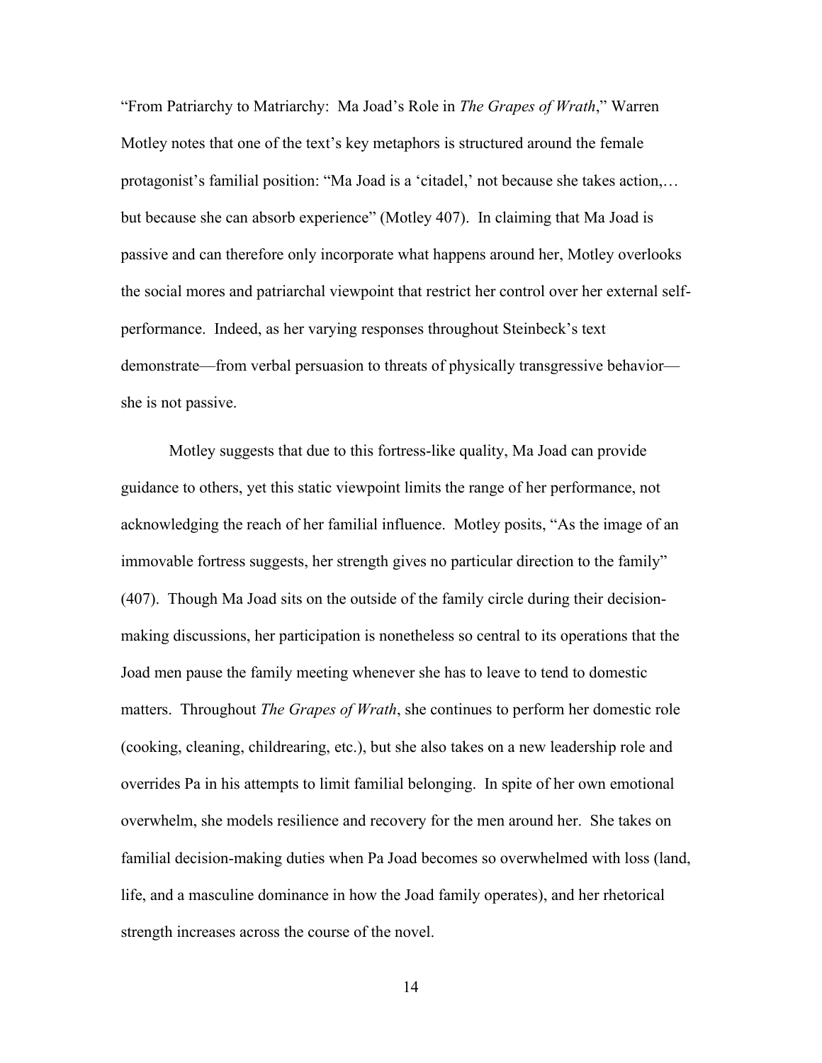"From Patriarchy to Matriarchy: Ma Joad's Role in *The Grapes of Wrath*," Warren Motley notes that one of the text's key metaphors is structured around the female protagonist's familial position: "Ma Joad is a 'citadel,' not because she takes action,… but because she can absorb experience" (Motley 407). In claiming that Ma Joad is passive and can therefore only incorporate what happens around her, Motley overlooks the social mores and patriarchal viewpoint that restrict her control over her external self-performance. Indeed, as her varying responses throughout Steinbeck's text demonstrate—from verbal persuasion to threats of physically transgressive behavior—she is not passive.

Motley suggests that due to this fortress-like quality, Ma Joad can provide guidance to others, yet this static viewpoint limits the range of her performance, not acknowledging the reach of her familial influence. Motley posits, "As the image of an immovable fortress suggests, her strength gives no particular direction to the family" (407). Though Ma Joad sits on the outside of the family circle during their decision-making discussions, her participation is nonetheless so central to its operations that the Joad men pause the family meeting whenever she has to leave to tend to domestic matters. Throughout *The Grapes of Wrath*, she continues to perform her domestic role (cooking, cleaning, childrearing, etc.), but she also takes on a new leadership role and overrides Pa in his attempts to limit familial belonging. In spite of her own emotional overwhelm, she models resilience and recovery for the men around her. She takes on familial decision-making duties when Pa Joad becomes so overwhelmed with loss (land, life, and a masculine dominance in how the Joad family operates), and her rhetorical strength increases across the course of the novel.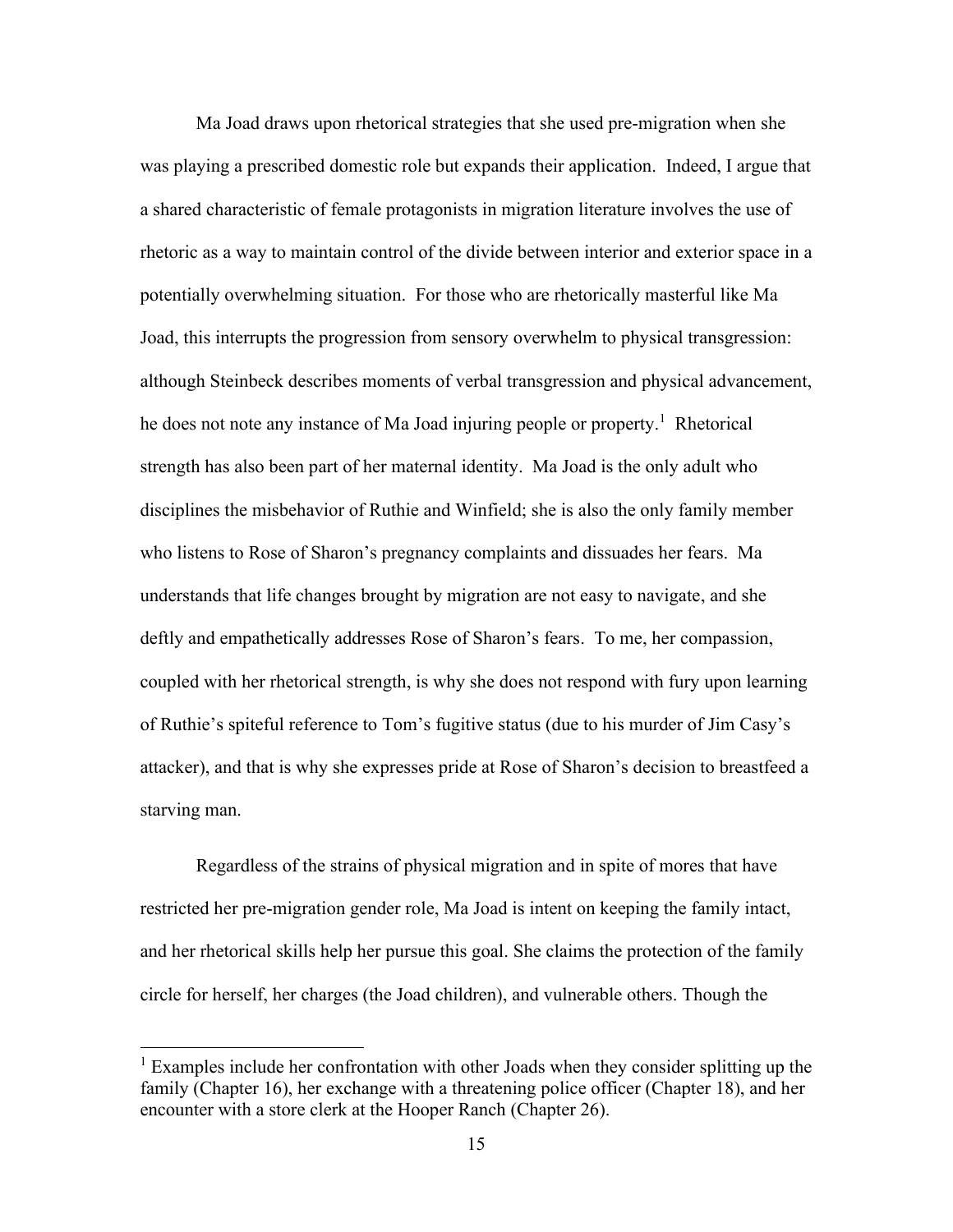Ma Joad draws upon rhetorical strategies that she used pre-migration when she was playing a prescribed domestic role but expands their application. Indeed, I argue that a shared characteristic of female protagonists in migration literature involves the use of rhetoric as a way to maintain control of the divide between interior and exterior space in a potentially overwhelming situation. For those who are rhetorically masterful like Ma Joad, this interrupts the progression from sensory overwhelm to physical transgression: although Steinbeck describes moments of verbal transgression and physical advancement, he does not note any instance of Ma Joad injuring people or property.[1] Rhetorical strength has also been part of her maternal identity. Ma Joad is the only adult who disciplines the misbehavior of Ruthie and Winfield; she is also the only family member who listens to Rose of Sharon's pregnancy complaints and dissuades her fears. Ma understands that life changes brought by migration are not easy to navigate, and she deftly and empathetically addresses Rose of Sharon's fears. To me, her compassion, coupled with her rhetorical strength, is why she does not respond with fury upon learning of Ruthie's spiteful reference to Tom's fugitive status (due to his murder of Jim Casy's attacker), and that is why she expresses pride at Rose of Sharon's decision to breastfeed a starving man.

Regardless of the strains of physical migration and in spite of mores that have restricted her pre-migration gender role, Ma Joad is intent on keeping the family intact, and her rhetorical skills help her pursue this goal. She claims the protection of the family circle for herself, her charges (the Joad children), and vulnerable others. Though the

---

[1] Examples include her confrontation with other Joads when they consider splitting up the family (Chapter 16), her exchange with a threatening police officer (Chapter 18), and her encounter with a store clerk at the Hooper Ranch (Chapter 26).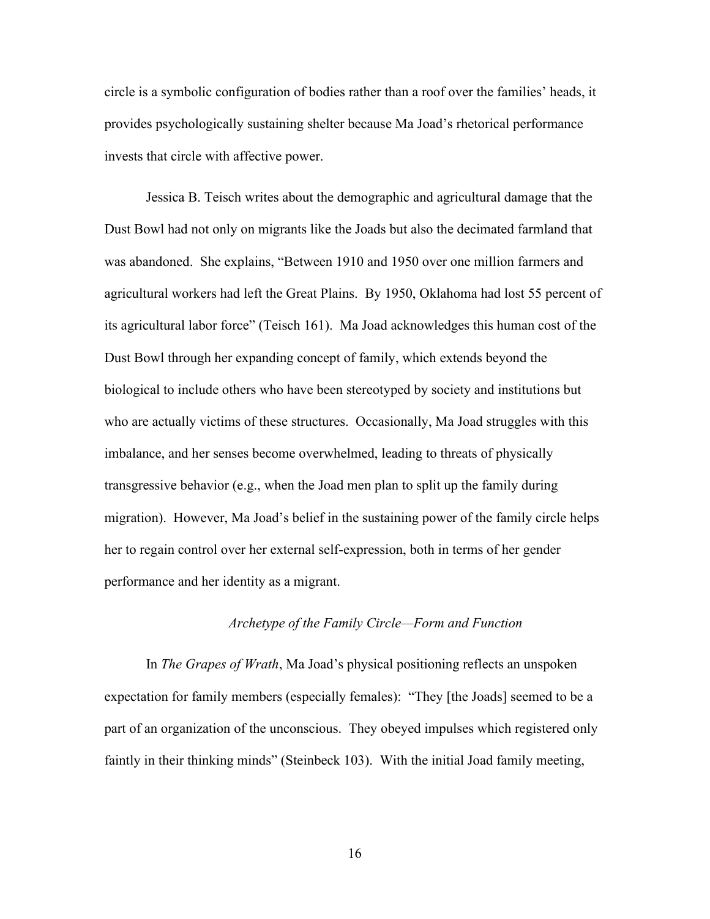circle is a symbolic configuration of bodies rather than a roof over the families' heads, it provides psychologically sustaining shelter because Ma Joad's rhetorical performance invests that circle with affective power.

Jessica B. Teisch writes about the demographic and agricultural damage that the Dust Bowl had not only on migrants like the Joads but also the decimated farmland that was abandoned. She explains, "Between 1910 and 1950 over one million farmers and agricultural workers had left the Great Plains. By 1950, Oklahoma had lost 55 percent of its agricultural labor force" (Teisch 161). Ma Joad acknowledges this human cost of the Dust Bowl through her expanding concept of family, which extends beyond the biological to include others who have been stereotyped by society and institutions but who are actually victims of these structures. Occasionally, Ma Joad struggles with this imbalance, and her senses become overwhelmed, leading to threats of physically transgressive behavior (e.g., when the Joad men plan to split up the family during migration). However, Ma Joad's belief in the sustaining power of the family circle helps her to regain control over her external self-expression, both in terms of her gender performance and her identity as a migrant.

### *Archetype of the Family Circle—Form and Function*

In *The Grapes of Wrath*, Ma Joad's physical positioning reflects an unspoken expectation for family members (especially females): "They [the Joads] seemed to be a part of an organization of the unconscious. They obeyed impulses which registered only faintly in their thinking minds" (Steinbeck 103). With the initial Joad family meeting,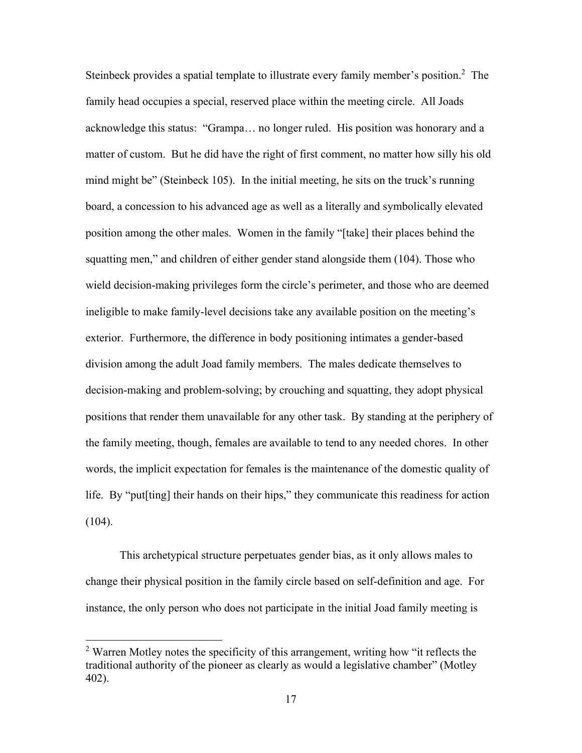Steinbeck provides a spatial template to illustrate every family member's position.[2] The family head occupies a special, reserved place within the meeting circle. All Joads acknowledge this status: "Grampa… no longer ruled. His position was honorary and a matter of custom. But he did have the right of first comment, no matter how silly his old mind might be" (Steinbeck 105). In the initial meeting, he sits on the truck's running board, a concession to his advanced age as well as a literally and symbolically elevated position among the other males. Women in the family "[take] their places behind the squatting men," and children of either gender stand alongside them (104). Those who wield decision-making privileges form the circle's perimeter, and those who are deemed ineligible to make family-level decisions take any available position on the meeting's exterior. Furthermore, the difference in body positioning intimates a gender-based division among the adult Joad family members. The males dedicate themselves to decision-making and problem-solving; by crouching and squatting, they adopt physical positions that render them unavailable for any other task. By standing at the periphery of the family meeting, though, females are available to tend to any needed chores. In other words, the implicit expectation for females is the maintenance of the domestic quality of life. By "put[ting] their hands on their hips," they communicate this readiness for action (104).

This archetypical structure perpetuates gender bias, as it only allows males to change their physical position in the family circle based on self-definition and age. For instance, the only person who does not participate in the initial Joad family meeting is

[2] Warren Motley notes the specificity of this arrangement, writing how "it reflects the traditional authority of the pioneer as clearly as would a legislative chamber" (Motley 402).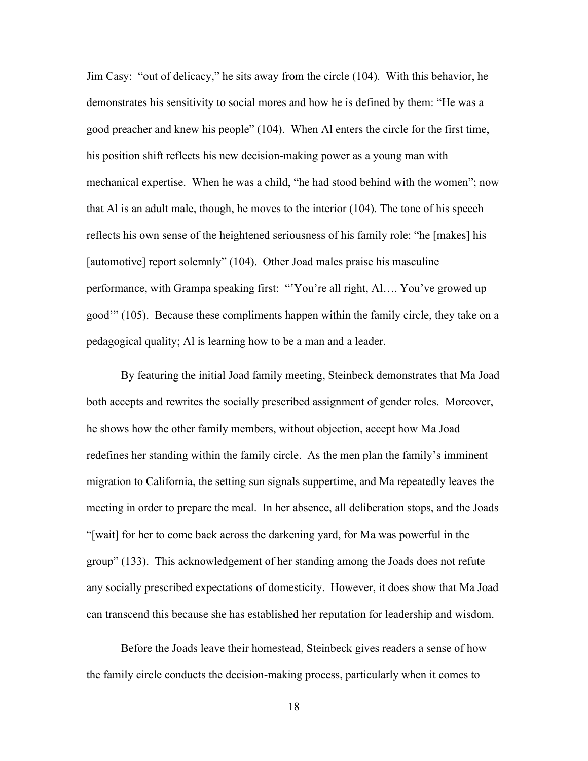Jim Casy: "out of delicacy," he sits away from the circle (104). With this behavior, he demonstrates his sensitivity to social mores and how he is defined by them: "He was a good preacher and knew his people" (104). When Al enters the circle for the first time, his position shift reflects his new decision-making power as a young man with mechanical expertise. When he was a child, "he had stood behind with the women"; now that Al is an adult male, though, he moves to the interior (104). The tone of his speech reflects his own sense of the heightened seriousness of his family role: "he [makes] his [automotive] report solemnly" (104). Other Joad males praise his masculine performance, with Grampa speaking first: "'You're all right, Al…. You've growed up good'" (105). Because these compliments happen within the family circle, they take on a pedagogical quality; Al is learning how to be a man and a leader.

By featuring the initial Joad family meeting, Steinbeck demonstrates that Ma Joad both accepts and rewrites the socially prescribed assignment of gender roles. Moreover, he shows how the other family members, without objection, accept how Ma Joad redefines her standing within the family circle. As the men plan the family's imminent migration to California, the setting sun signals suppertime, and Ma repeatedly leaves the meeting in order to prepare the meal. In her absence, all deliberation stops, and the Joads "[wait] for her to come back across the darkening yard, for Ma was powerful in the group" (133). This acknowledgement of her standing among the Joads does not refute any socially prescribed expectations of domesticity. However, it does show that Ma Joad can transcend this because she has established her reputation for leadership and wisdom.

Before the Joads leave their homestead, Steinbeck gives readers a sense of how the family circle conducts the decision-making process, particularly when it comes to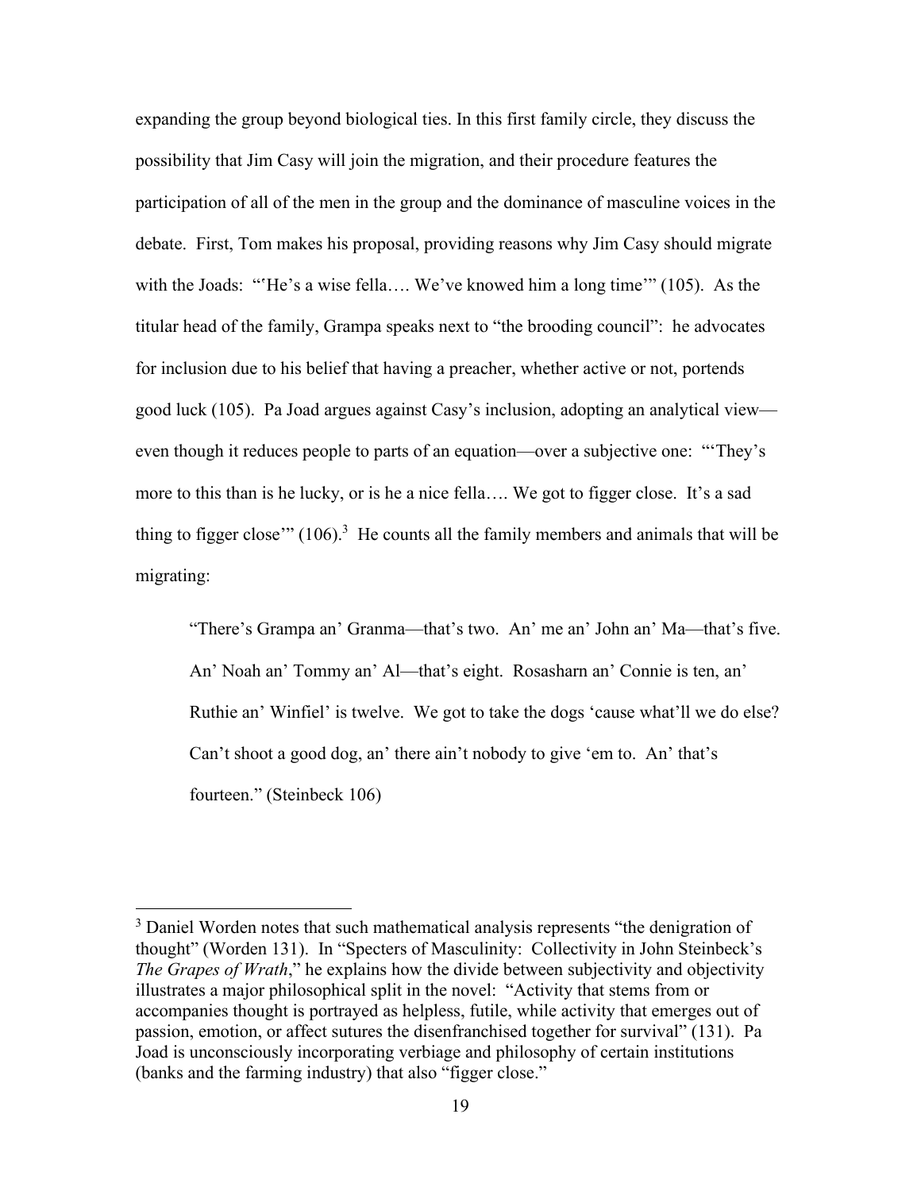expanding the group beyond biological ties. In this first family circle, they discuss the possibility that Jim Casy will join the migration, and their procedure features the participation of all of the men in the group and the dominance of masculine voices in the debate. First, Tom makes his proposal, providing reasons why Jim Casy should migrate with the Joads: "'He's a wise fella…. We've knowed him a long time'" (105). As the titular head of the family, Grampa speaks next to "the brooding council": he advocates for inclusion due to his belief that having a preacher, whether active or not, portends good luck (105). Pa Joad argues against Casy's inclusion, adopting an analytical view—even though it reduces people to parts of an equation—over a subjective one: "'They's more to this than is he lucky, or is he a nice fella…. We got to figger close. It's a sad thing to figger close'" (106).[3] He counts all the family members and animals that will be migrating:

> "There's Grampa an' Granma—that's two. An' me an' John an' Ma—that's five. An' Noah an' Tommy an' Al—that's eight. Rosasharn an' Connie is ten, an' Ruthie an' Winfiel' is twelve. We got to take the dogs 'cause what'll we do else? Can't shoot a good dog, an' there ain't nobody to give 'em to. An' that's fourteen." (Steinbeck 106)

---

[3] Daniel Worden notes that such mathematical analysis represents "the denigration of thought" (Worden 131). In "Specters of Masculinity: Collectivity in John Steinbeck's *The Grapes of Wrath*," he explains how the divide between subjectivity and objectivity illustrates a major philosophical split in the novel: "Activity that stems from or accompanies thought is portrayed as helpless, futile, while activity that emerges out of passion, emotion, or affect sutures the disenfranchised together for survival" (131). Pa Joad is unconsciously incorporating verbiage and philosophy of certain institutions (banks and the farming industry) that also "figger close."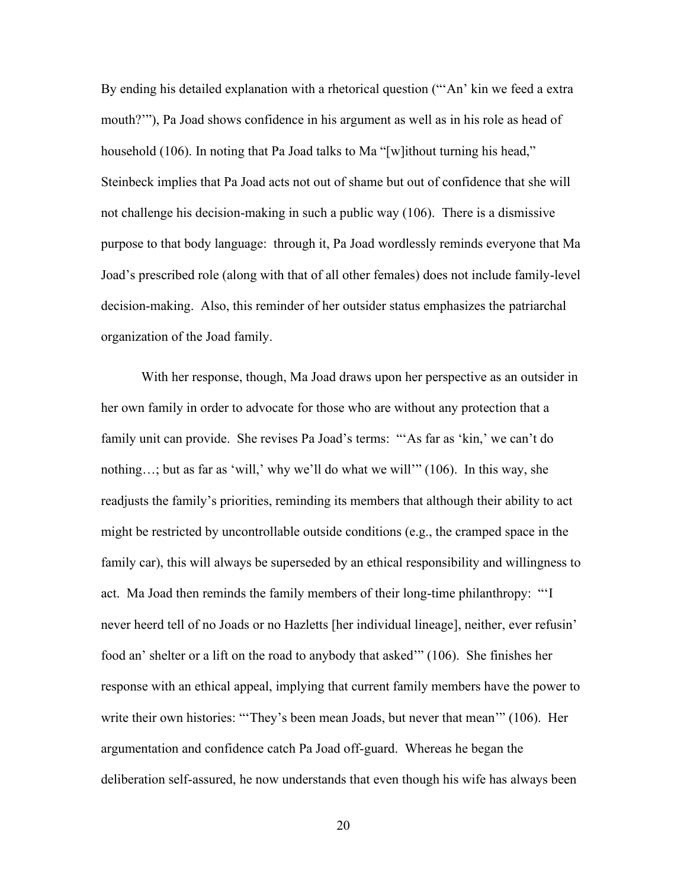By ending his detailed explanation with a rhetorical question ("'An' kin we feed a extra mouth?'"), Pa Joad shows confidence in his argument as well as in his role as head of household (106). In noting that Pa Joad talks to Ma "[w]ithout turning his head," Steinbeck implies that Pa Joad acts not out of shame but out of confidence that she will not challenge his decision-making in such a public way (106). There is a dismissive purpose to that body language: through it, Pa Joad wordlessly reminds everyone that Ma Joad's prescribed role (along with that of all other females) does not include family-level decision-making. Also, this reminder of her outsider status emphasizes the patriarchal organization of the Joad family.

With her response, though, Ma Joad draws upon her perspective as an outsider in her own family in order to advocate for those who are without any protection that a family unit can provide. She revises Pa Joad's terms: "'As far as 'kin,' we can't do nothing…; but as far as 'will,' why we'll do what we will'" (106). In this way, she readjusts the family's priorities, reminding its members that although their ability to act might be restricted by uncontrollable outside conditions (e.g., the cramped space in the family car), this will always be superseded by an ethical responsibility and willingness to act. Ma Joad then reminds the family members of their long-time philanthropy: "'I never heerd tell of no Joads or no Hazletts [her individual lineage], neither, ever refusin' food an' shelter or a lift on the road to anybody that asked'" (106). She finishes her response with an ethical appeal, implying that current family members have the power to write their own histories: "'They's been mean Joads, but never that mean'" (106). Her argumentation and confidence catch Pa Joad off-guard. Whereas he began the deliberation self-assured, he now understands that even though his wife has always been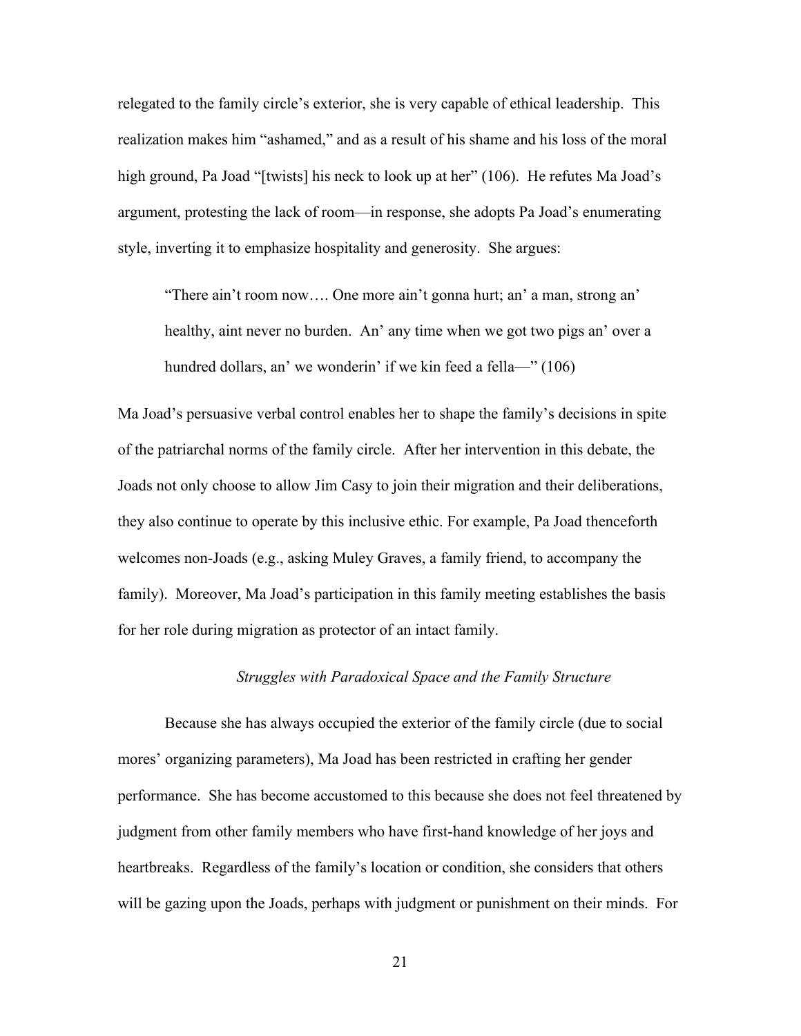relegated to the family circle's exterior, she is very capable of ethical leadership. This realization makes him "ashamed," and as a result of his shame and his loss of the moral high ground, Pa Joad "[twists] his neck to look up at her" (106). He refutes Ma Joad's argument, protesting the lack of room—in response, she adopts Pa Joad's enumerating style, inverting it to emphasize hospitality and generosity. She argues:

> "There ain't room now…. One more ain't gonna hurt; an' a man, strong an' healthy, aint never no burden. An' any time when we got two pigs an' over a hundred dollars, an' we wonderin' if we kin feed a fella—" (106)

Ma Joad's persuasive verbal control enables her to shape the family's decisions in spite of the patriarchal norms of the family circle. After her intervention in this debate, the Joads not only choose to allow Jim Casy to join their migration and their deliberations, they also continue to operate by this inclusive ethic. For example, Pa Joad thenceforth welcomes non-Joads (e.g., asking Muley Graves, a family friend, to accompany the family). Moreover, Ma Joad's participation in this family meeting establishes the basis for her role during migration as protector of an intact family.

### *Struggles with Paradoxical Space and the Family Structure*

Because she has always occupied the exterior of the family circle (due to social mores' organizing parameters), Ma Joad has been restricted in crafting her gender performance. She has become accustomed to this because she does not feel threatened by judgment from other family members who have first-hand knowledge of her joys and heartbreaks. Regardless of the family's location or condition, she considers that others will be gazing upon the Joads, perhaps with judgment or punishment on their minds. For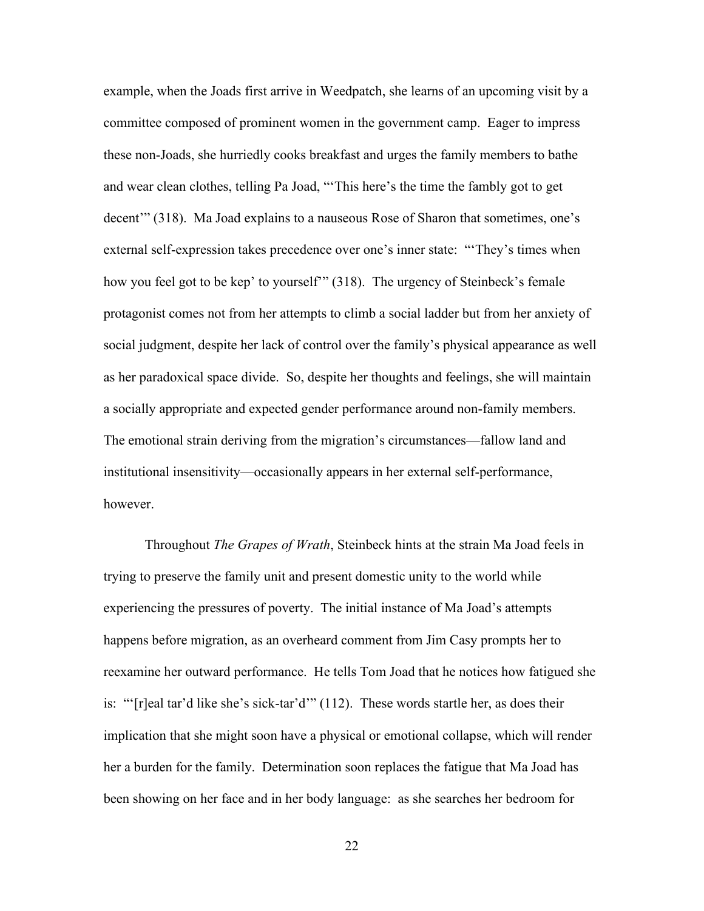example, when the Joads first arrive in Weedpatch, she learns of an upcoming visit by a committee composed of prominent women in the government camp. Eager to impress these non-Joads, she hurriedly cooks breakfast and urges the family members to bathe and wear clean clothes, telling Pa Joad, "'This here's the time the fambly got to get decent'" (318). Ma Joad explains to a nauseous Rose of Sharon that sometimes, one's external self-expression takes precedence over one's inner state: "'They's times when how you feel got to be kep' to yourself'" (318). The urgency of Steinbeck's female protagonist comes not from her attempts to climb a social ladder but from her anxiety of social judgment, despite her lack of control over the family's physical appearance as well as her paradoxical space divide. So, despite her thoughts and feelings, she will maintain a socially appropriate and expected gender performance around non-family members. The emotional strain deriving from the migration's circumstances—fallow land and institutional insensitivity—occasionally appears in her external self-performance, however.

Throughout *The Grapes of Wrath*, Steinbeck hints at the strain Ma Joad feels in trying to preserve the family unit and present domestic unity to the world while experiencing the pressures of poverty. The initial instance of Ma Joad's attempts happens before migration, as an overheard comment from Jim Casy prompts her to reexamine her outward performance. He tells Tom Joad that he notices how fatigued she is: "'[r]eal tar'd like she's sick-tar'd'" (112). These words startle her, as does their implication that she might soon have a physical or emotional collapse, which will render her a burden for the family. Determination soon replaces the fatigue that Ma Joad has been showing on her face and in her body language: as she searches her bedroom for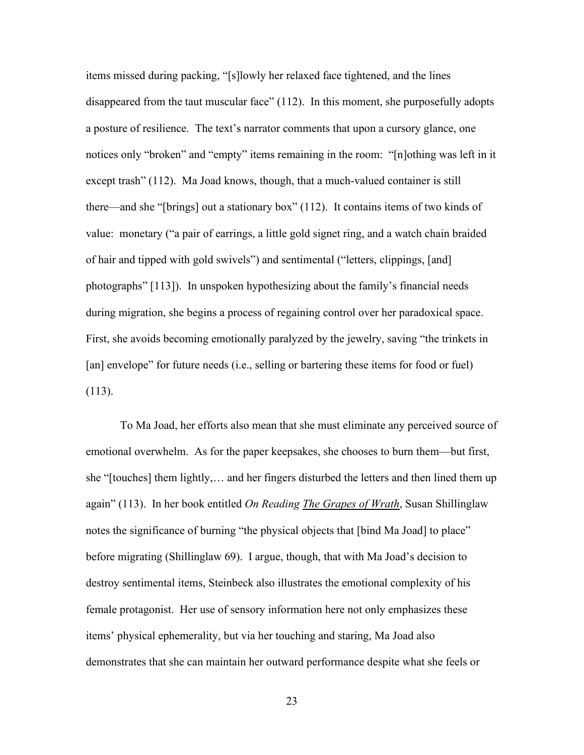items missed during packing, "[s]lowly her relaxed face tightened, and the lines disappeared from the taut muscular face" (112). In this moment, she purposefully adopts a posture of resilience. The text's narrator comments that upon a cursory glance, one notices only "broken" and "empty" items remaining in the room: "[n]othing was left in it except trash" (112). Ma Joad knows, though, that a much-valued container is still there—and she "[brings] out a stationary box" (112). It contains items of two kinds of value: monetary ("a pair of earrings, a little gold signet ring, and a watch chain braided of hair and tipped with gold swivels") and sentimental ("letters, clippings, [and] photographs" [113]). In unspoken hypothesizing about the family's financial needs during migration, she begins a process of regaining control over her paradoxical space. First, she avoids becoming emotionally paralyzed by the jewelry, saving "the trinkets in [an] envelope" for future needs (i.e., selling or bartering these items for food or fuel) (113).

To Ma Joad, her efforts also mean that she must eliminate any perceived source of emotional overwhelm. As for the paper keepsakes, she chooses to burn them—but first, she "[touches] them lightly,… and her fingers disturbed the letters and then lined them up again" (113). In her book entitled *On Reading The Grapes of Wrath*, Susan Shillinglaw notes the significance of burning "the physical objects that [bind Ma Joad] to place" before migrating (Shillinglaw 69). I argue, though, that with Ma Joad's decision to destroy sentimental items, Steinbeck also illustrates the emotional complexity of his female protagonist. Her use of sensory information here not only emphasizes these items' physical ephemerality, but via her touching and staring, Ma Joad also demonstrates that she can maintain her outward performance despite what she feels or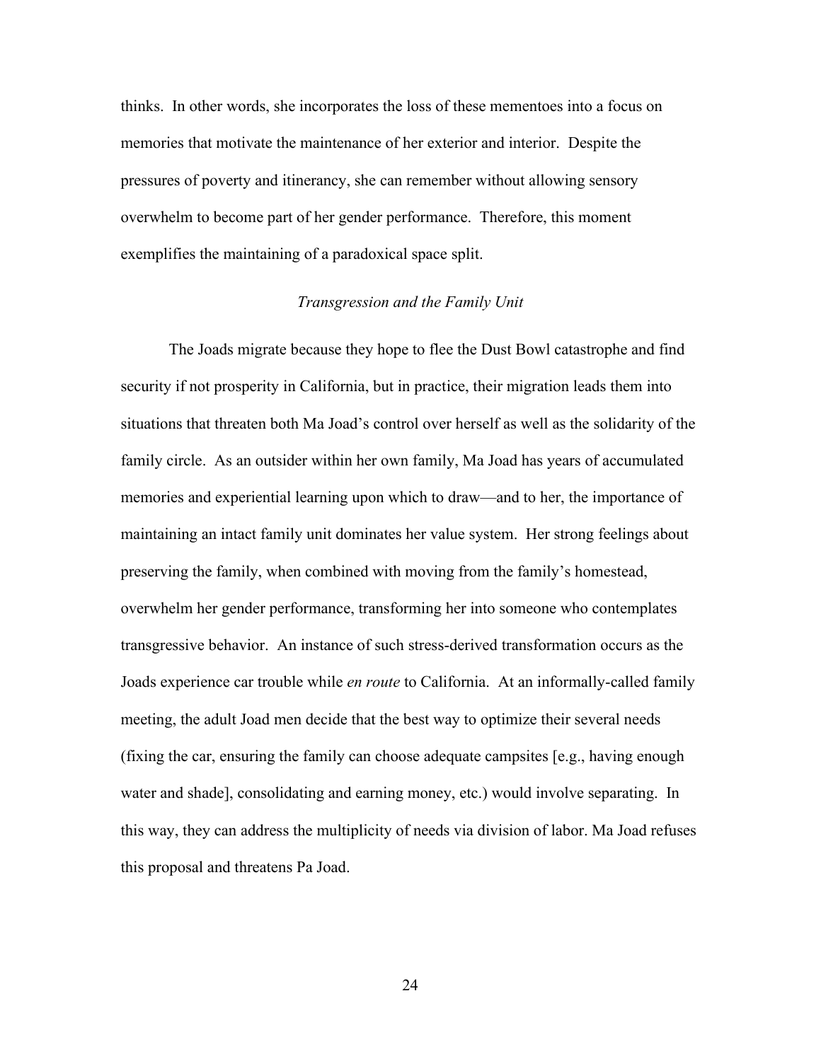thinks. In other words, she incorporates the loss of these mementoes into a focus on memories that motivate the maintenance of her exterior and interior. Despite the pressures of poverty and itinerancy, she can remember without allowing sensory overwhelm to become part of her gender performance. Therefore, this moment exemplifies the maintaining of a paradoxical space split.

### *Transgression and the Family Unit*

The Joads migrate because they hope to flee the Dust Bowl catastrophe and find security if not prosperity in California, but in practice, their migration leads them into situations that threaten both Ma Joad's control over herself as well as the solidarity of the family circle. As an outsider within her own family, Ma Joad has years of accumulated memories and experiential learning upon which to draw—and to her, the importance of maintaining an intact family unit dominates her value system. Her strong feelings about preserving the family, when combined with moving from the family's homestead, overwhelm her gender performance, transforming her into someone who contemplates transgressive behavior. An instance of such stress-derived transformation occurs as the Joads experience car trouble while *en route* to California. At an informally-called family meeting, the adult Joad men decide that the best way to optimize their several needs (fixing the car, ensuring the family can choose adequate campsites [e.g., having enough water and shade], consolidating and earning money, etc.) would involve separating. In this way, they can address the multiplicity of needs via division of labor. Ma Joad refuses this proposal and threatens Pa Joad.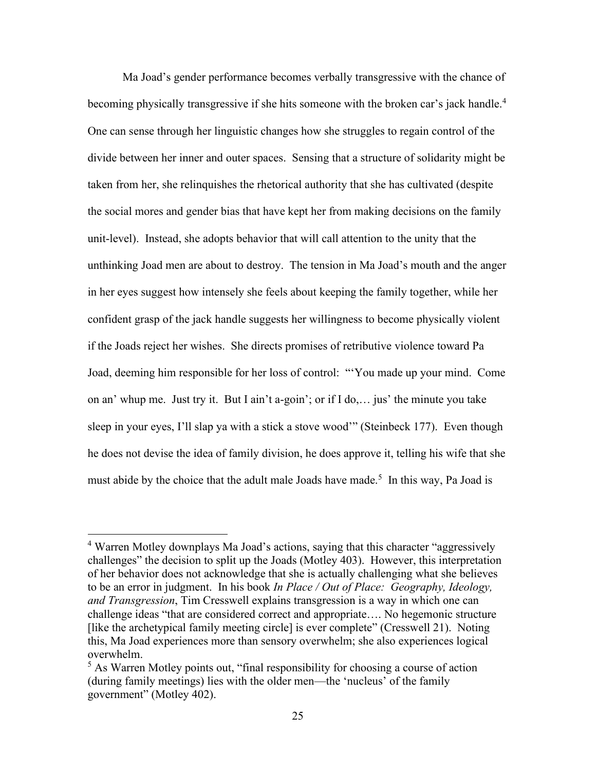Ma Joad's gender performance becomes verbally transgressive with the chance of becoming physically transgressive if she hits someone with the broken car's jack handle.[4] One can sense through her linguistic changes how she struggles to regain control of the divide between her inner and outer spaces. Sensing that a structure of solidarity might be taken from her, she relinquishes the rhetorical authority that she has cultivated (despite the social mores and gender bias that have kept her from making decisions on the family unit-level). Instead, she adopts behavior that will call attention to the unity that the unthinking Joad men are about to destroy. The tension in Ma Joad's mouth and the anger in her eyes suggest how intensely she feels about keeping the family together, while her confident grasp of the jack handle suggests her willingness to become physically violent if the Joads reject her wishes. She directs promises of retributive violence toward Pa Joad, deeming him responsible for her loss of control: "'You made up your mind. Come on an' whup me. Just try it. But I ain't a-goin'; or if I do,… jus' the minute you take sleep in your eyes, I'll slap ya with a stick a stove wood'" (Steinbeck 177). Even though he does not devise the idea of family division, he does approve it, telling his wife that she must abide by the choice that the adult male Joads have made.[5] In this way, Pa Joad is

---

[4] Warren Motley downplays Ma Joad's actions, saying that this character "aggressively challenges" the decision to split up the Joads (Motley 403). However, this interpretation of her behavior does not acknowledge that she is actually challenging what she believes to be an error in judgment. In his book *In Place / Out of Place: Geography, Ideology, and Transgression*, Tim Cresswell explains transgression is a way in which one can challenge ideas "that are considered correct and appropriate…. No hegemonic structure [like the archetypical family meeting circle] is ever complete" (Cresswell 21). Noting this, Ma Joad experiences more than sensory overwhelm; she also experiences logical overwhelm.

[5] As Warren Motley points out, "final responsibility for choosing a course of action (during family meetings) lies with the older men—the 'nucleus' of the family government" (Motley 402).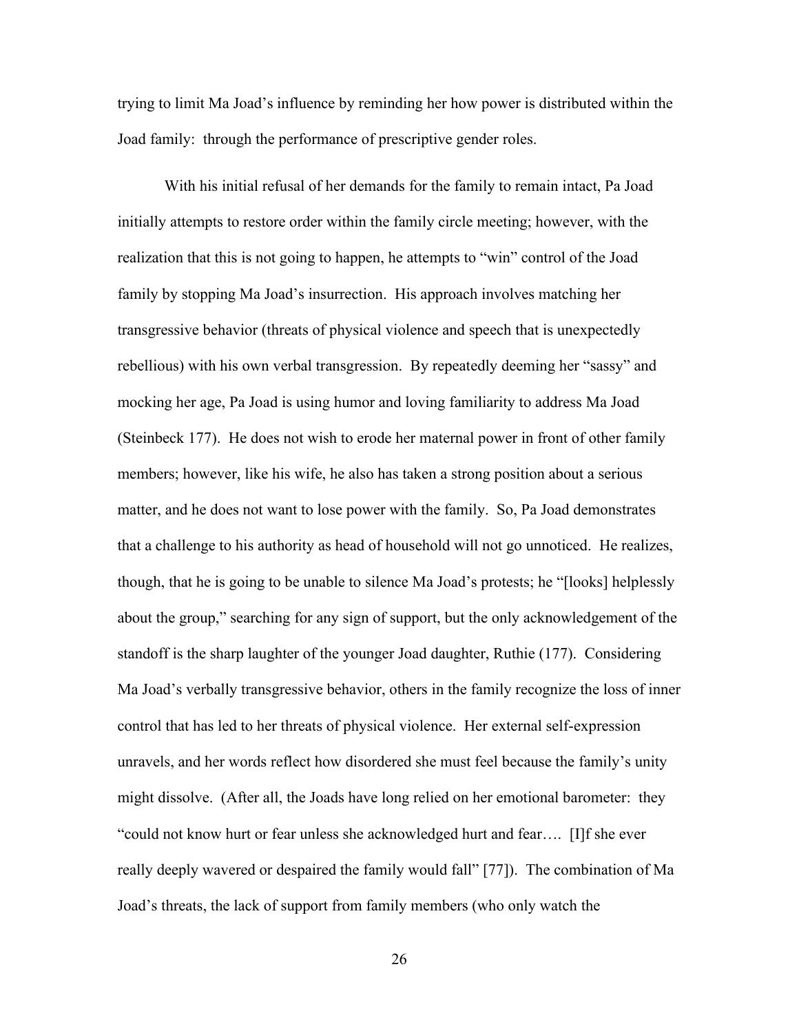trying to limit Ma Joad's influence by reminding her how power is distributed within the Joad family: through the performance of prescriptive gender roles.

With his initial refusal of her demands for the family to remain intact, Pa Joad initially attempts to restore order within the family circle meeting; however, with the realization that this is not going to happen, he attempts to "win" control of the Joad family by stopping Ma Joad's insurrection. His approach involves matching her transgressive behavior (threats of physical violence and speech that is unexpectedly rebellious) with his own verbal transgression. By repeatedly deeming her "sassy" and mocking her age, Pa Joad is using humor and loving familiarity to address Ma Joad (Steinbeck 177). He does not wish to erode her maternal power in front of other family members; however, like his wife, he also has taken a strong position about a serious matter, and he does not want to lose power with the family. So, Pa Joad demonstrates that a challenge to his authority as head of household will not go unnoticed. He realizes, though, that he is going to be unable to silence Ma Joad's protests; he "[looks] helplessly about the group," searching for any sign of support, but the only acknowledgement of the standoff is the sharp laughter of the younger Joad daughter, Ruthie (177). Considering Ma Joad's verbally transgressive behavior, others in the family recognize the loss of inner control that has led to her threats of physical violence. Her external self-expression unravels, and her words reflect how disordered she must feel because the family's unity might dissolve. (After all, the Joads have long relied on her emotional barometer: they "could not know hurt or fear unless she acknowledged hurt and fear…. [I]f she ever really deeply wavered or despaired the family would fall" [77]). The combination of Ma Joad's threats, the lack of support from family members (who only watch the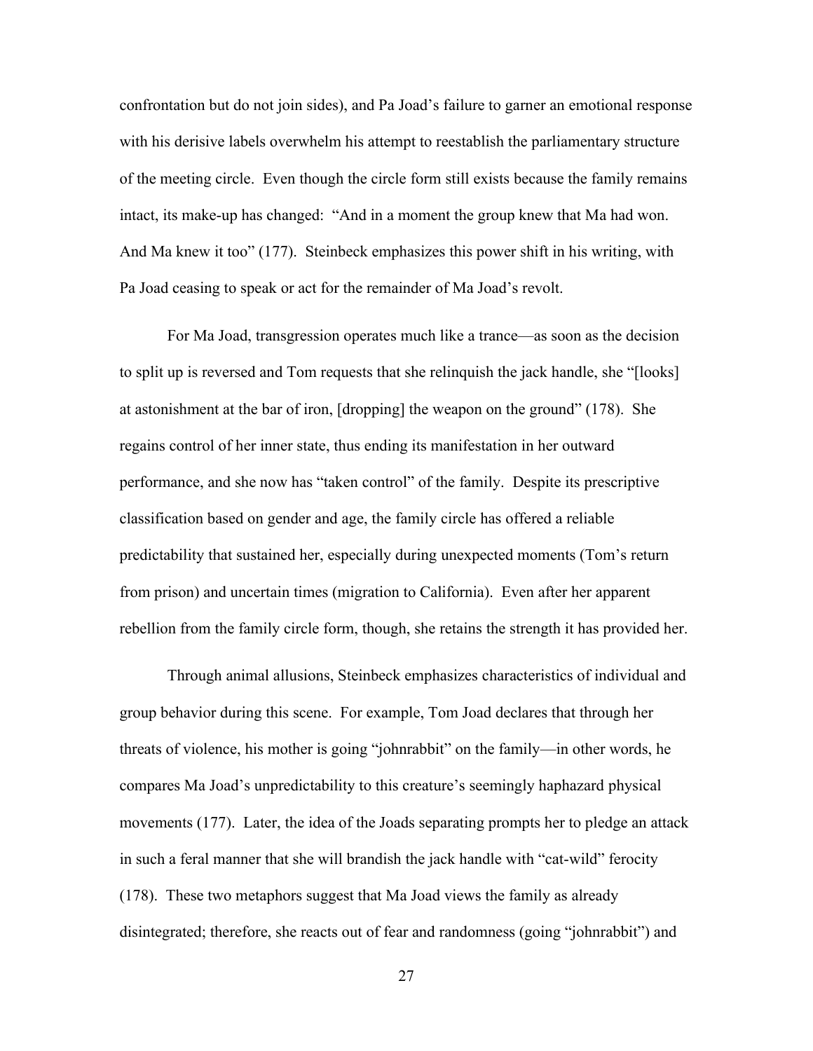confrontation but do not join sides), and Pa Joad's failure to garner an emotional response with his derisive labels overwhelm his attempt to reestablish the parliamentary structure of the meeting circle. Even though the circle form still exists because the family remains intact, its make-up has changed: "And in a moment the group knew that Ma had won. And Ma knew it too" (177). Steinbeck emphasizes this power shift in his writing, with Pa Joad ceasing to speak or act for the remainder of Ma Joad's revolt.

For Ma Joad, transgression operates much like a trance—as soon as the decision to split up is reversed and Tom requests that she relinquish the jack handle, she "[looks] at astonishment at the bar of iron, [dropping] the weapon on the ground" (178). She regains control of her inner state, thus ending its manifestation in her outward performance, and she now has "taken control" of the family. Despite its prescriptive classification based on gender and age, the family circle has offered a reliable predictability that sustained her, especially during unexpected moments (Tom's return from prison) and uncertain times (migration to California). Even after her apparent rebellion from the family circle form, though, she retains the strength it has provided her.

Through animal allusions, Steinbeck emphasizes characteristics of individual and group behavior during this scene. For example, Tom Joad declares that through her threats of violence, his mother is going "johnrabbit" on the family—in other words, he compares Ma Joad's unpredictability to this creature's seemingly haphazard physical movements (177). Later, the idea of the Joads separating prompts her to pledge an attack in such a feral manner that she will brandish the jack handle with "cat-wild" ferocity (178). These two metaphors suggest that Ma Joad views the family as already disintegrated; therefore, she reacts out of fear and randomness (going "johnrabbit") and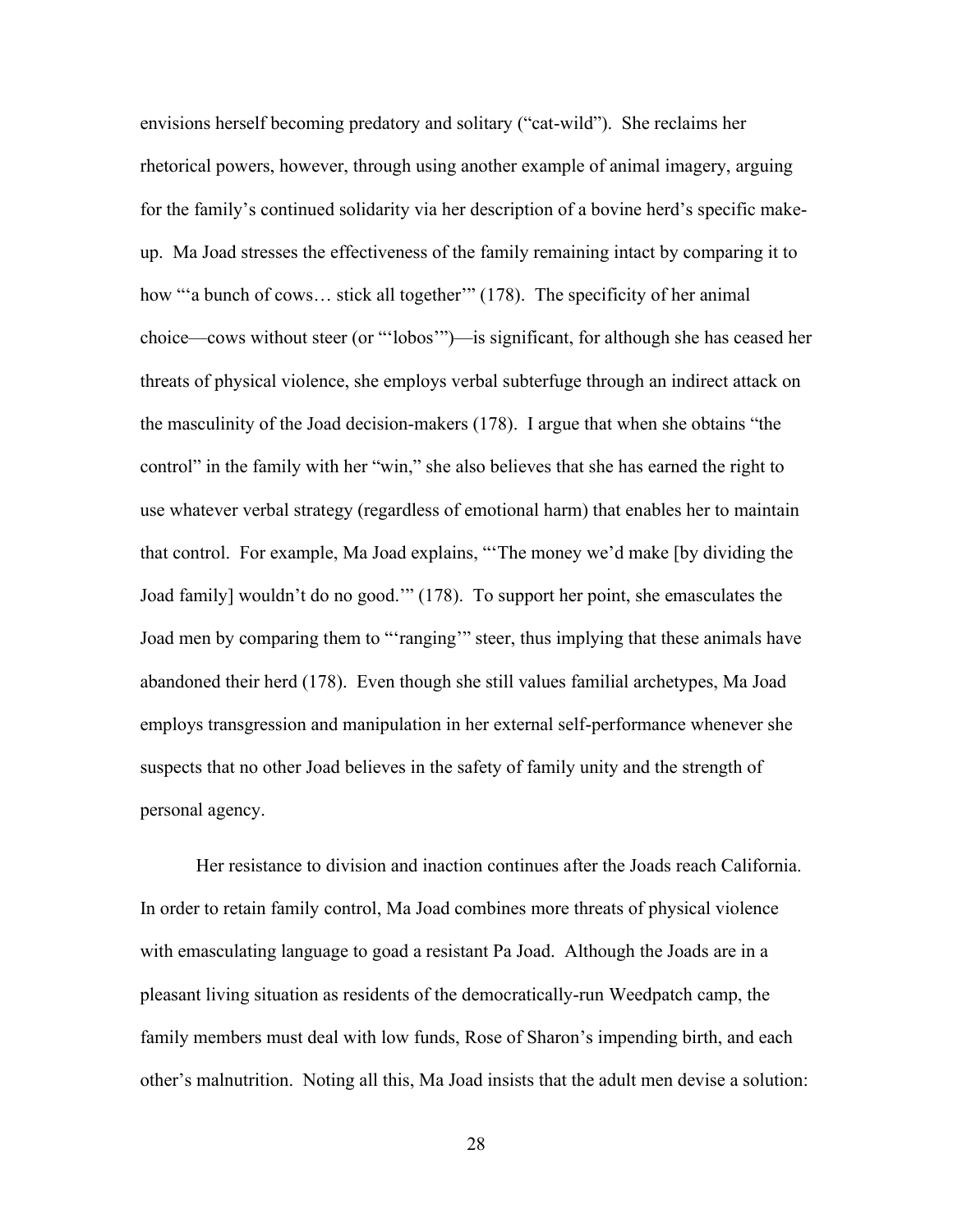envisions herself becoming predatory and solitary ("cat-wild"). She reclaims her rhetorical powers, however, through using another example of animal imagery, arguing for the family's continued solidarity via her description of a bovine herd's specific make-up. Ma Joad stresses the effectiveness of the family remaining intact by comparing it to how "'a bunch of cows… stick all together'" (178). The specificity of her animal choice—cows without steer (or "'lobos'")—is significant, for although she has ceased her threats of physical violence, she employs verbal subterfuge through an indirect attack on the masculinity of the Joad decision-makers (178). I argue that when she obtains "the control" in the family with her "win," she also believes that she has earned the right to use whatever verbal strategy (regardless of emotional harm) that enables her to maintain that control. For example, Ma Joad explains, "'The money we'd make [by dividing the Joad family] wouldn't do no good.'" (178). To support her point, she emasculates the Joad men by comparing them to "'ranging'" steer, thus implying that these animals have abandoned their herd (178). Even though she still values familial archetypes, Ma Joad employs transgression and manipulation in her external self-performance whenever she suspects that no other Joad believes in the safety of family unity and the strength of personal agency.

Her resistance to division and inaction continues after the Joads reach California. In order to retain family control, Ma Joad combines more threats of physical violence with emasculating language to goad a resistant Pa Joad. Although the Joads are in a pleasant living situation as residents of the democratically-run Weedpatch camp, the family members must deal with low funds, Rose of Sharon's impending birth, and each other's malnutrition. Noting all this, Ma Joad insists that the adult men devise a solution: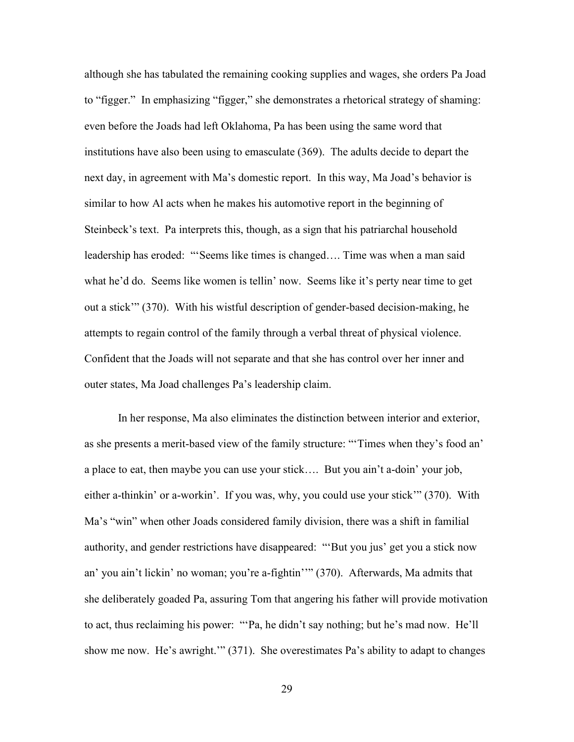although she has tabulated the remaining cooking supplies and wages, she orders Pa Joad to "figger." In emphasizing "figger," she demonstrates a rhetorical strategy of shaming: even before the Joads had left Oklahoma, Pa has been using the same word that institutions have also been using to emasculate (369). The adults decide to depart the next day, in agreement with Ma's domestic report. In this way, Ma Joad's behavior is similar to how Al acts when he makes his automotive report in the beginning of Steinbeck's text. Pa interprets this, though, as a sign that his patriarchal household leadership has eroded: "'Seems like times is changed…. Time was when a man said what he'd do. Seems like women is tellin' now. Seems like it's perty near time to get out a stick'" (370). With his wistful description of gender-based decision-making, he attempts to regain control of the family through a verbal threat of physical violence. Confident that the Joads will not separate and that she has control over her inner and outer states, Ma Joad challenges Pa's leadership claim.

In her response, Ma also eliminates the distinction between interior and exterior, as she presents a merit-based view of the family structure: "'Times when they's food an' a place to eat, then maybe you can use your stick…. But you ain't a-doin' your job, either a-thinkin' or a-workin'. If you was, why, you could use your stick'" (370). With Ma's "win" when other Joads considered family division, there was a shift in familial authority, and gender restrictions have disappeared: "'But you jus' get you a stick now an' you ain't lickin' no woman; you're a-fightin''" (370). Afterwards, Ma admits that she deliberately goaded Pa, assuring Tom that angering his father will provide motivation to act, thus reclaiming his power: "'Pa, he didn't say nothing; but he's mad now. He'll show me now. He's awright.'" (371). She overestimates Pa's ability to adapt to changes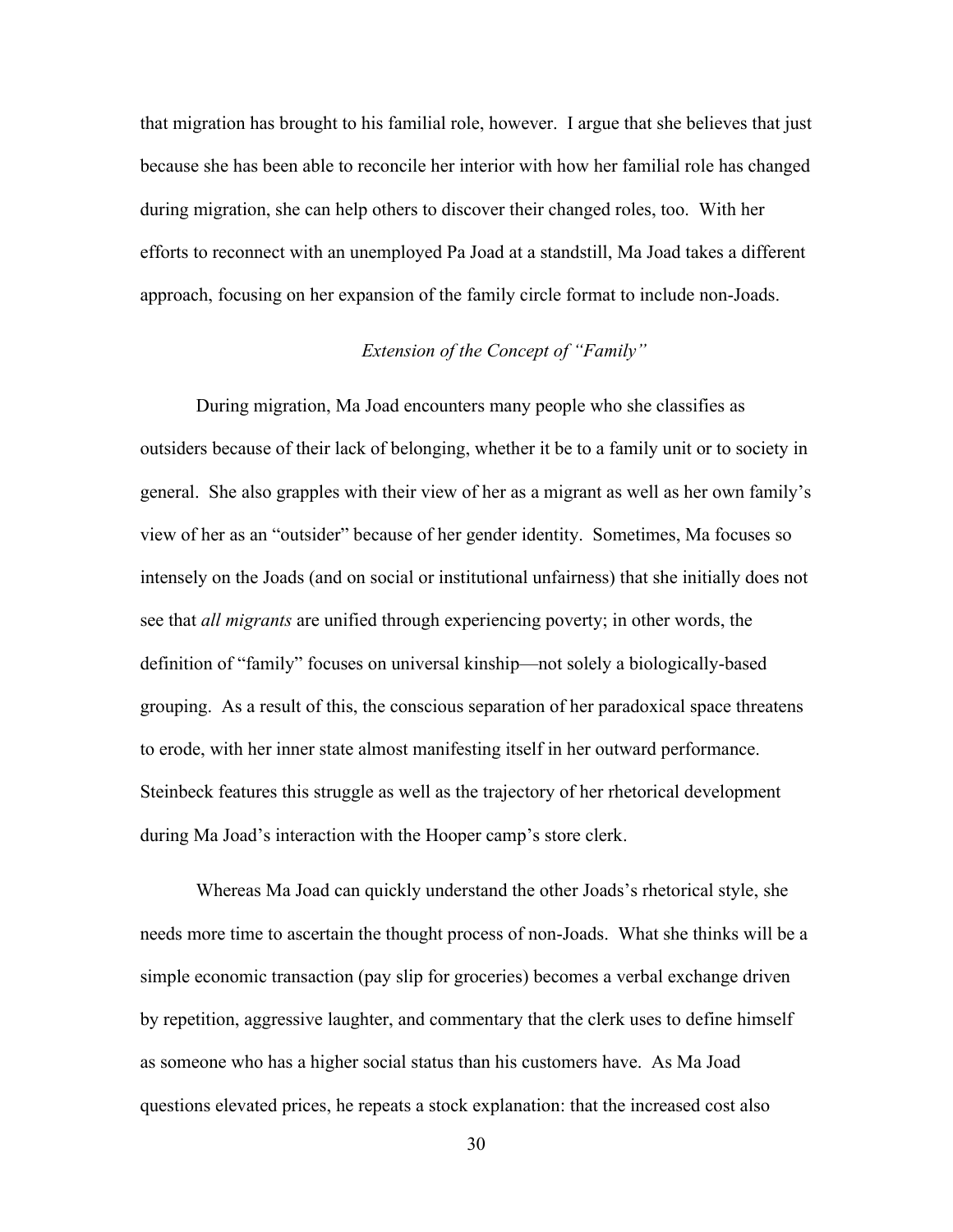that migration has brought to his familial role, however. I argue that she believes that just because she has been able to reconcile her interior with how her familial role has changed during migration, she can help others to discover their changed roles, too. With her efforts to reconnect with an unemployed Pa Joad at a standstill, Ma Joad takes a different approach, focusing on her expansion of the family circle format to include non-Joads.

### *Extension of the Concept of "Family"*

During migration, Ma Joad encounters many people who she classifies as outsiders because of their lack of belonging, whether it be to a family unit or to society in general. She also grapples with their view of her as a migrant as well as her own family's view of her as an "outsider" because of her gender identity. Sometimes, Ma focuses so intensely on the Joads (and on social or institutional unfairness) that she initially does not see that *all migrants* are unified through experiencing poverty; in other words, the definition of "family" focuses on universal kinship—not solely a biologically-based grouping. As a result of this, the conscious separation of her paradoxical space threatens to erode, with her inner state almost manifesting itself in her outward performance. Steinbeck features this struggle as well as the trajectory of her rhetorical development during Ma Joad's interaction with the Hooper camp's store clerk.

Whereas Ma Joad can quickly understand the other Joads's rhetorical style, she needs more time to ascertain the thought process of non-Joads. What she thinks will be a simple economic transaction (pay slip for groceries) becomes a verbal exchange driven by repetition, aggressive laughter, and commentary that the clerk uses to define himself as someone who has a higher social status than his customers have. As Ma Joad questions elevated prices, he repeats a stock explanation: that the increased cost also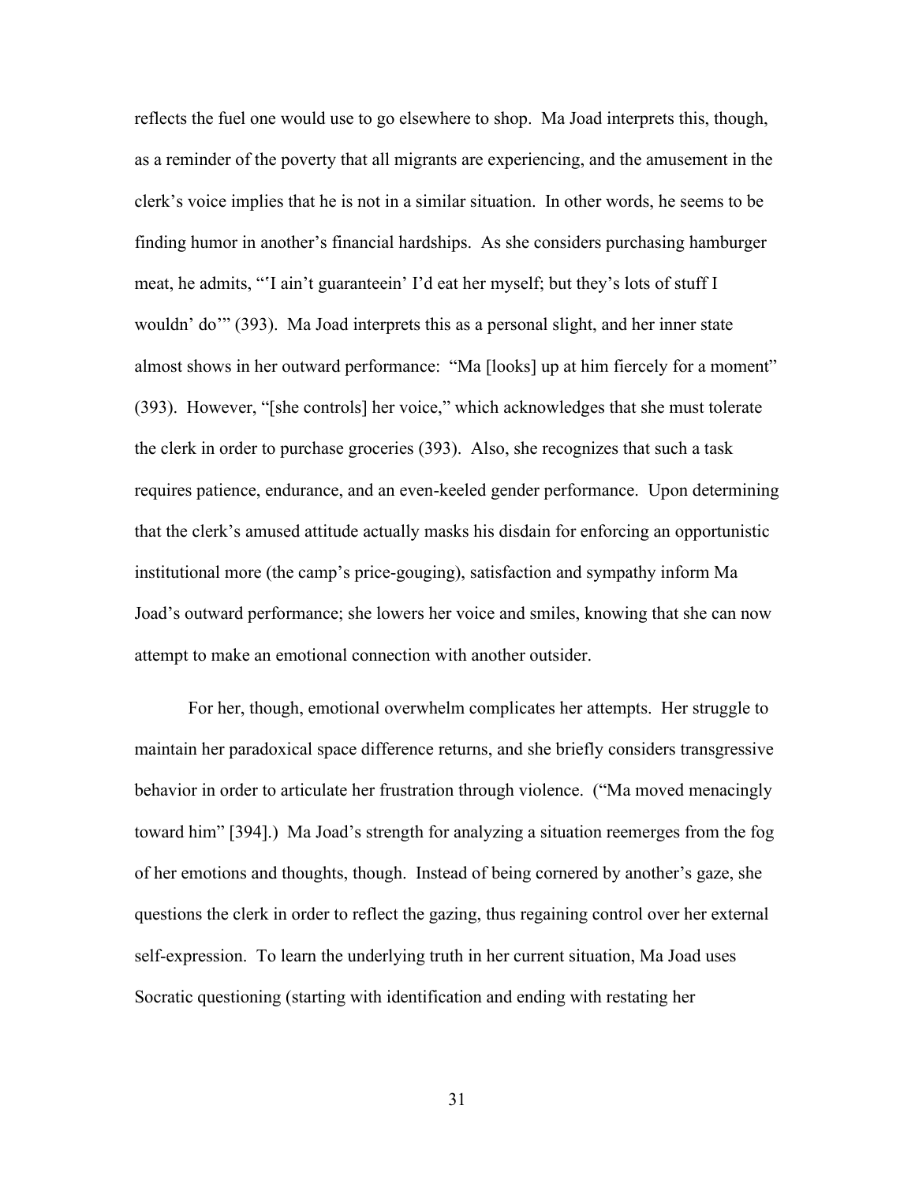reflects the fuel one would use to go elsewhere to shop. Ma Joad interprets this, though, as a reminder of the poverty that all migrants are experiencing, and the amusement in the clerk's voice implies that he is not in a similar situation. In other words, he seems to be finding humor in another's financial hardships. As she considers purchasing hamburger meat, he admits, "'I ain't guaranteein' I'd eat her myself; but they's lots of stuff I wouldn' do'" (393). Ma Joad interprets this as a personal slight, and her inner state almost shows in her outward performance: "Ma [looks] up at him fiercely for a moment" (393). However, "[she controls] her voice," which acknowledges that she must tolerate the clerk in order to purchase groceries (393). Also, she recognizes that such a task requires patience, endurance, and an even-keeled gender performance. Upon determining that the clerk's amused attitude actually masks his disdain for enforcing an opportunistic institutional more (the camp's price-gouging), satisfaction and sympathy inform Ma Joad's outward performance; she lowers her voice and smiles, knowing that she can now attempt to make an emotional connection with another outsider.

For her, though, emotional overwhelm complicates her attempts. Her struggle to maintain her paradoxical space difference returns, and she briefly considers transgressive behavior in order to articulate her frustration through violence. ("Ma moved menacingly toward him" [394].) Ma Joad's strength for analyzing a situation reemerges from the fog of her emotions and thoughts, though. Instead of being cornered by another's gaze, she questions the clerk in order to reflect the gazing, thus regaining control over her external self-expression. To learn the underlying truth in her current situation, Ma Joad uses Socratic questioning (starting with identification and ending with restating her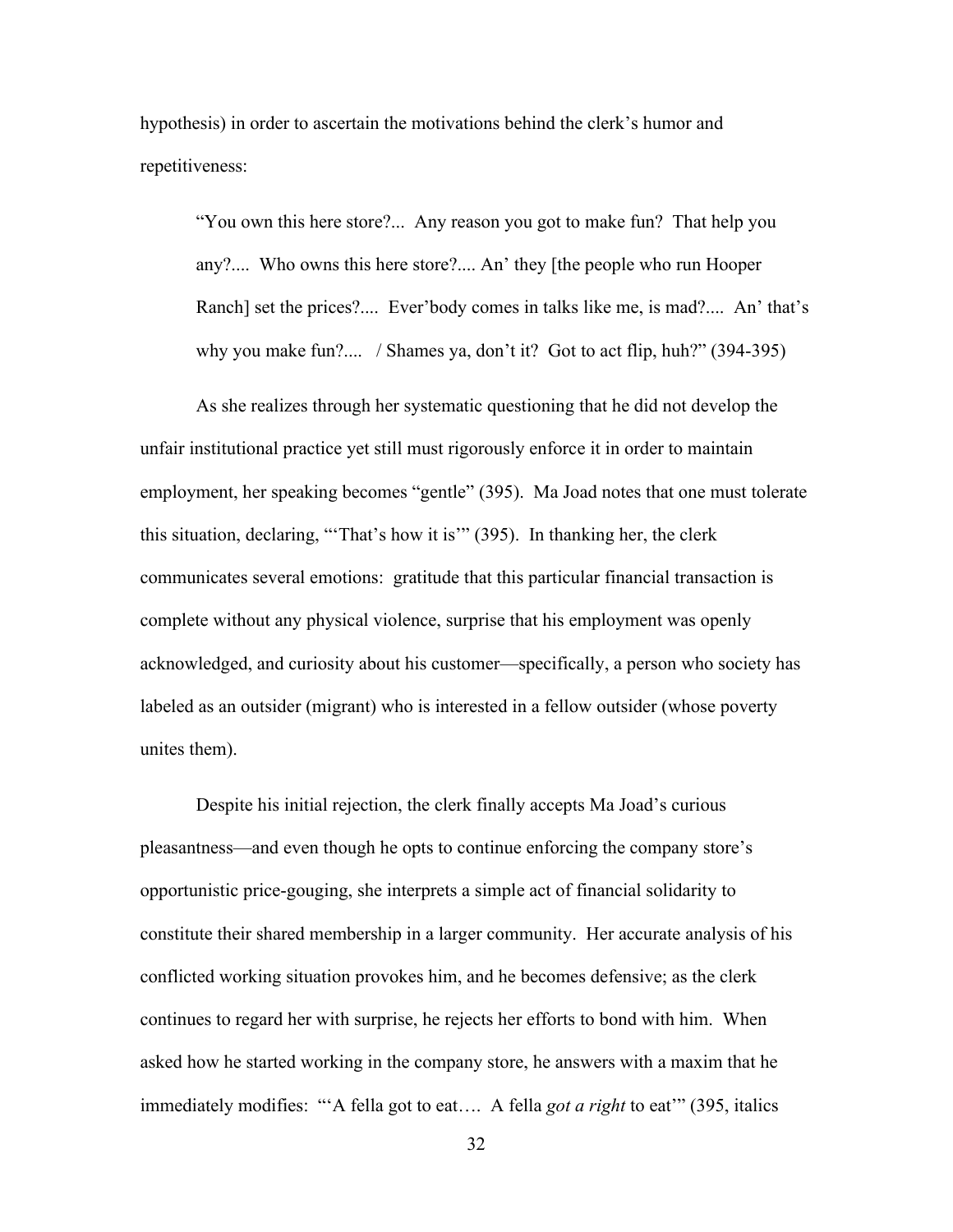hypothesis) in order to ascertain the motivations behind the clerk's humor and repetitiveness:

> "You own this here store?... Any reason you got to make fun? That help you any?.... Who owns this here store?.... An' they [the people who run Hooper Ranch] set the prices?.... Ever'body comes in talks like me, is mad?.... An' that's why you make fun?.... / Shames ya, don't it? Got to act flip, huh?" (394-395)

As she realizes through her systematic questioning that he did not develop the unfair institutional practice yet still must rigorously enforce it in order to maintain employment, her speaking becomes "gentle" (395). Ma Joad notes that one must tolerate this situation, declaring, "'That's how it is'" (395). In thanking her, the clerk communicates several emotions: gratitude that this particular financial transaction is complete without any physical violence, surprise that his employment was openly acknowledged, and curiosity about his customer—specifically, a person who society has labeled as an outsider (migrant) who is interested in a fellow outsider (whose poverty unites them).

Despite his initial rejection, the clerk finally accepts Ma Joad's curious pleasantness—and even though he opts to continue enforcing the company store's opportunistic price-gouging, she interprets a simple act of financial solidarity to constitute their shared membership in a larger community. Her accurate analysis of his conflicted working situation provokes him, and he becomes defensive; as the clerk continues to regard her with surprise, he rejects her efforts to bond with him. When asked how he started working in the company store, he answers with a maxim that he immediately modifies: "'A fella got to eat…. A fella *got a right* to eat'" (395, italics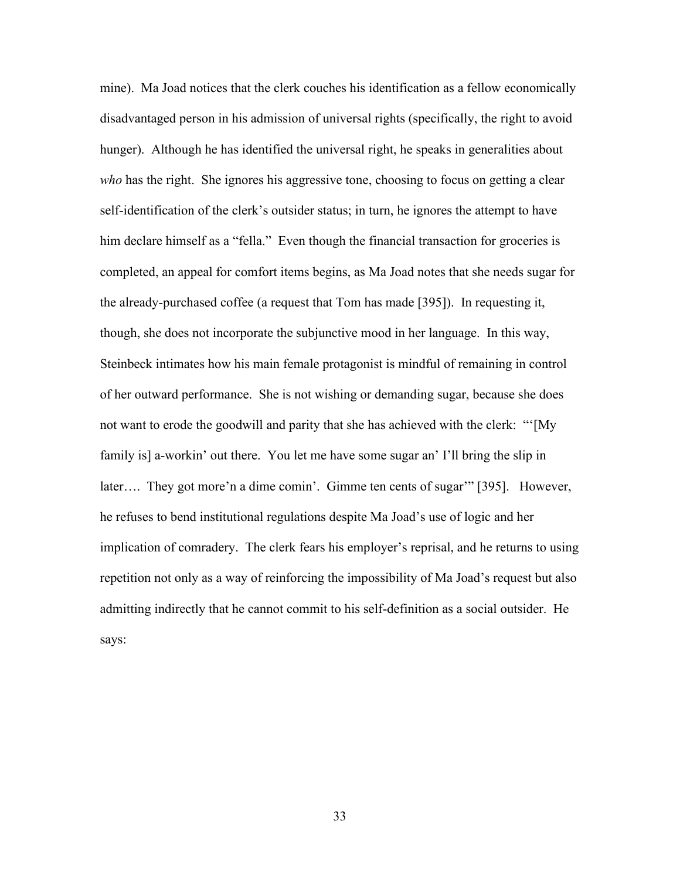mine). Ma Joad notices that the clerk couches his identification as a fellow economically disadvantaged person in his admission of universal rights (specifically, the right to avoid hunger). Although he has identified the universal right, he speaks in generalities about *who* has the right. She ignores his aggressive tone, choosing to focus on getting a clear self-identification of the clerk's outsider status; in turn, he ignores the attempt to have him declare himself as a "fella." Even though the financial transaction for groceries is completed, an appeal for comfort items begins, as Ma Joad notes that she needs sugar for the already-purchased coffee (a request that Tom has made [395]). In requesting it, though, she does not incorporate the subjunctive mood in her language. In this way, Steinbeck intimates how his main female protagonist is mindful of remaining in control of her outward performance. She is not wishing or demanding sugar, because she does not want to erode the goodwill and parity that she has achieved with the clerk: "'[My family is] a-workin' out there. You let me have some sugar an' I'll bring the slip in later…. They got more'n a dime comin'. Gimme ten cents of sugar'" [395]. However, he refuses to bend institutional regulations despite Ma Joad's use of logic and her implication of comradery. The clerk fears his employer's reprisal, and he returns to using repetition not only as a way of reinforcing the impossibility of Ma Joad's request but also admitting indirectly that he cannot commit to his self-definition as a social outsider. He says: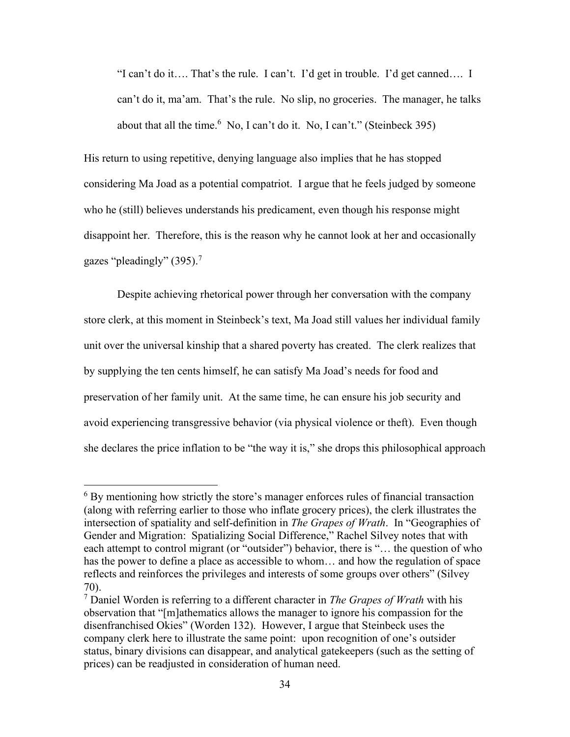> "I can't do it…. That's the rule. I can't. I'd get in trouble. I'd get canned…. I can't do it, ma'am. That's the rule. No slip, no groceries. The manager, he talks about that all the time.[6] No, I can't do it. No, I can't." (Steinbeck 395)

His return to using repetitive, denying language also implies that he has stopped considering Ma Joad as a potential compatriot. I argue that he feels judged by someone who he (still) believes understands his predicament, even though his response might disappoint her. Therefore, this is the reason why he cannot look at her and occasionally gazes "pleadingly" (395).[7]

Despite achieving rhetorical power through her conversation with the company store clerk, at this moment in Steinbeck's text, Ma Joad still values her individual family unit over the universal kinship that a shared poverty has created. The clerk realizes that by supplying the ten cents himself, he can satisfy Ma Joad's needs for food and preservation of her family unit. At the same time, he can ensure his job security and avoid experiencing transgressive behavior (via physical violence or theft). Even though she declares the price inflation to be "the way it is," she drops this philosophical approach

---

[6] By mentioning how strictly the store's manager enforces rules of financial transaction (along with referring earlier to those who inflate grocery prices), the clerk illustrates the intersection of spatiality and self-definition in *The Grapes of Wrath*. In "Geographies of Gender and Migration: Spatializing Social Difference," Rachel Silvey notes that with each attempt to control migrant (or "outsider") behavior, there is "… the question of who has the power to define a place as accessible to whom… and how the regulation of space reflects and reinforces the privileges and interests of some groups over others" (Silvey 70).

[7] Daniel Worden is referring to a different character in *The Grapes of Wrath* with his observation that "[m]athematics allows the manager to ignore his compassion for the disenfranchised Okies" (Worden 132). However, I argue that Steinbeck uses the company clerk here to illustrate the same point: upon recognition of one's outsider status, binary divisions can disappear, and analytical gatekeepers (such as the setting of prices) can be readjusted in consideration of human need.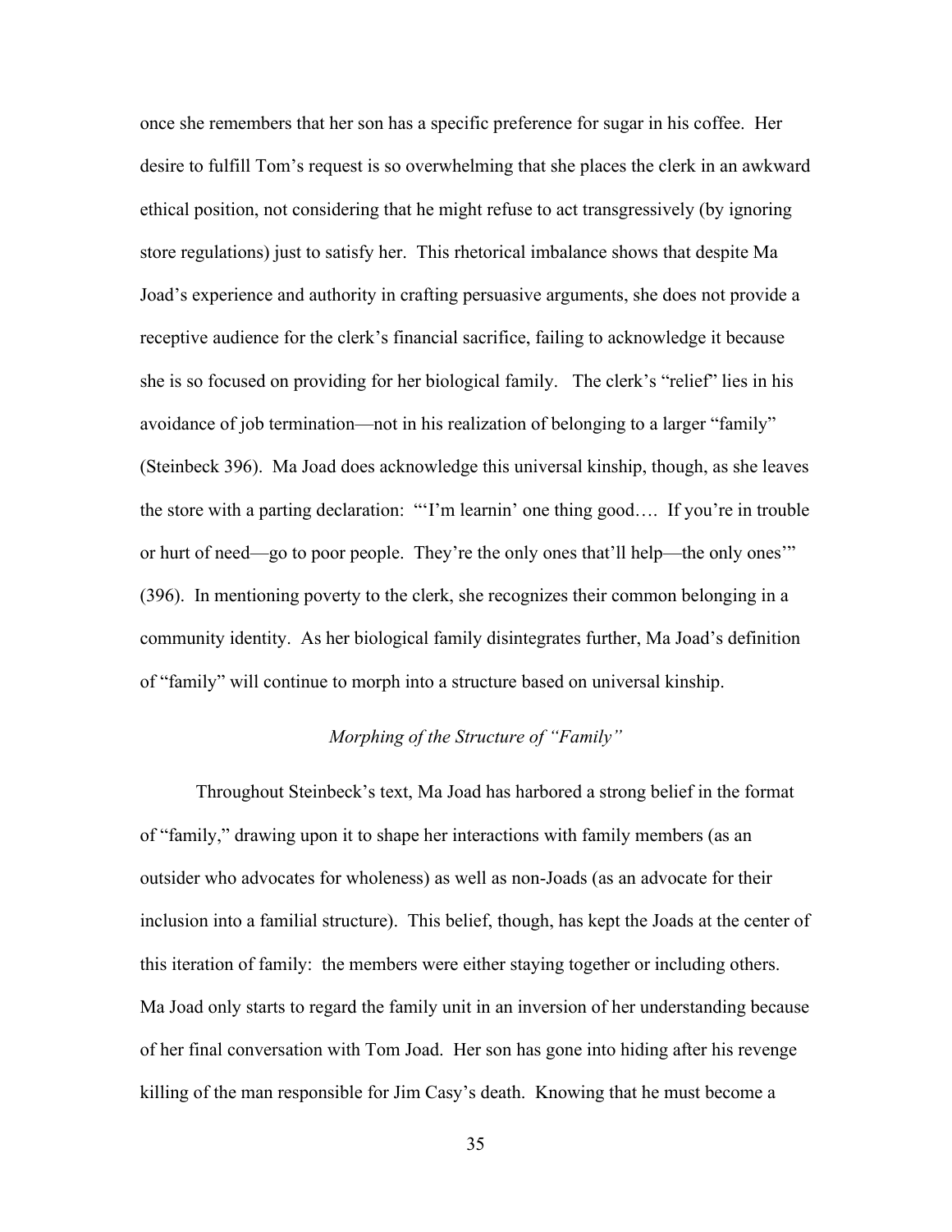once she remembers that her son has a specific preference for sugar in his coffee. Her desire to fulfill Tom's request is so overwhelming that she places the clerk in an awkward ethical position, not considering that he might refuse to act transgressively (by ignoring store regulations) just to satisfy her. This rhetorical imbalance shows that despite Ma Joad's experience and authority in crafting persuasive arguments, she does not provide a receptive audience for the clerk's financial sacrifice, failing to acknowledge it because she is so focused on providing for her biological family. The clerk's "relief" lies in his avoidance of job termination—not in his realization of belonging to a larger "family" (Steinbeck 396). Ma Joad does acknowledge this universal kinship, though, as she leaves the store with a parting declaration: "'I'm learnin' one thing good…. If you're in trouble or hurt of need—go to poor people. They're the only ones that'll help—the only ones'" (396). In mentioning poverty to the clerk, she recognizes their common belonging in a community identity. As her biological family disintegrates further, Ma Joad's definition of "family" will continue to morph into a structure based on universal kinship.

### *Morphing of the Structure of "Family"*

Throughout Steinbeck's text, Ma Joad has harbored a strong belief in the format of "family," drawing upon it to shape her interactions with family members (as an outsider who advocates for wholeness) as well as non-Joads (as an advocate for their inclusion into a familial structure). This belief, though, has kept the Joads at the center of this iteration of family: the members were either staying together or including others. Ma Joad only starts to regard the family unit in an inversion of her understanding because of her final conversation with Tom Joad. Her son has gone into hiding after his revenge killing of the man responsible for Jim Casy's death. Knowing that he must become a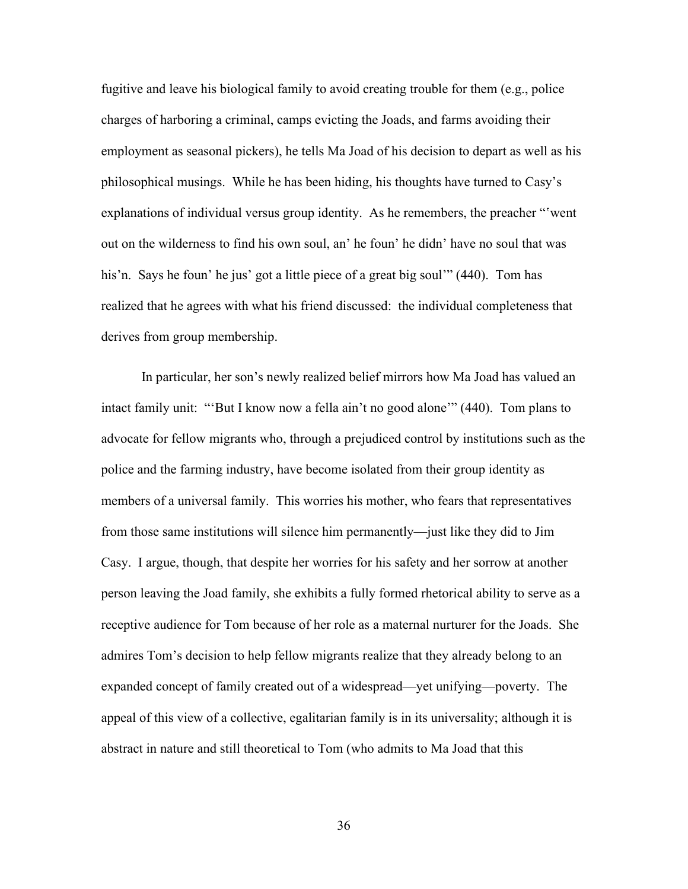fugitive and leave his biological family to avoid creating trouble for them (e.g., police charges of harboring a criminal, camps evicting the Joads, and farms avoiding their employment as seasonal pickers), he tells Ma Joad of his decision to depart as well as his philosophical musings. While he has been hiding, his thoughts have turned to Casy's explanations of individual versus group identity. As he remembers, the preacher "'went out on the wilderness to find his own soul, an' he foun' he didn' have no soul that was his'n. Says he foun' he jus' got a little piece of a great big soul'" (440). Tom has realized that he agrees with what his friend discussed: the individual completeness that derives from group membership.

In particular, her son's newly realized belief mirrors how Ma Joad has valued an intact family unit: "'But I know now a fella ain't no good alone'" (440). Tom plans to advocate for fellow migrants who, through a prejudiced control by institutions such as the police and the farming industry, have become isolated from their group identity as members of a universal family. This worries his mother, who fears that representatives from those same institutions will silence him permanently—just like they did to Jim Casy. I argue, though, that despite her worries for his safety and her sorrow at another person leaving the Joad family, she exhibits a fully formed rhetorical ability to serve as a receptive audience for Tom because of her role as a maternal nurturer for the Joads. She admires Tom's decision to help fellow migrants realize that they already belong to an expanded concept of family created out of a widespread—yet unifying—poverty. The appeal of this view of a collective, egalitarian family is in its universality; although it is abstract in nature and still theoretical to Tom (who admits to Ma Joad that this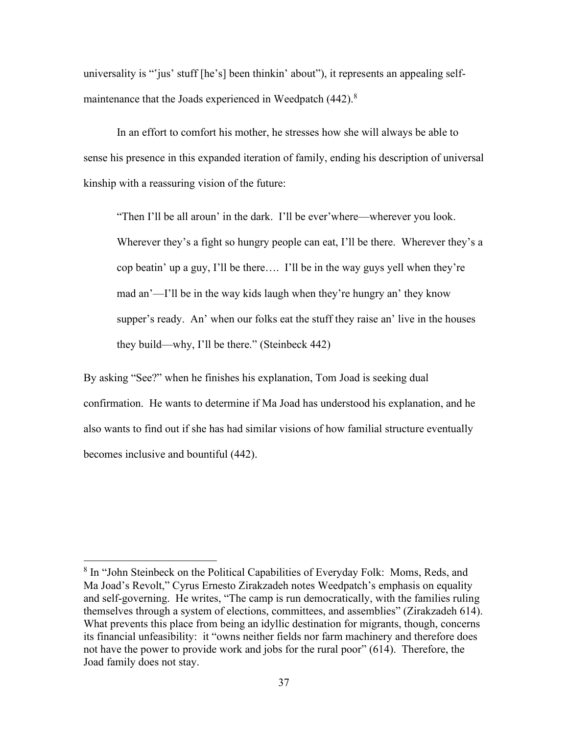universality is "'jus' stuff [he's] been thinkin' about"), it represents an appealing self-maintenance that the Joads experienced in Weedpatch (442).[8]

In an effort to comfort his mother, he stresses how she will always be able to sense his presence in this expanded iteration of family, ending his description of universal kinship with a reassuring vision of the future:

> "Then I'll be all aroun' in the dark. I'll be ever'where—wherever you look. Wherever they's a fight so hungry people can eat, I'll be there. Wherever they's a cop beatin' up a guy, I'll be there…. I'll be in the way guys yell when they're mad an'—I'll be in the way kids laugh when they're hungry an' they know supper's ready. An' when our folks eat the stuff they raise an' live in the houses they build—why, I'll be there." (Steinbeck 442)

By asking "See?" when he finishes his explanation, Tom Joad is seeking dual confirmation. He wants to determine if Ma Joad has understood his explanation, and he also wants to find out if she has had similar visions of how familial structure eventually becomes inclusive and bountiful (442).

---

[8] In "John Steinbeck on the Political Capabilities of Everyday Folk: Moms, Reds, and Ma Joad's Revolt," Cyrus Ernesto Zirakzadeh notes Weedpatch's emphasis on equality and self-governing. He writes, "The camp is run democratically, with the families ruling themselves through a system of elections, committees, and assemblies" (Zirakzadeh 614). What prevents this place from being an idyllic destination for migrants, though, concerns its financial unfeasibility: it "owns neither fields nor farm machinery and therefore does not have the power to provide work and jobs for the rural poor" (614). Therefore, the Joad family does not stay.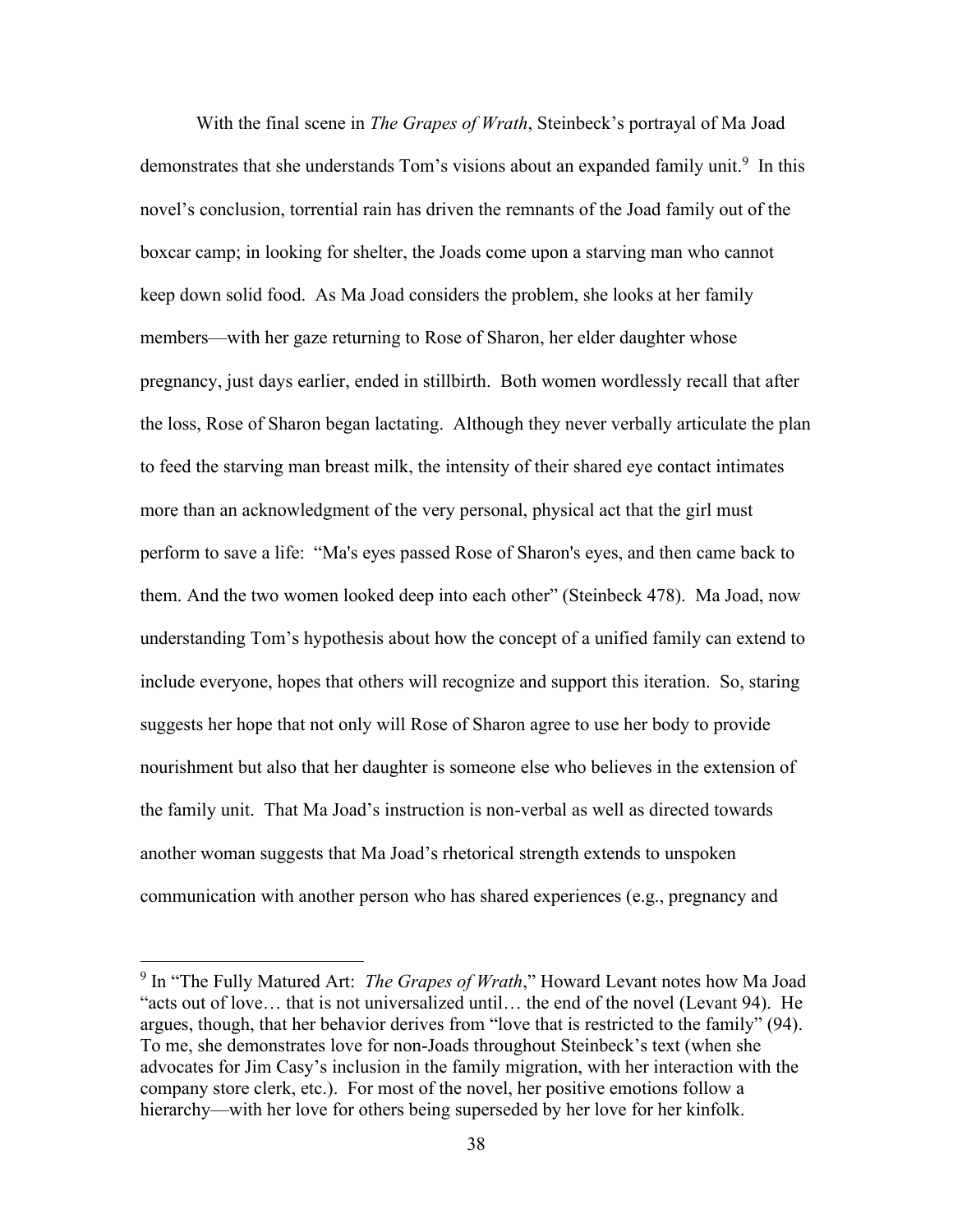With the final scene in *The Grapes of Wrath*, Steinbeck's portrayal of Ma Joad demonstrates that she understands Tom's visions about an expanded family unit.[9] In this novel's conclusion, torrential rain has driven the remnants of the Joad family out of the boxcar camp; in looking for shelter, the Joads come upon a starving man who cannot keep down solid food. As Ma Joad considers the problem, she looks at her family members—with her gaze returning to Rose of Sharon, her elder daughter whose pregnancy, just days earlier, ended in stillbirth. Both women wordlessly recall that after the loss, Rose of Sharon began lactating. Although they never verbally articulate the plan to feed the starving man breast milk, the intensity of their shared eye contact intimates more than an acknowledgment of the very personal, physical act that the girl must perform to save a life: "Ma's eyes passed Rose of Sharon's eyes, and then came back to them. And the two women looked deep into each other" (Steinbeck 478). Ma Joad, now understanding Tom's hypothesis about how the concept of a unified family can extend to include everyone, hopes that others will recognize and support this iteration. So, staring suggests her hope that not only will Rose of Sharon agree to use her body to provide nourishment but also that her daughter is someone else who believes in the extension of the family unit. That Ma Joad's instruction is non-verbal as well as directed towards another woman suggests that Ma Joad's rhetorical strength extends to unspoken communication with another person who has shared experiences (e.g., pregnancy and

---

[9] In "The Fully Matured Art: *The Grapes of Wrath*," Howard Levant notes how Ma Joad "acts out of love… that is not universalized until… the end of the novel (Levant 94). He argues, though, that her behavior derives from "love that is restricted to the family" (94). To me, she demonstrates love for non-Joads throughout Steinbeck's text (when she advocates for Jim Casy's inclusion in the family migration, with her interaction with the company store clerk, etc.). For most of the novel, her positive emotions follow a hierarchy—with her love for others being superseded by her love for her kinfolk.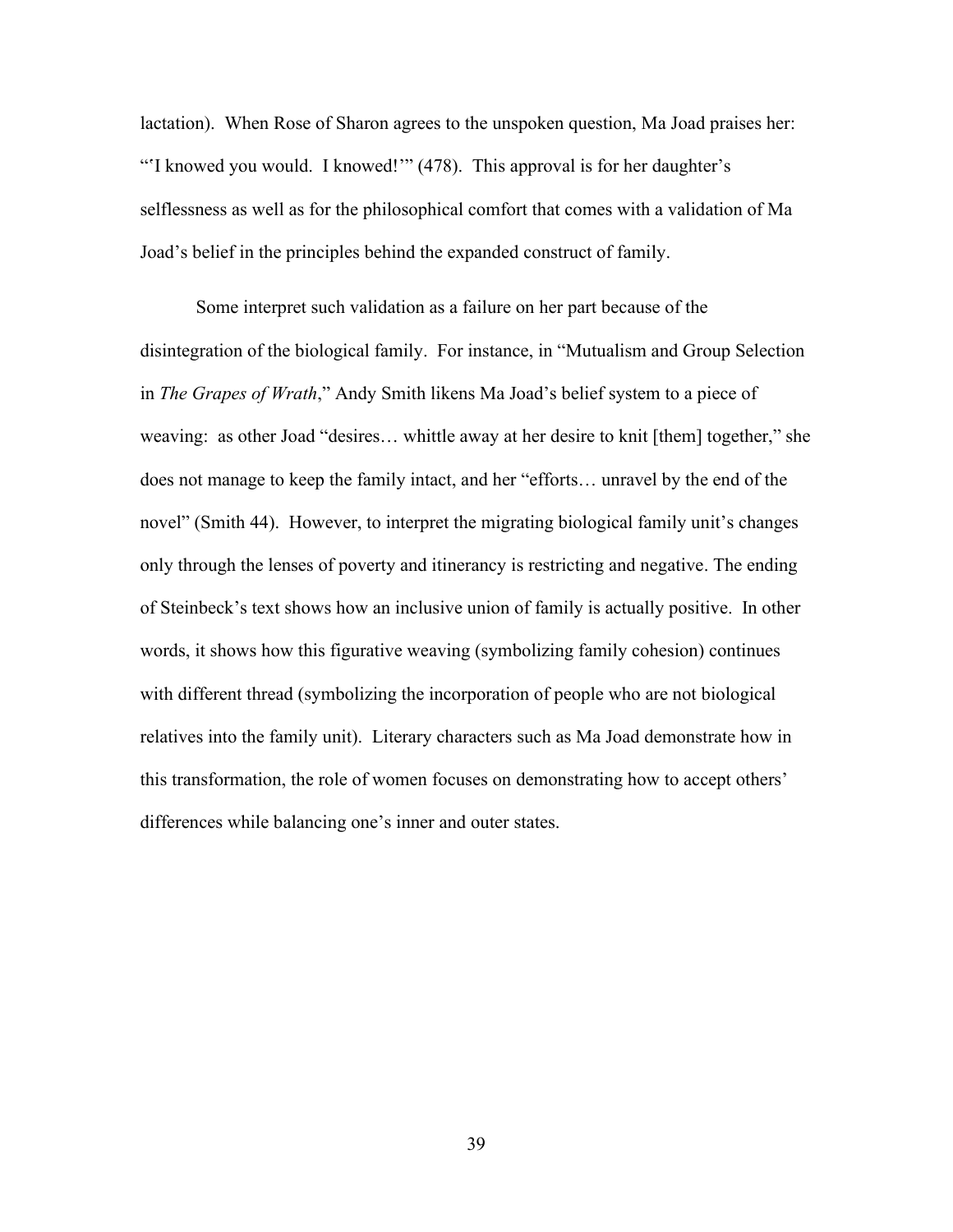lactation). When Rose of Sharon agrees to the unspoken question, Ma Joad praises her: "'I knowed you would. I knowed!'" (478). This approval is for her daughter's selflessness as well as for the philosophical comfort that comes with a validation of Ma Joad's belief in the principles behind the expanded construct of family.

Some interpret such validation as a failure on her part because of the disintegration of the biological family. For instance, in "Mutualism and Group Selection in *The Grapes of Wrath*," Andy Smith likens Ma Joad's belief system to a piece of weaving: as other Joad "desires… whittle away at her desire to knit [them] together," she does not manage to keep the family intact, and her "efforts… unravel by the end of the novel" (Smith 44). However, to interpret the migrating biological family unit's changes only through the lenses of poverty and itinerancy is restricting and negative. The ending of Steinbeck's text shows how an inclusive union of family is actually positive. In other words, it shows how this figurative weaving (symbolizing family cohesion) continues with different thread (symbolizing the incorporation of people who are not biological relatives into the family unit). Literary characters such as Ma Joad demonstrate how in this transformation, the role of women focuses on demonstrating how to accept others' differences while balancing one's inner and outer states.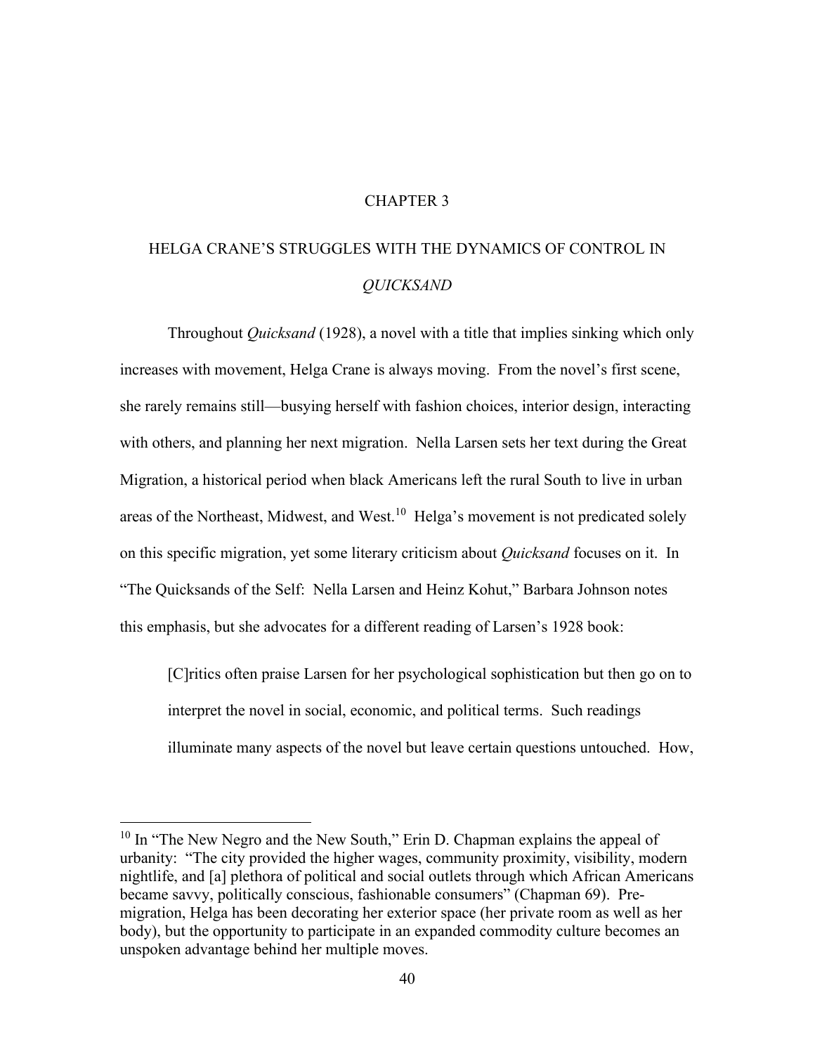# CHAPTER 3

## HELGA CRANE'S STRUGGLES WITH THE DYNAMICS OF CONTROL IN *QUICKSAND*

Throughout *Quicksand* (1928), a novel with a title that implies sinking which only increases with movement, Helga Crane is always moving. From the novel's first scene, she rarely remains still—busying herself with fashion choices, interior design, interacting with others, and planning her next migration. Nella Larsen sets her text during the Great Migration, a historical period when black Americans left the rural South to live in urban areas of the Northeast, Midwest, and West.[10] Helga's movement is not predicated solely on this specific migration, yet some literary criticism about *Quicksand* focuses on it. In "The Quicksands of the Self: Nella Larsen and Heinz Kohut," Barbara Johnson notes this emphasis, but she advocates for a different reading of Larsen's 1928 book:

> [C]ritics often praise Larsen for her psychological sophistication but then go on to interpret the novel in social, economic, and political terms. Such readings illuminate many aspects of the novel but leave certain questions untouched. How,

---

[10] In "The New Negro and the New South," Erin D. Chapman explains the appeal of urbanity: "The city provided the higher wages, community proximity, visibility, modern nightlife, and [a] plethora of political and social outlets through which African Americans became savvy, politically conscious, fashionable consumers" (Chapman 69). Pre-migration, Helga has been decorating her exterior space (her private room as well as her body), but the opportunity to participate in an expanded commodity culture becomes an unspoken advantage behind her multiple moves.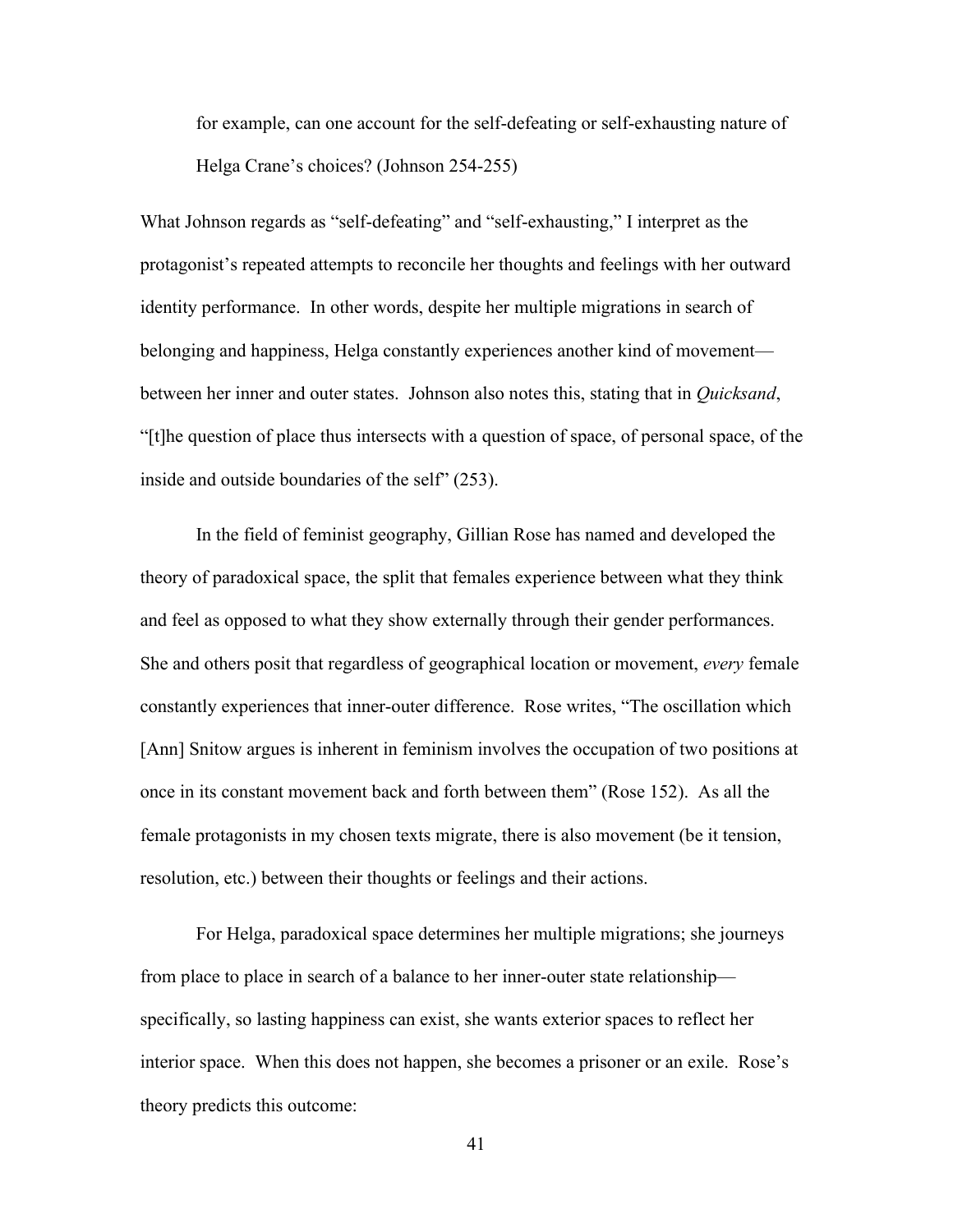> for example, can one account for the self-defeating or self-exhausting nature of Helga Crane's choices? (Johnson 254-255)

What Johnson regards as "self-defeating" and "self-exhausting," I interpret as the protagonist's repeated attempts to reconcile her thoughts and feelings with her outward identity performance. In other words, despite her multiple migrations in search of belonging and happiness, Helga constantly experiences another kind of movement—between her inner and outer states. Johnson also notes this, stating that in *Quicksand*, "[t]he question of place thus intersects with a question of space, of personal space, of the inside and outside boundaries of the self" (253).

In the field of feminist geography, Gillian Rose has named and developed the theory of paradoxical space, the split that females experience between what they think and feel as opposed to what they show externally through their gender performances. She and others posit that regardless of geographical location or movement, *every* female constantly experiences that inner-outer difference. Rose writes, "The oscillation which [Ann] Snitow argues is inherent in feminism involves the occupation of two positions at once in its constant movement back and forth between them" (Rose 152). As all the female protagonists in my chosen texts migrate, there is also movement (be it tension, resolution, etc.) between their thoughts or feelings and their actions.

For Helga, paradoxical space determines her multiple migrations; she journeys from place to place in search of a balance to her inner-outer state relationship—specifically, so lasting happiness can exist, she wants exterior spaces to reflect her interior space. When this does not happen, she becomes a prisoner or an exile. Rose's theory predicts this outcome: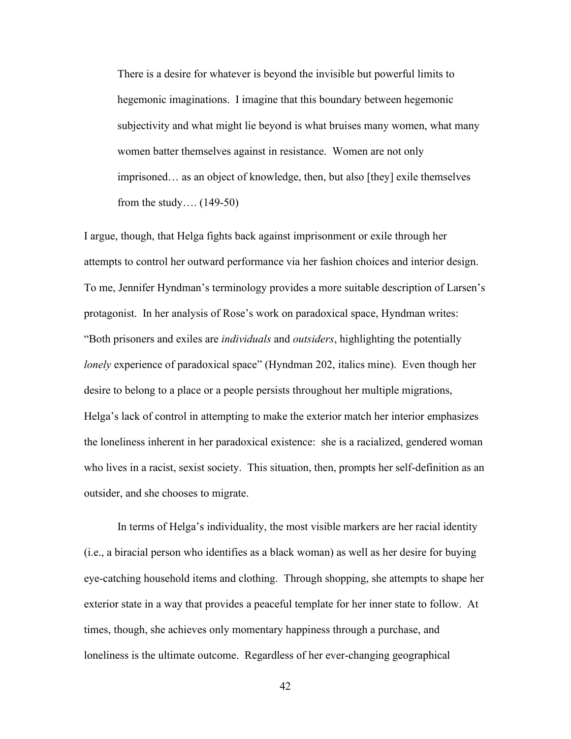> There is a desire for whatever is beyond the invisible but powerful limits to hegemonic imaginations. I imagine that this boundary between hegemonic subjectivity and what might lie beyond is what bruises many women, what many women batter themselves against in resistance. Women are not only imprisoned… as an object of knowledge, then, but also [they] exile themselves from the study…. (149-50)

I argue, though, that Helga fights back against imprisonment or exile through her attempts to control her outward performance via her fashion choices and interior design. To me, Jennifer Hyndman's terminology provides a more suitable description of Larsen's protagonist. In her analysis of Rose's work on paradoxical space, Hyndman writes: "Both prisoners and exiles are *individuals* and *outsiders*, highlighting the potentially *lonely* experience of paradoxical space" (Hyndman 202, italics mine). Even though her desire to belong to a place or a people persists throughout her multiple migrations, Helga's lack of control in attempting to make the exterior match her interior emphasizes the loneliness inherent in her paradoxical existence: she is a racialized, gendered woman who lives in a racist, sexist society. This situation, then, prompts her self-definition as an outsider, and she chooses to migrate.

In terms of Helga's individuality, the most visible markers are her racial identity (i.e., a biracial person who identifies as a black woman) as well as her desire for buying eye-catching household items and clothing. Through shopping, she attempts to shape her exterior state in a way that provides a peaceful template for her inner state to follow. At times, though, she achieves only momentary happiness through a purchase, and loneliness is the ultimate outcome. Regardless of her ever-changing geographical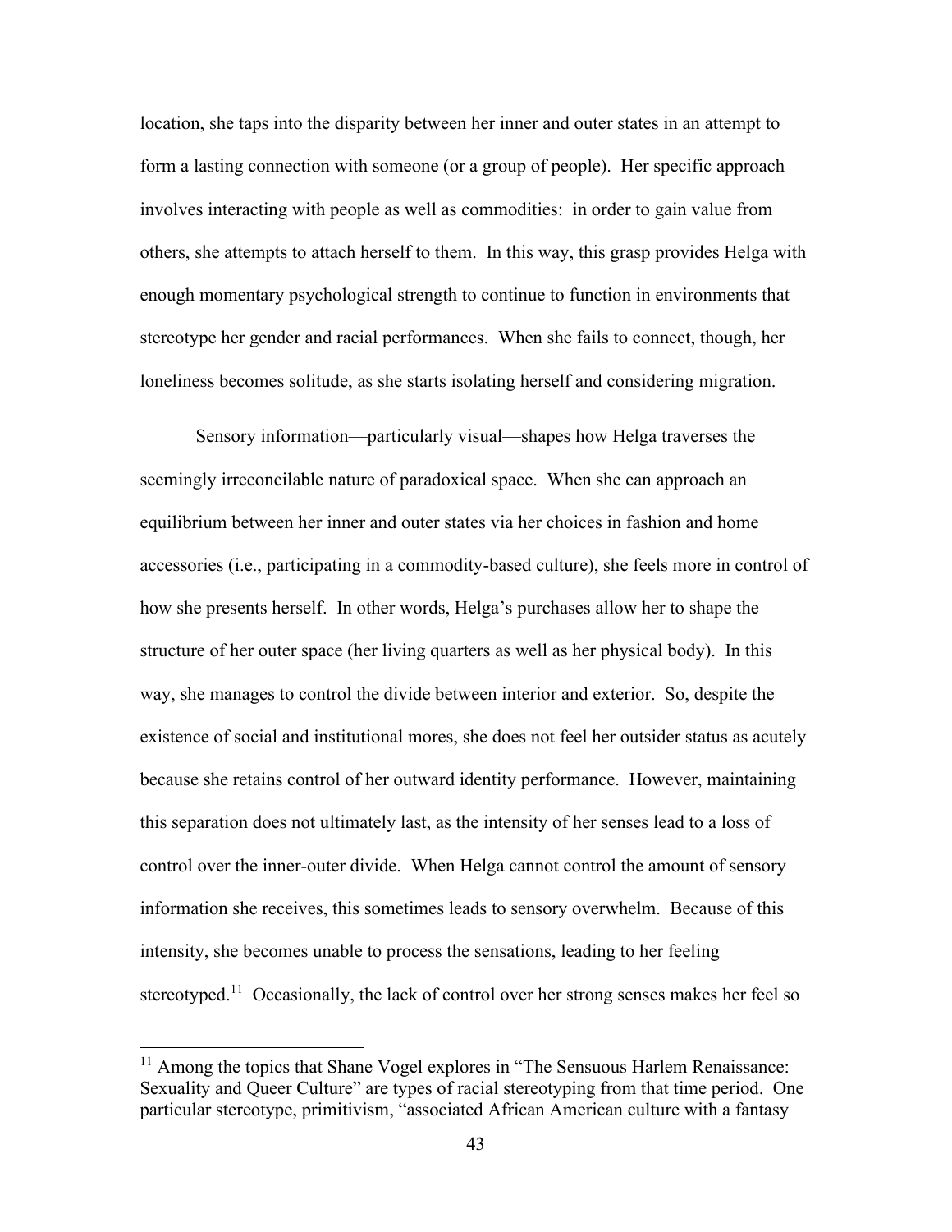location, she taps into the disparity between her inner and outer states in an attempt to form a lasting connection with someone (or a group of people). Her specific approach involves interacting with people as well as commodities: in order to gain value from others, she attempts to attach herself to them. In this way, this grasp provides Helga with enough momentary psychological strength to continue to function in environments that stereotype her gender and racial performances. When she fails to connect, though, her loneliness becomes solitude, as she starts isolating herself and considering migration.

Sensory information—particularly visual—shapes how Helga traverses the seemingly irreconcilable nature of paradoxical space. When she can approach an equilibrium between her inner and outer states via her choices in fashion and home accessories (i.e., participating in a commodity-based culture), she feels more in control of how she presents herself. In other words, Helga's purchases allow her to shape the structure of her outer space (her living quarters as well as her physical body). In this way, she manages to control the divide between interior and exterior. So, despite the existence of social and institutional mores, she does not feel her outsider status as acutely because she retains control of her outward identity performance. However, maintaining this separation does not ultimately last, as the intensity of her senses lead to a loss of control over the inner-outer divide. When Helga cannot control the amount of sensory information she receives, this sometimes leads to sensory overwhelm. Because of this intensity, she becomes unable to process the sensations, leading to her feeling stereotyped.[11] Occasionally, the lack of control over her strong senses makes her feel so

---

[11] Among the topics that Shane Vogel explores in "The Sensuous Harlem Renaissance: Sexuality and Queer Culture" are types of racial stereotyping from that time period. One particular stereotype, primitivism, "associated African American culture with a fantasy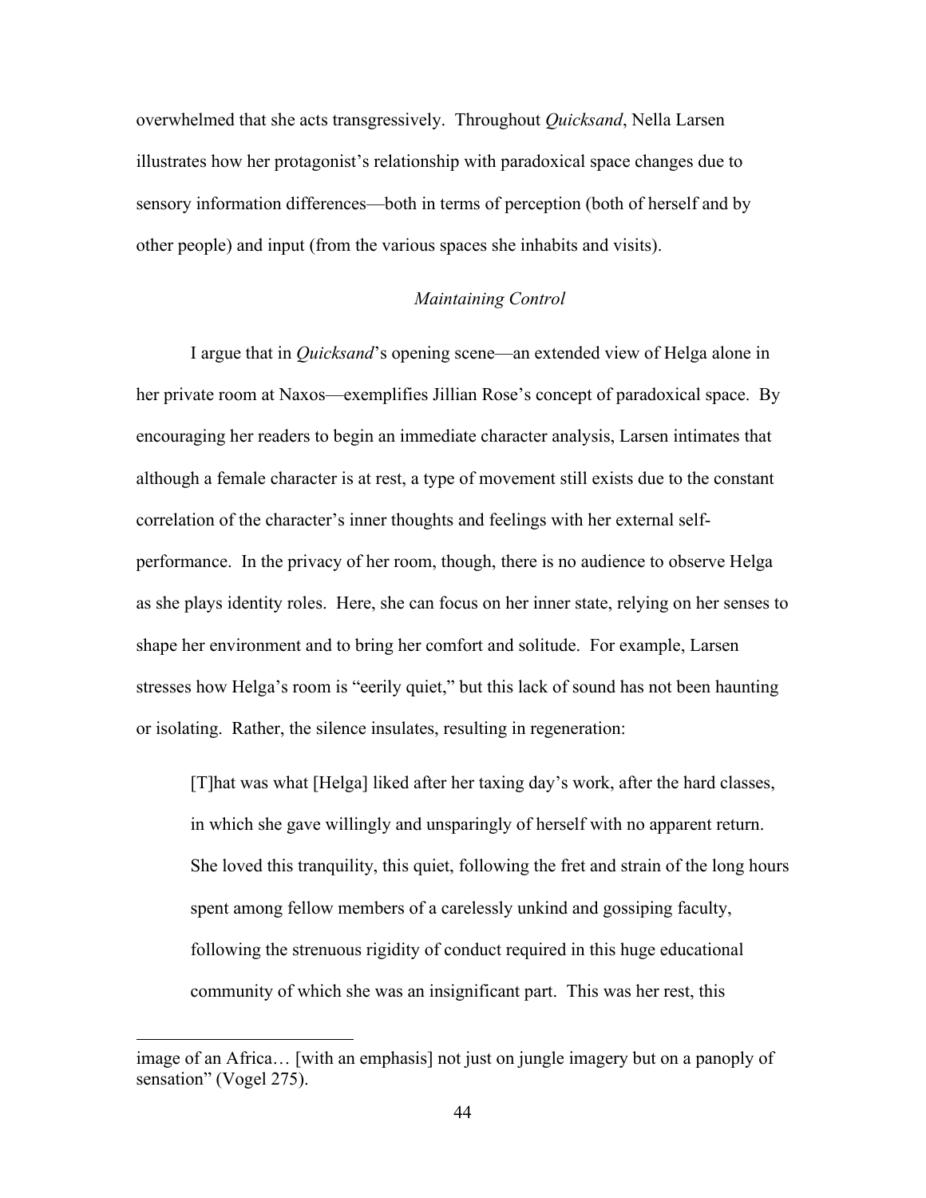overwhelmed that she acts transgressively. Throughout *Quicksand*, Nella Larsen illustrates how her protagonist's relationship with paradoxical space changes due to sensory information differences—both in terms of perception (both of herself and by other people) and input (from the various spaces she inhabits and visits).

### *Maintaining Control*

I argue that in *Quicksand*'s opening scene—an extended view of Helga alone in her private room at Naxos—exemplifies Jillian Rose's concept of paradoxical space. By encouraging her readers to begin an immediate character analysis, Larsen intimates that although a female character is at rest, a type of movement still exists due to the constant correlation of the character's inner thoughts and feelings with her external self-performance. In the privacy of her room, though, there is no audience to observe Helga as she plays identity roles. Here, she can focus on her inner state, relying on her senses to shape her environment and to bring her comfort and solitude. For example, Larsen stresses how Helga's room is "eerily quiet," but this lack of sound has not been haunting or isolating. Rather, the silence insulates, resulting in regeneration:

> [T]hat was what [Helga] liked after her taxing day's work, after the hard classes, in which she gave willingly and unsparingly of herself with no apparent return. She loved this tranquility, this quiet, following the fret and strain of the long hours spent among fellow members of a carelessly unkind and gossiping faculty, following the strenuous rigidity of conduct required in this huge educational community of which she was an insignificant part. This was her rest, this

---

image of an Africa… [with an emphasis] not just on jungle imagery but on a panoply of sensation" (Vogel 275).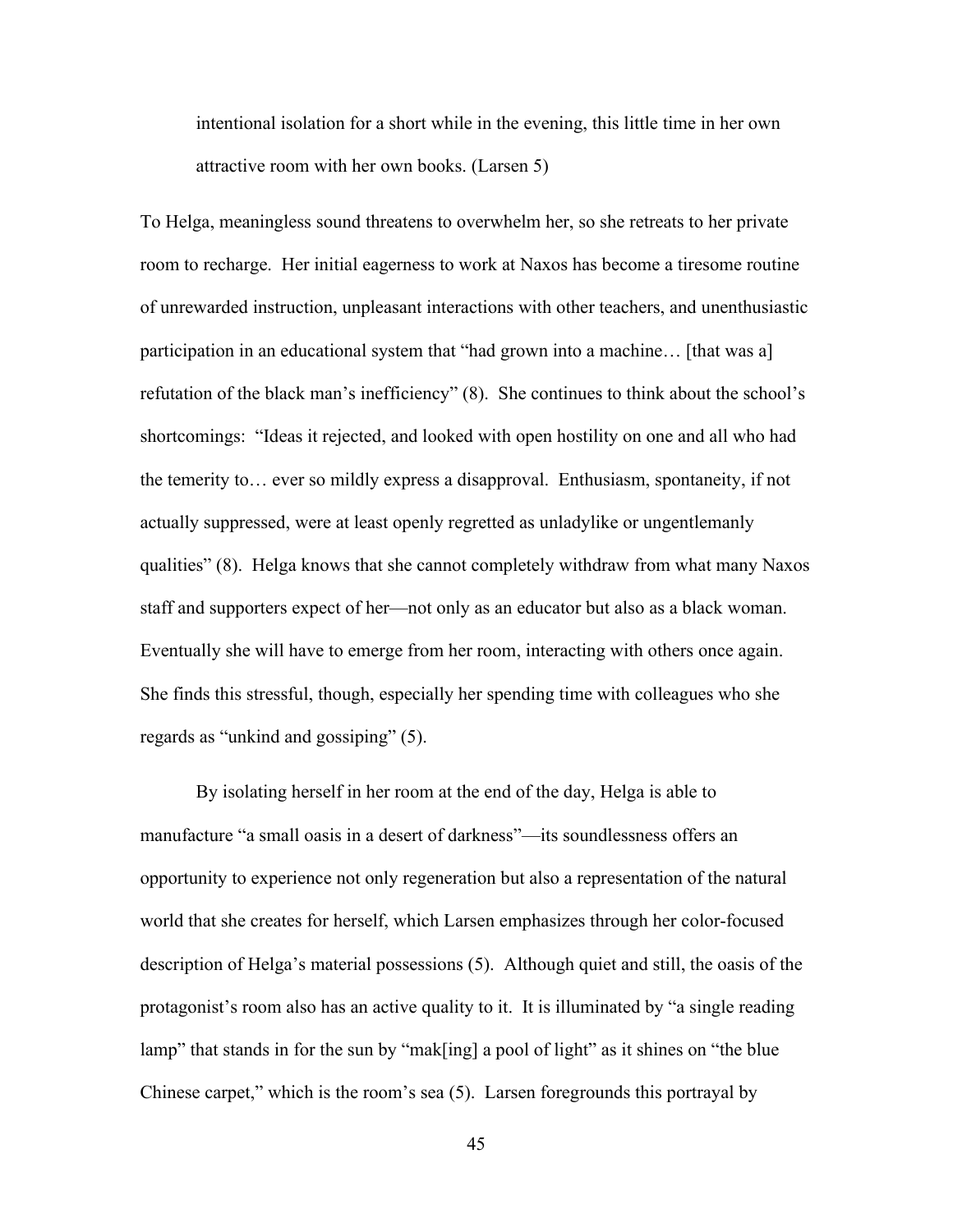> intentional isolation for a short while in the evening, this little time in her own attractive room with her own books. (Larsen 5)

To Helga, meaningless sound threatens to overwhelm her, so she retreats to her private room to recharge. Her initial eagerness to work at Naxos has become a tiresome routine of unrewarded instruction, unpleasant interactions with other teachers, and unenthusiastic participation in an educational system that "had grown into a machine… [that was a] refutation of the black man's inefficiency" (8). She continues to think about the school's shortcomings: "Ideas it rejected, and looked with open hostility on one and all who had the temerity to… ever so mildly express a disapproval. Enthusiasm, spontaneity, if not actually suppressed, were at least openly regretted as unladylike or ungentlemanly qualities" (8). Helga knows that she cannot completely withdraw from what many Naxos staff and supporters expect of her—not only as an educator but also as a black woman. Eventually she will have to emerge from her room, interacting with others once again. She finds this stressful, though, especially her spending time with colleagues who she regards as "unkind and gossiping" (5).

By isolating herself in her room at the end of the day, Helga is able to manufacture "a small oasis in a desert of darkness"—its soundlessness offers an opportunity to experience not only regeneration but also a representation of the natural world that she creates for herself, which Larsen emphasizes through her color-focused description of Helga's material possessions (5). Although quiet and still, the oasis of the protagonist's room also has an active quality to it. It is illuminated by "a single reading lamp" that stands in for the sun by "mak[ing] a pool of light" as it shines on "the blue Chinese carpet," which is the room's sea (5). Larsen foregrounds this portrayal by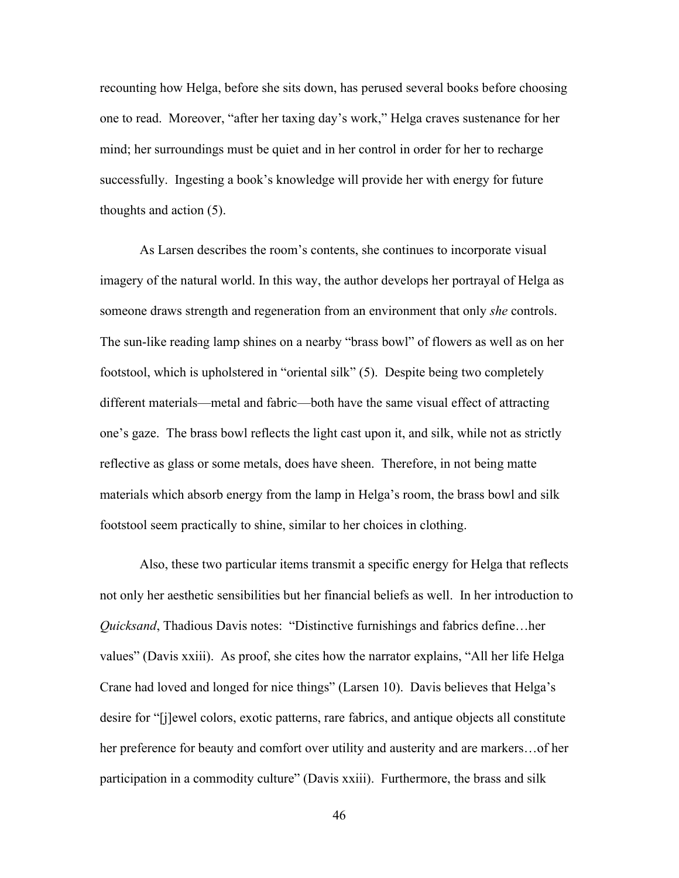recounting how Helga, before she sits down, has perused several books before choosing one to read. Moreover, "after her taxing day's work," Helga craves sustenance for her mind; her surroundings must be quiet and in her control in order for her to recharge successfully. Ingesting a book's knowledge will provide her with energy for future thoughts and action (5).

As Larsen describes the room's contents, she continues to incorporate visual imagery of the natural world. In this way, the author develops her portrayal of Helga as someone draws strength and regeneration from an environment that only *she* controls. The sun-like reading lamp shines on a nearby "brass bowl" of flowers as well as on her footstool, which is upholstered in "oriental silk" (5). Despite being two completely different materials—metal and fabric—both have the same visual effect of attracting one's gaze. The brass bowl reflects the light cast upon it, and silk, while not as strictly reflective as glass or some metals, does have sheen. Therefore, in not being matte materials which absorb energy from the lamp in Helga's room, the brass bowl and silk footstool seem practically to shine, similar to her choices in clothing.

Also, these two particular items transmit a specific energy for Helga that reflects not only her aesthetic sensibilities but her financial beliefs as well. In her introduction to *Quicksand*, Thadious Davis notes: "Distinctive furnishings and fabrics define…her values" (Davis xxiii). As proof, she cites how the narrator explains, "All her life Helga Crane had loved and longed for nice things" (Larsen 10). Davis believes that Helga's desire for "[j]ewel colors, exotic patterns, rare fabrics, and antique objects all constitute her preference for beauty and comfort over utility and austerity and are markers…of her participation in a commodity culture" (Davis xxiii). Furthermore, the brass and silk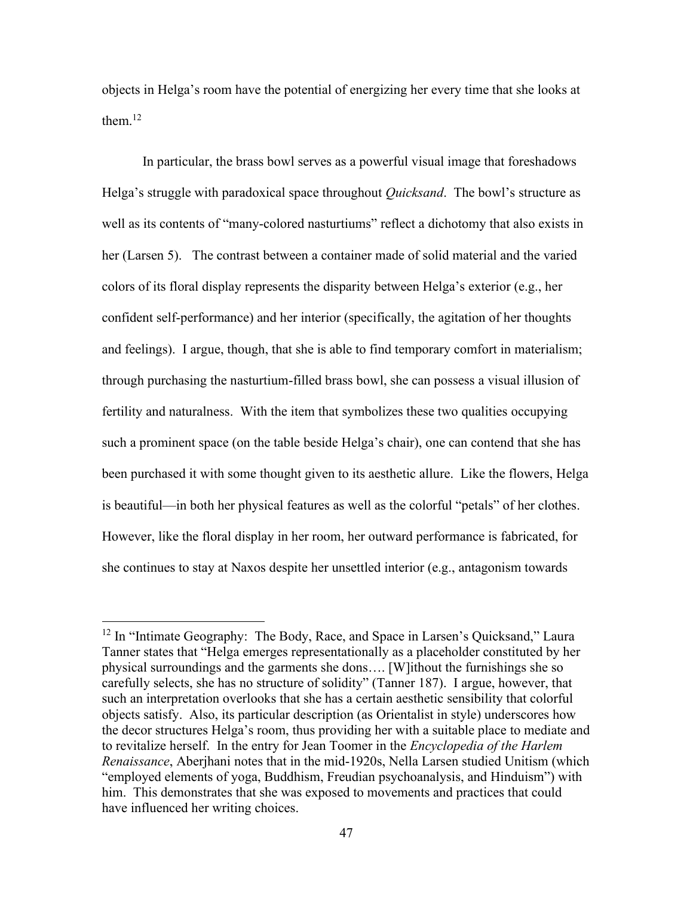objects in Helga's room have the potential of energizing her every time that she looks at them.[12]

In particular, the brass bowl serves as a powerful visual image that foreshadows Helga's struggle with paradoxical space throughout *Quicksand*. The bowl's structure as well as its contents of "many-colored nasturtiums" reflect a dichotomy that also exists in her (Larsen 5). The contrast between a container made of solid material and the varied colors of its floral display represents the disparity between Helga's exterior (e.g., her confident self-performance) and her interior (specifically, the agitation of her thoughts and feelings). I argue, though, that she is able to find temporary comfort in materialism; through purchasing the nasturtium-filled brass bowl, she can possess a visual illusion of fertility and naturalness. With the item that symbolizes these two qualities occupying such a prominent space (on the table beside Helga's chair), one can contend that she has been purchased it with some thought given to its aesthetic allure. Like the flowers, Helga is beautiful—in both her physical features as well as the colorful "petals" of her clothes. However, like the floral display in her room, her outward performance is fabricated, for she continues to stay at Naxos despite her unsettled interior (e.g., antagonism towards

---

[12] In "Intimate Geography: The Body, Race, and Space in Larsen's Quicksand," Laura Tanner states that "Helga emerges representationally as a placeholder constituted by her physical surroundings and the garments she dons…. [W]ithout the furnishings she so carefully selects, she has no structure of solidity" (Tanner 187). I argue, however, that such an interpretation overlooks that she has a certain aesthetic sensibility that colorful objects satisfy. Also, its particular description (as Orientalist in style) underscores how the decor structures Helga's room, thus providing her with a suitable place to mediate and to revitalize herself. In the entry for Jean Toomer in the *Encyclopedia of the Harlem Renaissance*, Aberjhani notes that in the mid-1920s, Nella Larsen studied Unitism (which "employed elements of yoga, Buddhism, Freudian psychoanalysis, and Hinduism") with him. This demonstrates that she was exposed to movements and practices that could have influenced her writing choices.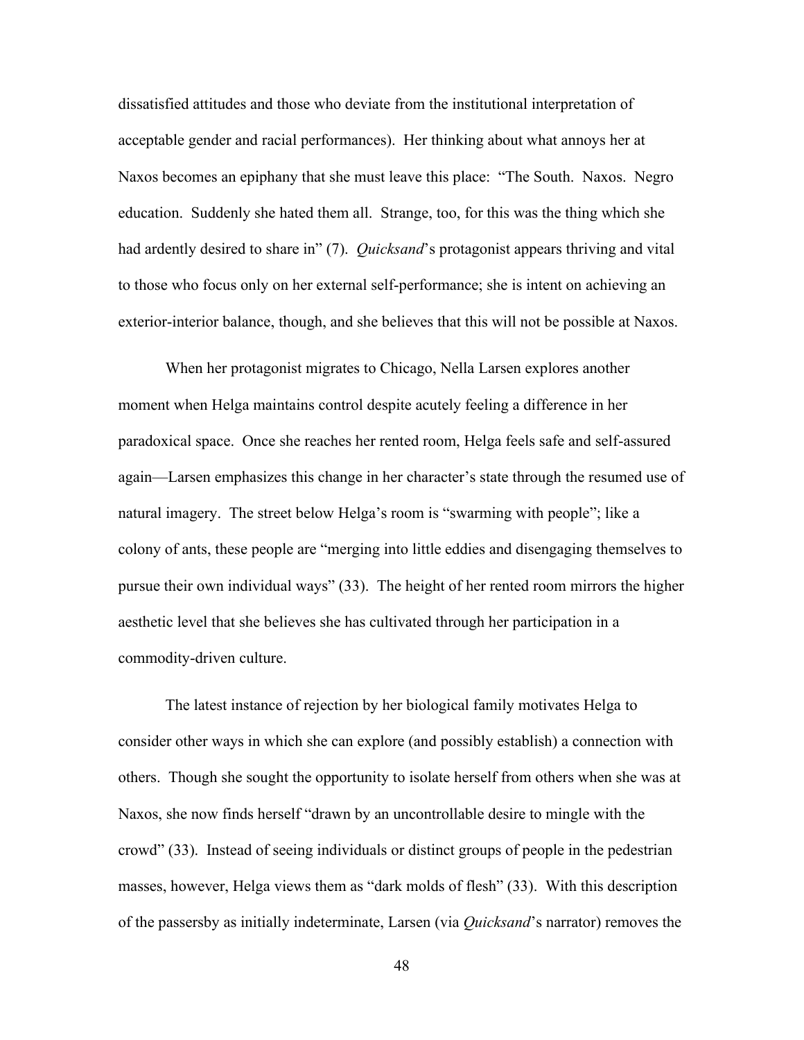dissatisfied attitudes and those who deviate from the institutional interpretation of acceptable gender and racial performances). Her thinking about what annoys her at Naxos becomes an epiphany that she must leave this place: "The South. Naxos. Negro education. Suddenly she hated them all. Strange, too, for this was the thing which she had ardently desired to share in" (7). *Quicksand*'s protagonist appears thriving and vital to those who focus only on her external self-performance; she is intent on achieving an exterior-interior balance, though, and she believes that this will not be possible at Naxos.

When her protagonist migrates to Chicago, Nella Larsen explores another moment when Helga maintains control despite acutely feeling a difference in her paradoxical space. Once she reaches her rented room, Helga feels safe and self-assured again—Larsen emphasizes this change in her character's state through the resumed use of natural imagery. The street below Helga's room is "swarming with people"; like a colony of ants, these people are "merging into little eddies and disengaging themselves to pursue their own individual ways" (33). The height of her rented room mirrors the higher aesthetic level that she believes she has cultivated through her participation in a commodity-driven culture.

The latest instance of rejection by her biological family motivates Helga to consider other ways in which she can explore (and possibly establish) a connection with others. Though she sought the opportunity to isolate herself from others when she was at Naxos, she now finds herself "drawn by an uncontrollable desire to mingle with the crowd" (33). Instead of seeing individuals or distinct groups of people in the pedestrian masses, however, Helga views them as "dark molds of flesh" (33). With this description of the passersby as initially indeterminate, Larsen (via *Quicksand*'s narrator) removes the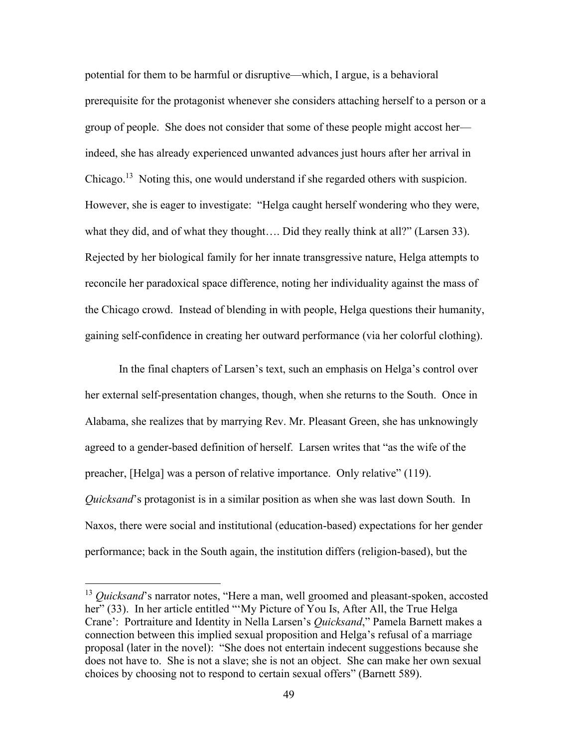potential for them to be harmful or disruptive—which, I argue, is a behavioral prerequisite for the protagonist whenever she considers attaching herself to a person or a group of people. She does not consider that some of these people might accost her—indeed, she has already experienced unwanted advances just hours after her arrival in Chicago.[13] Noting this, one would understand if she regarded others with suspicion. However, she is eager to investigate: "Helga caught herself wondering who they were, what they did, and of what they thought…. Did they really think at all?" (Larsen 33). Rejected by her biological family for her innate transgressive nature, Helga attempts to reconcile her paradoxical space difference, noting her individuality against the mass of the Chicago crowd. Instead of blending in with people, Helga questions their humanity, gaining self-confidence in creating her outward performance (via her colorful clothing).

In the final chapters of Larsen's text, such an emphasis on Helga's control over her external self-presentation changes, though, when she returns to the South. Once in Alabama, she realizes that by marrying Rev. Mr. Pleasant Green, she has unknowingly agreed to a gender-based definition of herself. Larsen writes that "as the wife of the preacher, [Helga] was a person of relative importance. Only relative" (119). *Quicksand*'s protagonist is in a similar position as when she was last down South. In Naxos, there were social and institutional (education-based) expectations for her gender performance; back in the South again, the institution differs (religion-based), but the

---

[13] *Quicksand*'s narrator notes, "Here a man, well groomed and pleasant-spoken, accosted her" (33). In her article entitled "'My Picture of You Is, After All, the True Helga Crane': Portraiture and Identity in Nella Larsen's *Quicksand*," Pamela Barnett makes a connection between this implied sexual proposition and Helga's refusal of a marriage proposal (later in the novel): "She does not entertain indecent suggestions because she does not have to. She is not a slave; she is not an object. She can make her own sexual choices by choosing not to respond to certain sexual offers" (Barnett 589).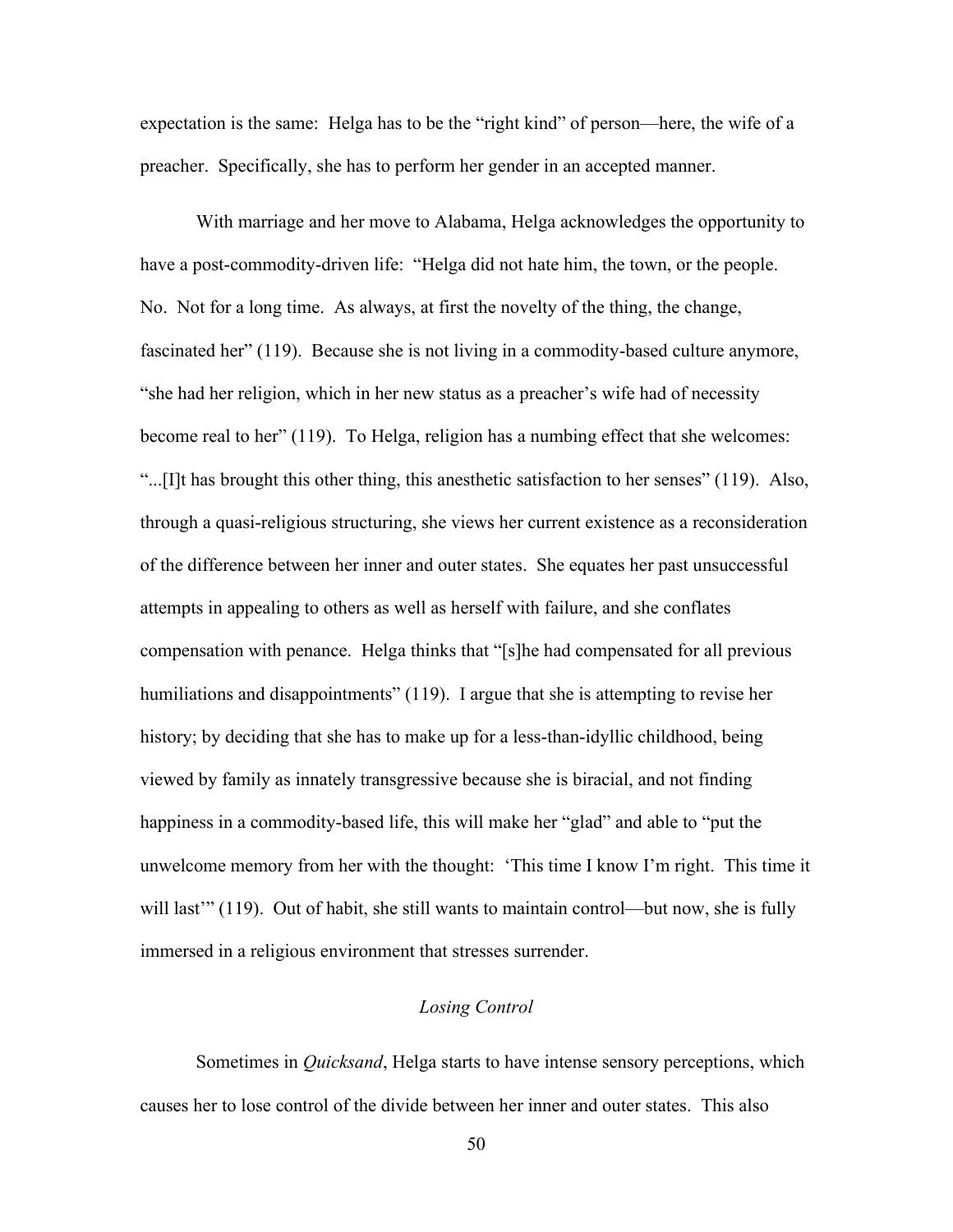expectation is the same: Helga has to be the "right kind" of person—here, the wife of a preacher. Specifically, she has to perform her gender in an accepted manner.

With marriage and her move to Alabama, Helga acknowledges the opportunity to have a post-commodity-driven life: "Helga did not hate him, the town, or the people. No. Not for a long time. As always, at first the novelty of the thing, the change, fascinated her" (119). Because she is not living in a commodity-based culture anymore, "she had her religion, which in her new status as a preacher's wife had of necessity become real to her" (119). To Helga, religion has a numbing effect that she welcomes: "...[I]t has brought this other thing, this anesthetic satisfaction to her senses" (119). Also, through a quasi-religious structuring, she views her current existence as a reconsideration of the difference between her inner and outer states. She equates her past unsuccessful attempts in appealing to others as well as herself with failure, and she conflates compensation with penance. Helga thinks that "[s]he had compensated for all previous humiliations and disappointments" (119). I argue that she is attempting to revise her history; by deciding that she has to make up for a less-than-idyllic childhood, being viewed by family as innately transgressive because she is biracial, and not finding happiness in a commodity-based life, this will make her "glad" and able to "put the unwelcome memory from her with the thought: 'This time I know I'm right. This time it will last'" (119). Out of habit, she still wants to maintain control—but now, she is fully immersed in a religious environment that stresses surrender.

### *Losing Control*

Sometimes in *Quicksand*, Helga starts to have intense sensory perceptions, which causes her to lose control of the divide between her inner and outer states. This also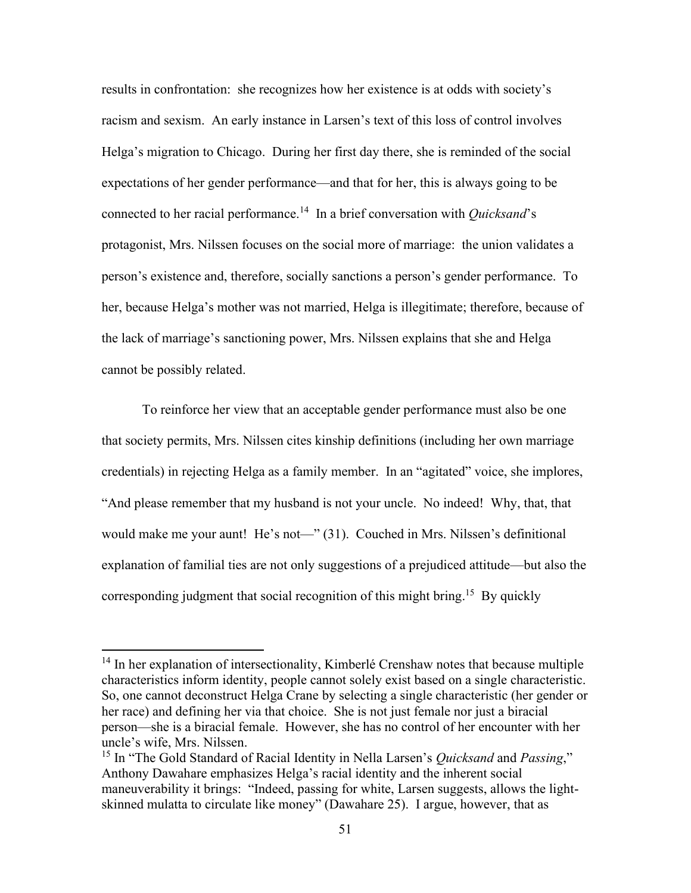results in confrontation: she recognizes how her existence is at odds with society's racism and sexism. An early instance in Larsen's text of this loss of control involves Helga's migration to Chicago. During her first day there, she is reminded of the social expectations of her gender performance—and that for her, this is always going to be connected to her racial performance.[14] In a brief conversation with *Quicksand*'s protagonist, Mrs. Nilssen focuses on the social more of marriage: the union validates a person's existence and, therefore, socially sanctions a person's gender performance. To her, because Helga's mother was not married, Helga is illegitimate; therefore, because of the lack of marriage's sanctioning power, Mrs. Nilssen explains that she and Helga cannot be possibly related.

To reinforce her view that an acceptable gender performance must also be one that society permits, Mrs. Nilssen cites kinship definitions (including her own marriage credentials) in rejecting Helga as a family member. In an "agitated" voice, she implores, "And please remember that my husband is not your uncle. No indeed! Why, that, that would make me your aunt! He's not—" (31). Couched in Mrs. Nilssen's definitional explanation of familial ties are not only suggestions of a prejudiced attitude—but also the corresponding judgment that social recognition of this might bring.[15] By quickly

[14] In her explanation of intersectionality, Kimberlé Crenshaw notes that because multiple characteristics inform identity, people cannot solely exist based on a single characteristic. So, one cannot deconstruct Helga Crane by selecting a single characteristic (her gender or her race) and defining her via that choice. She is not just female nor just a biracial person—she is a biracial female. However, she has no control of her encounter with her uncle's wife, Mrs. Nilssen.

[15] In "The Gold Standard of Racial Identity in Nella Larsen's *Quicksand* and *Passing*," Anthony Dawahare emphasizes Helga's racial identity and the inherent social maneuverability it brings: "Indeed, passing for white, Larsen suggests, allows the light-skinned mulatta to circulate like money" (Dawahare 25). I argue, however, that as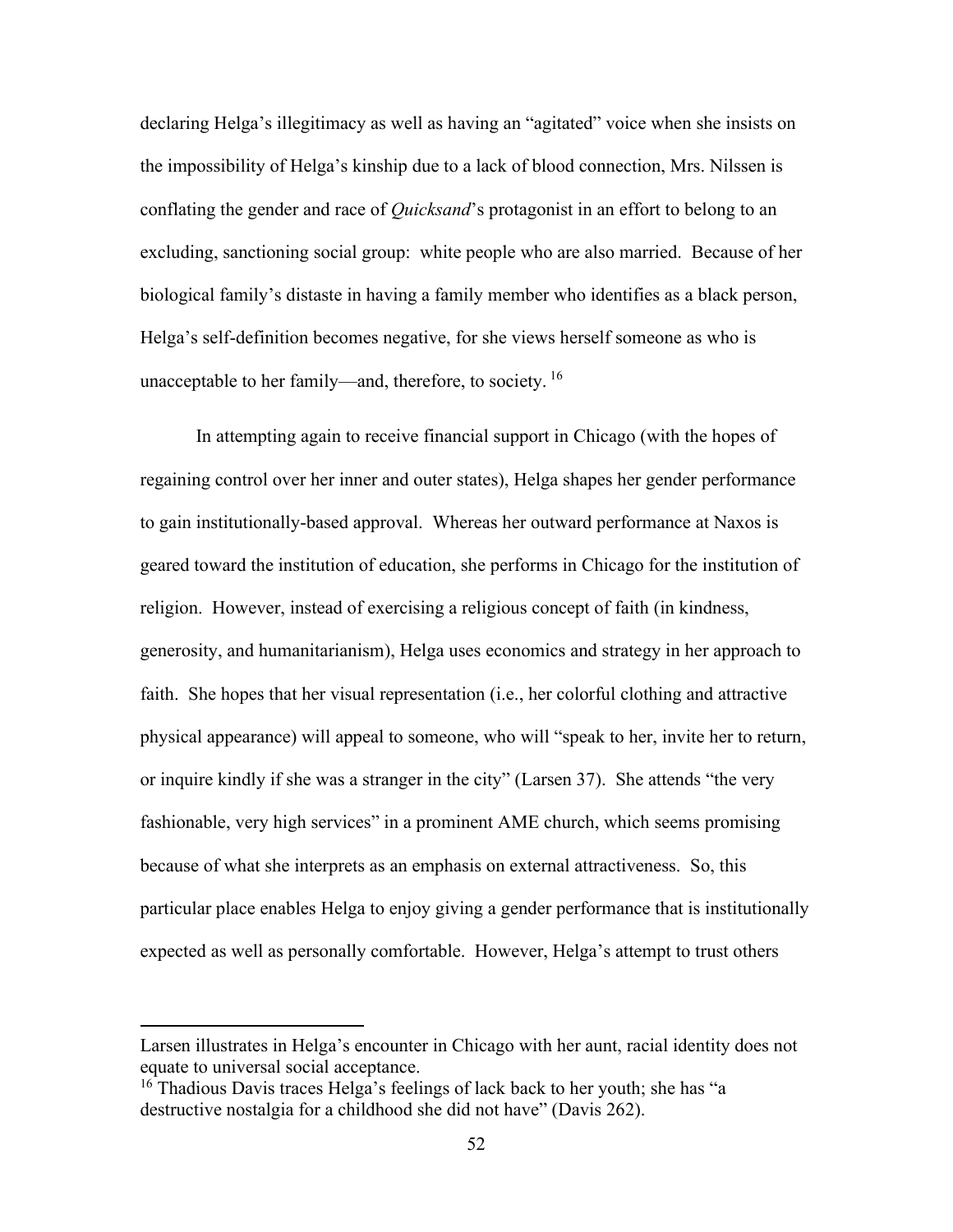declaring Helga's illegitimacy as well as having an "agitated" voice when she insists on the impossibility of Helga's kinship due to a lack of blood connection, Mrs. Nilssen is conflating the gender and race of *Quicksand*'s protagonist in an effort to belong to an excluding, sanctioning social group: white people who are also married. Because of her biological family's distaste in having a family member who identifies as a black person, Helga's self-definition becomes negative, for she views herself someone as who is unacceptable to her family—and, therefore, to society. [16]

In attempting again to receive financial support in Chicago (with the hopes of regaining control over her inner and outer states), Helga shapes her gender performance to gain institutionally-based approval. Whereas her outward performance at Naxos is geared toward the institution of education, she performs in Chicago for the institution of religion. However, instead of exercising a religious concept of faith (in kindness, generosity, and humanitarianism), Helga uses economics and strategy in her approach to faith. She hopes that her visual representation (i.e., her colorful clothing and attractive physical appearance) will appeal to someone, who will "speak to her, invite her to return, or inquire kindly if she was a stranger in the city" (Larsen 37). She attends "the very fashionable, very high services" in a prominent AME church, which seems promising because of what she interprets as an emphasis on external attractiveness. So, this particular place enables Helga to enjoy giving a gender performance that is institutionally expected as well as personally comfortable. However, Helga's attempt to trust others

---

Larsen illustrates in Helga's encounter in Chicago with her aunt, racial identity does not equate to universal social acceptance.

[16] Thadious Davis traces Helga's feelings of lack back to her youth; she has "a destructive nostalgia for a childhood she did not have" (Davis 262).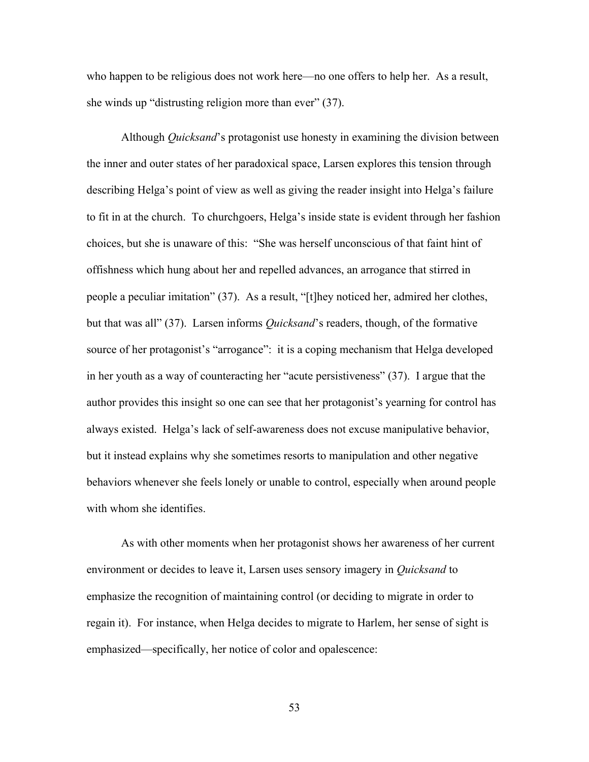who happen to be religious does not work here—no one offers to help her. As a result, she winds up "distrusting religion more than ever" (37).

Although *Quicksand*'s protagonist use honesty in examining the division between the inner and outer states of her paradoxical space, Larsen explores this tension through describing Helga's point of view as well as giving the reader insight into Helga's failure to fit in at the church. To churchgoers, Helga's inside state is evident through her fashion choices, but she is unaware of this: "She was herself unconscious of that faint hint of offishness which hung about her and repelled advances, an arrogance that stirred in people a peculiar imitation" (37). As a result, "[t]hey noticed her, admired her clothes, but that was all" (37). Larsen informs *Quicksand*'s readers, though, of the formative source of her protagonist's "arrogance": it is a coping mechanism that Helga developed in her youth as a way of counteracting her "acute persistiveness" (37). I argue that the author provides this insight so one can see that her protagonist's yearning for control has always existed. Helga's lack of self-awareness does not excuse manipulative behavior, but it instead explains why she sometimes resorts to manipulation and other negative behaviors whenever she feels lonely or unable to control, especially when around people with whom she identifies.

As with other moments when her protagonist shows her awareness of her current environment or decides to leave it, Larsen uses sensory imagery in *Quicksand* to emphasize the recognition of maintaining control (or deciding to migrate in order to regain it). For instance, when Helga decides to migrate to Harlem, her sense of sight is emphasized—specifically, her notice of color and opalescence: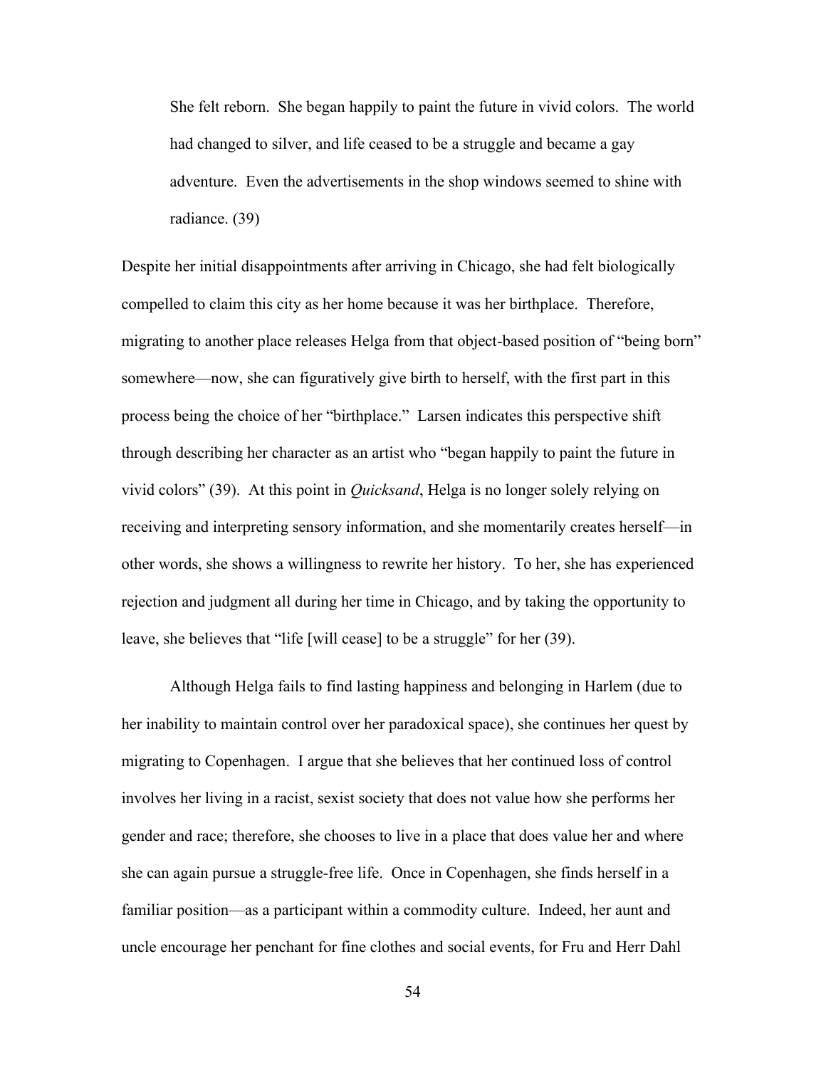> She felt reborn. She began happily to paint the future in vivid colors. The world had changed to silver, and life ceased to be a struggle and became a gay adventure. Even the advertisements in the shop windows seemed to shine with radiance. (39)

Despite her initial disappointments after arriving in Chicago, she had felt biologically compelled to claim this city as her home because it was her birthplace. Therefore, migrating to another place releases Helga from that object-based position of "being born" somewhere—now, she can figuratively give birth to herself, with the first part in this process being the choice of her "birthplace." Larsen indicates this perspective shift through describing her character as an artist who "began happily to paint the future in vivid colors" (39). At this point in *Quicksand*, Helga is no longer solely relying on receiving and interpreting sensory information, and she momentarily creates herself—in other words, she shows a willingness to rewrite her history. To her, she has experienced rejection and judgment all during her time in Chicago, and by taking the opportunity to leave, she believes that "life [will cease] to be a struggle" for her (39).

Although Helga fails to find lasting happiness and belonging in Harlem (due to her inability to maintain control over her paradoxical space), she continues her quest by migrating to Copenhagen. I argue that she believes that her continued loss of control involves her living in a racist, sexist society that does not value how she performs her gender and race; therefore, she chooses to live in a place that does value her and where she can again pursue a struggle-free life. Once in Copenhagen, she finds herself in a familiar position—as a participant within a commodity culture. Indeed, her aunt and uncle encourage her penchant for fine clothes and social events, for Fru and Herr Dahl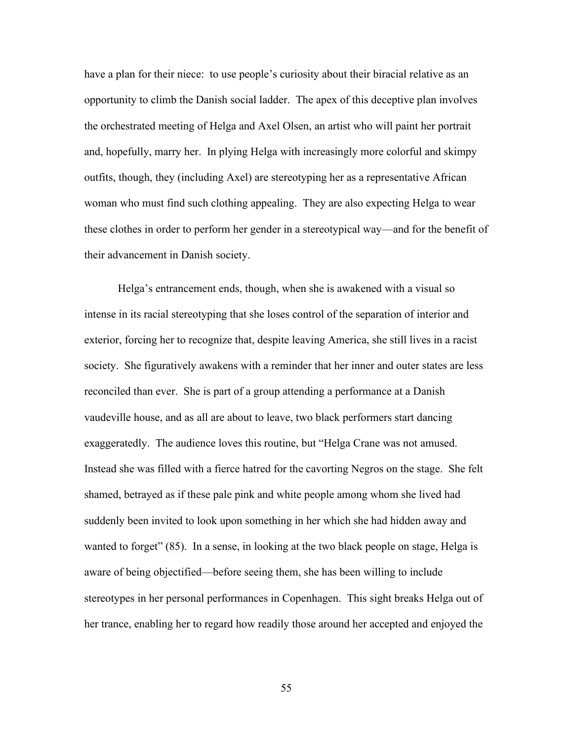have a plan for their niece: to use people's curiosity about their biracial relative as an opportunity to climb the Danish social ladder. The apex of this deceptive plan involves the orchestrated meeting of Helga and Axel Olsen, an artist who will paint her portrait and, hopefully, marry her. In plying Helga with increasingly more colorful and skimpy outfits, though, they (including Axel) are stereotyping her as a representative African woman who must find such clothing appealing. They are also expecting Helga to wear these clothes in order to perform her gender in a stereotypical way—and for the benefit of their advancement in Danish society.

Helga's entrancement ends, though, when she is awakened with a visual so intense in its racial stereotyping that she loses control of the separation of interior and exterior, forcing her to recognize that, despite leaving America, she still lives in a racist society. She figuratively awakens with a reminder that her inner and outer states are less reconciled than ever. She is part of a group attending a performance at a Danish vaudeville house, and as all are about to leave, two black performers start dancing exaggeratedly. The audience loves this routine, but "Helga Crane was not amused. Instead she was filled with a fierce hatred for the cavorting Negros on the stage. She felt shamed, betrayed as if these pale pink and white people among whom she lived had suddenly been invited to look upon something in her which she had hidden away and wanted to forget" (85). In a sense, in looking at the two black people on stage, Helga is aware of being objectified—before seeing them, she has been willing to include stereotypes in her personal performances in Copenhagen. This sight breaks Helga out of her trance, enabling her to regard how readily those around her accepted and enjoyed the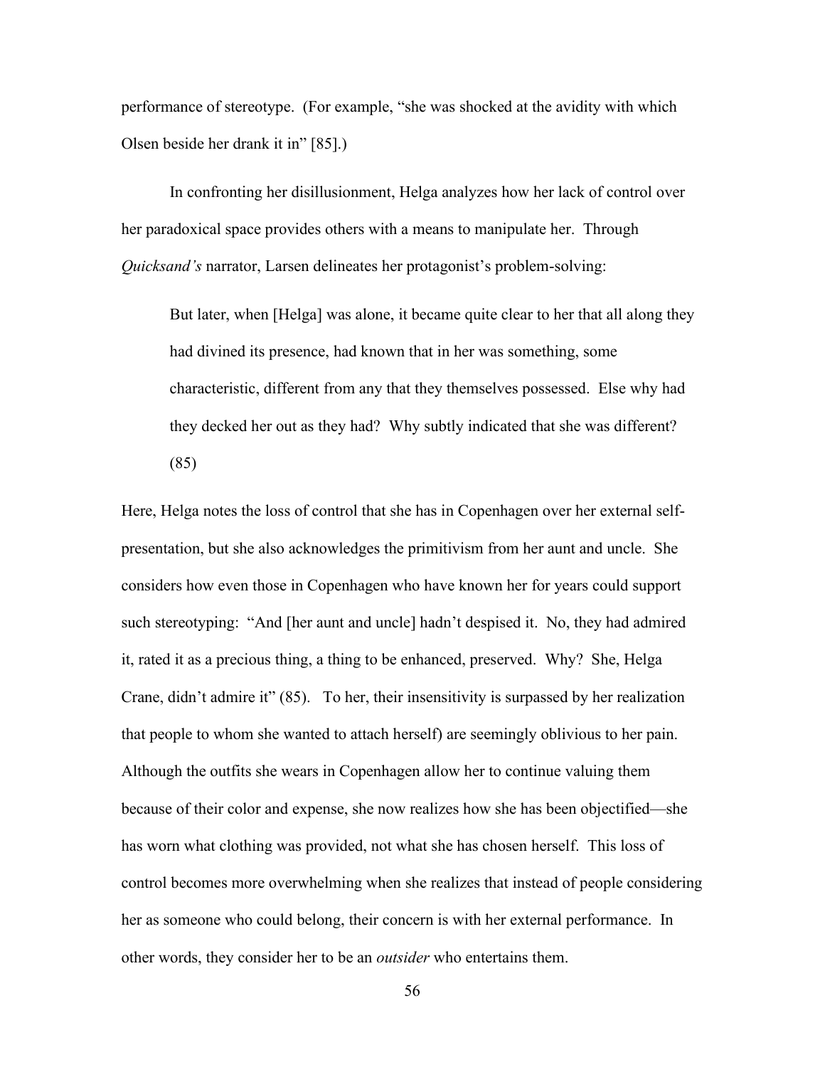performance of stereotype. (For example, "she was shocked at the avidity with which Olsen beside her drank it in" [85].)

In confronting her disillusionment, Helga analyzes how her lack of control over her paradoxical space provides others with a means to manipulate her. Through *Quicksand's* narrator, Larsen delineates her protagonist's problem-solving:

> But later, when [Helga] was alone, it became quite clear to her that all along they had divined its presence, had known that in her was something, some characteristic, different from any that they themselves possessed. Else why had they decked her out as they had? Why subtly indicated that she was different? (85)

Here, Helga notes the loss of control that she has in Copenhagen over her external self-presentation, but she also acknowledges the primitivism from her aunt and uncle. She considers how even those in Copenhagen who have known her for years could support such stereotyping: "And [her aunt and uncle] hadn't despised it. No, they had admired it, rated it as a precious thing, a thing to be enhanced, preserved. Why? She, Helga Crane, didn't admire it" (85). To her, their insensitivity is surpassed by her realization that people to whom she wanted to attach herself) are seemingly oblivious to her pain. Although the outfits she wears in Copenhagen allow her to continue valuing them because of their color and expense, she now realizes how she has been objectified—she has worn what clothing was provided, not what she has chosen herself. This loss of control becomes more overwhelming when she realizes that instead of people considering her as someone who could belong, their concern is with her external performance. In other words, they consider her to be an *outsider* who entertains them.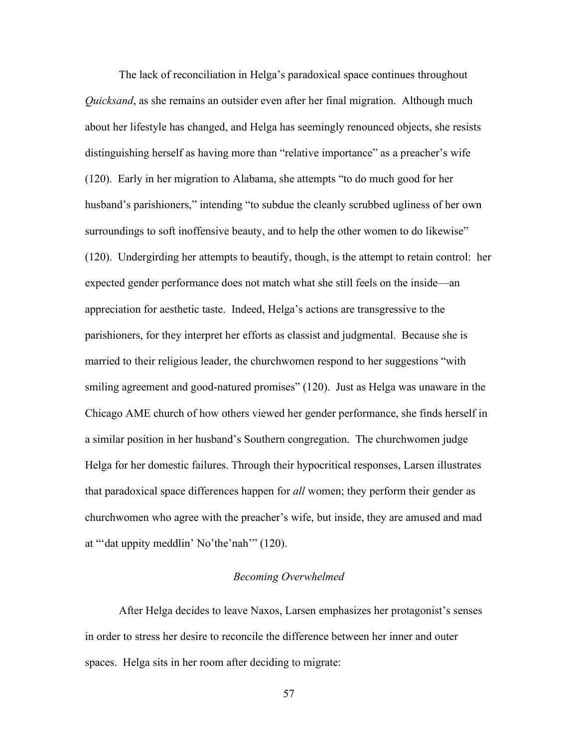The lack of reconciliation in Helga's paradoxical space continues throughout *Quicksand*, as she remains an outsider even after her final migration. Although much about her lifestyle has changed, and Helga has seemingly renounced objects, she resists distinguishing herself as having more than "relative importance" as a preacher's wife (120). Early in her migration to Alabama, she attempts "to do much good for her husband's parishioners," intending "to subdue the cleanly scrubbed ugliness of her own surroundings to soft inoffensive beauty, and to help the other women to do likewise" (120). Undergirding her attempts to beautify, though, is the attempt to retain control: her expected gender performance does not match what she still feels on the inside—an appreciation for aesthetic taste. Indeed, Helga's actions are transgressive to the parishioners, for they interpret her efforts as classist and judgmental. Because she is married to their religious leader, the churchwomen respond to her suggestions "with smiling agreement and good-natured promises" (120). Just as Helga was unaware in the Chicago AME church of how others viewed her gender performance, she finds herself in a similar position in her husband's Southern congregation. The churchwomen judge Helga for her domestic failures. Through their hypocritical responses, Larsen illustrates that paradoxical space differences happen for *all* women; they perform their gender as churchwomen who agree with the preacher's wife, but inside, they are amused and mad at "'dat uppity meddlin' No'the'nah'" (120).

### *Becoming Overwhelmed*

After Helga decides to leave Naxos, Larsen emphasizes her protagonist's senses in order to stress her desire to reconcile the difference between her inner and outer spaces. Helga sits in her room after deciding to migrate: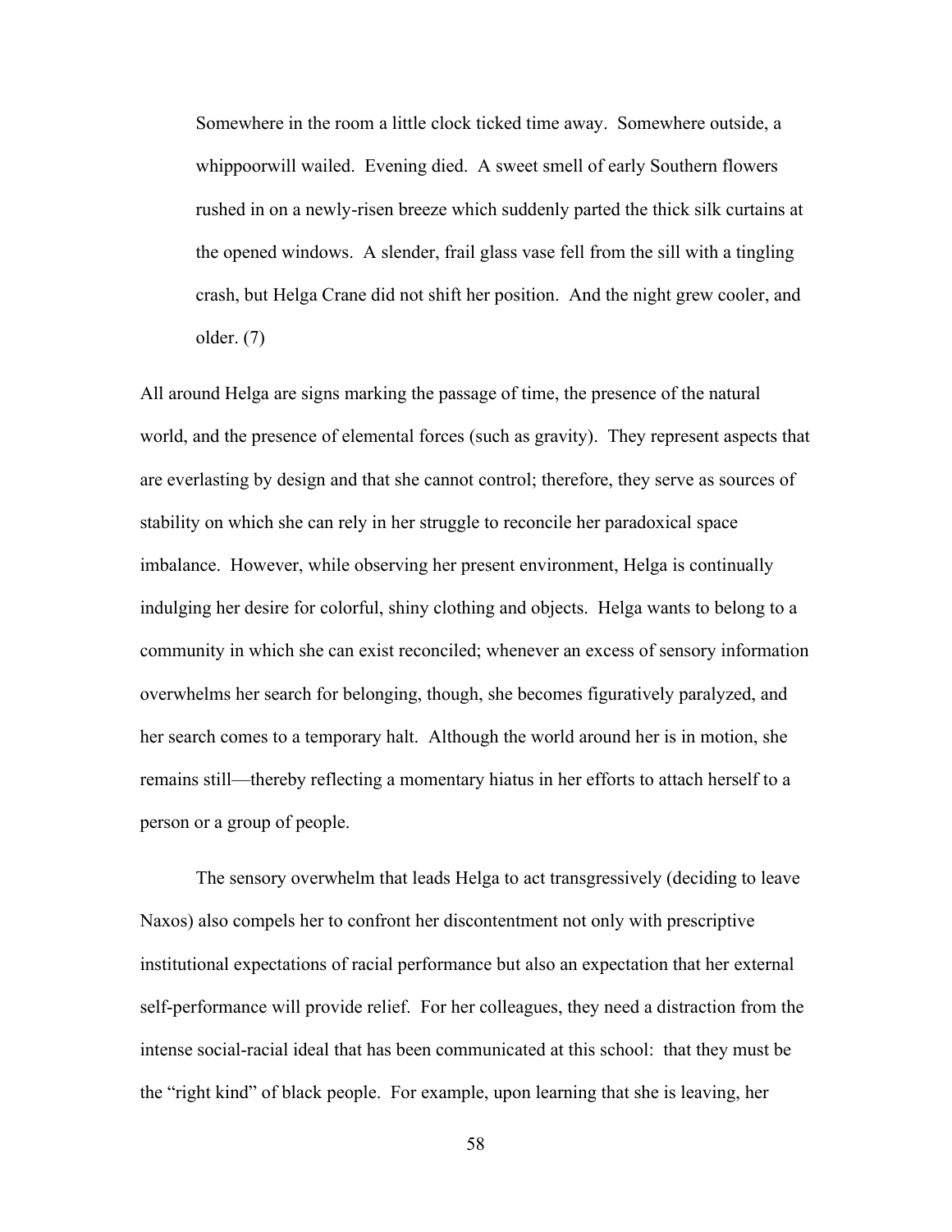> Somewhere in the room a little clock ticked time away. Somewhere outside, a whippoorwill wailed. Evening died. A sweet smell of early Southern flowers rushed in on a newly-risen breeze which suddenly parted the thick silk curtains at the opened windows. A slender, frail glass vase fell from the sill with a tingling crash, but Helga Crane did not shift her position. And the night grew cooler, and older. (7)

All around Helga are signs marking the passage of time, the presence of the natural world, and the presence of elemental forces (such as gravity). They represent aspects that are everlasting by design and that she cannot control; therefore, they serve as sources of stability on which she can rely in her struggle to reconcile her paradoxical space imbalance. However, while observing her present environment, Helga is continually indulging her desire for colorful, shiny clothing and objects. Helga wants to belong to a community in which she can exist reconciled; whenever an excess of sensory information overwhelms her search for belonging, though, she becomes figuratively paralyzed, and her search comes to a temporary halt. Although the world around her is in motion, she remains still—thereby reflecting a momentary hiatus in her efforts to attach herself to a person or a group of people.

The sensory overwhelm that leads Helga to act transgressively (deciding to leave Naxos) also compels her to confront her discontentment not only with prescriptive institutional expectations of racial performance but also an expectation that her external self-performance will provide relief. For her colleagues, they need a distraction from the intense social-racial ideal that has been communicated at this school: that they must be the "right kind" of black people. For example, upon learning that she is leaving, her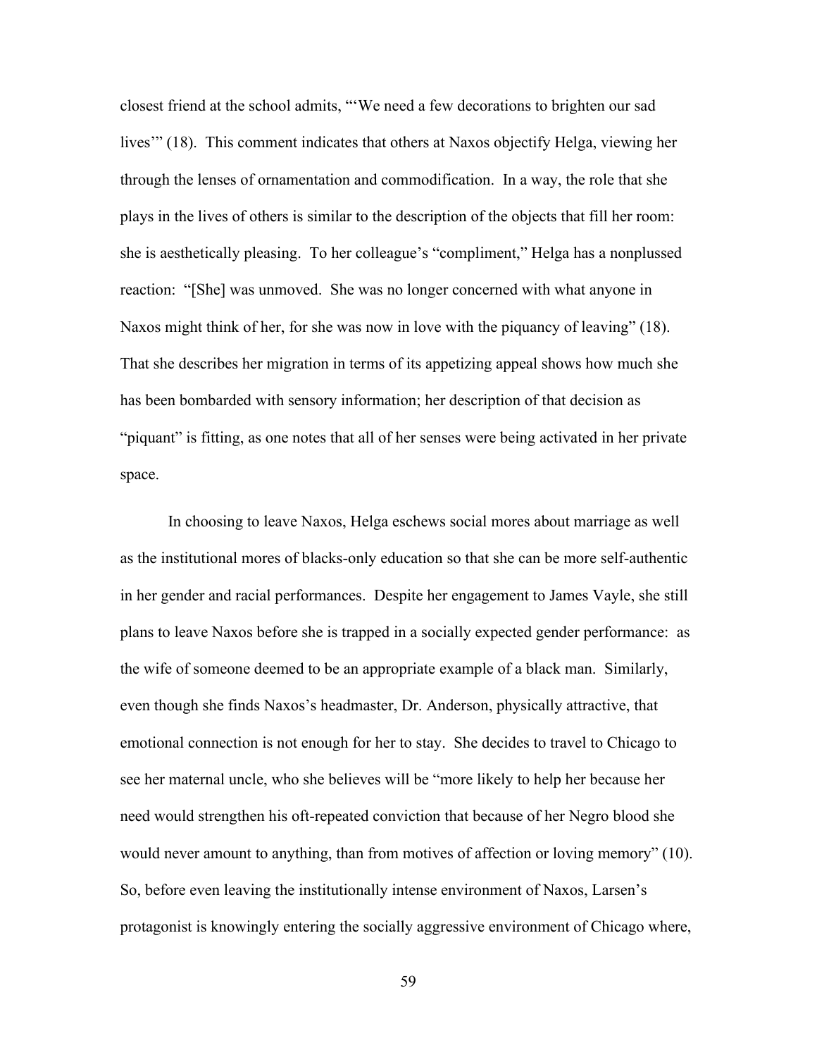closest friend at the school admits, "'We need a few decorations to brighten our sad lives'" (18). This comment indicates that others at Naxos objectify Helga, viewing her through the lenses of ornamentation and commodification. In a way, the role that she plays in the lives of others is similar to the description of the objects that fill her room: she is aesthetically pleasing. To her colleague's "compliment," Helga has a nonplussed reaction: "[She] was unmoved. She was no longer concerned with what anyone in Naxos might think of her, for she was now in love with the piquancy of leaving" (18). That she describes her migration in terms of its appetizing appeal shows how much she has been bombarded with sensory information; her description of that decision as "piquant" is fitting, as one notes that all of her senses were being activated in her private space.

In choosing to leave Naxos, Helga eschews social mores about marriage as well as the institutional mores of blacks-only education so that she can be more self-authentic in her gender and racial performances. Despite her engagement to James Vayle, she still plans to leave Naxos before she is trapped in a socially expected gender performance: as the wife of someone deemed to be an appropriate example of a black man. Similarly, even though she finds Naxos's headmaster, Dr. Anderson, physically attractive, that emotional connection is not enough for her to stay. She decides to travel to Chicago to see her maternal uncle, who she believes will be "more likely to help her because her need would strengthen his oft-repeated conviction that because of her Negro blood she would never amount to anything, than from motives of affection or loving memory" (10). So, before even leaving the institutionally intense environment of Naxos, Larsen's protagonist is knowingly entering the socially aggressive environment of Chicago where,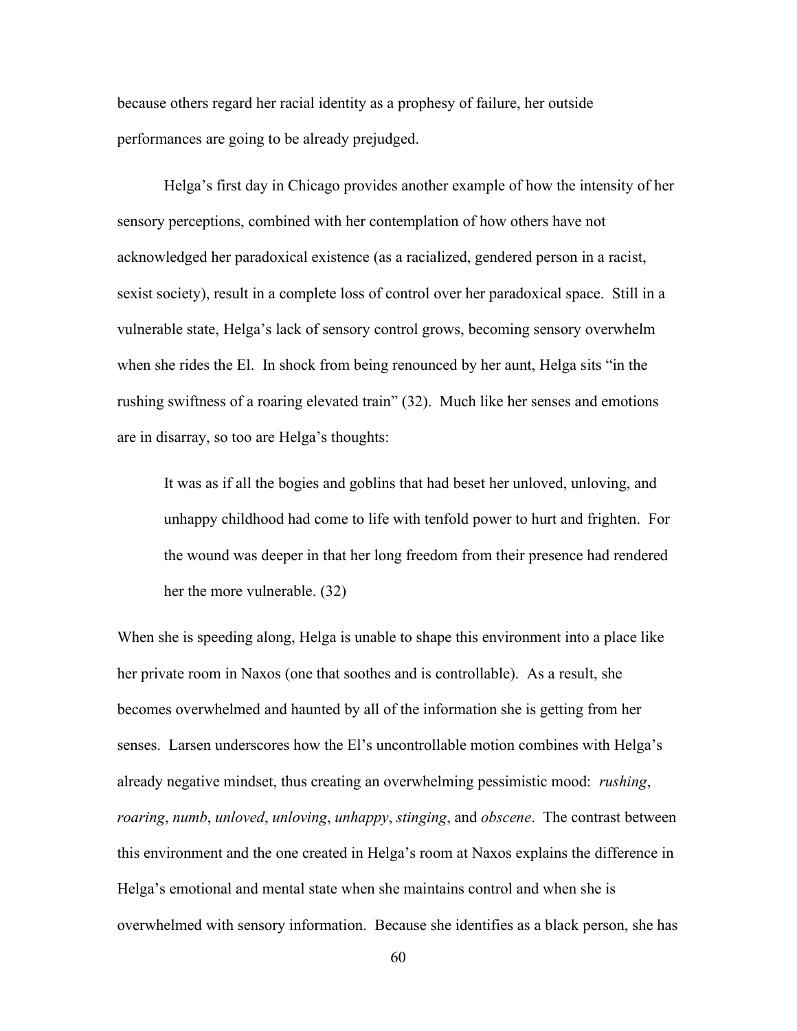because others regard her racial identity as a prophesy of failure, her outside performances are going to be already prejudged.

Helga's first day in Chicago provides another example of how the intensity of her sensory perceptions, combined with her contemplation of how others have not acknowledged her paradoxical existence (as a racialized, gendered person in a racist, sexist society), result in a complete loss of control over her paradoxical space. Still in a vulnerable state, Helga's lack of sensory control grows, becoming sensory overwhelm when she rides the El. In shock from being renounced by her aunt, Helga sits "in the rushing swiftness of a roaring elevated train" (32). Much like her senses and emotions are in disarray, so too are Helga's thoughts:

> It was as if all the bogies and goblins that had beset her unloved, unloving, and unhappy childhood had come to life with tenfold power to hurt and frighten. For the wound was deeper in that her long freedom from their presence had rendered her the more vulnerable. (32)

When she is speeding along, Helga is unable to shape this environment into a place like her private room in Naxos (one that soothes and is controllable). As a result, she becomes overwhelmed and haunted by all of the information she is getting from her senses. Larsen underscores how the El's uncontrollable motion combines with Helga's already negative mindset, thus creating an overwhelming pessimistic mood: *rushing*, *roaring*, *numb*, *unloved*, *unloving*, *unhappy*, *stinging*, and *obscene*. The contrast between this environment and the one created in Helga's room at Naxos explains the difference in Helga's emotional and mental state when she maintains control and when she is overwhelmed with sensory information. Because she identifies as a black person, she has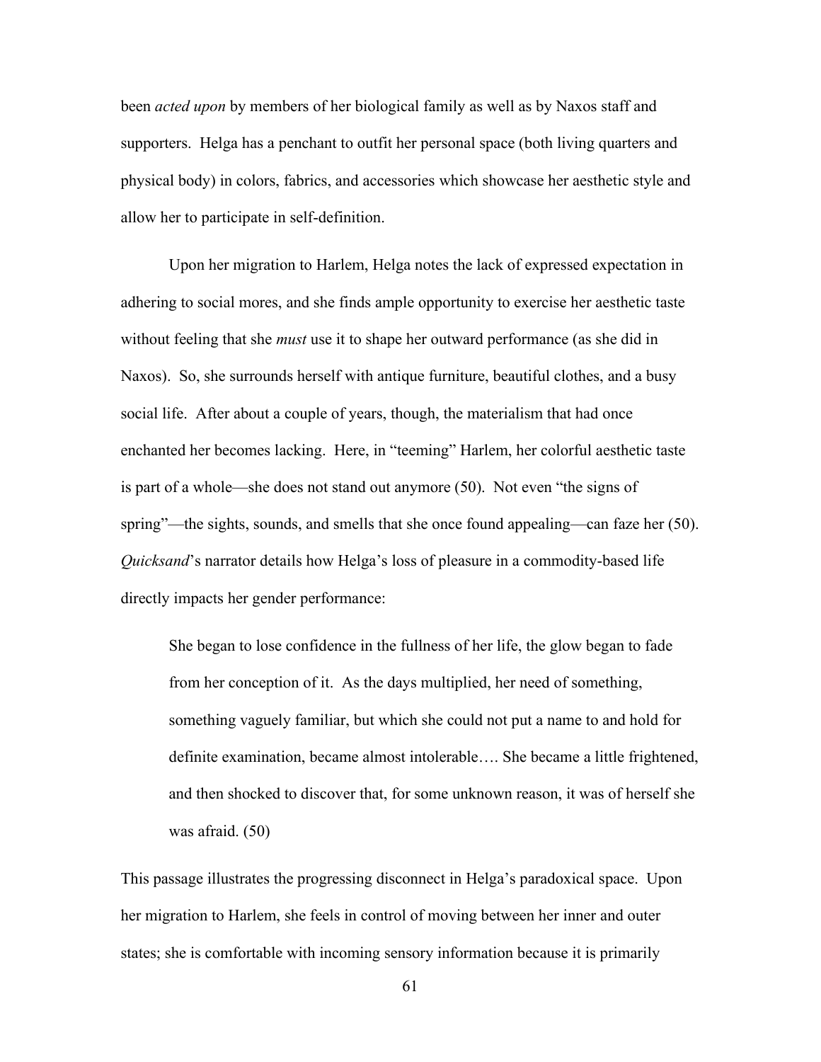been *acted upon* by members of her biological family as well as by Naxos staff and supporters. Helga has a penchant to outfit her personal space (both living quarters and physical body) in colors, fabrics, and accessories which showcase her aesthetic style and allow her to participate in self-definition.

Upon her migration to Harlem, Helga notes the lack of expressed expectation in adhering to social mores, and she finds ample opportunity to exercise her aesthetic taste without feeling that she *must* use it to shape her outward performance (as she did in Naxos). So, she surrounds herself with antique furniture, beautiful clothes, and a busy social life. After about a couple of years, though, the materialism that had once enchanted her becomes lacking. Here, in "teeming" Harlem, her colorful aesthetic taste is part of a whole—she does not stand out anymore (50). Not even "the signs of spring"—the sights, sounds, and smells that she once found appealing—can faze her (50). *Quicksand*'s narrator details how Helga's loss of pleasure in a commodity-based life directly impacts her gender performance:

> She began to lose confidence in the fullness of her life, the glow began to fade from her conception of it. As the days multiplied, her need of something, something vaguely familiar, but which she could not put a name to and hold for definite examination, became almost intolerable…. She became a little frightened, and then shocked to discover that, for some unknown reason, it was of herself she was afraid. (50)

This passage illustrates the progressing disconnect in Helga's paradoxical space. Upon her migration to Harlem, she feels in control of moving between her inner and outer states; she is comfortable with incoming sensory information because it is primarily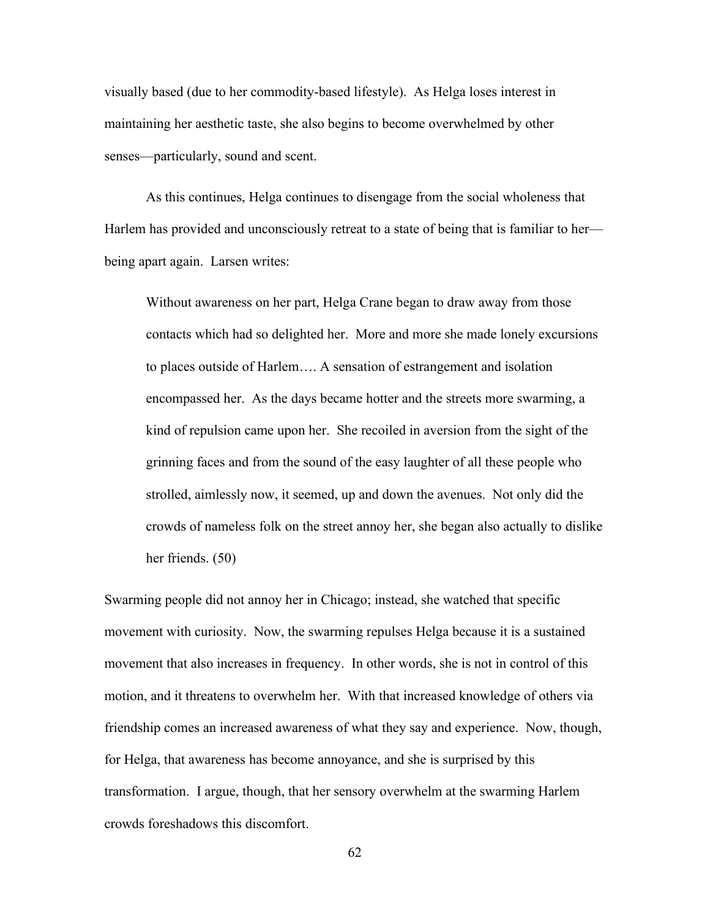visually based (due to her commodity-based lifestyle). As Helga loses interest in maintaining her aesthetic taste, she also begins to become overwhelmed by other senses—particularly, sound and scent.

As this continues, Helga continues to disengage from the social wholeness that Harlem has provided and unconsciously retreat to a state of being that is familiar to her—being apart again. Larsen writes:

> Without awareness on her part, Helga Crane began to draw away from those contacts which had so delighted her. More and more she made lonely excursions to places outside of Harlem…. A sensation of estrangement and isolation encompassed her. As the days became hotter and the streets more swarming, a kind of repulsion came upon her. She recoiled in aversion from the sight of the grinning faces and from the sound of the easy laughter of all these people who strolled, aimlessly now, it seemed, up and down the avenues. Not only did the crowds of nameless folk on the street annoy her, she began also actually to dislike her friends. (50)

Swarming people did not annoy her in Chicago; instead, she watched that specific movement with curiosity. Now, the swarming repulses Helga because it is a sustained movement that also increases in frequency. In other words, she is not in control of this motion, and it threatens to overwhelm her. With that increased knowledge of others via friendship comes an increased awareness of what they say and experience. Now, though, for Helga, that awareness has become annoyance, and she is surprised by this transformation. I argue, though, that her sensory overwhelm at the swarming Harlem crowds foreshadows this discomfort.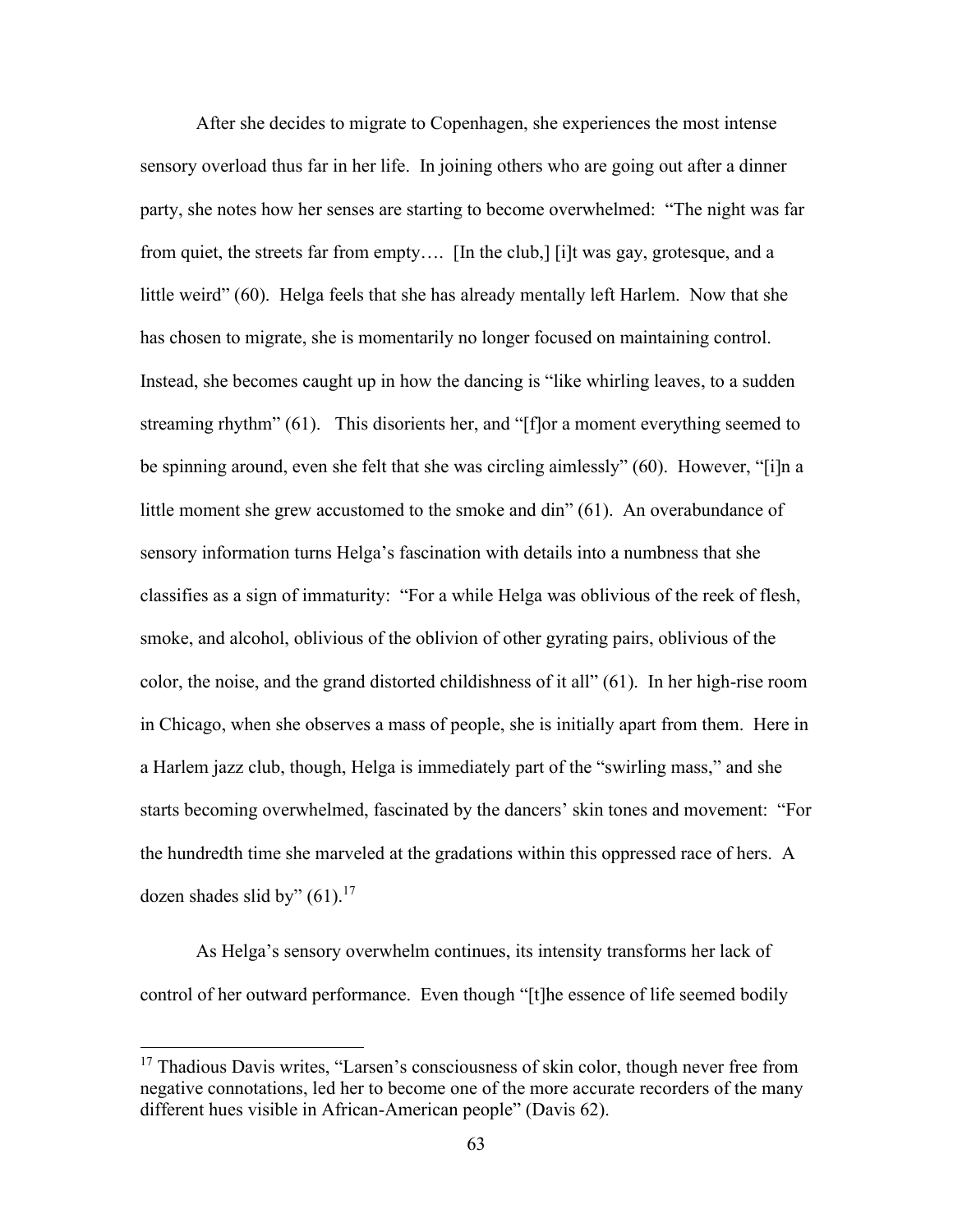After she decides to migrate to Copenhagen, she experiences the most intense sensory overload thus far in her life. In joining others who are going out after a dinner party, she notes how her senses are starting to become overwhelmed: "The night was far from quiet, the streets far from empty…. [In the club,] [i]t was gay, grotesque, and a little weird" (60). Helga feels that she has already mentally left Harlem. Now that she has chosen to migrate, she is momentarily no longer focused on maintaining control. Instead, she becomes caught up in how the dancing is "like whirling leaves, to a sudden streaming rhythm" (61). This disorients her, and "[f]or a moment everything seemed to be spinning around, even she felt that she was circling aimlessly" (60). However, "[i]n a little moment she grew accustomed to the smoke and din" (61). An overabundance of sensory information turns Helga's fascination with details into a numbness that she classifies as a sign of immaturity: "For a while Helga was oblivious of the reek of flesh, smoke, and alcohol, oblivious of the oblivion of other gyrating pairs, oblivious of the color, the noise, and the grand distorted childishness of it all" (61). In her high-rise room in Chicago, when she observes a mass of people, she is initially apart from them. Here in a Harlem jazz club, though, Helga is immediately part of the "swirling mass," and she starts becoming overwhelmed, fascinated by the dancers' skin tones and movement: "For the hundredth time she marveled at the gradations within this oppressed race of hers. A dozen shades slid by" (61).[17]

As Helga's sensory overwhelm continues, its intensity transforms her lack of control of her outward performance. Even though "[t]he essence of life seemed bodily

[17] Thadious Davis writes, "Larsen's consciousness of skin color, though never free from negative connotations, led her to become one of the more accurate recorders of the many different hues visible in African-American people" (Davis 62).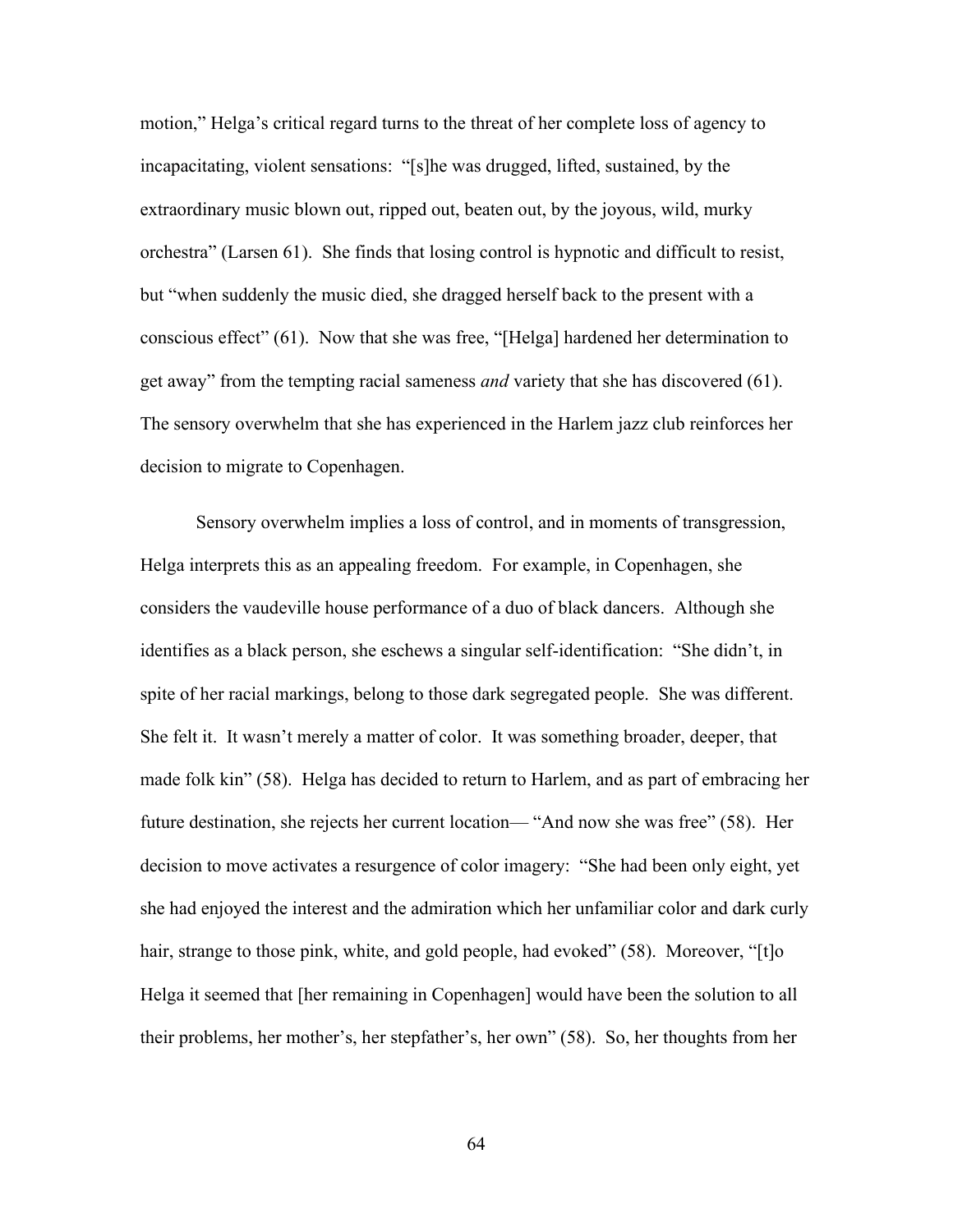motion," Helga's critical regard turns to the threat of her complete loss of agency to incapacitating, violent sensations: "[s]he was drugged, lifted, sustained, by the extraordinary music blown out, ripped out, beaten out, by the joyous, wild, murky orchestra" (Larsen 61). She finds that losing control is hypnotic and difficult to resist, but "when suddenly the music died, she dragged herself back to the present with a conscious effect" (61). Now that she was free, "[Helga] hardened her determination to get away" from the tempting racial sameness *and* variety that she has discovered (61). The sensory overwhelm that she has experienced in the Harlem jazz club reinforces her decision to migrate to Copenhagen.

Sensory overwhelm implies a loss of control, and in moments of transgression, Helga interprets this as an appealing freedom. For example, in Copenhagen, she considers the vaudeville house performance of a duo of black dancers. Although she identifies as a black person, she eschews a singular self-identification: "She didn't, in spite of her racial markings, belong to those dark segregated people. She was different. She felt it. It wasn't merely a matter of color. It was something broader, deeper, that made folk kin" (58). Helga has decided to return to Harlem, and as part of embracing her future destination, she rejects her current location— "And now she was free" (58). Her decision to move activates a resurgence of color imagery: "She had been only eight, yet she had enjoyed the interest and the admiration which her unfamiliar color and dark curly hair, strange to those pink, white, and gold people, had evoked" (58). Moreover, "[t]o Helga it seemed that [her remaining in Copenhagen] would have been the solution to all their problems, her mother's, her stepfather's, her own" (58). So, her thoughts from her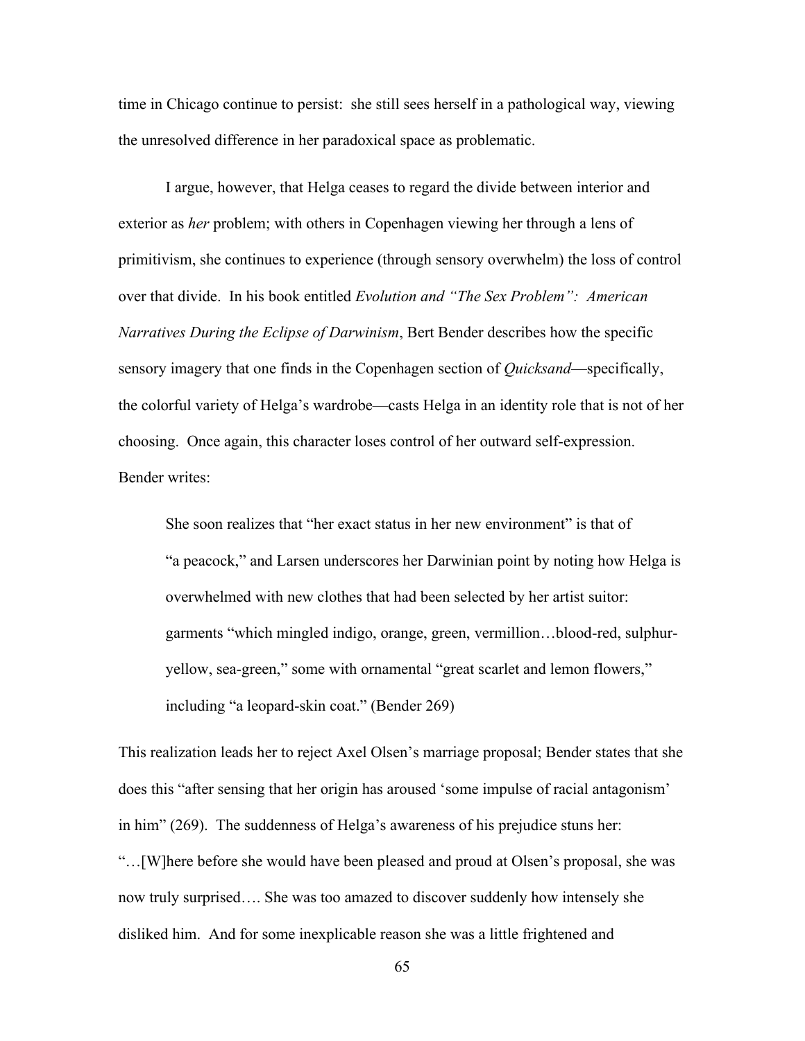time in Chicago continue to persist: she still sees herself in a pathological way, viewing the unresolved difference in her paradoxical space as problematic.

I argue, however, that Helga ceases to regard the divide between interior and exterior as *her* problem; with others in Copenhagen viewing her through a lens of primitivism, she continues to experience (through sensory overwhelm) the loss of control over that divide. In his book entitled *Evolution and "The Sex Problem": American Narratives During the Eclipse of Darwinism*, Bert Bender describes how the specific sensory imagery that one finds in the Copenhagen section of *Quicksand*—specifically, the colorful variety of Helga's wardrobe—casts Helga in an identity role that is not of her choosing. Once again, this character loses control of her outward self-expression. Bender writes:

> She soon realizes that "her exact status in her new environment" is that of "a peacock," and Larsen underscores her Darwinian point by noting how Helga is overwhelmed with new clothes that had been selected by her artist suitor: garments "which mingled indigo, orange, green, vermillion…blood-red, sulphur-yellow, sea-green," some with ornamental "great scarlet and lemon flowers," including "a leopard-skin coat." (Bender 269)

This realization leads her to reject Axel Olsen's marriage proposal; Bender states that she does this "after sensing that her origin has aroused 'some impulse of racial antagonism' in him" (269). The suddenness of Helga's awareness of his prejudice stuns her: "…[W]here before she would have been pleased and proud at Olsen's proposal, she was now truly surprised…. She was too amazed to discover suddenly how intensely she disliked him. And for some inexplicable reason she was a little frightened and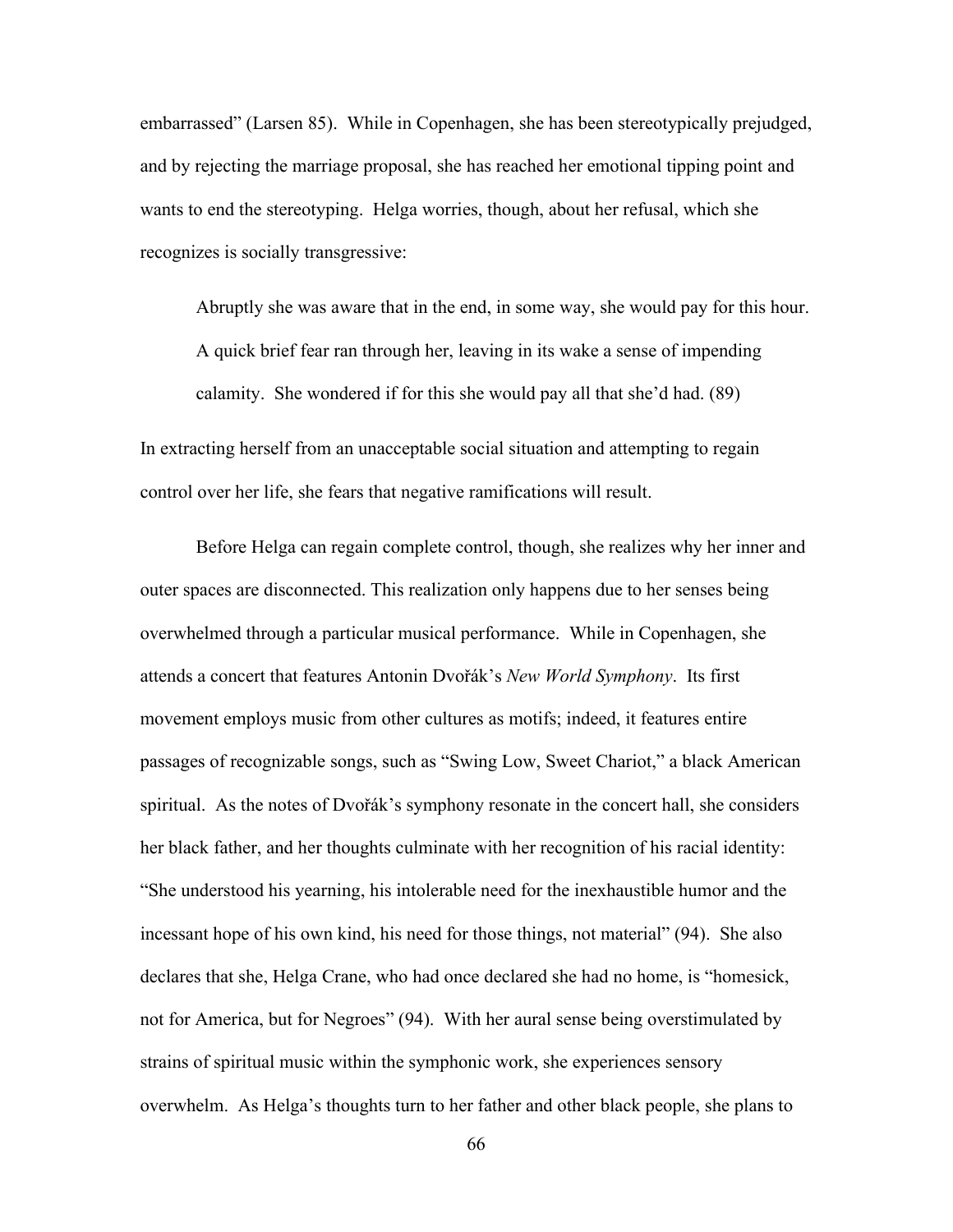embarrassed" (Larsen 85). While in Copenhagen, she has been stereotypically prejudged, and by rejecting the marriage proposal, she has reached her emotional tipping point and wants to end the stereotyping. Helga worries, though, about her refusal, which she recognizes is socially transgressive:

> Abruptly she was aware that in the end, in some way, she would pay for this hour. A quick brief fear ran through her, leaving in its wake a sense of impending calamity. She wondered if for this she would pay all that she'd had. (89)

In extracting herself from an unacceptable social situation and attempting to regain control over her life, she fears that negative ramifications will result.

Before Helga can regain complete control, though, she realizes why her inner and outer spaces are disconnected. This realization only happens due to her senses being overwhelmed through a particular musical performance. While in Copenhagen, she attends a concert that features Antonin Dvořák's *New World Symphony*. Its first movement employs music from other cultures as motifs; indeed, it features entire passages of recognizable songs, such as "Swing Low, Sweet Chariot," a black American spiritual. As the notes of Dvořák's symphony resonate in the concert hall, she considers her black father, and her thoughts culminate with her recognition of his racial identity: "She understood his yearning, his intolerable need for the inexhaustible humor and the incessant hope of his own kind, his need for those things, not material" (94). She also declares that she, Helga Crane, who had once declared she had no home, is "homesick, not for America, but for Negroes" (94). With her aural sense being overstimulated by strains of spiritual music within the symphonic work, she experiences sensory overwhelm. As Helga's thoughts turn to her father and other black people, she plans to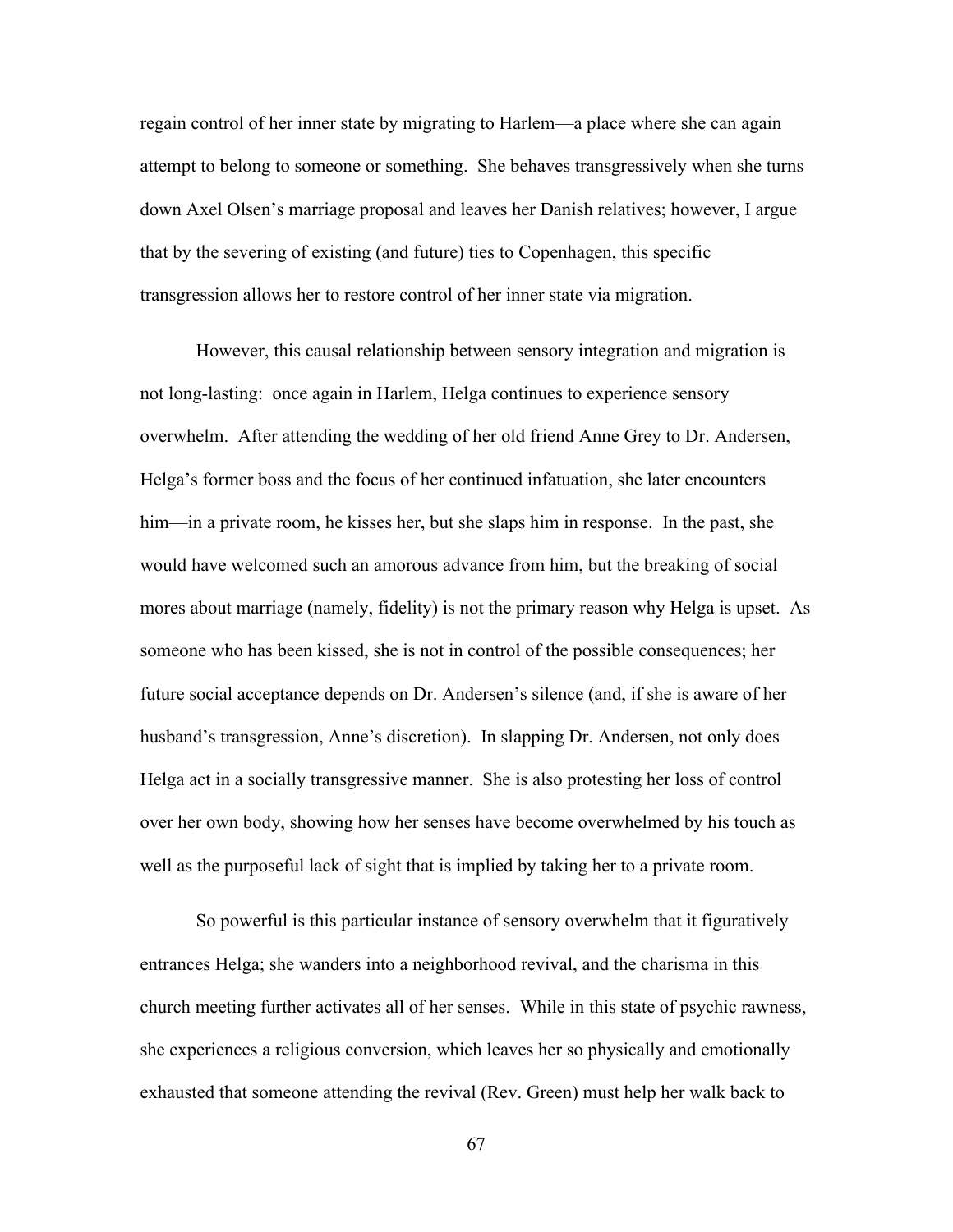regain control of her inner state by migrating to Harlem—a place where she can again attempt to belong to someone or something. She behaves transgressively when she turns down Axel Olsen's marriage proposal and leaves her Danish relatives; however, I argue that by the severing of existing (and future) ties to Copenhagen, this specific transgression allows her to restore control of her inner state via migration.

However, this causal relationship between sensory integration and migration is not long-lasting: once again in Harlem, Helga continues to experience sensory overwhelm. After attending the wedding of her old friend Anne Grey to Dr. Andersen, Helga's former boss and the focus of her continued infatuation, she later encounters him—in a private room, he kisses her, but she slaps him in response. In the past, she would have welcomed such an amorous advance from him, but the breaking of social mores about marriage (namely, fidelity) is not the primary reason why Helga is upset. As someone who has been kissed, she is not in control of the possible consequences; her future social acceptance depends on Dr. Andersen's silence (and, if she is aware of her husband's transgression, Anne's discretion). In slapping Dr. Andersen, not only does Helga act in a socially transgressive manner. She is also protesting her loss of control over her own body, showing how her senses have become overwhelmed by his touch as well as the purposeful lack of sight that is implied by taking her to a private room.

So powerful is this particular instance of sensory overwhelm that it figuratively entrances Helga; she wanders into a neighborhood revival, and the charisma in this church meeting further activates all of her senses. While in this state of psychic rawness, she experiences a religious conversion, which leaves her so physically and emotionally exhausted that someone attending the revival (Rev. Green) must help her walk back to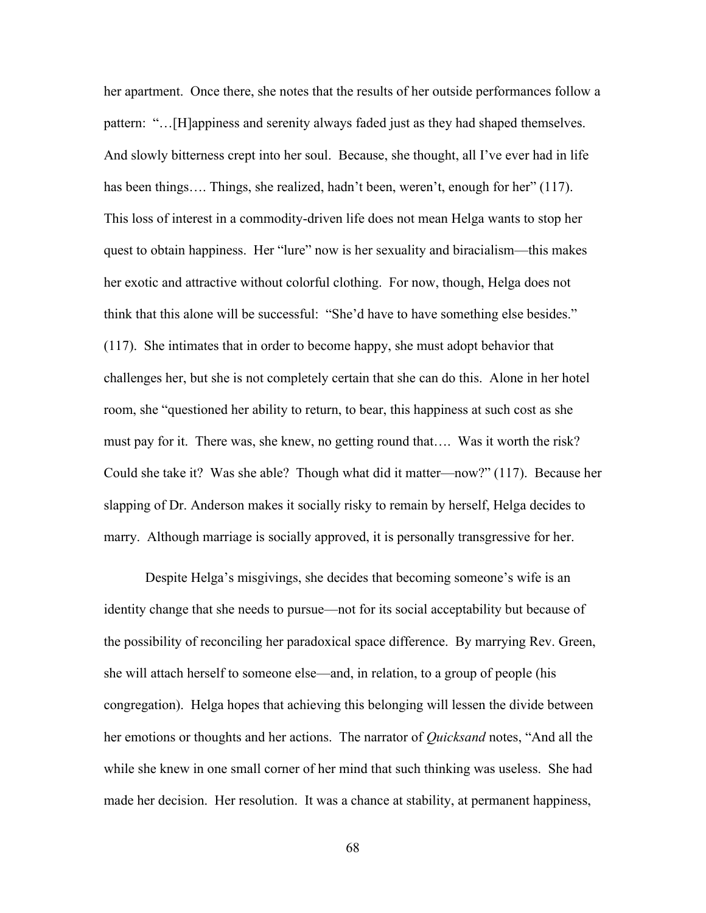her apartment. Once there, she notes that the results of her outside performances follow a pattern: "…[H]appiness and serenity always faded just as they had shaped themselves. And slowly bitterness crept into her soul. Because, she thought, all I've ever had in life has been things…. Things, she realized, hadn't been, weren't, enough for her" (117). This loss of interest in a commodity-driven life does not mean Helga wants to stop her quest to obtain happiness. Her "lure" now is her sexuality and biracialism—this makes her exotic and attractive without colorful clothing. For now, though, Helga does not think that this alone will be successful: "She'd have to have something else besides." (117). She intimates that in order to become happy, she must adopt behavior that challenges her, but she is not completely certain that she can do this. Alone in her hotel room, she "questioned her ability to return, to bear, this happiness at such cost as she must pay for it. There was, she knew, no getting round that…. Was it worth the risk? Could she take it? Was she able? Though what did it matter—now?" (117). Because her slapping of Dr. Anderson makes it socially risky to remain by herself, Helga decides to marry. Although marriage is socially approved, it is personally transgressive for her.

Despite Helga's misgivings, she decides that becoming someone's wife is an identity change that she needs to pursue—not for its social acceptability but because of the possibility of reconciling her paradoxical space difference. By marrying Rev. Green, she will attach herself to someone else—and, in relation, to a group of people (his congregation). Helga hopes that achieving this belonging will lessen the divide between her emotions or thoughts and her actions. The narrator of *Quicksand* notes, "And all the while she knew in one small corner of her mind that such thinking was useless. She had made her decision. Her resolution. It was a chance at stability, at permanent happiness,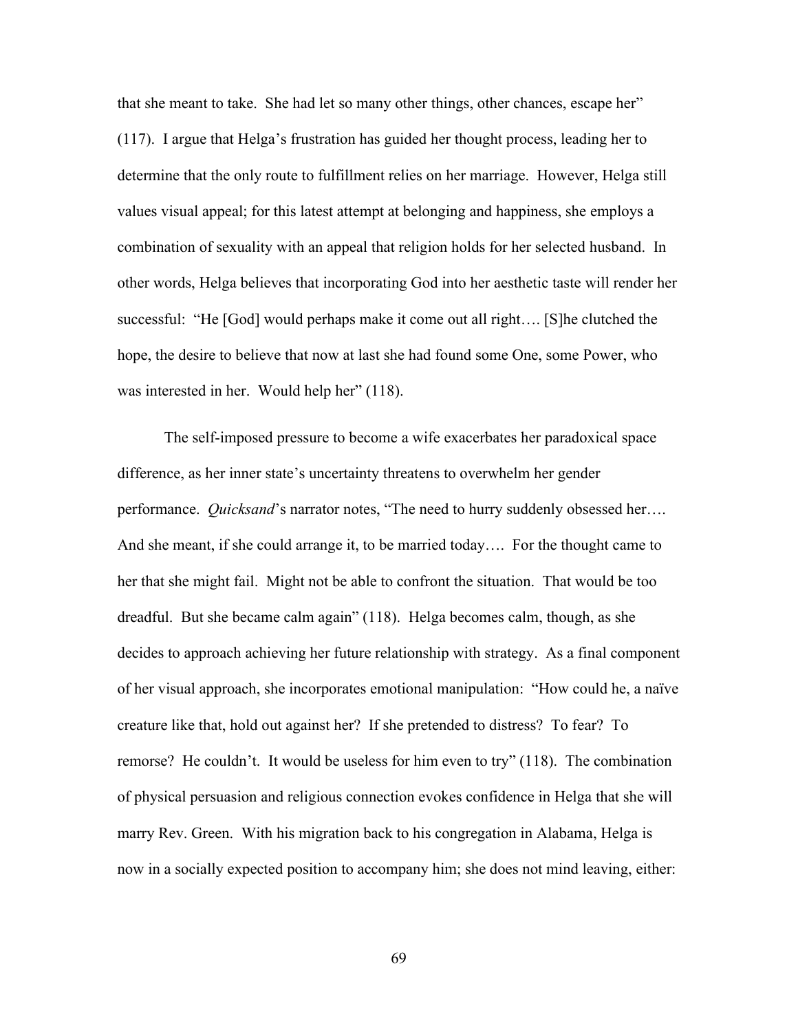that she meant to take. She had let so many other things, other chances, escape her" (117). I argue that Helga's frustration has guided her thought process, leading her to determine that the only route to fulfillment relies on her marriage. However, Helga still values visual appeal; for this latest attempt at belonging and happiness, she employs a combination of sexuality with an appeal that religion holds for her selected husband. In other words, Helga believes that incorporating God into her aesthetic taste will render her successful: "He [God] would perhaps make it come out all right…. [S]he clutched the hope, the desire to believe that now at last she had found some One, some Power, who was interested in her. Would help her" (118).

The self-imposed pressure to become a wife exacerbates her paradoxical space difference, as her inner state's uncertainty threatens to overwhelm her gender performance. *Quicksand*'s narrator notes, "The need to hurry suddenly obsessed her…. And she meant, if she could arrange it, to be married today…. For the thought came to her that she might fail. Might not be able to confront the situation. That would be too dreadful. But she became calm again" (118). Helga becomes calm, though, as she decides to approach achieving her future relationship with strategy. As a final component of her visual approach, she incorporates emotional manipulation: "How could he, a naïve creature like that, hold out against her? If she pretended to distress? To fear? To remorse? He couldn't. It would be useless for him even to try" (118). The combination of physical persuasion and religious connection evokes confidence in Helga that she will marry Rev. Green. With his migration back to his congregation in Alabama, Helga is now in a socially expected position to accompany him; she does not mind leaving, either: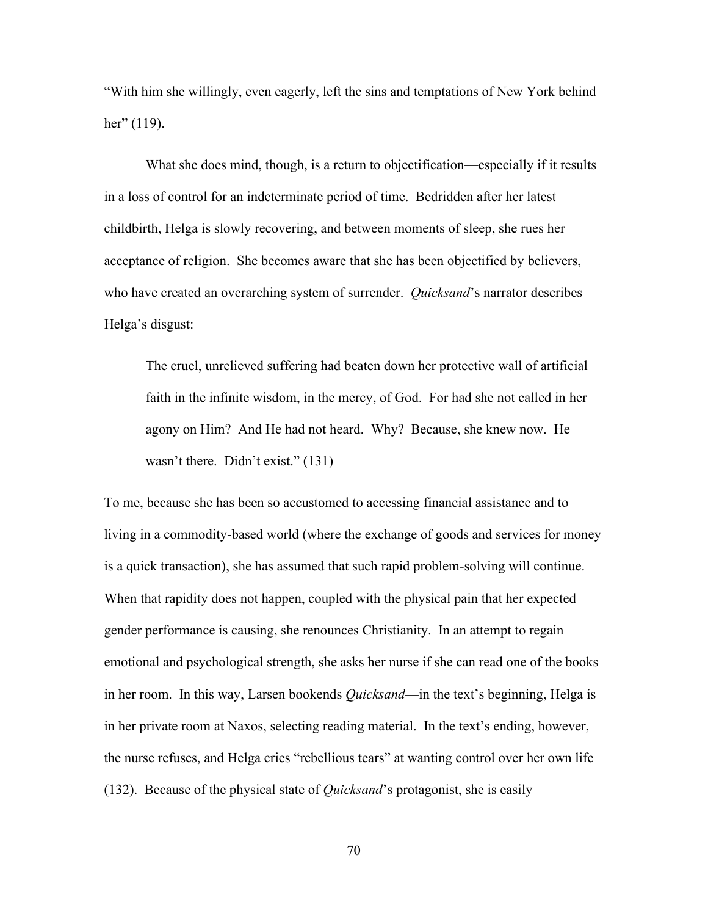"With him she willingly, even eagerly, left the sins and temptations of New York behind her" (119).

What she does mind, though, is a return to objectification—especially if it results in a loss of control for an indeterminate period of time. Bedridden after her latest childbirth, Helga is slowly recovering, and between moments of sleep, she rues her acceptance of religion. She becomes aware that she has been objectified by believers, who have created an overarching system of surrender. *Quicksand*'s narrator describes Helga's disgust:

> The cruel, unrelieved suffering had beaten down her protective wall of artificial faith in the infinite wisdom, in the mercy, of God. For had she not called in her agony on Him? And He had not heard. Why? Because, she knew now. He wasn't there. Didn't exist." (131)

To me, because she has been so accustomed to accessing financial assistance and to living in a commodity-based world (where the exchange of goods and services for money is a quick transaction), she has assumed that such rapid problem-solving will continue. When that rapidity does not happen, coupled with the physical pain that her expected gender performance is causing, she renounces Christianity. In an attempt to regain emotional and psychological strength, she asks her nurse if she can read one of the books in her room. In this way, Larsen bookends *Quicksand*—in the text's beginning, Helga is in her private room at Naxos, selecting reading material. In the text's ending, however, the nurse refuses, and Helga cries "rebellious tears" at wanting control over her own life (132). Because of the physical state of *Quicksand*'s protagonist, she is easily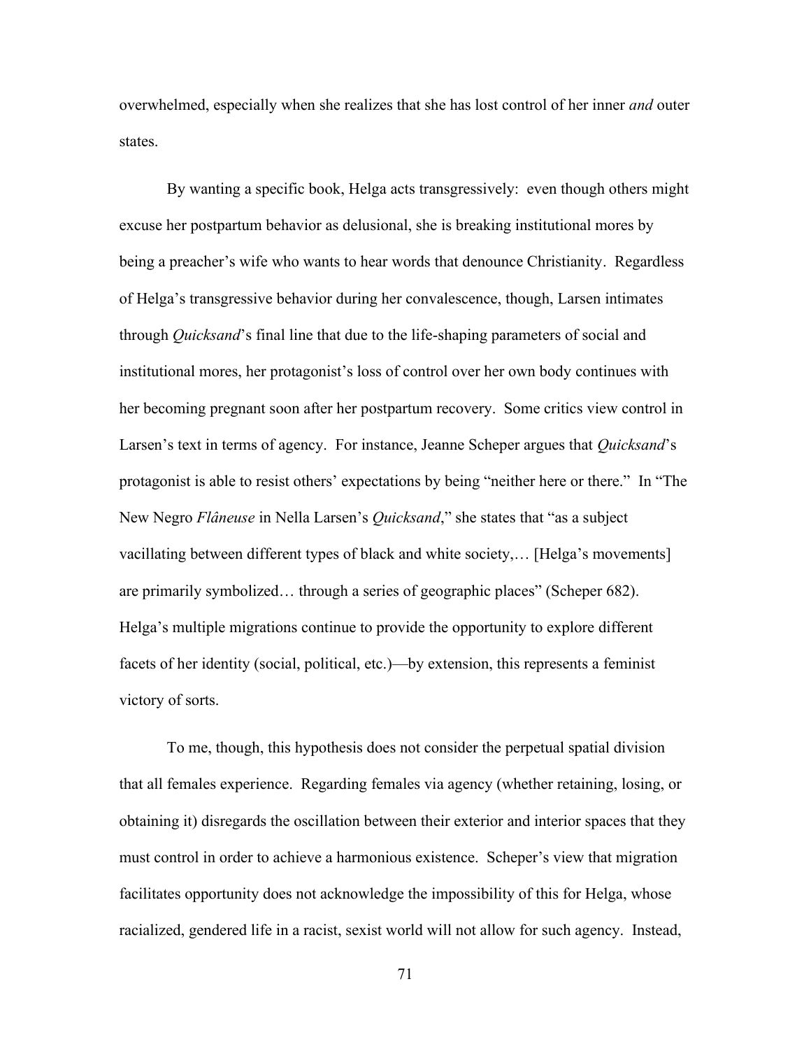overwhelmed, especially when she realizes that she has lost control of her inner *and* outer states.

By wanting a specific book, Helga acts transgressively: even though others might excuse her postpartum behavior as delusional, she is breaking institutional mores by being a preacher's wife who wants to hear words that denounce Christianity. Regardless of Helga's transgressive behavior during her convalescence, though, Larsen intimates through *Quicksand*'s final line that due to the life-shaping parameters of social and institutional mores, her protagonist's loss of control over her own body continues with her becoming pregnant soon after her postpartum recovery. Some critics view control in Larsen's text in terms of agency. For instance, Jeanne Scheper argues that *Quicksand*'s protagonist is able to resist others' expectations by being "neither here or there." In "The New Negro *Flâneuse* in Nella Larsen's *Quicksand*," she states that "as a subject vacillating between different types of black and white society,… [Helga's movements] are primarily symbolized… through a series of geographic places" (Scheper 682). Helga's multiple migrations continue to provide the opportunity to explore different facets of her identity (social, political, etc.)—by extension, this represents a feminist victory of sorts.

To me, though, this hypothesis does not consider the perpetual spatial division that all females experience. Regarding females via agency (whether retaining, losing, or obtaining it) disregards the oscillation between their exterior and interior spaces that they must control in order to achieve a harmonious existence. Scheper's view that migration facilitates opportunity does not acknowledge the impossibility of this for Helga, whose racialized, gendered life in a racist, sexist world will not allow for such agency. Instead,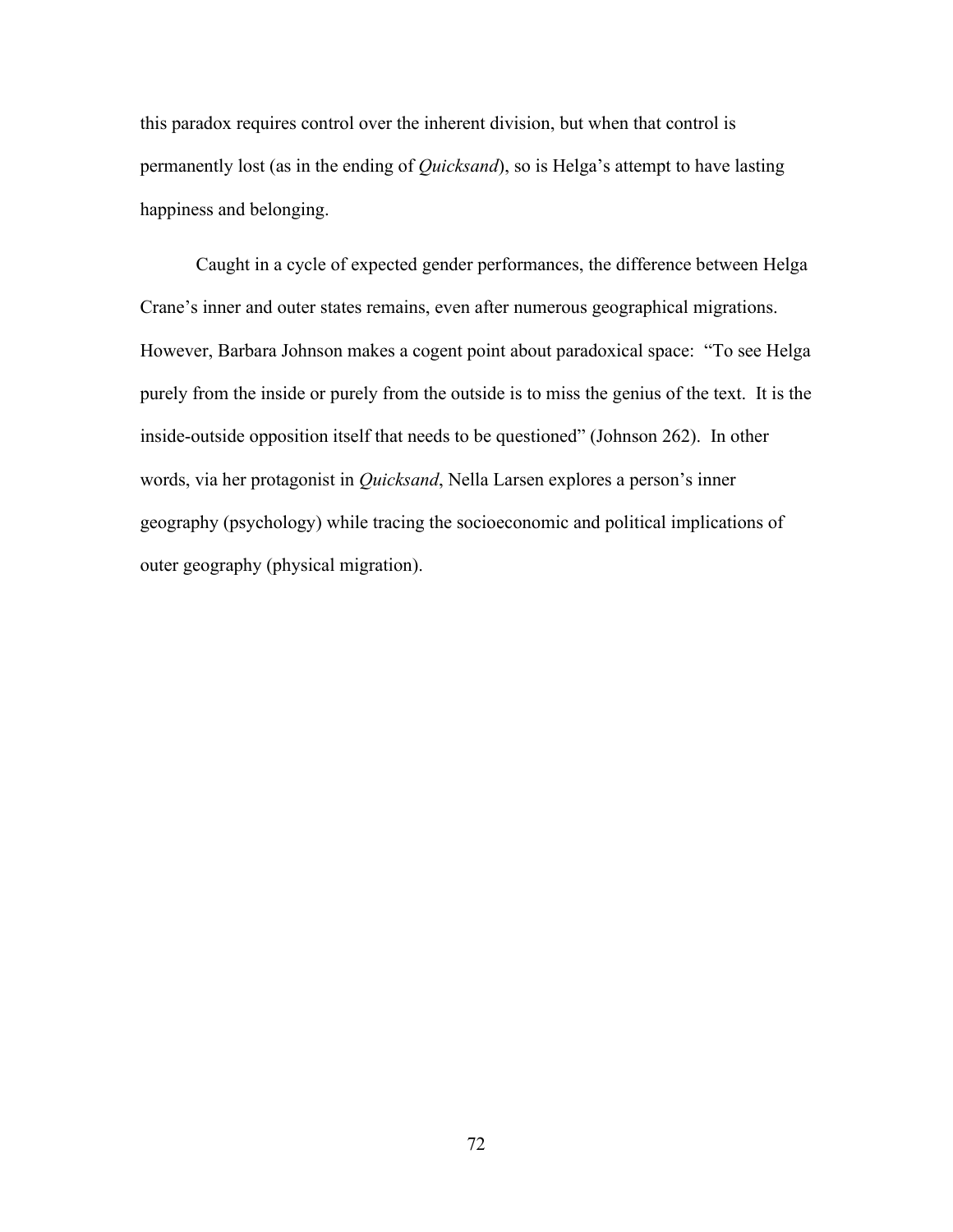this paradox requires control over the inherent division, but when that control is permanently lost (as in the ending of *Quicksand*), so is Helga's attempt to have lasting happiness and belonging.

Caught in a cycle of expected gender performances, the difference between Helga Crane's inner and outer states remains, even after numerous geographical migrations. However, Barbara Johnson makes a cogent point about paradoxical space: "To see Helga purely from the inside or purely from the outside is to miss the genius of the text. It is the inside-outside opposition itself that needs to be questioned" (Johnson 262). In other words, via her protagonist in *Quicksand*, Nella Larsen explores a person's inner geography (psychology) while tracing the socioeconomic and political implications of outer geography (physical migration).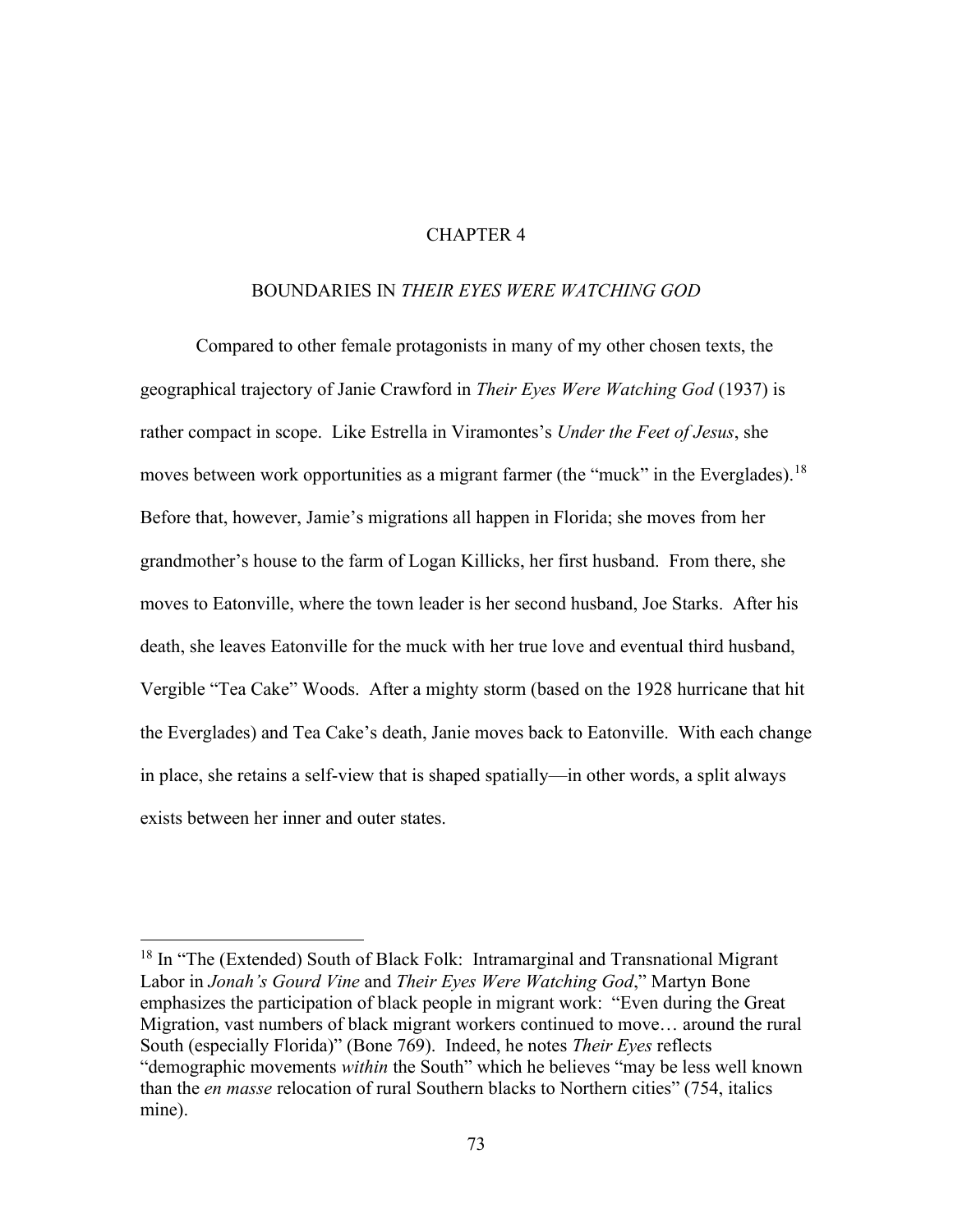# CHAPTER 4

## BOUNDARIES IN *THEIR EYES WERE WATCHING GOD*

Compared to other female protagonists in many of my other chosen texts, the geographical trajectory of Janie Crawford in *Their Eyes Were Watching God* (1937) is rather compact in scope. Like Estrella in Viramontes's *Under the Feet of Jesus*, she moves between work opportunities as a migrant farmer (the "muck" in the Everglades).[18] Before that, however, Jamie's migrations all happen in Florida; she moves from her grandmother's house to the farm of Logan Killicks, her first husband. From there, she moves to Eatonville, where the town leader is her second husband, Joe Starks. After his death, she leaves Eatonville for the muck with her true love and eventual third husband, Vergible "Tea Cake" Woods. After a mighty storm (based on the 1928 hurricane that hit the Everglades) and Tea Cake's death, Janie moves back to Eatonville. With each change in place, she retains a self-view that is shaped spatially—in other words, a split always exists between her inner and outer states.

---

[18] In "The (Extended) South of Black Folk: Intramarginal and Transnational Migrant Labor in *Jonah's Gourd Vine* and *Their Eyes Were Watching God*," Martyn Bone emphasizes the participation of black people in migrant work: "Even during the Great Migration, vast numbers of black migrant workers continued to move… around the rural South (especially Florida)" (Bone 769). Indeed, he notes *Their Eyes* reflects "demographic movements *within* the South" which he believes "may be less well known than the *en masse* relocation of rural Southern blacks to Northern cities" (754, italics mine).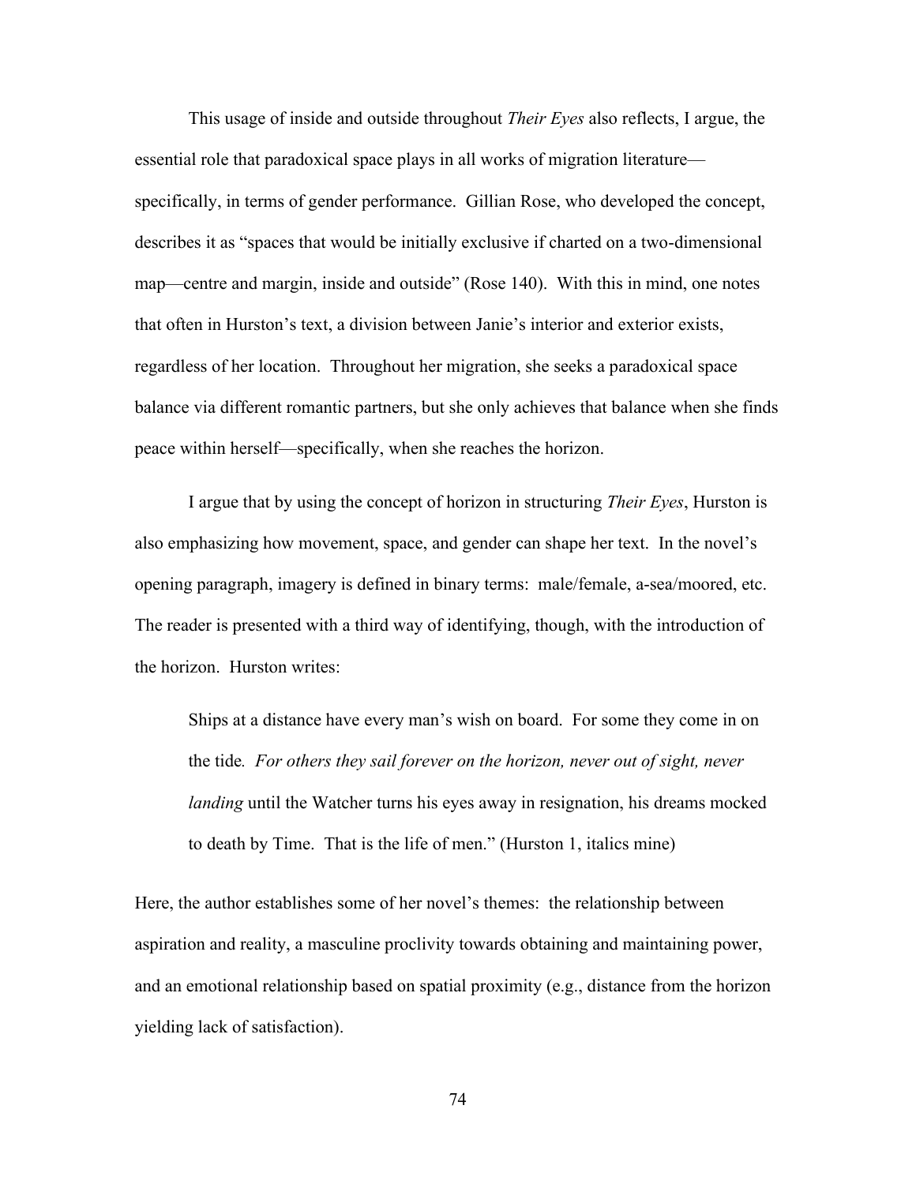This usage of inside and outside throughout *Their Eyes* also reflects, I argue, the essential role that paradoxical space plays in all works of migration literature—specifically, in terms of gender performance. Gillian Rose, who developed the concept, describes it as "spaces that would be initially exclusive if charted on a two-dimensional map—centre and margin, inside and outside" (Rose 140). With this in mind, one notes that often in Hurston's text, a division between Janie's interior and exterior exists, regardless of her location. Throughout her migration, she seeks a paradoxical space balance via different romantic partners, but she only achieves that balance when she finds peace within herself—specifically, when she reaches the horizon.

I argue that by using the concept of horizon in structuring *Their Eyes*, Hurston is also emphasizing how movement, space, and gender can shape her text. In the novel's opening paragraph, imagery is defined in binary terms: male/female, a-sea/moored, etc. The reader is presented with a third way of identifying, though, with the introduction of the horizon. Hurston writes:

> Ships at a distance have every man's wish on board. For some they come in on the tide. *For others they sail forever on the horizon, never out of sight, never landing* until the Watcher turns his eyes away in resignation, his dreams mocked to death by Time. That is the life of men." (Hurston 1, italics mine)

Here, the author establishes some of her novel's themes: the relationship between aspiration and reality, a masculine proclivity towards obtaining and maintaining power, and an emotional relationship based on spatial proximity (e.g., distance from the horizon yielding lack of satisfaction).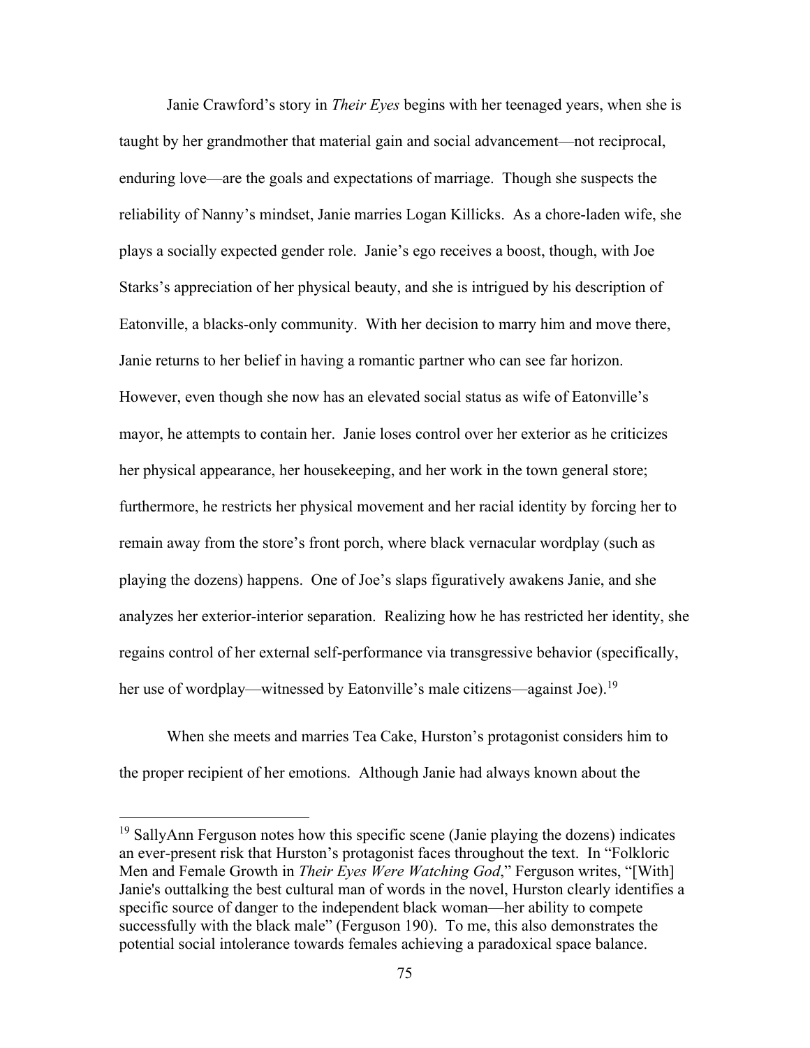Janie Crawford's story in *Their Eyes* begins with her teenaged years, when she is taught by her grandmother that material gain and social advancement—not reciprocal, enduring love—are the goals and expectations of marriage. Though she suspects the reliability of Nanny's mindset, Janie marries Logan Killicks. As a chore-laden wife, she plays a socially expected gender role. Janie's ego receives a boost, though, with Joe Starks's appreciation of her physical beauty, and she is intrigued by his description of Eatonville, a blacks-only community. With her decision to marry him and move there, Janie returns to her belief in having a romantic partner who can see far horizon. However, even though she now has an elevated social status as wife of Eatonville's mayor, he attempts to contain her. Janie loses control over her exterior as he criticizes her physical appearance, her housekeeping, and her work in the town general store; furthermore, he restricts her physical movement and her racial identity by forcing her to remain away from the store's front porch, where black vernacular wordplay (such as playing the dozens) happens. One of Joe's slaps figuratively awakens Janie, and she analyzes her exterior-interior separation. Realizing how he has restricted her identity, she regains control of her external self-performance via transgressive behavior (specifically, her use of wordplay—witnessed by Eatonville's male citizens—against Joe).[19]

When she meets and marries Tea Cake, Hurston's protagonist considers him to the proper recipient of her emotions. Although Janie had always known about the

[19] SallyAnn Ferguson notes how this specific scene (Janie playing the dozens) indicates an ever-present risk that Hurston's protagonist faces throughout the text. In "Folkloric Men and Female Growth in *Their Eyes Were Watching God*," Ferguson writes, "[With] Janie's outtalking the best cultural man of words in the novel, Hurston clearly identifies a specific source of danger to the independent black woman—her ability to compete successfully with the black male" (Ferguson 190). To me, this also demonstrates the potential social intolerance towards females achieving a paradoxical space balance.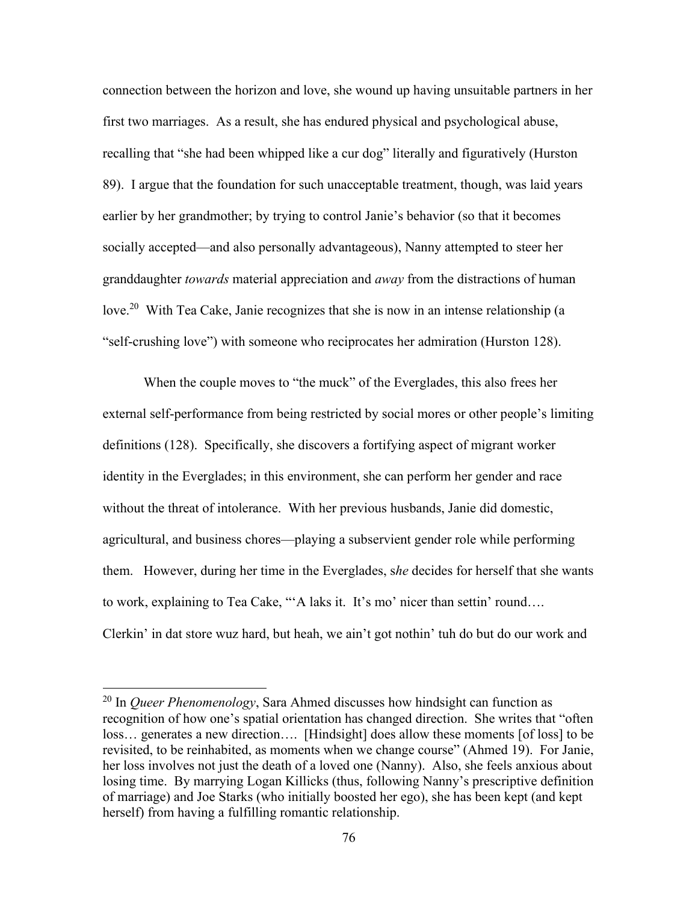connection between the horizon and love, she wound up having unsuitable partners in her first two marriages. As a result, she has endured physical and psychological abuse, recalling that "she had been whipped like a cur dog" literally and figuratively (Hurston 89). I argue that the foundation for such unacceptable treatment, though, was laid years earlier by her grandmother; by trying to control Janie's behavior (so that it becomes socially accepted—and also personally advantageous), Nanny attempted to steer her granddaughter *towards* material appreciation and *away* from the distractions of human love.[20] With Tea Cake, Janie recognizes that she is now in an intense relationship (a "self-crushing love") with someone who reciprocates her admiration (Hurston 128).

When the couple moves to "the muck" of the Everglades, this also frees her external self-performance from being restricted by social mores or other people's limiting definitions (128). Specifically, she discovers a fortifying aspect of migrant worker identity in the Everglades; in this environment, she can perform her gender and race without the threat of intolerance. With her previous husbands, Janie did domestic, agricultural, and business chores—playing a subservient gender role while performing them. However, during her time in the Everglades, s*he* decides for herself that she wants to work, explaining to Tea Cake, "'A laks it. It's mo' nicer than settin' round…. Clerkin' in dat store wuz hard, but heah, we ain't got nothin' tuh do but do our work and

---

[20] In *Queer Phenomenology*, Sara Ahmed discusses how hindsight can function as recognition of how one's spatial orientation has changed direction. She writes that "often loss… generates a new direction…. [Hindsight] does allow these moments [of loss] to be revisited, to be reinhabited, as moments when we change course" (Ahmed 19). For Janie, her loss involves not just the death of a loved one (Nanny). Also, she feels anxious about losing time. By marrying Logan Killicks (thus, following Nanny's prescriptive definition of marriage) and Joe Starks (who initially boosted her ego), she has been kept (and kept herself) from having a fulfilling romantic relationship.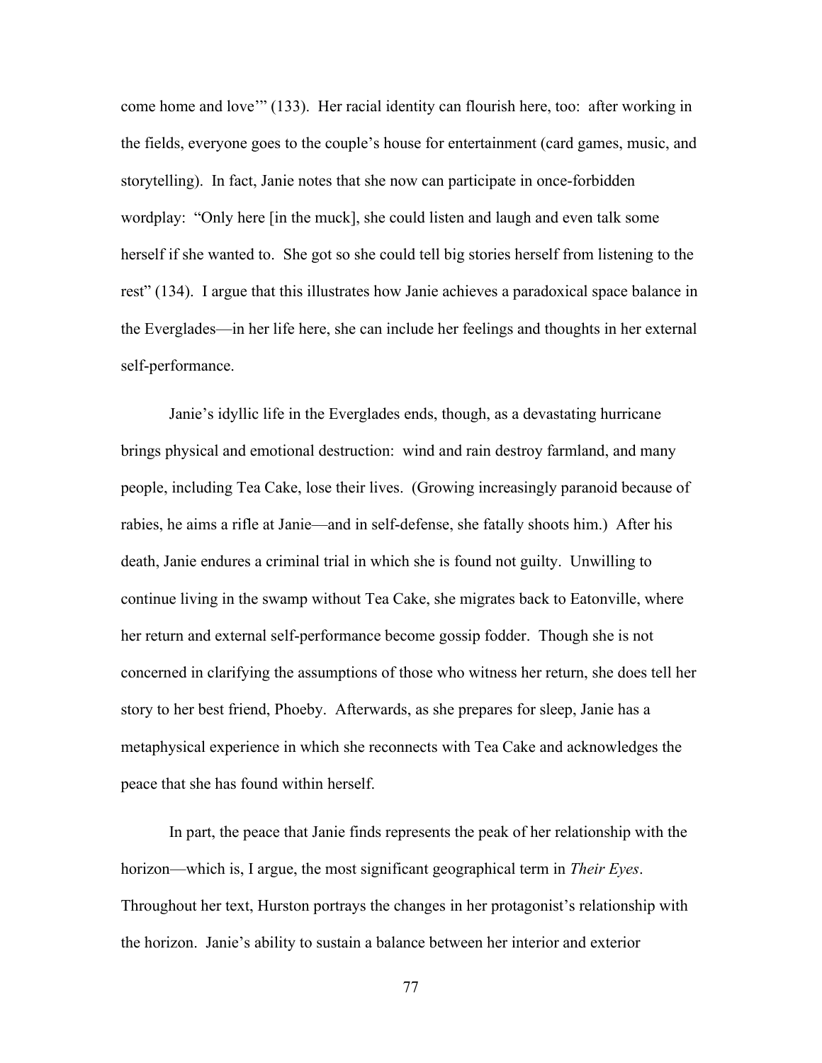come home and love'" (133). Her racial identity can flourish here, too: after working in the fields, everyone goes to the couple's house for entertainment (card games, music, and storytelling). In fact, Janie notes that she now can participate in once-forbidden wordplay: "Only here [in the muck], she could listen and laugh and even talk some herself if she wanted to. She got so she could tell big stories herself from listening to the rest" (134). I argue that this illustrates how Janie achieves a paradoxical space balance in the Everglades—in her life here, she can include her feelings and thoughts in her external self-performance.

Janie's idyllic life in the Everglades ends, though, as a devastating hurricane brings physical and emotional destruction: wind and rain destroy farmland, and many people, including Tea Cake, lose their lives. (Growing increasingly paranoid because of rabies, he aims a rifle at Janie—and in self-defense, she fatally shoots him.) After his death, Janie endures a criminal trial in which she is found not guilty. Unwilling to continue living in the swamp without Tea Cake, she migrates back to Eatonville, where her return and external self-performance become gossip fodder. Though she is not concerned in clarifying the assumptions of those who witness her return, she does tell her story to her best friend, Phoeby. Afterwards, as she prepares for sleep, Janie has a metaphysical experience in which she reconnects with Tea Cake and acknowledges the peace that she has found within herself.

In part, the peace that Janie finds represents the peak of her relationship with the horizon—which is, I argue, the most significant geographical term in *Their Eyes*. Throughout her text, Hurston portrays the changes in her protagonist's relationship with the horizon. Janie's ability to sustain a balance between her interior and exterior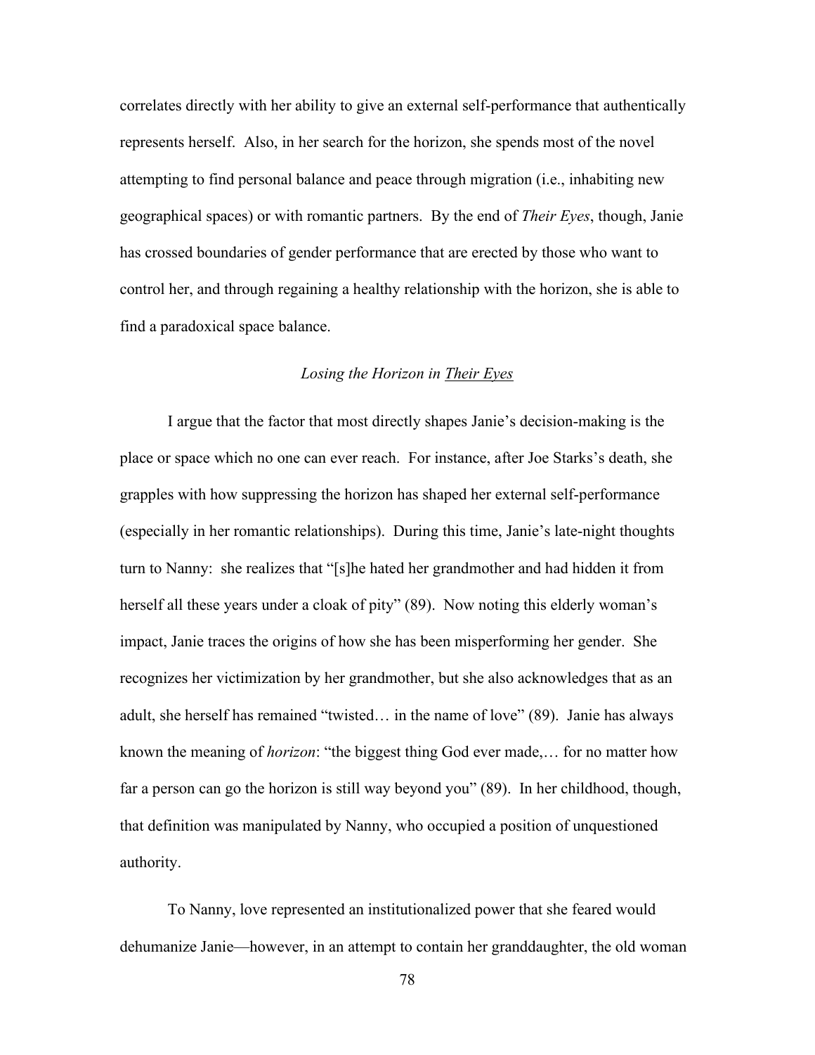correlates directly with her ability to give an external self-performance that authentically represents herself. Also, in her search for the horizon, she spends most of the novel attempting to find personal balance and peace through migration (i.e., inhabiting new geographical spaces) or with romantic partners. By the end of *Their Eyes*, though, Janie has crossed boundaries of gender performance that are erected by those who want to control her, and through regaining a healthy relationship with the horizon, she is able to find a paradoxical space balance.

### *Losing the Horizon in Their Eyes*

I argue that the factor that most directly shapes Janie's decision-making is the place or space which no one can ever reach. For instance, after Joe Starks's death, she grapples with how suppressing the horizon has shaped her external self-performance (especially in her romantic relationships). During this time, Janie's late-night thoughts turn to Nanny: she realizes that "[s]he hated her grandmother and had hidden it from herself all these years under a cloak of pity" (89). Now noting this elderly woman's impact, Janie traces the origins of how she has been misperforming her gender. She recognizes her victimization by her grandmother, but she also acknowledges that as an adult, she herself has remained "twisted… in the name of love" (89). Janie has always known the meaning of *horizon*: "the biggest thing God ever made,… for no matter how far a person can go the horizon is still way beyond you" (89). In her childhood, though, that definition was manipulated by Nanny, who occupied a position of unquestioned authority.

To Nanny, love represented an institutionalized power that she feared would dehumanize Janie—however, in an attempt to contain her granddaughter, the old woman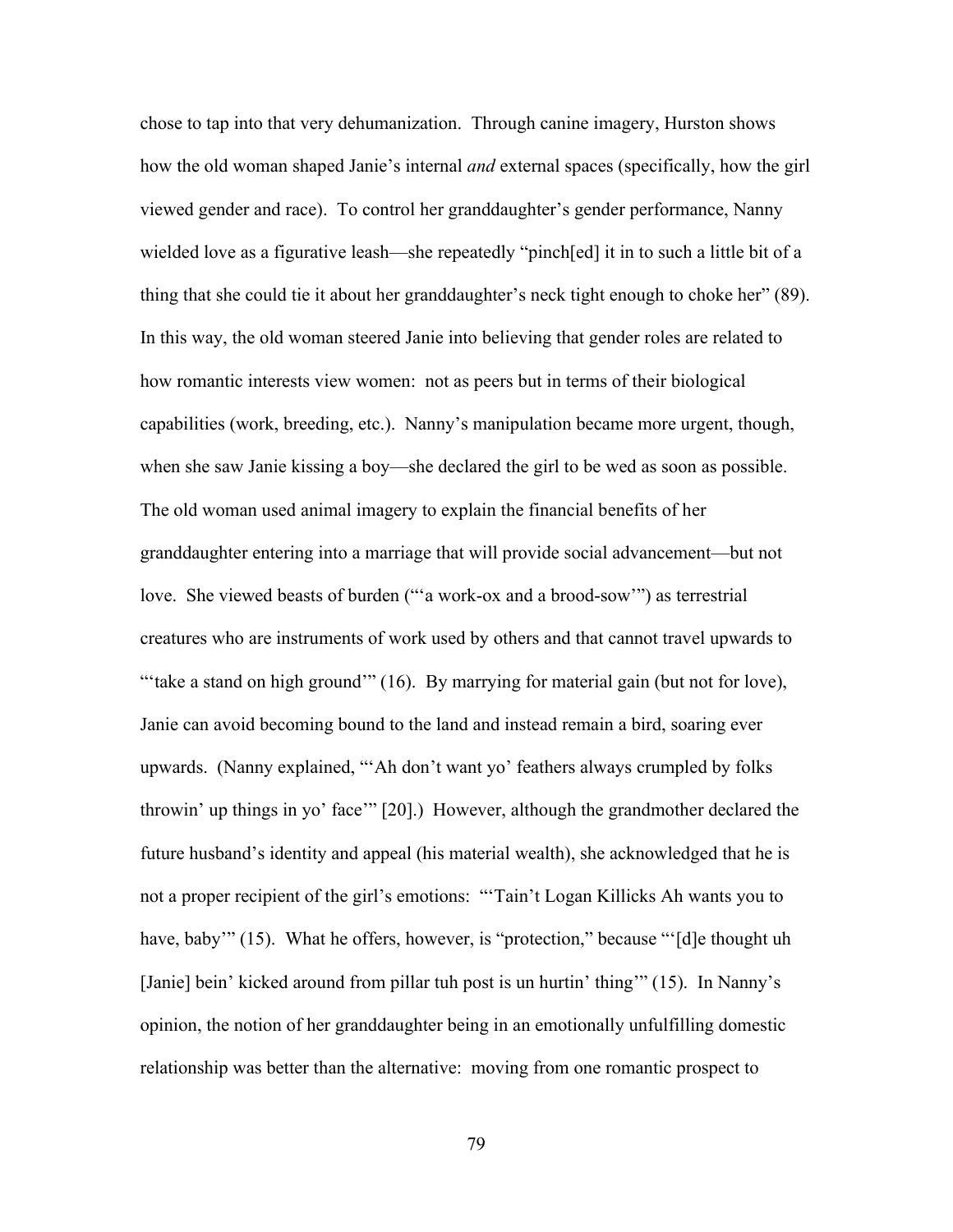chose to tap into that very dehumanization. Through canine imagery, Hurston shows how the old woman shaped Janie's internal *and* external spaces (specifically, how the girl viewed gender and race). To control her granddaughter's gender performance, Nanny wielded love as a figurative leash—she repeatedly "pinch[ed] it in to such a little bit of a thing that she could tie it about her granddaughter's neck tight enough to choke her" (89). In this way, the old woman steered Janie into believing that gender roles are related to how romantic interests view women: not as peers but in terms of their biological capabilities (work, breeding, etc.). Nanny's manipulation became more urgent, though, when she saw Janie kissing a boy—she declared the girl to be wed as soon as possible. The old woman used animal imagery to explain the financial benefits of her granddaughter entering into a marriage that will provide social advancement—but not love. She viewed beasts of burden ("'a work-ox and a brood-sow'") as terrestrial creatures who are instruments of work used by others and that cannot travel upwards to "'take a stand on high ground'" (16). By marrying for material gain (but not for love), Janie can avoid becoming bound to the land and instead remain a bird, soaring ever upwards. (Nanny explained, "'Ah don't want yo' feathers always crumpled by folks throwin' up things in yo' face'" [20].) However, although the grandmother declared the future husband's identity and appeal (his material wealth), she acknowledged that he is not a proper recipient of the girl's emotions: "'Tain't Logan Killicks Ah wants you to have, baby'" (15). What he offers, however, is "protection," because "'[d]e thought uh [Janie] bein' kicked around from pillar tuh post is un hurtin' thing'" (15). In Nanny's opinion, the notion of her granddaughter being in an emotionally unfulfilling domestic relationship was better than the alternative: moving from one romantic prospect to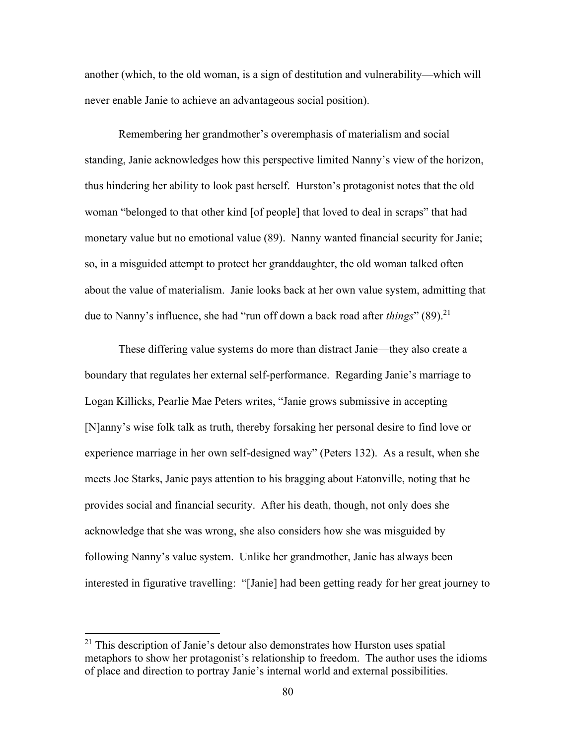another (which, to the old woman, is a sign of destitution and vulnerability—which will never enable Janie to achieve an advantageous social position).

Remembering her grandmother's overemphasis of materialism and social standing, Janie acknowledges how this perspective limited Nanny's view of the horizon, thus hindering her ability to look past herself. Hurston's protagonist notes that the old woman "belonged to that other kind [of people] that loved to deal in scraps" that had monetary value but no emotional value (89). Nanny wanted financial security for Janie; so, in a misguided attempt to protect her granddaughter, the old woman talked often about the value of materialism. Janie looks back at her own value system, admitting that due to Nanny's influence, she had "run off down a back road after *things*" (89).[21]

These differing value systems do more than distract Janie—they also create a boundary that regulates her external self-performance. Regarding Janie's marriage to Logan Killicks, Pearlie Mae Peters writes, "Janie grows submissive in accepting [N]anny's wise folk talk as truth, thereby forsaking her personal desire to find love or experience marriage in her own self-designed way" (Peters 132). As a result, when she meets Joe Starks, Janie pays attention to his bragging about Eatonville, noting that he provides social and financial security. After his death, though, not only does she acknowledge that she was wrong, she also considers how she was misguided by following Nanny's value system. Unlike her grandmother, Janie has always been interested in figurative travelling: "[Janie] had been getting ready for her great journey to

---

[21] This description of Janie's detour also demonstrates how Hurston uses spatial metaphors to show her protagonist's relationship to freedom. The author uses the idioms of place and direction to portray Janie's internal world and external possibilities.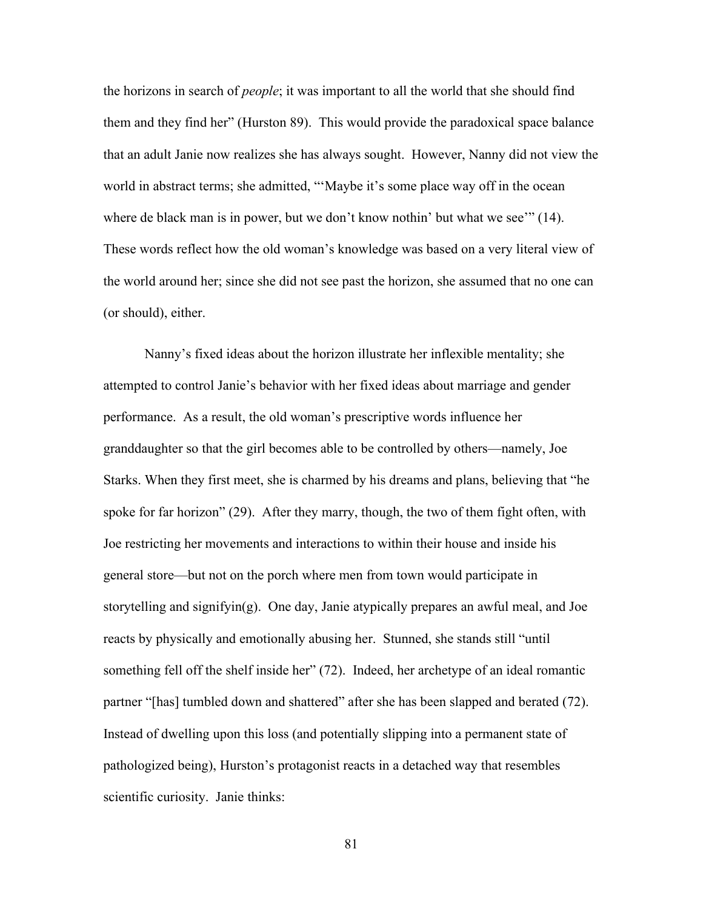the horizons in search of *people*; it was important to all the world that she should find them and they find her" (Hurston 89). This would provide the paradoxical space balance that an adult Janie now realizes she has always sought. However, Nanny did not view the world in abstract terms; she admitted, "'Maybe it's some place way off in the ocean where de black man is in power, but we don't know nothin' but what we see'" (14). These words reflect how the old woman's knowledge was based on a very literal view of the world around her; since she did not see past the horizon, she assumed that no one can (or should), either.

Nanny's fixed ideas about the horizon illustrate her inflexible mentality; she attempted to control Janie's behavior with her fixed ideas about marriage and gender performance. As a result, the old woman's prescriptive words influence her granddaughter so that the girl becomes able to be controlled by others—namely, Joe Starks. When they first meet, she is charmed by his dreams and plans, believing that "he spoke for far horizon" (29). After they marry, though, the two of them fight often, with Joe restricting her movements and interactions to within their house and inside his general store—but not on the porch where men from town would participate in storytelling and signifyin(g). One day, Janie atypically prepares an awful meal, and Joe reacts by physically and emotionally abusing her. Stunned, she stands still "until something fell off the shelf inside her" (72). Indeed, her archetype of an ideal romantic partner "[has] tumbled down and shattered" after she has been slapped and berated (72). Instead of dwelling upon this loss (and potentially slipping into a permanent state of pathologized being), Hurston's protagonist reacts in a detached way that resembles scientific curiosity. Janie thinks: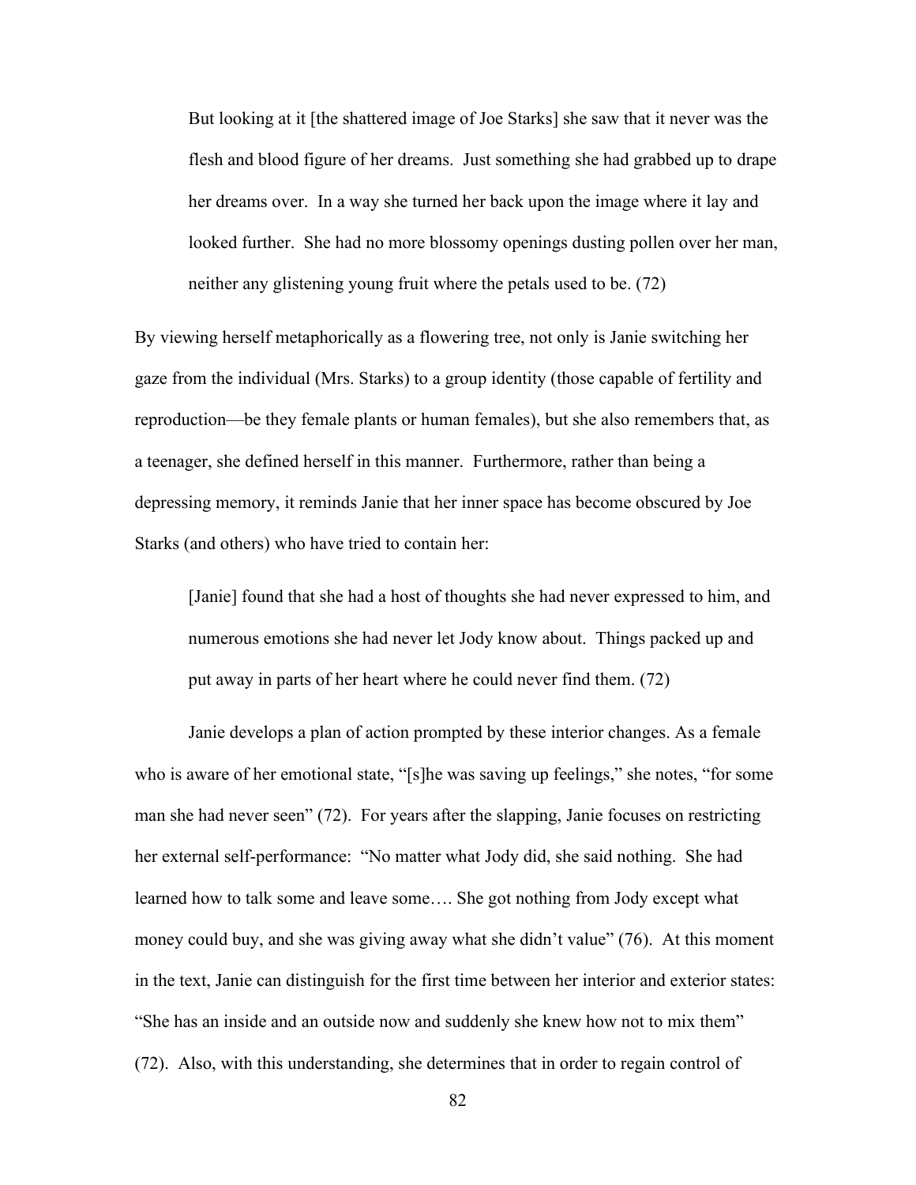> But looking at it [the shattered image of Joe Starks] she saw that it never was the flesh and blood figure of her dreams. Just something she had grabbed up to drape her dreams over. In a way she turned her back upon the image where it lay and looked further. She had no more blossomy openings dusting pollen over her man, neither any glistening young fruit where the petals used to be. (72)

By viewing herself metaphorically as a flowering tree, not only is Janie switching her gaze from the individual (Mrs. Starks) to a group identity (those capable of fertility and reproduction—be they female plants or human females), but she also remembers that, as a teenager, she defined herself in this manner. Furthermore, rather than being a depressing memory, it reminds Janie that her inner space has become obscured by Joe Starks (and others) who have tried to contain her:

> [Janie] found that she had a host of thoughts she had never expressed to him, and numerous emotions she had never let Jody know about. Things packed up and put away in parts of her heart where he could never find them. (72)

Janie develops a plan of action prompted by these interior changes. As a female who is aware of her emotional state, "[s]he was saving up feelings," she notes, "for some man she had never seen" (72). For years after the slapping, Janie focuses on restricting her external self-performance: "No matter what Jody did, she said nothing. She had learned how to talk some and leave some…. She got nothing from Jody except what money could buy, and she was giving away what she didn't value" (76). At this moment in the text, Janie can distinguish for the first time between her interior and exterior states: "She has an inside and an outside now and suddenly she knew how not to mix them" (72). Also, with this understanding, she determines that in order to regain control of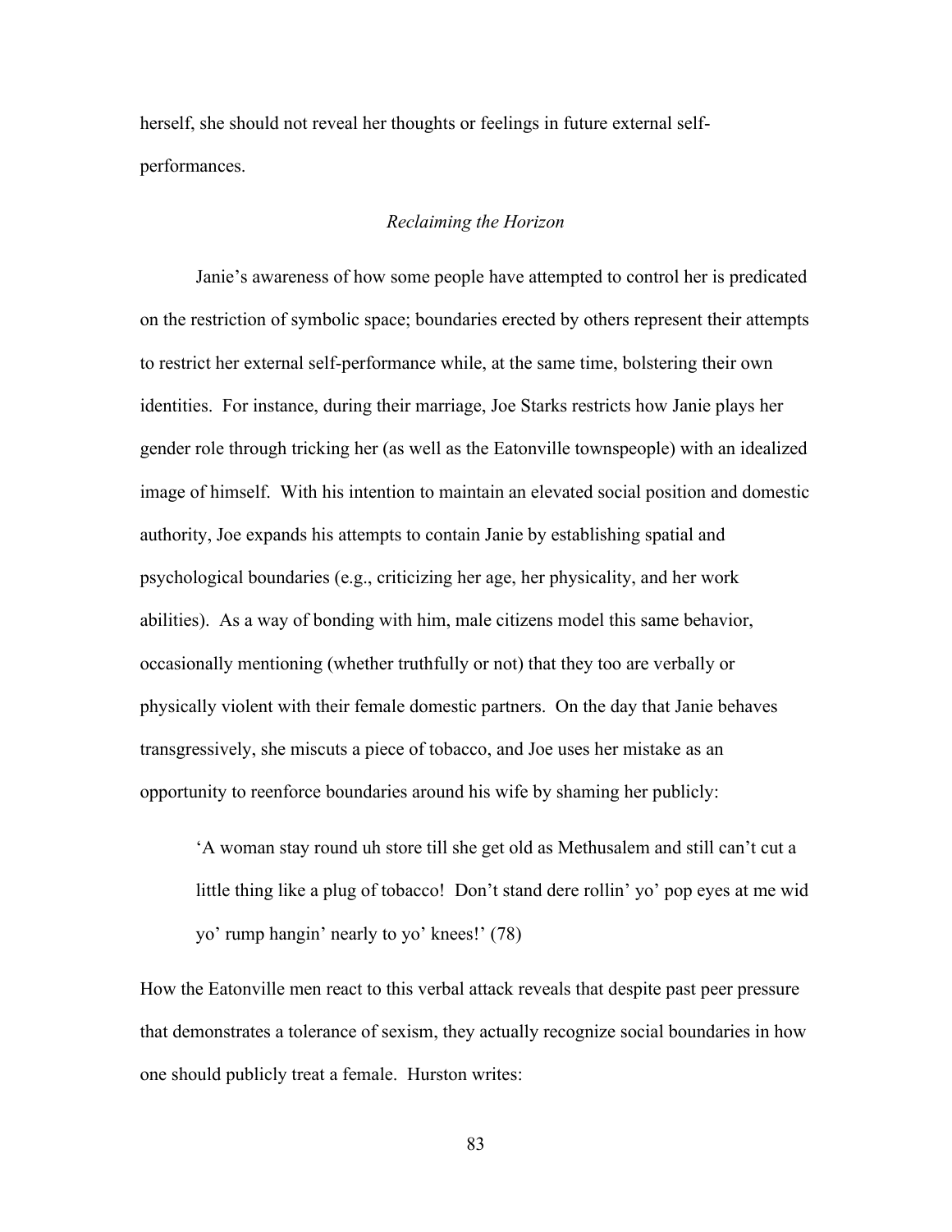herself, she should not reveal her thoughts or feelings in future external self-performances.

### *Reclaiming the Horizon*

Janie's awareness of how some people have attempted to control her is predicated on the restriction of symbolic space; boundaries erected by others represent their attempts to restrict her external self-performance while, at the same time, bolstering their own identities. For instance, during their marriage, Joe Starks restricts how Janie plays her gender role through tricking her (as well as the Eatonville townspeople) with an idealized image of himself. With his intention to maintain an elevated social position and domestic authority, Joe expands his attempts to contain Janie by establishing spatial and psychological boundaries (e.g., criticizing her age, her physicality, and her work abilities). As a way of bonding with him, male citizens model this same behavior, occasionally mentioning (whether truthfully or not) that they too are verbally or physically violent with their female domestic partners. On the day that Janie behaves transgressively, she miscuts a piece of tobacco, and Joe uses her mistake as an opportunity to reenforce boundaries around his wife by shaming her publicly:

> 'A woman stay round uh store till she get old as Methusalem and still can't cut a little thing like a plug of tobacco! Don't stand dere rollin' yo' pop eyes at me wid yo' rump hangin' nearly to yo' knees!' (78)

How the Eatonville men react to this verbal attack reveals that despite past peer pressure that demonstrates a tolerance of sexism, they actually recognize social boundaries in how one should publicly treat a female. Hurston writes: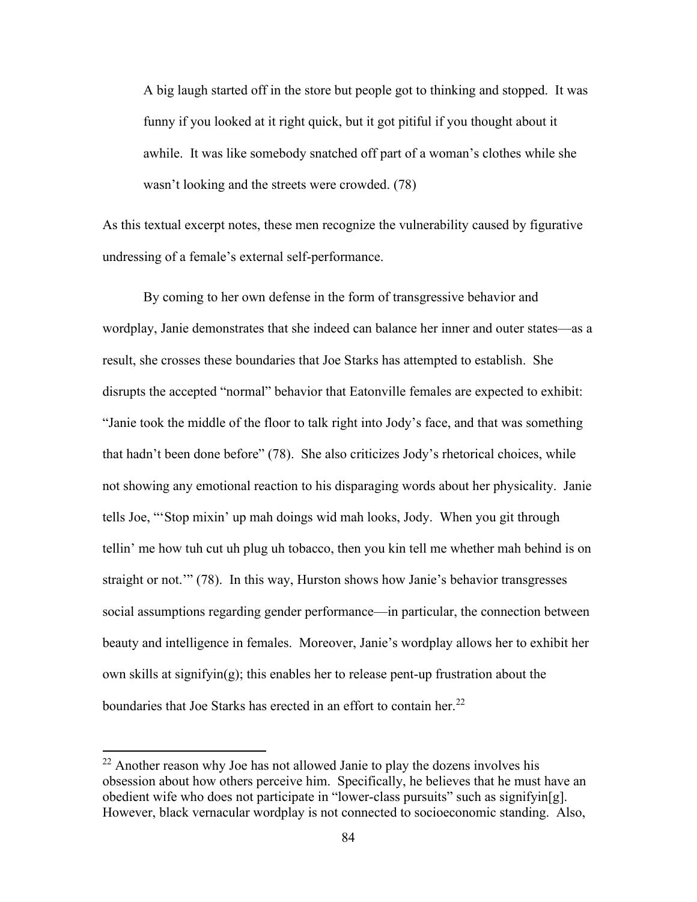> A big laugh started off in the store but people got to thinking and stopped. It was funny if you looked at it right quick, but it got pitiful if you thought about it awhile. It was like somebody snatched off part of a woman's clothes while she wasn't looking and the streets were crowded. (78)

As this textual excerpt notes, these men recognize the vulnerability caused by figurative undressing of a female's external self-performance.

By coming to her own defense in the form of transgressive behavior and wordplay, Janie demonstrates that she indeed can balance her inner and outer states—as a result, she crosses these boundaries that Joe Starks has attempted to establish. She disrupts the accepted "normal" behavior that Eatonville females are expected to exhibit: "Janie took the middle of the floor to talk right into Jody's face, and that was something that hadn't been done before" (78). She also criticizes Jody's rhetorical choices, while not showing any emotional reaction to his disparaging words about her physicality. Janie tells Joe, "'Stop mixin' up mah doings wid mah looks, Jody. When you git through tellin' me how tuh cut uh plug uh tobacco, then you kin tell me whether mah behind is on straight or not.'" (78). In this way, Hurston shows how Janie's behavior transgresses social assumptions regarding gender performance—in particular, the connection between beauty and intelligence in females. Moreover, Janie's wordplay allows her to exhibit her own skills at signifyin(g); this enables her to release pent-up frustration about the boundaries that Joe Starks has erected in an effort to contain her.[22]

---

[22] Another reason why Joe has not allowed Janie to play the dozens involves his obsession about how others perceive him. Specifically, he believes that he must have an obedient wife who does not participate in "lower-class pursuits" such as signifyin[g]. However, black vernacular wordplay is not connected to socioeconomic standing. Also,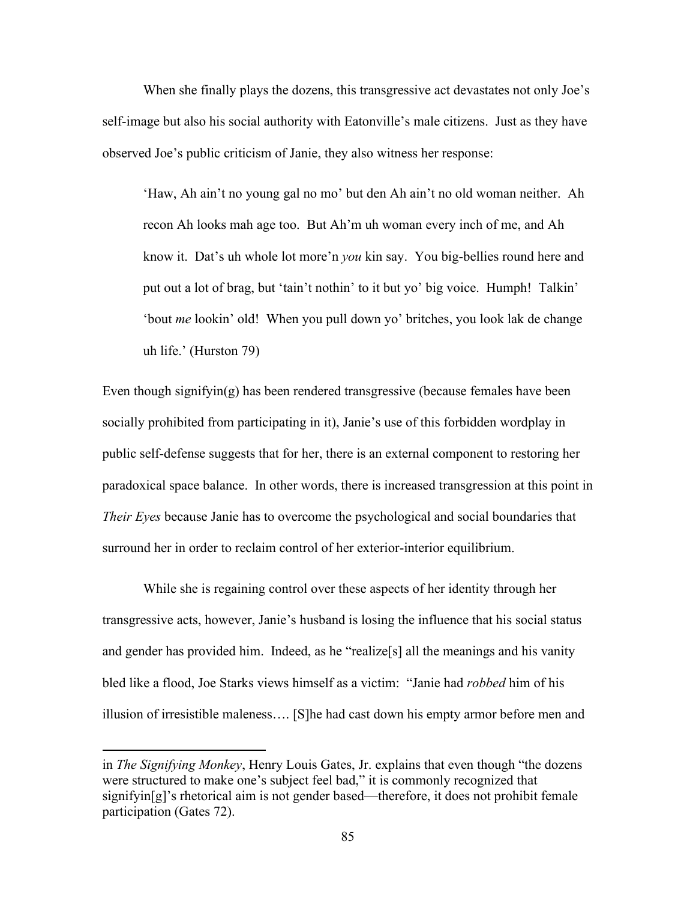When she finally plays the dozens, this transgressive act devastates not only Joe's self-image but also his social authority with Eatonville's male citizens. Just as they have observed Joe's public criticism of Janie, they also witness her response:

> 'Haw, Ah ain't no young gal no mo' but den Ah ain't no old woman neither. Ah recon Ah looks mah age too. But Ah'm uh woman every inch of me, and Ah know it. Dat's uh whole lot more'n *you* kin say. You big-bellies round here and put out a lot of brag, but 'tain't nothin' to it but yo' big voice. Humph! Talkin' 'bout *me* lookin' old! When you pull down yo' britches, you look lak de change uh life.' (Hurston 79)

Even though signifyin(g) has been rendered transgressive (because females have been socially prohibited from participating in it), Janie's use of this forbidden wordplay in public self-defense suggests that for her, there is an external component to restoring her paradoxical space balance. In other words, there is increased transgression at this point in *Their Eyes* because Janie has to overcome the psychological and social boundaries that surround her in order to reclaim control of her exterior-interior equilibrium.

While she is regaining control over these aspects of her identity through her transgressive acts, however, Janie's husband is losing the influence that his social status and gender has provided him. Indeed, as he "realize[s] all the meanings and his vanity bled like a flood, Joe Starks views himself as a victim: "Janie had *robbed* him of his illusion of irresistible maleness…. [S]he had cast down his empty armor before men and

---

in *The Signifying Monkey*, Henry Louis Gates, Jr. explains that even though "the dozens were structured to make one's subject feel bad," it is commonly recognized that signifyin[g]'s rhetorical aim is not gender based—therefore, it does not prohibit female participation (Gates 72).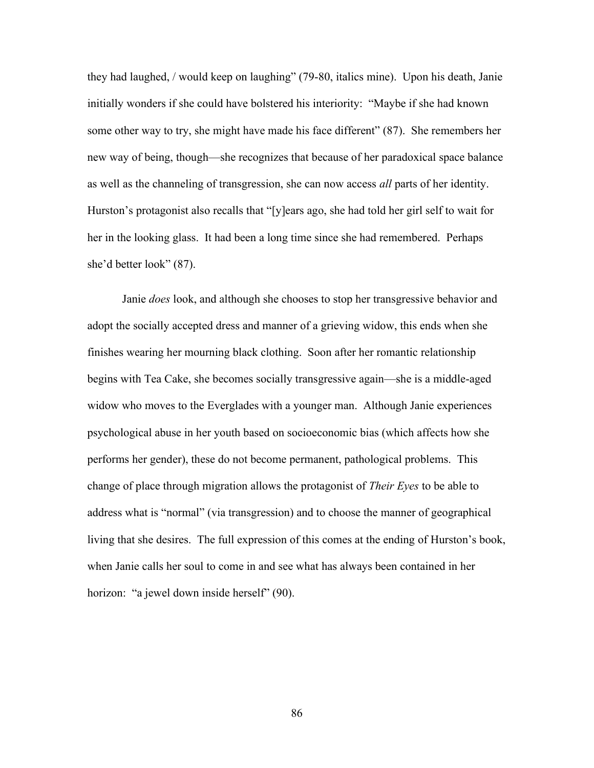they had laughed, / would keep on laughing" (79-80, italics mine). Upon his death, Janie initially wonders if she could have bolstered his interiority: "Maybe if she had known some other way to try, she might have made his face different" (87). She remembers her new way of being, though—she recognizes that because of her paradoxical space balance as well as the channeling of transgression, she can now access *all* parts of her identity. Hurston's protagonist also recalls that "[y]ears ago, she had told her girl self to wait for her in the looking glass. It had been a long time since she had remembered. Perhaps she'd better look" (87).

Janie *does* look, and although she chooses to stop her transgressive behavior and adopt the socially accepted dress and manner of a grieving widow, this ends when she finishes wearing her mourning black clothing. Soon after her romantic relationship begins with Tea Cake, she becomes socially transgressive again—she is a middle-aged widow who moves to the Everglades with a younger man. Although Janie experiences psychological abuse in her youth based on socioeconomic bias (which affects how she performs her gender), these do not become permanent, pathological problems. This change of place through migration allows the protagonist of *Their Eyes* to be able to address what is "normal" (via transgression) and to choose the manner of geographical living that she desires. The full expression of this comes at the ending of Hurston's book, when Janie calls her soul to come in and see what has always been contained in her horizon: "a jewel down inside herself" (90).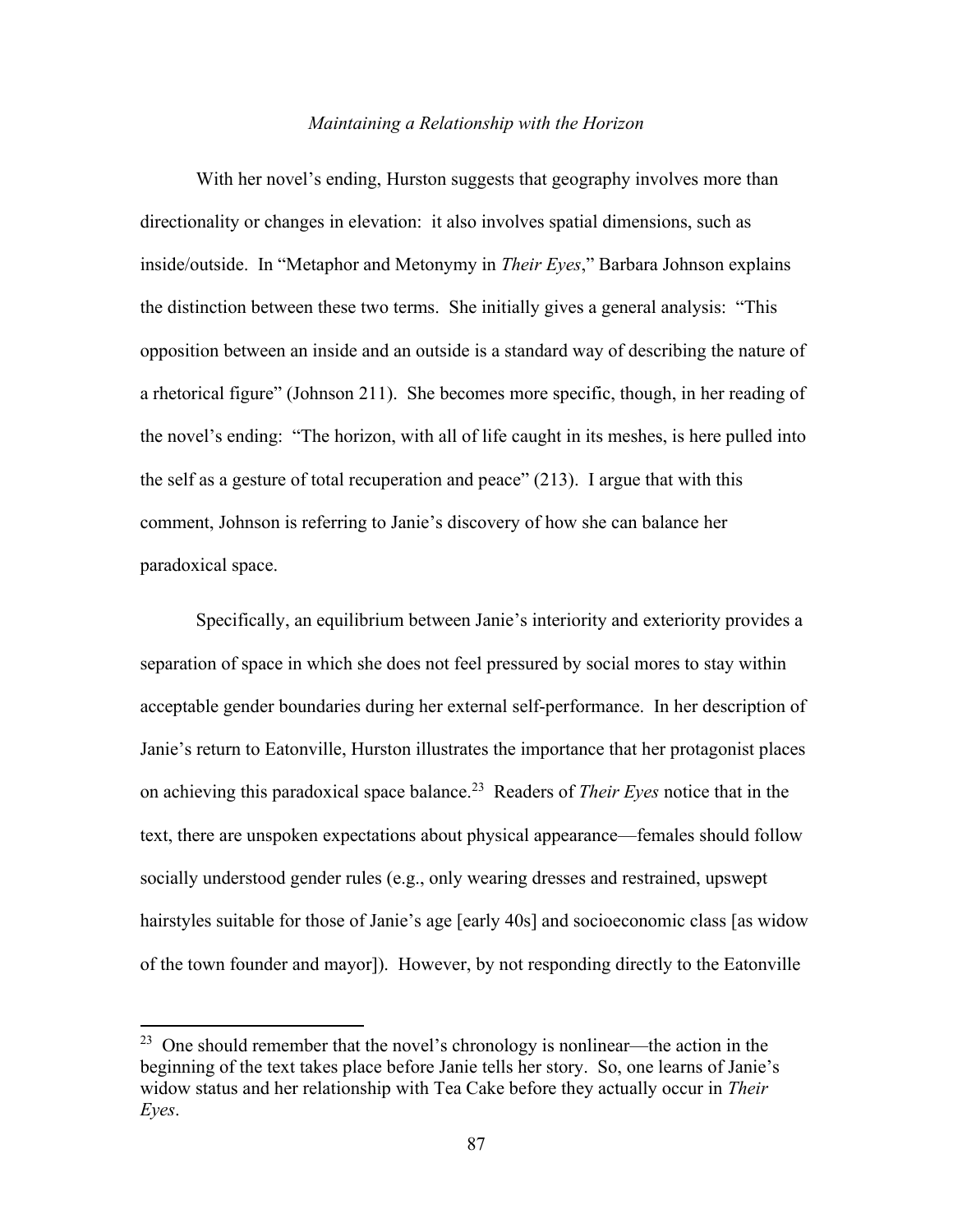### *Maintaining a Relationship with the Horizon*

With her novel's ending, Hurston suggests that geography involves more than directionality or changes in elevation: it also involves spatial dimensions, such as inside/outside. In "Metaphor and Metonymy in *Their Eyes*," Barbara Johnson explains the distinction between these two terms. She initially gives a general analysis: "This opposition between an inside and an outside is a standard way of describing the nature of a rhetorical figure" (Johnson 211). She becomes more specific, though, in her reading of the novel's ending: "The horizon, with all of life caught in its meshes, is here pulled into the self as a gesture of total recuperation and peace" (213). I argue that with this comment, Johnson is referring to Janie's discovery of how she can balance her paradoxical space.

Specifically, an equilibrium between Janie's interiority and exteriority provides a separation of space in which she does not feel pressured by social mores to stay within acceptable gender boundaries during her external self-performance. In her description of Janie's return to Eatonville, Hurston illustrates the importance that her protagonist places on achieving this paradoxical space balance.[23] Readers of *Their Eyes* notice that in the text, there are unspoken expectations about physical appearance—females should follow socially understood gender rules (e.g., only wearing dresses and restrained, upswept hairstyles suitable for those of Janie's age [early 40s] and socioeconomic class [as widow of the town founder and mayor]). However, by not responding directly to the Eatonville

---

[23] One should remember that the novel's chronology is nonlinear—the action in the beginning of the text takes place before Janie tells her story. So, one learns of Janie's widow status and her relationship with Tea Cake before they actually occur in *Their Eyes*.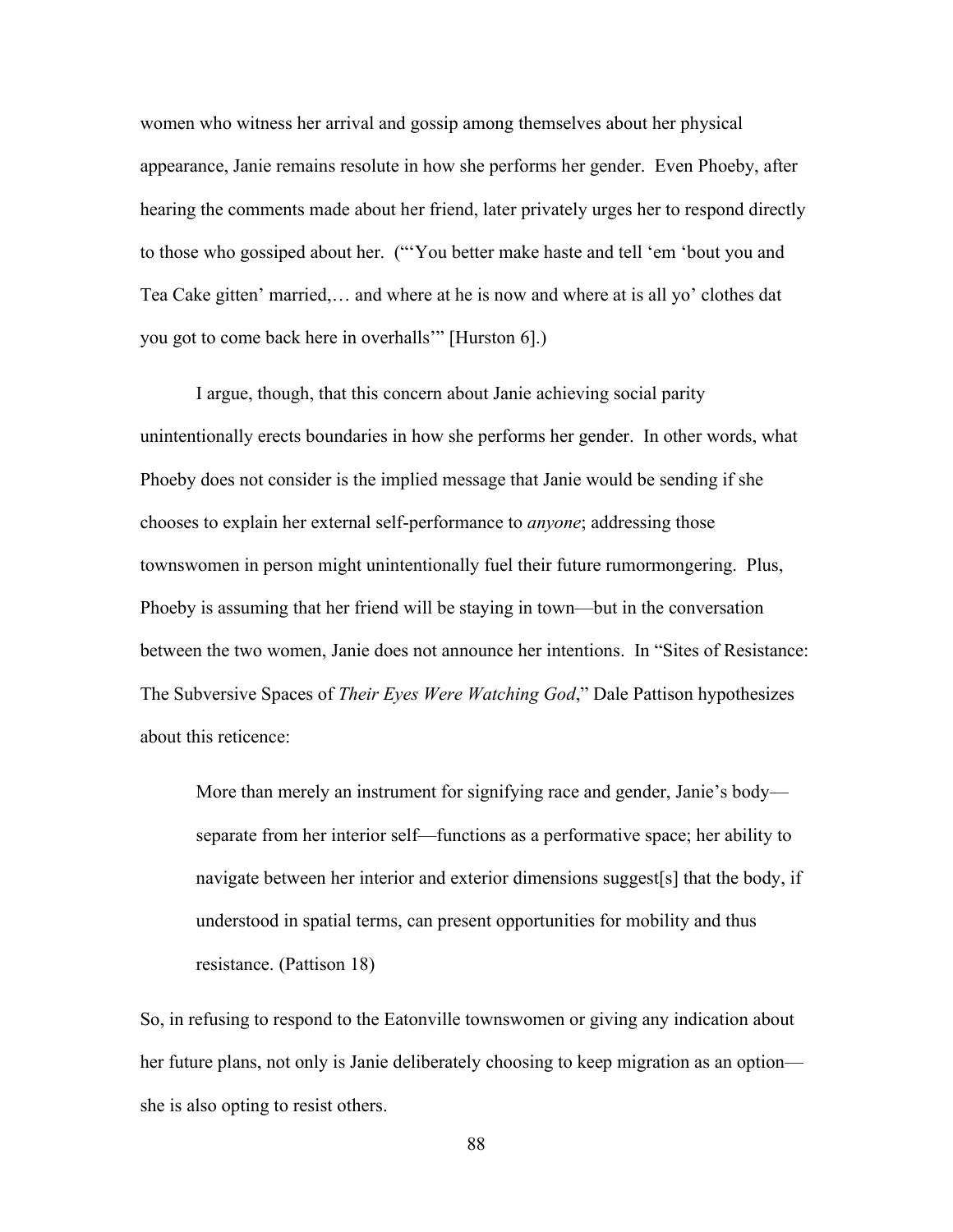women who witness her arrival and gossip among themselves about her physical appearance, Janie remains resolute in how she performs her gender. Even Phoeby, after hearing the comments made about her friend, later privately urges her to respond directly to those who gossiped about her. ("'You better make haste and tell 'em 'bout you and Tea Cake gitten' married,… and where at he is now and where at is all yo' clothes dat you got to come back here in overhalls'" [Hurston 6].)

I argue, though, that this concern about Janie achieving social parity unintentionally erects boundaries in how she performs her gender. In other words, what Phoeby does not consider is the implied message that Janie would be sending if she chooses to explain her external self-performance to *anyone*; addressing those townswomen in person might unintentionally fuel their future rumormongering. Plus, Phoeby is assuming that her friend will be staying in town—but in the conversation between the two women, Janie does not announce her intentions. In "Sites of Resistance: The Subversive Spaces of *Their Eyes Were Watching God*," Dale Pattison hypothesizes about this reticence:

> More than merely an instrument for signifying race and gender, Janie's body—separate from her interior self—functions as a performative space; her ability to navigate between her interior and exterior dimensions suggest[s] that the body, if understood in spatial terms, can present opportunities for mobility and thus resistance. (Pattison 18)

So, in refusing to respond to the Eatonville townswomen or giving any indication about her future plans, not only is Janie deliberately choosing to keep migration as an option—she is also opting to resist others.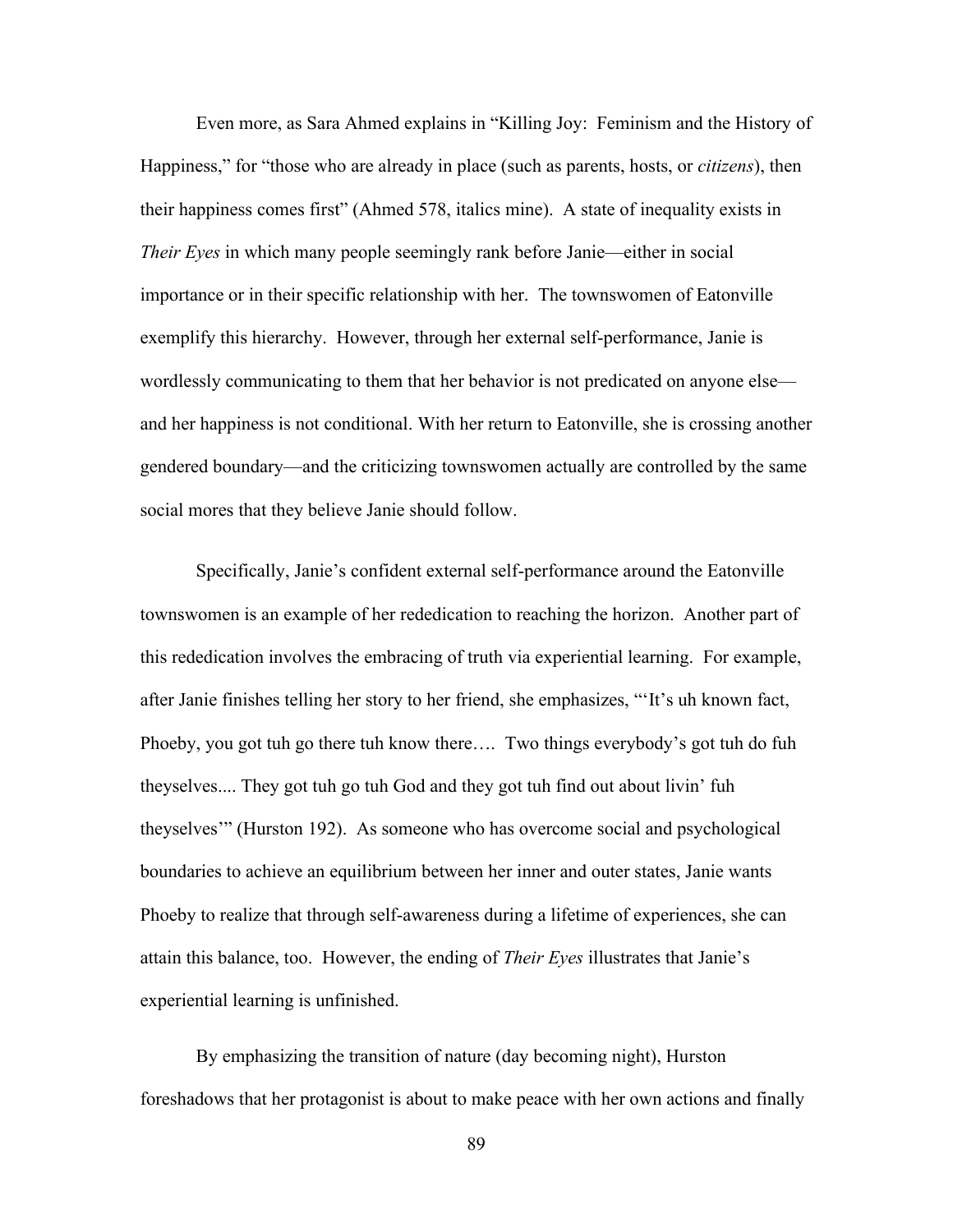Even more, as Sara Ahmed explains in "Killing Joy: Feminism and the History of Happiness," for "those who are already in place (such as parents, hosts, or *citizens*), then their happiness comes first" (Ahmed 578, italics mine). A state of inequality exists in *Their Eyes* in which many people seemingly rank before Janie—either in social importance or in their specific relationship with her. The townswomen of Eatonville exemplify this hierarchy. However, through her external self-performance, Janie is wordlessly communicating to them that her behavior is not predicated on anyone else—and her happiness is not conditional. With her return to Eatonville, she is crossing another gendered boundary—and the criticizing townswomen actually are controlled by the same social mores that they believe Janie should follow.

Specifically, Janie's confident external self-performance around the Eatonville townswomen is an example of her rededication to reaching the horizon. Another part of this rededication involves the embracing of truth via experiential learning. For example, after Janie finishes telling her story to her friend, she emphasizes, "'It's uh known fact, Phoeby, you got tuh go there tuh know there…. Two things everybody's got tuh do fuh theyselves.... They got tuh go tuh God and they got tuh find out about livin' fuh theyselves'" (Hurston 192). As someone who has overcome social and psychological boundaries to achieve an equilibrium between her inner and outer states, Janie wants Phoeby to realize that through self-awareness during a lifetime of experiences, she can attain this balance, too. However, the ending of *Their Eyes* illustrates that Janie's experiential learning is unfinished.

By emphasizing the transition of nature (day becoming night), Hurston foreshadows that her protagonist is about to make peace with her own actions and finally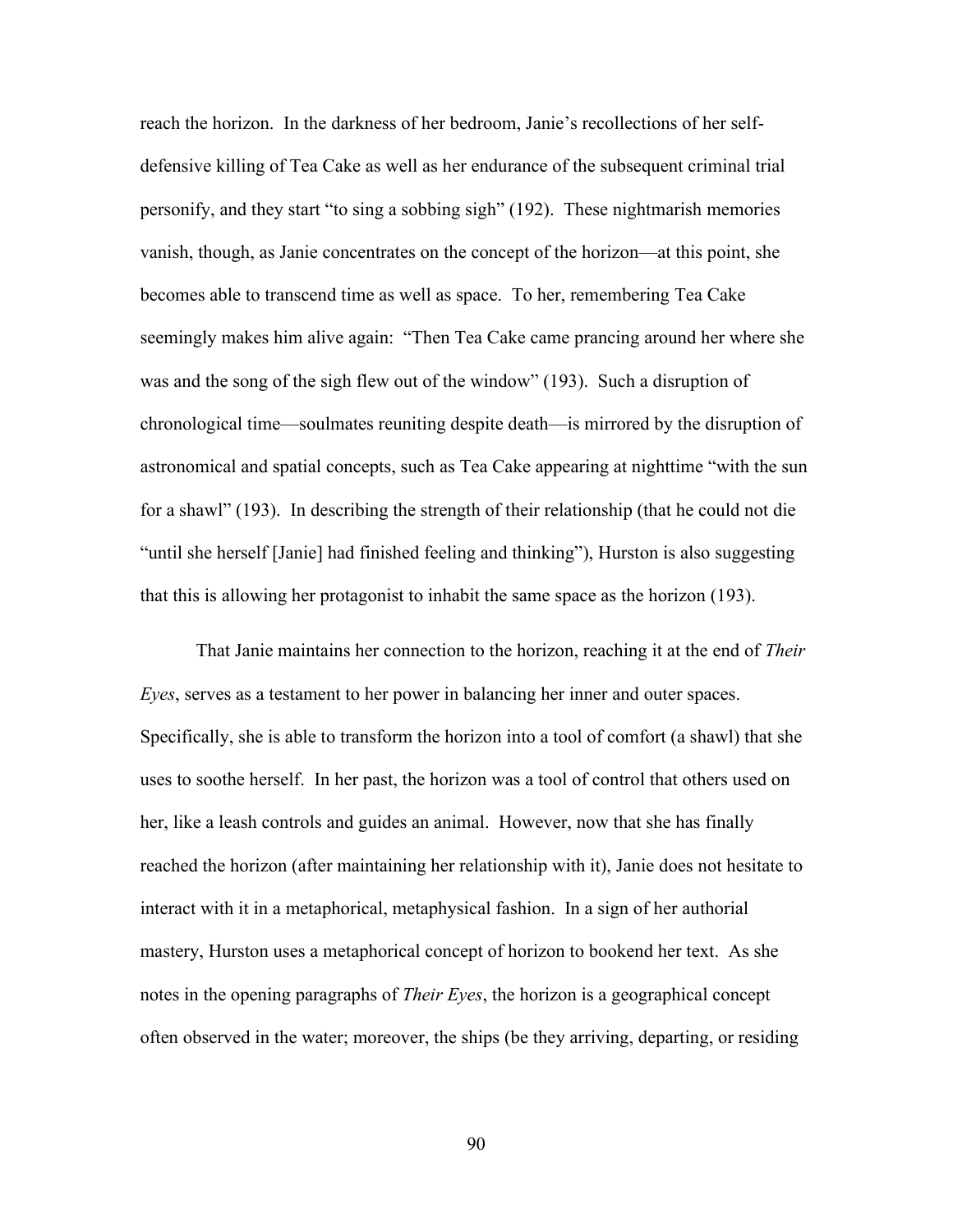reach the horizon. In the darkness of her bedroom, Janie's recollections of her self-defensive killing of Tea Cake as well as her endurance of the subsequent criminal trial personify, and they start "to sing a sobbing sigh" (192). These nightmarish memories vanish, though, as Janie concentrates on the concept of the horizon—at this point, she becomes able to transcend time as well as space. To her, remembering Tea Cake seemingly makes him alive again: "Then Tea Cake came prancing around her where she was and the song of the sigh flew out of the window" (193). Such a disruption of chronological time—soulmates reuniting despite death—is mirrored by the disruption of astronomical and spatial concepts, such as Tea Cake appearing at nighttime "with the sun for a shawl" (193). In describing the strength of their relationship (that he could not die "until she herself [Janie] had finished feeling and thinking"), Hurston is also suggesting that this is allowing her protagonist to inhabit the same space as the horizon (193).

That Janie maintains her connection to the horizon, reaching it at the end of *Their Eyes*, serves as a testament to her power in balancing her inner and outer spaces. Specifically, she is able to transform the horizon into a tool of comfort (a shawl) that she uses to soothe herself. In her past, the horizon was a tool of control that others used on her, like a leash controls and guides an animal. However, now that she has finally reached the horizon (after maintaining her relationship with it), Janie does not hesitate to interact with it in a metaphorical, metaphysical fashion. In a sign of her authorial mastery, Hurston uses a metaphorical concept of horizon to bookend her text. As she notes in the opening paragraphs of *Their Eyes*, the horizon is a geographical concept often observed in the water; moreover, the ships (be they arriving, departing, or residing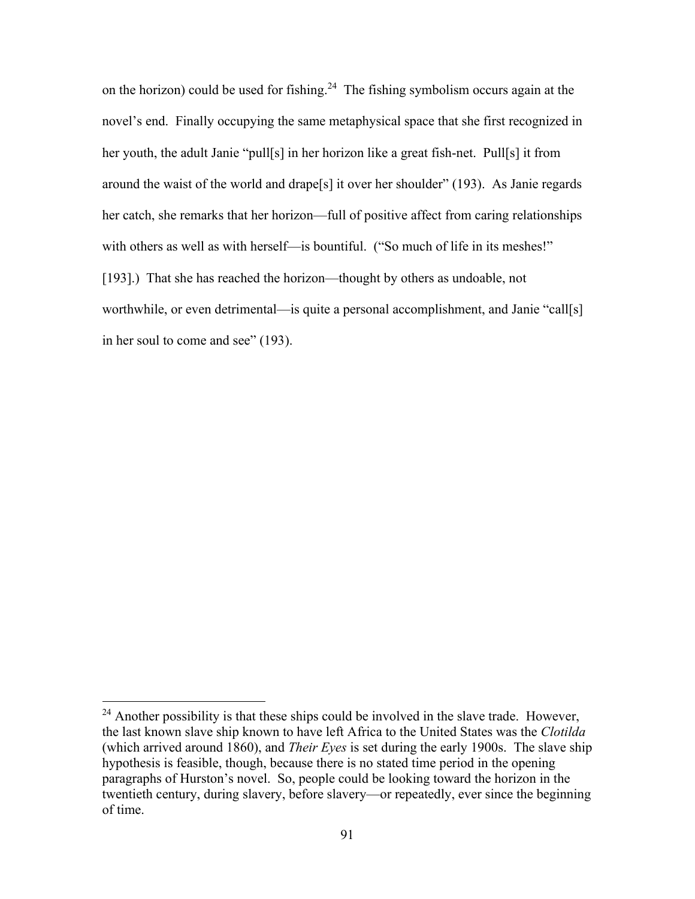on the horizon) could be used for fishing.[24] The fishing symbolism occurs again at the novel's end. Finally occupying the same metaphysical space that she first recognized in her youth, the adult Janie "pull[s] in her horizon like a great fish-net. Pull[s] it from around the waist of the world and drape[s] it over her shoulder" (193). As Janie regards her catch, she remarks that her horizon—full of positive affect from caring relationships with others as well as with herself—is bountiful. ("So much of life in its meshes!" [193].) That she has reached the horizon—thought by others as undoable, not worthwhile, or even detrimental—is quite a personal accomplishment, and Janie "call[s] in her soul to come and see" (193).

---

[24] Another possibility is that these ships could be involved in the slave trade. However, the last known slave ship known to have left Africa to the United States was the *Clotilda* (which arrived around 1860), and *Their Eyes* is set during the early 1900s. The slave ship hypothesis is feasible, though, because there is no stated time period in the opening paragraphs of Hurston's novel. So, people could be looking toward the horizon in the twentieth century, during slavery, before slavery—or repeatedly, ever since the beginning of time.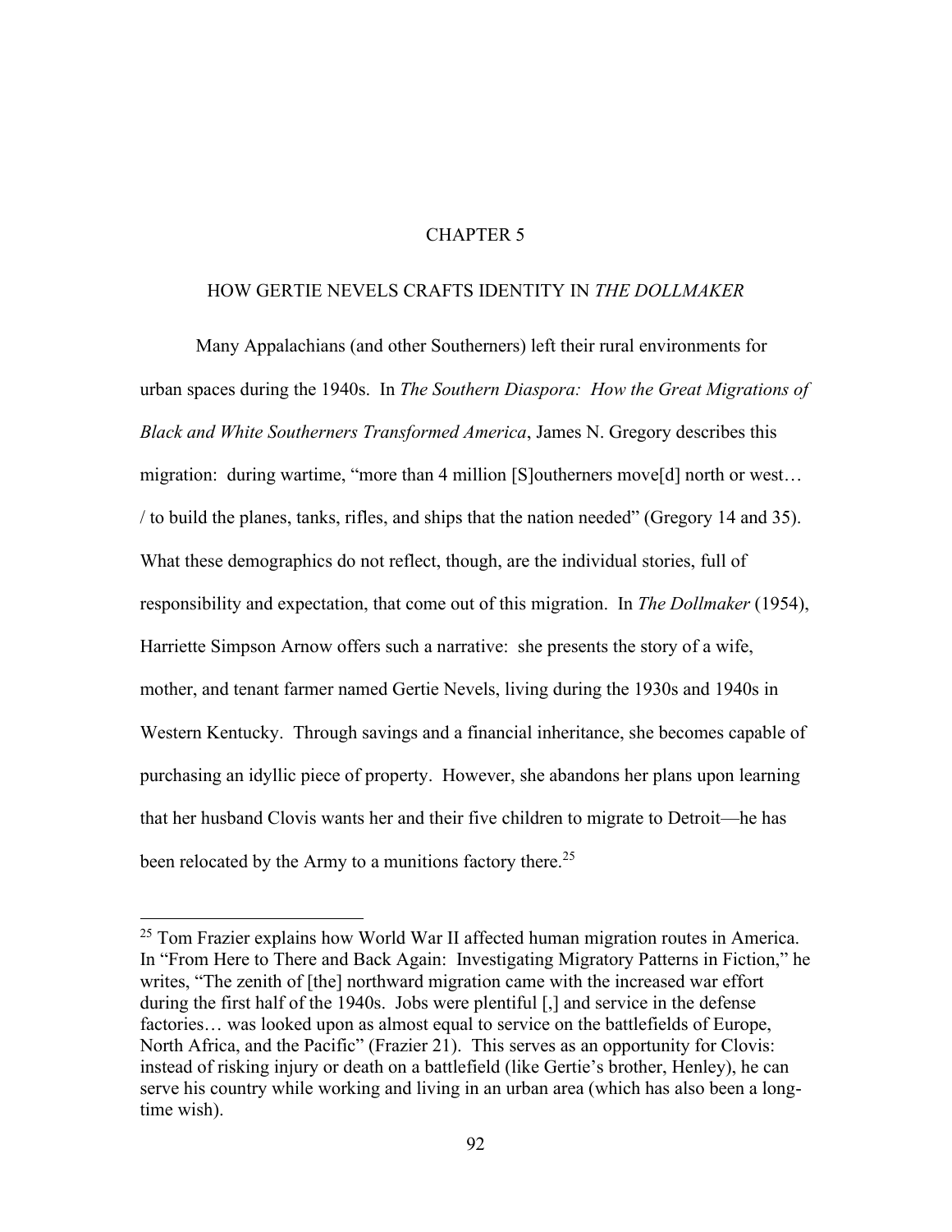# CHAPTER 5

## HOW GERTIE NEVELS CRAFTS IDENTITY IN *THE DOLLMAKER*

Many Appalachians (and other Southerners) left their rural environments for urban spaces during the 1940s. In *The Southern Diaspora: How the Great Migrations of Black and White Southerners Transformed America*, James N. Gregory describes this migration: during wartime, "more than 4 million [S]outherners move[d] north or west… / to build the planes, tanks, rifles, and ships that the nation needed" (Gregory 14 and 35). What these demographics do not reflect, though, are the individual stories, full of responsibility and expectation, that come out of this migration. In *The Dollmaker* (1954), Harriette Simpson Arnow offers such a narrative: she presents the story of a wife, mother, and tenant farmer named Gertie Nevels, living during the 1930s and 1940s in Western Kentucky. Through savings and a financial inheritance, she becomes capable of purchasing an idyllic piece of property. However, she abandons her plans upon learning that her husband Clovis wants her and their five children to migrate to Detroit—he has been relocated by the Army to a munitions factory there.[25]

---

[25] Tom Frazier explains how World War II affected human migration routes in America. In "From Here to There and Back Again: Investigating Migratory Patterns in Fiction," he writes, "The zenith of [the] northward migration came with the increased war effort during the first half of the 1940s. Jobs were plentiful [,] and service in the defense factories… was looked upon as almost equal to service on the battlefields of Europe, North Africa, and the Pacific" (Frazier 21). This serves as an opportunity for Clovis: instead of risking injury or death on a battlefield (like Gertie's brother, Henley), he can serve his country while working and living in an urban area (which has also been a long-time wish).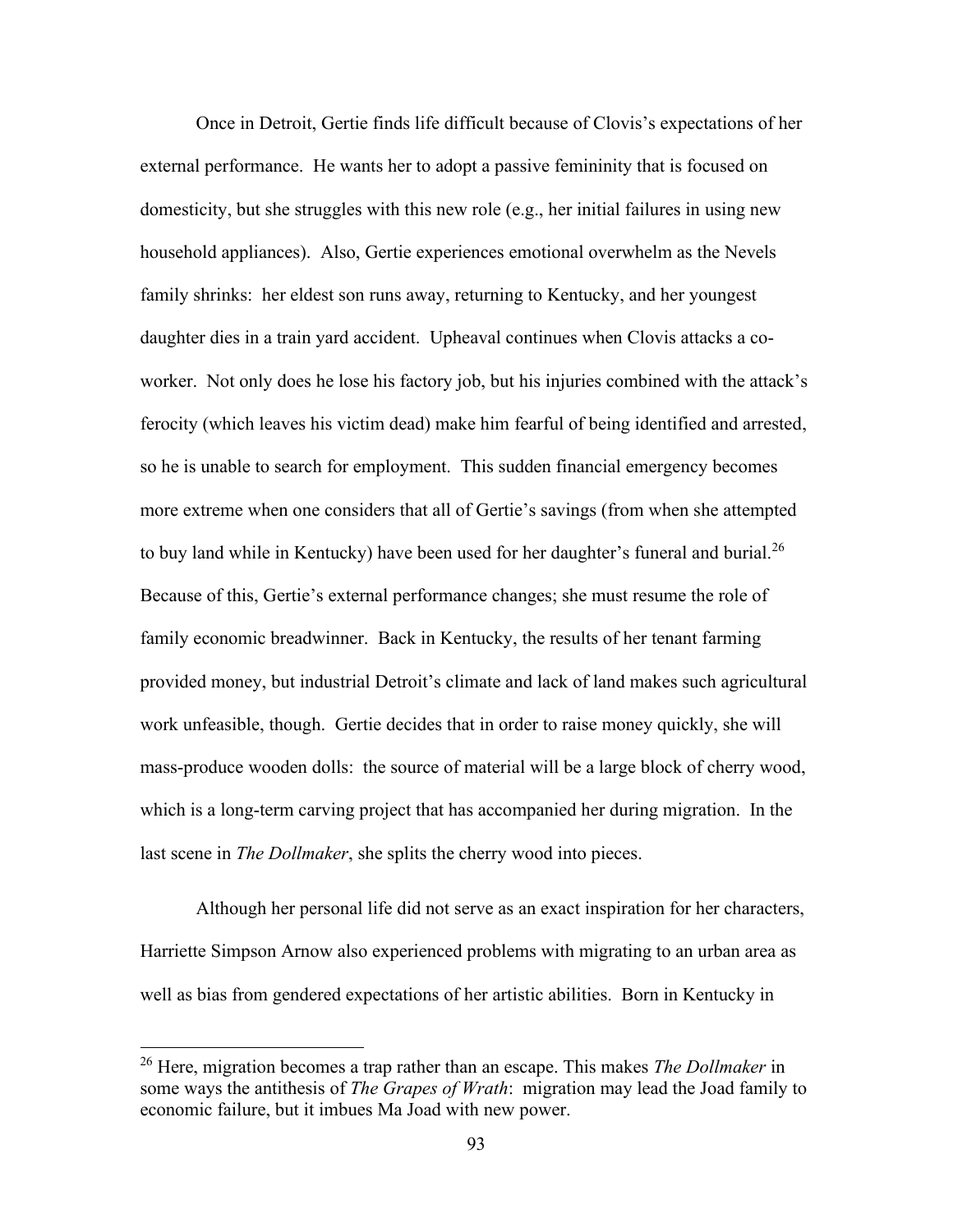Once in Detroit, Gertie finds life difficult because of Clovis's expectations of her external performance. He wants her to adopt a passive femininity that is focused on domesticity, but she struggles with this new role (e.g., her initial failures in using new household appliances). Also, Gertie experiences emotional overwhelm as the Nevels family shrinks: her eldest son runs away, returning to Kentucky, and her youngest daughter dies in a train yard accident. Upheaval continues when Clovis attacks a co-worker. Not only does he lose his factory job, but his injuries combined with the attack's ferocity (which leaves his victim dead) make him fearful of being identified and arrested, so he is unable to search for employment. This sudden financial emergency becomes more extreme when one considers that all of Gertie's savings (from when she attempted to buy land while in Kentucky) have been used for her daughter's funeral and burial.[26] Because of this, Gertie's external performance changes; she must resume the role of family economic breadwinner. Back in Kentucky, the results of her tenant farming provided money, but industrial Detroit's climate and lack of land makes such agricultural work unfeasible, though. Gertie decides that in order to raise money quickly, she will mass-produce wooden dolls: the source of material will be a large block of cherry wood, which is a long-term carving project that has accompanied her during migration. In the last scene in *The Dollmaker*, she splits the cherry wood into pieces.

Although her personal life did not serve as an exact inspiration for her characters, Harriette Simpson Arnow also experienced problems with migrating to an urban area as well as bias from gendered expectations of her artistic abilities. Born in Kentucky in

---

[26] Here, migration becomes a trap rather than an escape. This makes *The Dollmaker* in some ways the antithesis of *The Grapes of Wrath*: migration may lead the Joad family to economic failure, but it imbues Ma Joad with new power.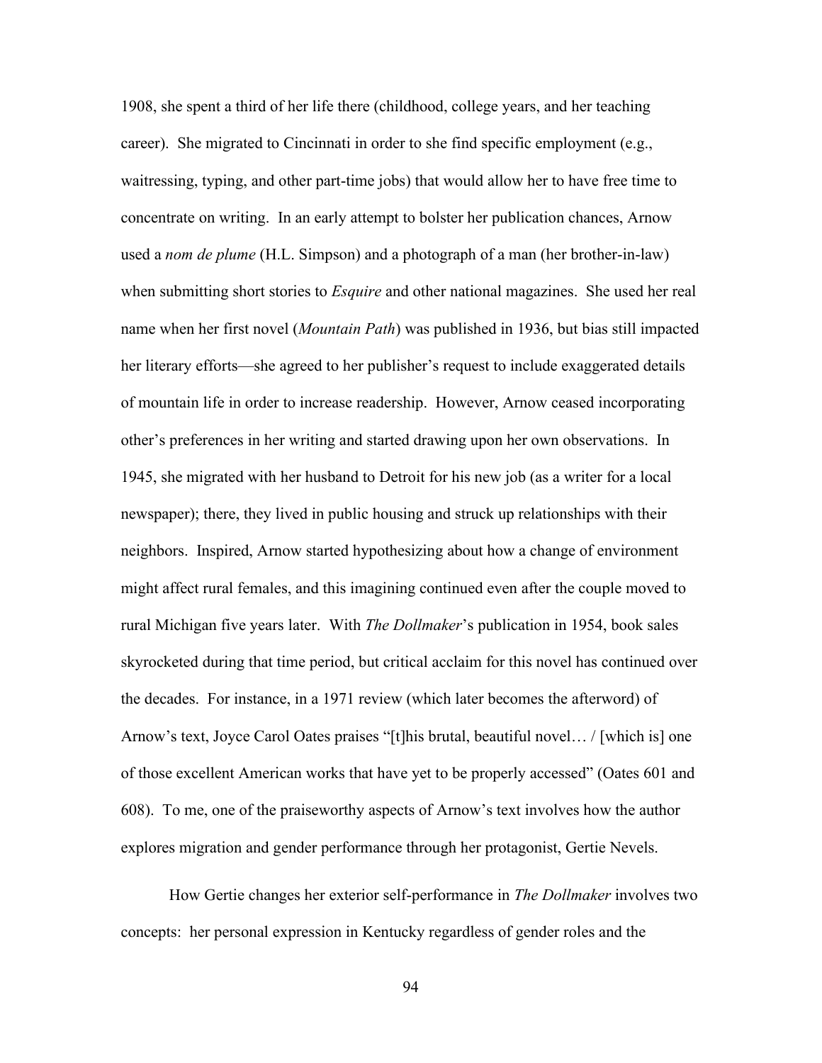1908, she spent a third of her life there (childhood, college years, and her teaching career). She migrated to Cincinnati in order to she find specific employment (e.g., waitressing, typing, and other part-time jobs) that would allow her to have free time to concentrate on writing. In an early attempt to bolster her publication chances, Arnow used a *nom de plume* (H.L. Simpson) and a photograph of a man (her brother-in-law) when submitting short stories to *Esquire* and other national magazines. She used her real name when her first novel (*Mountain Path*) was published in 1936, but bias still impacted her literary efforts—she agreed to her publisher's request to include exaggerated details of mountain life in order to increase readership. However, Arnow ceased incorporating other's preferences in her writing and started drawing upon her own observations. In 1945, she migrated with her husband to Detroit for his new job (as a writer for a local newspaper); there, they lived in public housing and struck up relationships with their neighbors. Inspired, Arnow started hypothesizing about how a change of environment might affect rural females, and this imagining continued even after the couple moved to rural Michigan five years later. With *The Dollmaker*'s publication in 1954, book sales skyrocketed during that time period, but critical acclaim for this novel has continued over the decades. For instance, in a 1971 review (which later becomes the afterword) of Arnow's text, Joyce Carol Oates praises "[t]his brutal, beautiful novel… / [which is] one of those excellent American works that have yet to be properly accessed" (Oates 601 and 608). To me, one of the praiseworthy aspects of Arnow's text involves how the author explores migration and gender performance through her protagonist, Gertie Nevels.

How Gertie changes her exterior self-performance in *The Dollmaker* involves two concepts: her personal expression in Kentucky regardless of gender roles and the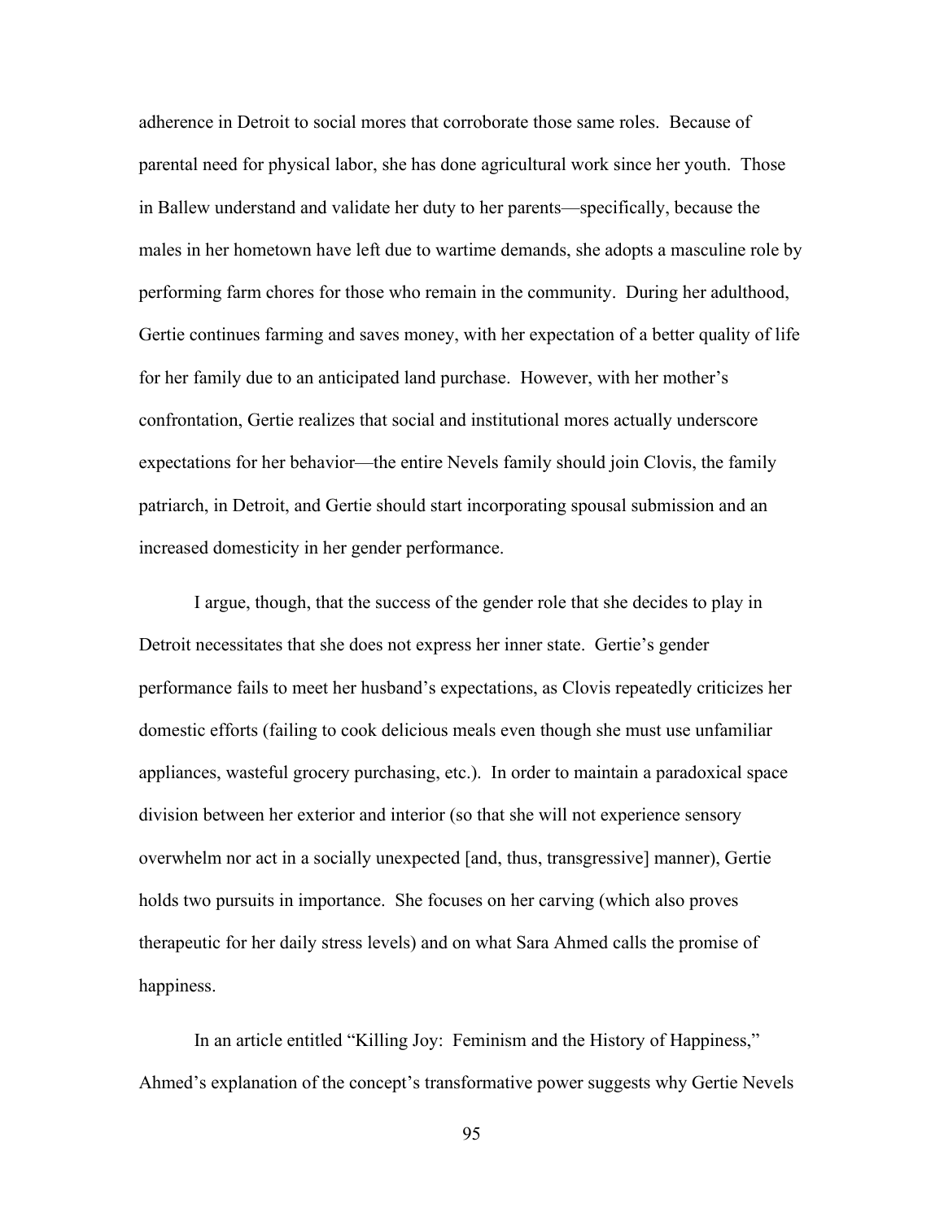adherence in Detroit to social mores that corroborate those same roles. Because of parental need for physical labor, she has done agricultural work since her youth. Those in Ballew understand and validate her duty to her parents—specifically, because the males in her hometown have left due to wartime demands, she adopts a masculine role by performing farm chores for those who remain in the community. During her adulthood, Gertie continues farming and saves money, with her expectation of a better quality of life for her family due to an anticipated land purchase. However, with her mother's confrontation, Gertie realizes that social and institutional mores actually underscore expectations for her behavior—the entire Nevels family should join Clovis, the family patriarch, in Detroit, and Gertie should start incorporating spousal submission and an increased domesticity in her gender performance.

I argue, though, that the success of the gender role that she decides to play in Detroit necessitates that she does not express her inner state. Gertie's gender performance fails to meet her husband's expectations, as Clovis repeatedly criticizes her domestic efforts (failing to cook delicious meals even though she must use unfamiliar appliances, wasteful grocery purchasing, etc.). In order to maintain a paradoxical space division between her exterior and interior (so that she will not experience sensory overwhelm nor act in a socially unexpected [and, thus, transgressive] manner), Gertie holds two pursuits in importance. She focuses on her carving (which also proves therapeutic for her daily stress levels) and on what Sara Ahmed calls the promise of happiness.

In an article entitled "Killing Joy: Feminism and the History of Happiness," Ahmed's explanation of the concept's transformative power suggests why Gertie Nevels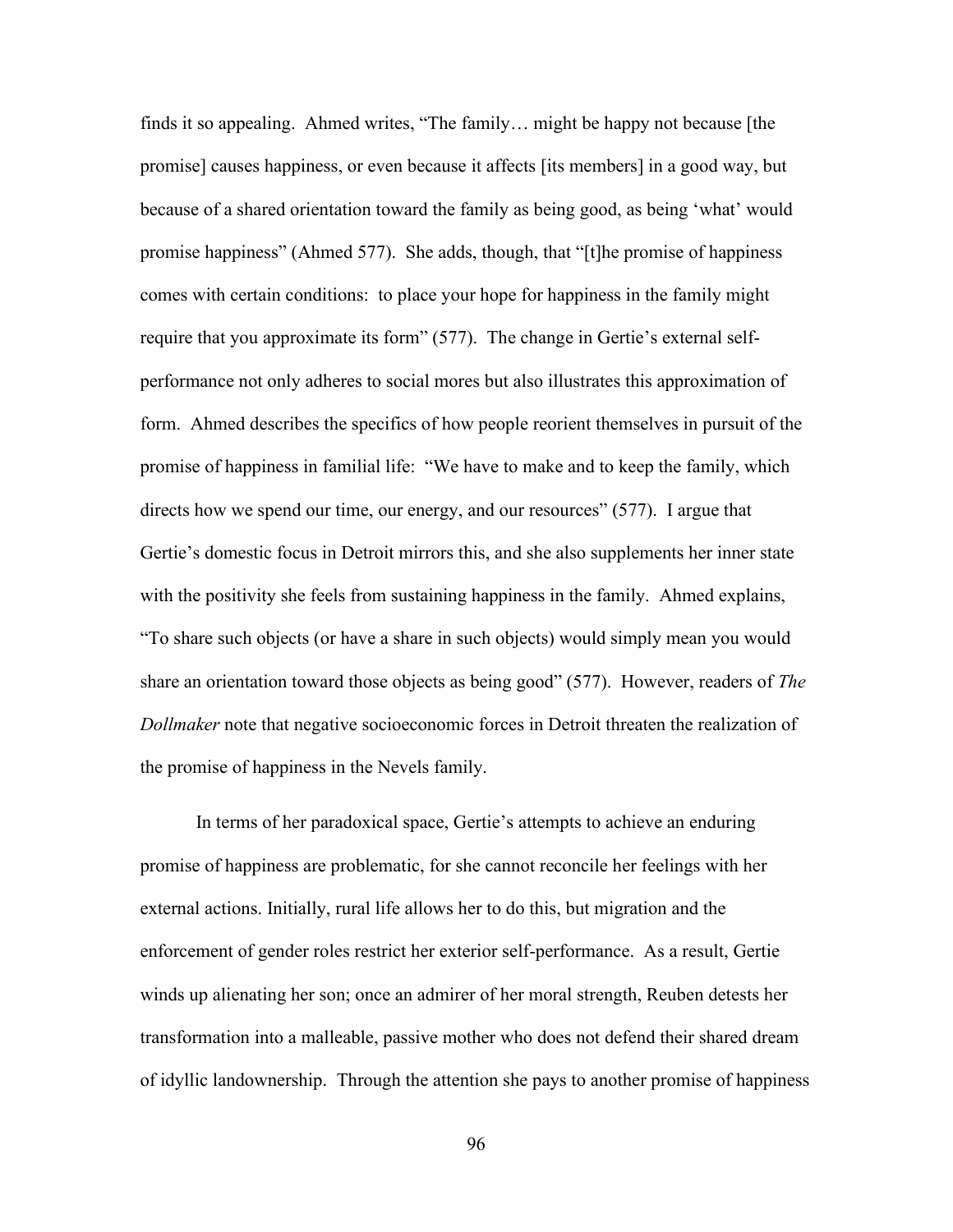finds it so appealing. Ahmed writes, "The family… might be happy not because [the promise] causes happiness, or even because it affects [its members] in a good way, but because of a shared orientation toward the family as being good, as being 'what' would promise happiness" (Ahmed 577). She adds, though, that "[t]he promise of happiness comes with certain conditions: to place your hope for happiness in the family might require that you approximate its form" (577). The change in Gertie's external self-performance not only adheres to social mores but also illustrates this approximation of form. Ahmed describes the specifics of how people reorient themselves in pursuit of the promise of happiness in familial life: "We have to make and to keep the family, which directs how we spend our time, our energy, and our resources" (577). I argue that Gertie's domestic focus in Detroit mirrors this, and she also supplements her inner state with the positivity she feels from sustaining happiness in the family. Ahmed explains, "To share such objects (or have a share in such objects) would simply mean you would share an orientation toward those objects as being good" (577). However, readers of *The Dollmaker* note that negative socioeconomic forces in Detroit threaten the realization of the promise of happiness in the Nevels family.

In terms of her paradoxical space, Gertie's attempts to achieve an enduring promise of happiness are problematic, for she cannot reconcile her feelings with her external actions. Initially, rural life allows her to do this, but migration and the enforcement of gender roles restrict her exterior self-performance. As a result, Gertie winds up alienating her son; once an admirer of her moral strength, Reuben detests her transformation into a malleable, passive mother who does not defend their shared dream of idyllic landownership. Through the attention she pays to another promise of happiness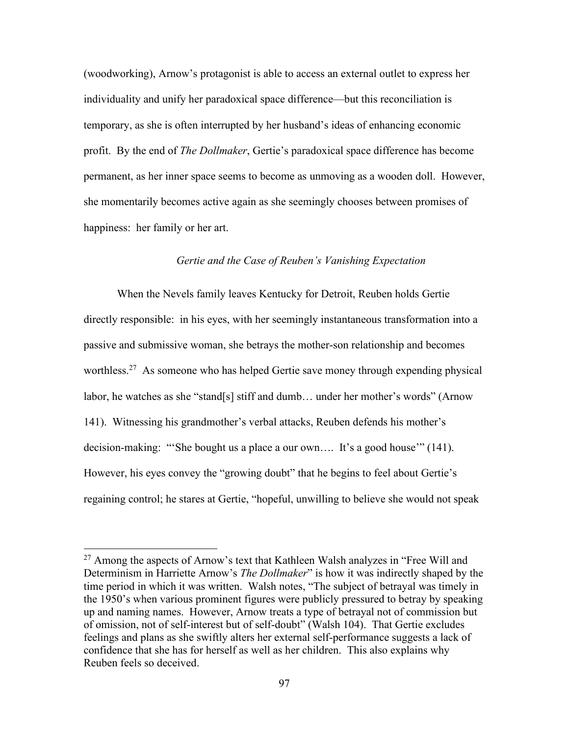(woodworking), Arnow's protagonist is able to access an external outlet to express her individuality and unify her paradoxical space difference—but this reconciliation is temporary, as she is often interrupted by her husband's ideas of enhancing economic profit. By the end of *The Dollmaker*, Gertie's paradoxical space difference has become permanent, as her inner space seems to become as unmoving as a wooden doll. However, she momentarily becomes active again as she seemingly chooses between promises of happiness: her family or her art.

### *Gertie and the Case of Reuben's Vanishing Expectation*

When the Nevels family leaves Kentucky for Detroit, Reuben holds Gertie directly responsible: in his eyes, with her seemingly instantaneous transformation into a passive and submissive woman, she betrays the mother-son relationship and becomes worthless.[27] As someone who has helped Gertie save money through expending physical labor, he watches as she "stand[s] stiff and dumb… under her mother's words" (Arnow 141). Witnessing his grandmother's verbal attacks, Reuben defends his mother's decision-making: "'She bought us a place a our own…. It's a good house'" (141). However, his eyes convey the "growing doubt" that he begins to feel about Gertie's regaining control; he stares at Gertie, "hopeful, unwilling to believe she would not speak

[27] Among the aspects of Arnow's text that Kathleen Walsh analyzes in "Free Will and Determinism in Harriette Arnow's *The Dollmaker*" is how it was indirectly shaped by the time period in which it was written. Walsh notes, "The subject of betrayal was timely in the 1950's when various prominent figures were publicly pressured to betray by speaking up and naming names. However, Arnow treats a type of betrayal not of commission but of omission, not of self-interest but of self-doubt" (Walsh 104). That Gertie excludes feelings and plans as she swiftly alters her external self-performance suggests a lack of confidence that she has for herself as well as her children. This also explains why Reuben feels so deceived.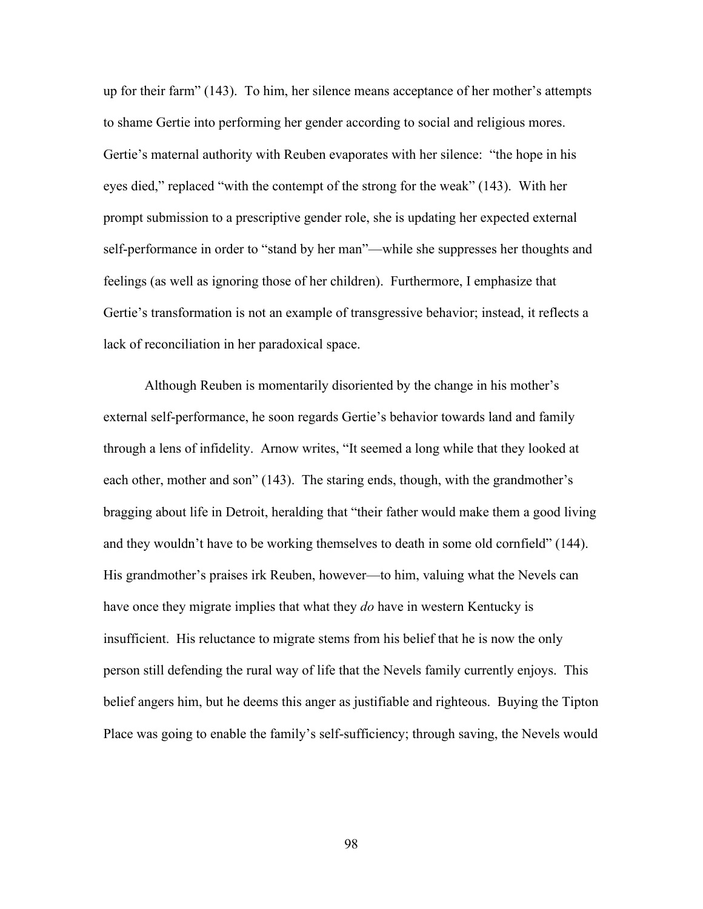up for their farm" (143). To him, her silence means acceptance of her mother's attempts to shame Gertie into performing her gender according to social and religious mores. Gertie's maternal authority with Reuben evaporates with her silence: "the hope in his eyes died," replaced "with the contempt of the strong for the weak" (143). With her prompt submission to a prescriptive gender role, she is updating her expected external self-performance in order to "stand by her man"—while she suppresses her thoughts and feelings (as well as ignoring those of her children). Furthermore, I emphasize that Gertie's transformation is not an example of transgressive behavior; instead, it reflects a lack of reconciliation in her paradoxical space.

Although Reuben is momentarily disoriented by the change in his mother's external self-performance, he soon regards Gertie's behavior towards land and family through a lens of infidelity. Arnow writes, "It seemed a long while that they looked at each other, mother and son" (143). The staring ends, though, with the grandmother's bragging about life in Detroit, heralding that "their father would make them a good living and they wouldn't have to be working themselves to death in some old cornfield" (144). His grandmother's praises irk Reuben, however—to him, valuing what the Nevels can have once they migrate implies that what they *do* have in western Kentucky is insufficient. His reluctance to migrate stems from his belief that he is now the only person still defending the rural way of life that the Nevels family currently enjoys. This belief angers him, but he deems this anger as justifiable and righteous. Buying the Tipton Place was going to enable the family's self-sufficiency; through saving, the Nevels would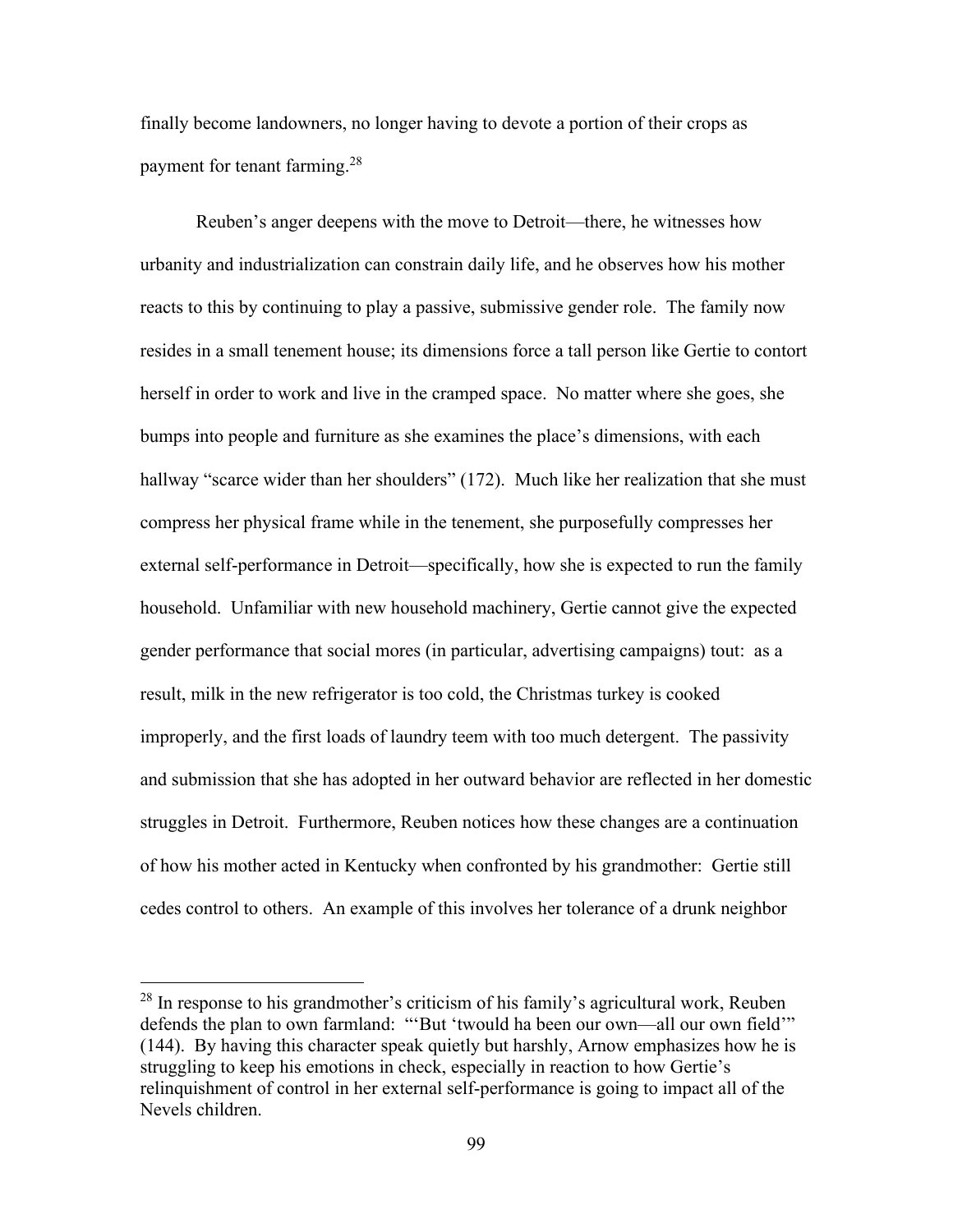finally become landowners, no longer having to devote a portion of their crops as payment for tenant farming.[28]

Reuben's anger deepens with the move to Detroit—there, he witnesses how urbanity and industrialization can constrain daily life, and he observes how his mother reacts to this by continuing to play a passive, submissive gender role. The family now resides in a small tenement house; its dimensions force a tall person like Gertie to contort herself in order to work and live in the cramped space. No matter where she goes, she bumps into people and furniture as she examines the place's dimensions, with each hallway "scarce wider than her shoulders" (172). Much like her realization that she must compress her physical frame while in the tenement, she purposefully compresses her external self-performance in Detroit—specifically, how she is expected to run the family household. Unfamiliar with new household machinery, Gertie cannot give the expected gender performance that social mores (in particular, advertising campaigns) tout: as a result, milk in the new refrigerator is too cold, the Christmas turkey is cooked improperly, and the first loads of laundry teem with too much detergent. The passivity and submission that she has adopted in her outward behavior are reflected in her domestic struggles in Detroit. Furthermore, Reuben notices how these changes are a continuation of how his mother acted in Kentucky when confronted by his grandmother: Gertie still cedes control to others. An example of this involves her tolerance of a drunk neighbor

---

[28] In response to his grandmother's criticism of his family's agricultural work, Reuben defends the plan to own farmland: "'But 'twould ha been our own—all our own field'" (144). By having this character speak quietly but harshly, Arnow emphasizes how he is struggling to keep his emotions in check, especially in reaction to how Gertie's relinquishment of control in her external self-performance is going to impact all of the Nevels children.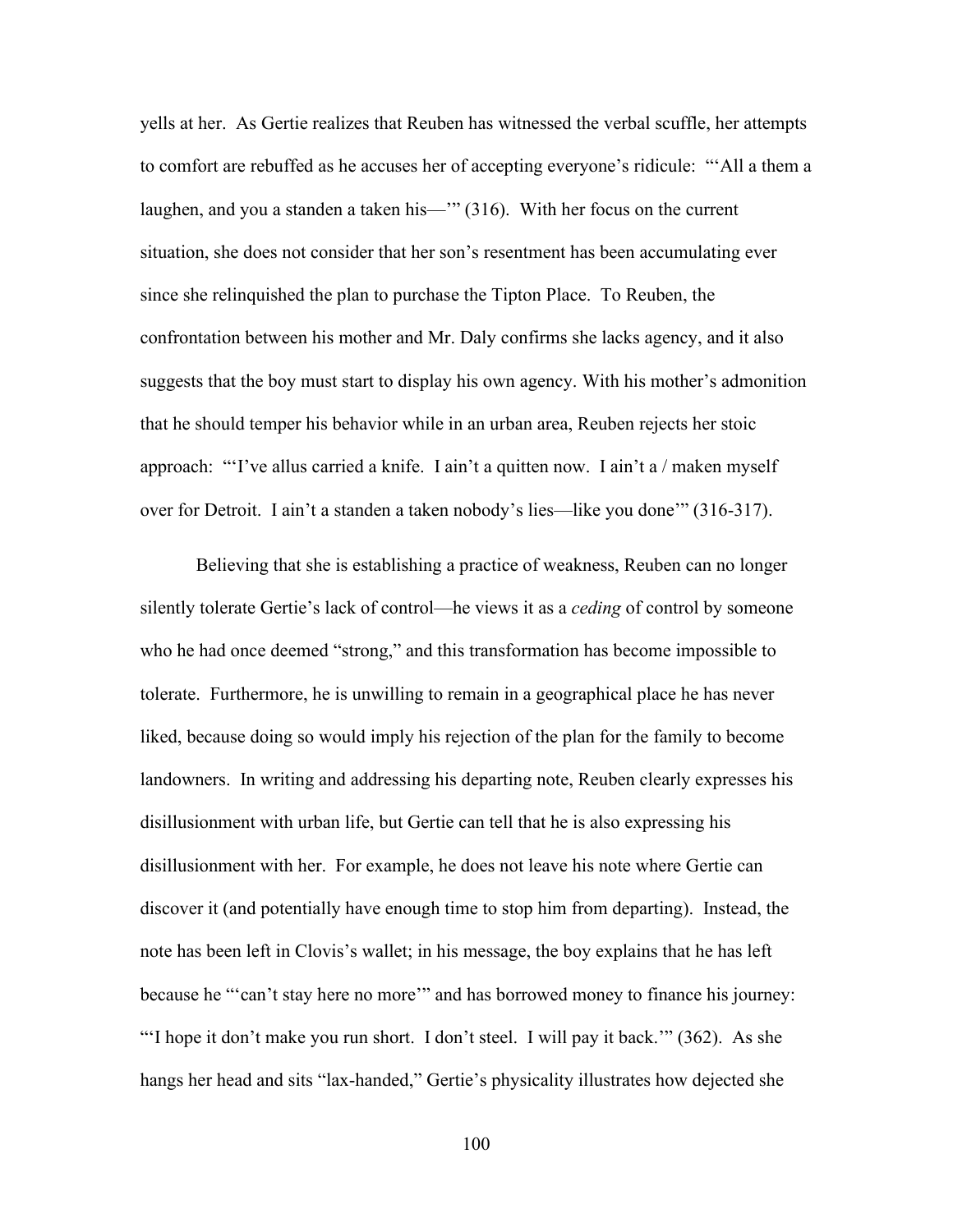yells at her. As Gertie realizes that Reuben has witnessed the verbal scuffle, her attempts to comfort are rebuffed as he accuses her of accepting everyone's ridicule: "'All a them a laughen, and you a standen a taken his—'" (316). With her focus on the current situation, she does not consider that her son's resentment has been accumulating ever since she relinquished the plan to purchase the Tipton Place. To Reuben, the confrontation between his mother and Mr. Daly confirms she lacks agency, and it also suggests that the boy must start to display his own agency. With his mother's admonition that he should temper his behavior while in an urban area, Reuben rejects her stoic approach: "'I've allus carried a knife. I ain't a quitten now. I ain't a / maken myself over for Detroit. I ain't a standen a taken nobody's lies—like you done'" (316-317).

Believing that she is establishing a practice of weakness, Reuben can no longer silently tolerate Gertie's lack of control—he views it as a *ceding* of control by someone who he had once deemed "strong," and this transformation has become impossible to tolerate. Furthermore, he is unwilling to remain in a geographical place he has never liked, because doing so would imply his rejection of the plan for the family to become landowners. In writing and addressing his departing note, Reuben clearly expresses his disillusionment with urban life, but Gertie can tell that he is also expressing his disillusionment with her. For example, he does not leave his note where Gertie can discover it (and potentially have enough time to stop him from departing). Instead, the note has been left in Clovis's wallet; in his message, the boy explains that he has left because he "'can't stay here no more'" and has borrowed money to finance his journey: "'I hope it don't make you run short. I don't steel. I will pay it back.'" (362). As she hangs her head and sits "lax-handed," Gertie's physicality illustrates how dejected she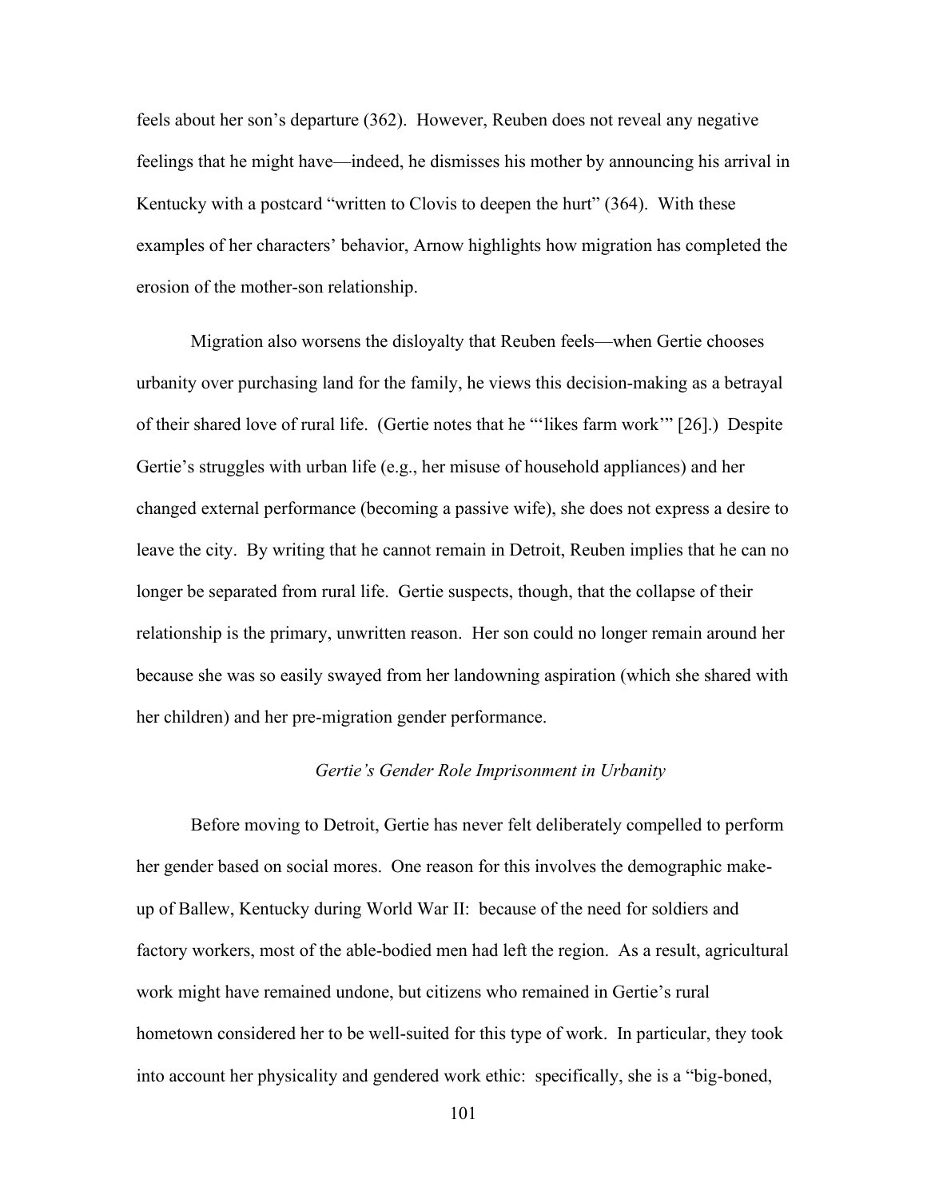feels about her son's departure (362). However, Reuben does not reveal any negative feelings that he might have—indeed, he dismisses his mother by announcing his arrival in Kentucky with a postcard "written to Clovis to deepen the hurt" (364). With these examples of her characters' behavior, Arnow highlights how migration has completed the erosion of the mother-son relationship.

Migration also worsens the disloyalty that Reuben feels—when Gertie chooses urbanity over purchasing land for the family, he views this decision-making as a betrayal of their shared love of rural life. (Gertie notes that he "'likes farm work'" [26].) Despite Gertie's struggles with urban life (e.g., her misuse of household appliances) and her changed external performance (becoming a passive wife), she does not express a desire to leave the city. By writing that he cannot remain in Detroit, Reuben implies that he can no longer be separated from rural life. Gertie suspects, though, that the collapse of their relationship is the primary, unwritten reason. Her son could no longer remain around her because she was so easily swayed from her landowning aspiration (which she shared with her children) and her pre-migration gender performance.

### *Gertie's Gender Role Imprisonment in Urbanity*

Before moving to Detroit, Gertie has never felt deliberately compelled to perform her gender based on social mores. One reason for this involves the demographic make-up of Ballew, Kentucky during World War II: because of the need for soldiers and factory workers, most of the able-bodied men had left the region. As a result, agricultural work might have remained undone, but citizens who remained in Gertie's rural hometown considered her to be well-suited for this type of work. In particular, they took into account her physicality and gendered work ethic: specifically, she is a "big-boned,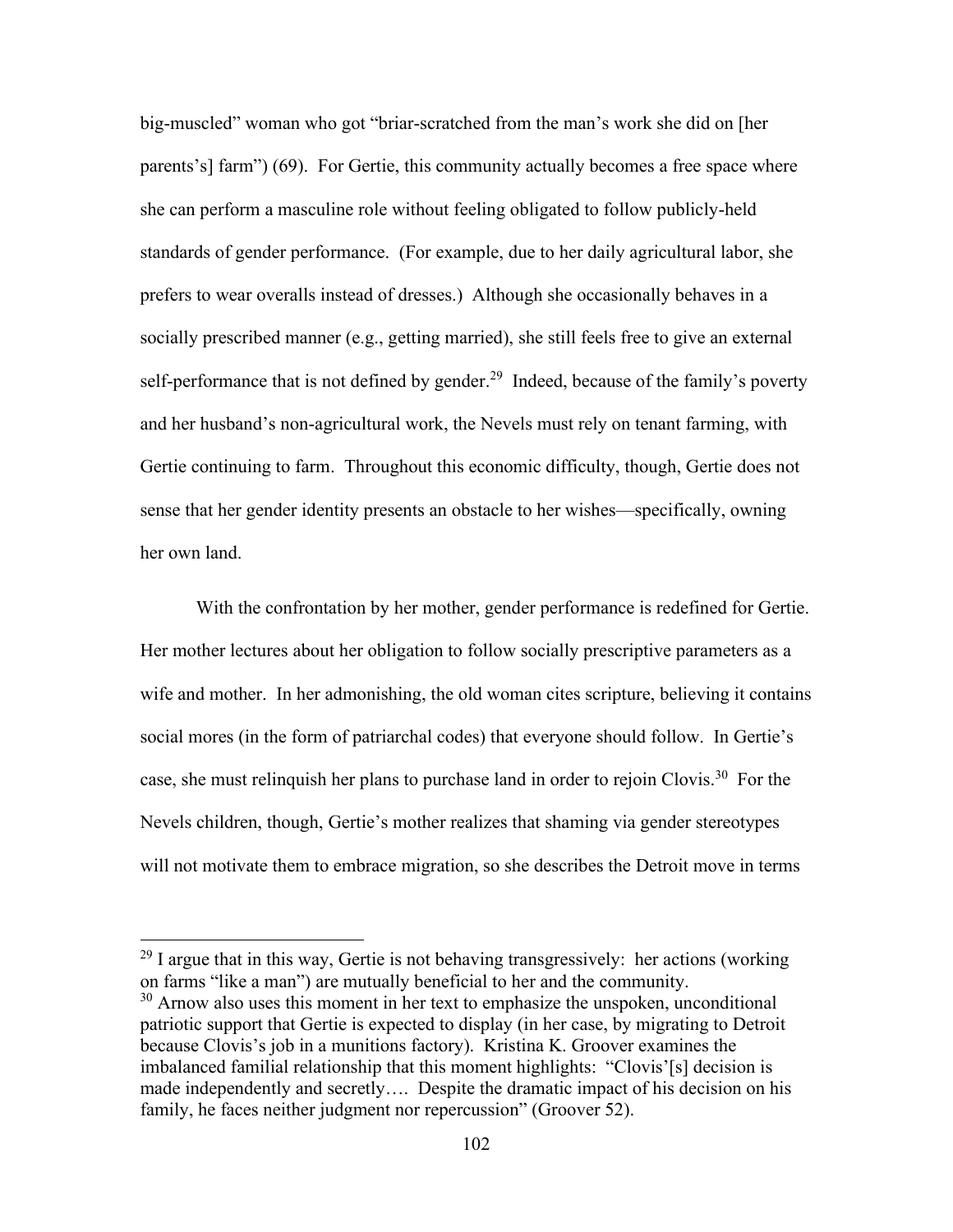big-muscled" woman who got "briar-scratched from the man's work she did on [her parents's] farm") (69). For Gertie, this community actually becomes a free space where she can perform a masculine role without feeling obligated to follow publicly-held standards of gender performance. (For example, due to her daily agricultural labor, she prefers to wear overalls instead of dresses.) Although she occasionally behaves in a socially prescribed manner (e.g., getting married), she still feels free to give an external self-performance that is not defined by gender.[29] Indeed, because of the family's poverty and her husband's non-agricultural work, the Nevels must rely on tenant farming, with Gertie continuing to farm. Throughout this economic difficulty, though, Gertie does not sense that her gender identity presents an obstacle to her wishes—specifically, owning her own land.

With the confrontation by her mother, gender performance is redefined for Gertie. Her mother lectures about her obligation to follow socially prescriptive parameters as a wife and mother. In her admonishing, the old woman cites scripture, believing it contains social mores (in the form of patriarchal codes) that everyone should follow. In Gertie's case, she must relinquish her plans to purchase land in order to rejoin Clovis.[30] For the Nevels children, though, Gertie's mother realizes that shaming via gender stereotypes will not motivate them to embrace migration, so she describes the Detroit move in terms

---

[29] I argue that in this way, Gertie is not behaving transgressively: her actions (working on farms "like a man") are mutually beneficial to her and the community.

[30] Arnow also uses this moment in her text to emphasize the unspoken, unconditional patriotic support that Gertie is expected to display (in her case, by migrating to Detroit because Clovis's job in a munitions factory). Kristina K. Groover examines the imbalanced familial relationship that this moment highlights: "Clovis'[s] decision is made independently and secretly…. Despite the dramatic impact of his decision on his family, he faces neither judgment nor repercussion" (Groover 52).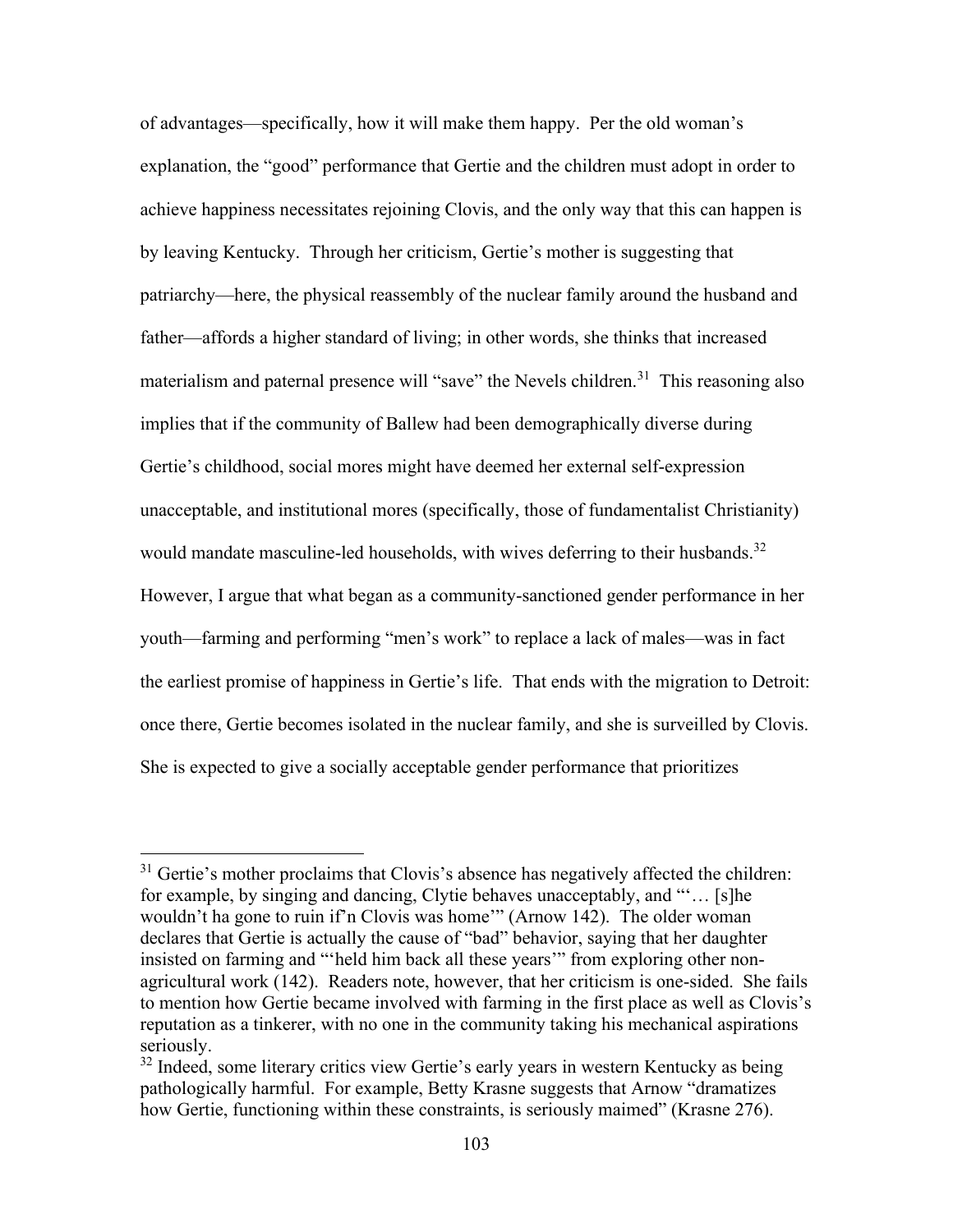of advantages—specifically, how it will make them happy. Per the old woman's explanation, the "good" performance that Gertie and the children must adopt in order to achieve happiness necessitates rejoining Clovis, and the only way that this can happen is by leaving Kentucky. Through her criticism, Gertie's mother is suggesting that patriarchy—here, the physical reassembly of the nuclear family around the husband and father—affords a higher standard of living; in other words, she thinks that increased materialism and paternal presence will "save" the Nevels children.[31] This reasoning also implies that if the community of Ballew had been demographically diverse during Gertie's childhood, social mores might have deemed her external self-expression unacceptable, and institutional mores (specifically, those of fundamentalist Christianity) would mandate masculine-led households, with wives deferring to their husbands.[32] However, I argue that what began as a community-sanctioned gender performance in her youth—farming and performing "men's work" to replace a lack of males—was in fact the earliest promise of happiness in Gertie's life. That ends with the migration to Detroit: once there, Gertie becomes isolated in the nuclear family, and she is surveilled by Clovis. She is expected to give a socially acceptable gender performance that prioritizes

---

[31] Gertie's mother proclaims that Clovis's absence has negatively affected the children: for example, by singing and dancing, Clytie behaves unacceptably, and "'… [s]he wouldn't ha gone to ruin if'n Clovis was home'" (Arnow 142). The older woman declares that Gertie is actually the cause of "bad" behavior, saying that her daughter insisted on farming and "'held him back all these years'" from exploring other non-agricultural work (142). Readers note, however, that her criticism is one-sided. She fails to mention how Gertie became involved with farming in the first place as well as Clovis's reputation as a tinkerer, with no one in the community taking his mechanical aspirations seriously.

[32] Indeed, some literary critics view Gertie's early years in western Kentucky as being pathologically harmful. For example, Betty Krasne suggests that Arnow "dramatizes how Gertie, functioning within these constraints, is seriously maimed" (Krasne 276).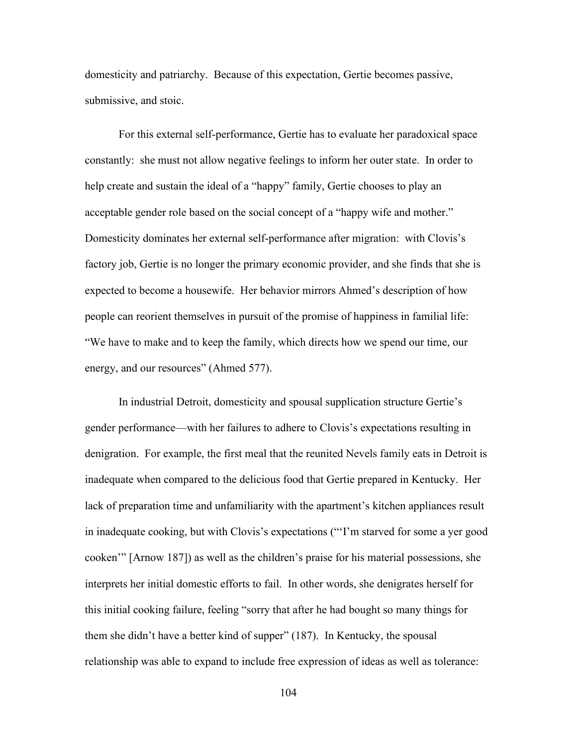domesticity and patriarchy.  Because of this expectation, Gertie becomes passive, submissive, and stoic.

For this external self-performance, Gertie has to evaluate her paradoxical space constantly:  she must not allow negative feelings to inform her outer state.  In order to help create and sustain the ideal of a "happy" family, Gertie chooses to play an acceptable gender role based on the social concept of a "happy wife and mother." Domesticity dominates her external self-performance after migration:  with Clovis's factory job, Gertie is no longer the primary economic provider, and she finds that she is expected to become a housewife.  Her behavior mirrors Ahmed's description of how people can reorient themselves in pursuit of the promise of happiness in familial life: "We have to make and to keep the family, which directs how we spend our time, our energy, and our resources" (Ahmed 577).

In industrial Detroit, domesticity and spousal supplication structure Gertie's gender performance—with her failures to adhere to Clovis's expectations resulting in denigration.  For example, the first meal that the reunited Nevels family eats in Detroit is inadequate when compared to the delicious food that Gertie prepared in Kentucky.  Her lack of preparation time and unfamiliarity with the apartment's kitchen appliances result in inadequate cooking, but with Clovis's expectations ("'I'm starved for some a yer good cooken'" [Arnow 187]) as well as the children's praise for his material possessions, she interprets her initial domestic efforts to fail.  In other words, she denigrates herself for this initial cooking failure, feeling "sorry that after he had bought so many things for them she didn't have a better kind of supper" (187).  In Kentucky, the spousal relationship was able to expand to include free expression of ideas as well as tolerance: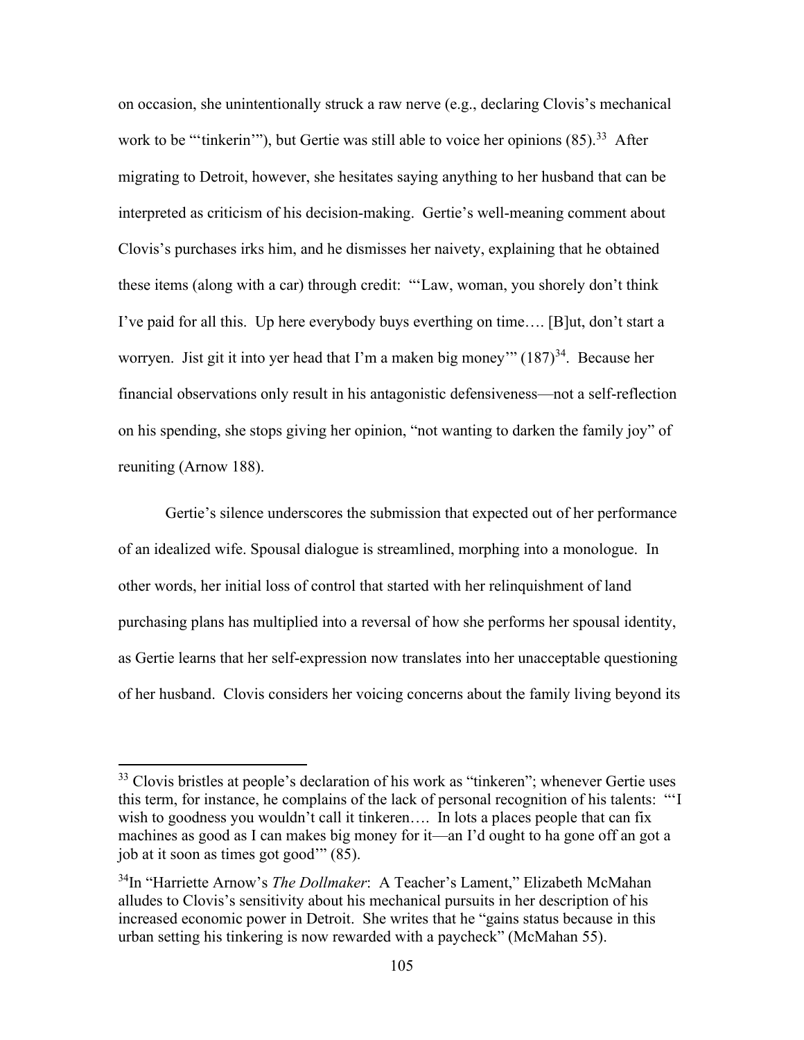on occasion, she unintentionally struck a raw nerve (e.g., declaring Clovis's mechanical work to be "'tinkerin'"), but Gertie was still able to voice her opinions (85).[33] After migrating to Detroit, however, she hesitates saying anything to her husband that can be interpreted as criticism of his decision-making. Gertie's well-meaning comment about Clovis's purchases irks him, and he dismisses her naivety, explaining that he obtained these items (along with a car) through credit: "'Law, woman, you shorely don't think I've paid for all this. Up here everybody buys everthing on time…. [B]ut, don't start a worryen. Jist git it into yer head that I'm a maken big money'" (187)[34]. Because her financial observations only result in his antagonistic defensiveness—not a self-reflection on his spending, she stops giving her opinion, "not wanting to darken the family joy" of reuniting (Arnow 188).

Gertie's silence underscores the submission that expected out of her performance of an idealized wife. Spousal dialogue is streamlined, morphing into a monologue. In other words, her initial loss of control that started with her relinquishment of land purchasing plans has multiplied into a reversal of how she performs her spousal identity, as Gertie learns that her self-expression now translates into her unacceptable questioning of her husband. Clovis considers her voicing concerns about the family living beyond its

---

[33] Clovis bristles at people's declaration of his work as "tinkeren"; whenever Gertie uses this term, for instance, he complains of the lack of personal recognition of his talents: "'I wish to goodness you wouldn't call it tinkeren…. In lots a places people that can fix machines as good as I can makes big money for it—an I'd ought to ha gone off an got a job at it soon as times got good'" (85).

[34] In "Harriette Arnow's *The Dollmaker*: A Teacher's Lament," Elizabeth McMahan alludes to Clovis's sensitivity about his mechanical pursuits in her description of his increased economic power in Detroit. She writes that he "gains status because in this urban setting his tinkering is now rewarded with a paycheck" (McMahan 55).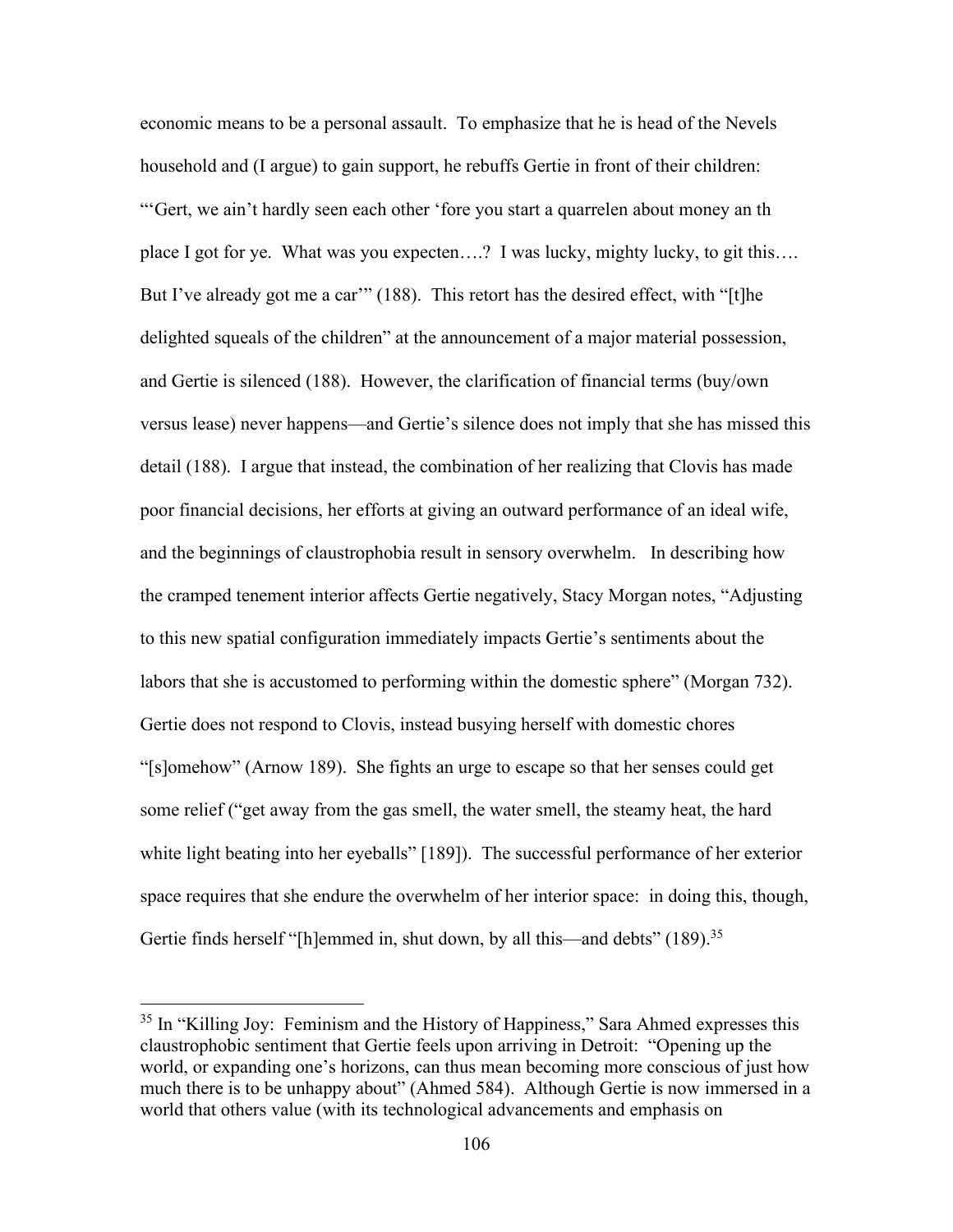economic means to be a personal assault. To emphasize that he is head of the Nevels household and (I argue) to gain support, he rebuffs Gertie in front of their children: "'Gert, we ain't hardly seen each other 'fore you start a quarrelen about money an th place I got for ye. What was you expecten….? I was lucky, mighty lucky, to git this…. But I've already got me a car'" (188). This retort has the desired effect, with "[t]he delighted squeals of the children" at the announcement of a major material possession, and Gertie is silenced (188). However, the clarification of financial terms (buy/own versus lease) never happens—and Gertie's silence does not imply that she has missed this detail (188). I argue that instead, the combination of her realizing that Clovis has made poor financial decisions, her efforts at giving an outward performance of an ideal wife, and the beginnings of claustrophobia result in sensory overwhelm. In describing how the cramped tenement interior affects Gertie negatively, Stacy Morgan notes, "Adjusting to this new spatial configuration immediately impacts Gertie's sentiments about the labors that she is accustomed to performing within the domestic sphere" (Morgan 732). Gertie does not respond to Clovis, instead busying herself with domestic chores "[s]omehow" (Arnow 189). She fights an urge to escape so that her senses could get some relief ("get away from the gas smell, the water smell, the steamy heat, the hard white light beating into her eyeballs" [189]). The successful performance of her exterior space requires that she endure the overwhelm of her interior space: in doing this, though, Gertie finds herself "[h]emmed in, shut down, by all this—and debts" (189).[35]

---

[35] In "Killing Joy: Feminism and the History of Happiness," Sara Ahmed expresses this claustrophobic sentiment that Gertie feels upon arriving in Detroit: "Opening up the world, or expanding one's horizons, can thus mean becoming more conscious of just how much there is to be unhappy about" (Ahmed 584). Although Gertie is now immersed in a world that others value (with its technological advancements and emphasis on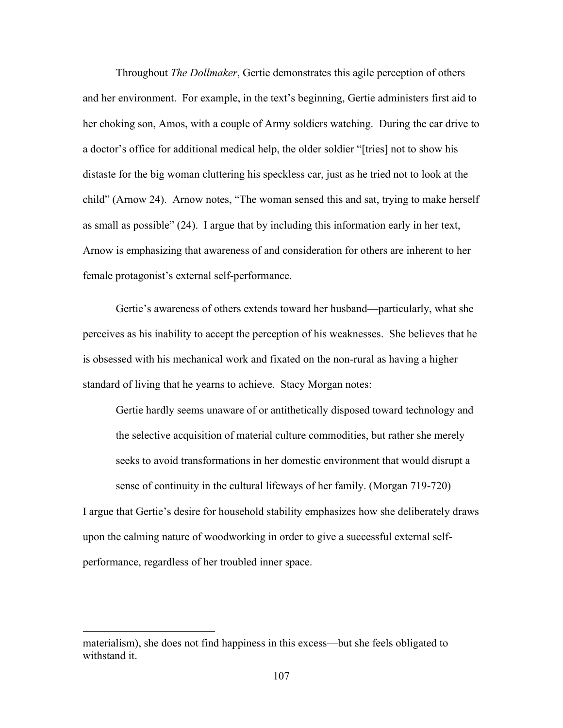Throughout *The Dollmaker*, Gertie demonstrates this agile perception of others and her environment. For example, in the text's beginning, Gertie administers first aid to her choking son, Amos, with a couple of Army soldiers watching. During the car drive to a doctor's office for additional medical help, the older soldier "[tries] not to show his distaste for the big woman cluttering his speckless car, just as he tried not to look at the child" (Arnow 24). Arnow notes, "The woman sensed this and sat, trying to make herself as small as possible" (24). I argue that by including this information early in her text, Arnow is emphasizing that awareness of and consideration for others are inherent to her female protagonist's external self-performance.

Gertie's awareness of others extends toward her husband—particularly, what she perceives as his inability to accept the perception of his weaknesses. She believes that he is obsessed with his mechanical work and fixated on the non-rural as having a higher standard of living that he yearns to achieve. Stacy Morgan notes:

> Gertie hardly seems unaware of or antithetically disposed toward technology and the selective acquisition of material culture commodities, but rather she merely seeks to avoid transformations in her domestic environment that would disrupt a sense of continuity in the cultural lifeways of her family. (Morgan 719-720)

I argue that Gertie's desire for household stability emphasizes how she deliberately draws upon the calming nature of woodworking in order to give a successful external self-performance, regardless of her troubled inner space.

---

materialism), she does not find happiness in this excess—but she feels obligated to withstand it.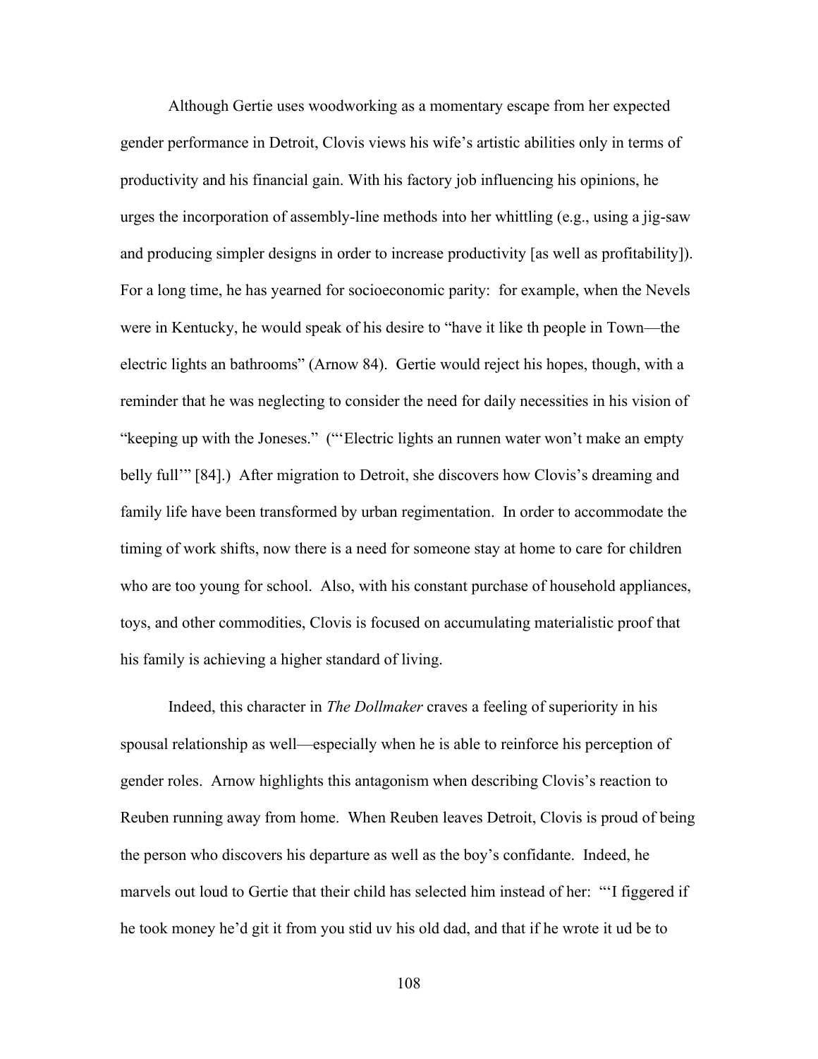Although Gertie uses woodworking as a momentary escape from her expected gender performance in Detroit, Clovis views his wife's artistic abilities only in terms of productivity and his financial gain. With his factory job influencing his opinions, he urges the incorporation of assembly-line methods into her whittling (e.g., using a jig-saw and producing simpler designs in order to increase productivity [as well as profitability]). For a long time, he has yearned for socioeconomic parity: for example, when the Nevels were in Kentucky, he would speak of his desire to "have it like th people in Town—the electric lights an bathrooms" (Arnow 84). Gertie would reject his hopes, though, with a reminder that he was neglecting to consider the need for daily necessities in his vision of "keeping up with the Joneses." ("'Electric lights an runnen water won't make an empty belly full'" [84].) After migration to Detroit, she discovers how Clovis's dreaming and family life have been transformed by urban regimentation. In order to accommodate the timing of work shifts, now there is a need for someone stay at home to care for children who are too young for school. Also, with his constant purchase of household appliances, toys, and other commodities, Clovis is focused on accumulating materialistic proof that his family is achieving a higher standard of living.

Indeed, this character in *The Dollmaker* craves a feeling of superiority in his spousal relationship as well—especially when he is able to reinforce his perception of gender roles. Arnow highlights this antagonism when describing Clovis's reaction to Reuben running away from home. When Reuben leaves Detroit, Clovis is proud of being the person who discovers his departure as well as the boy's confidante. Indeed, he marvels out loud to Gertie that their child has selected him instead of her: "'I figgered if he took money he'd git it from you stid uv his old dad, and that if he wrote it ud be to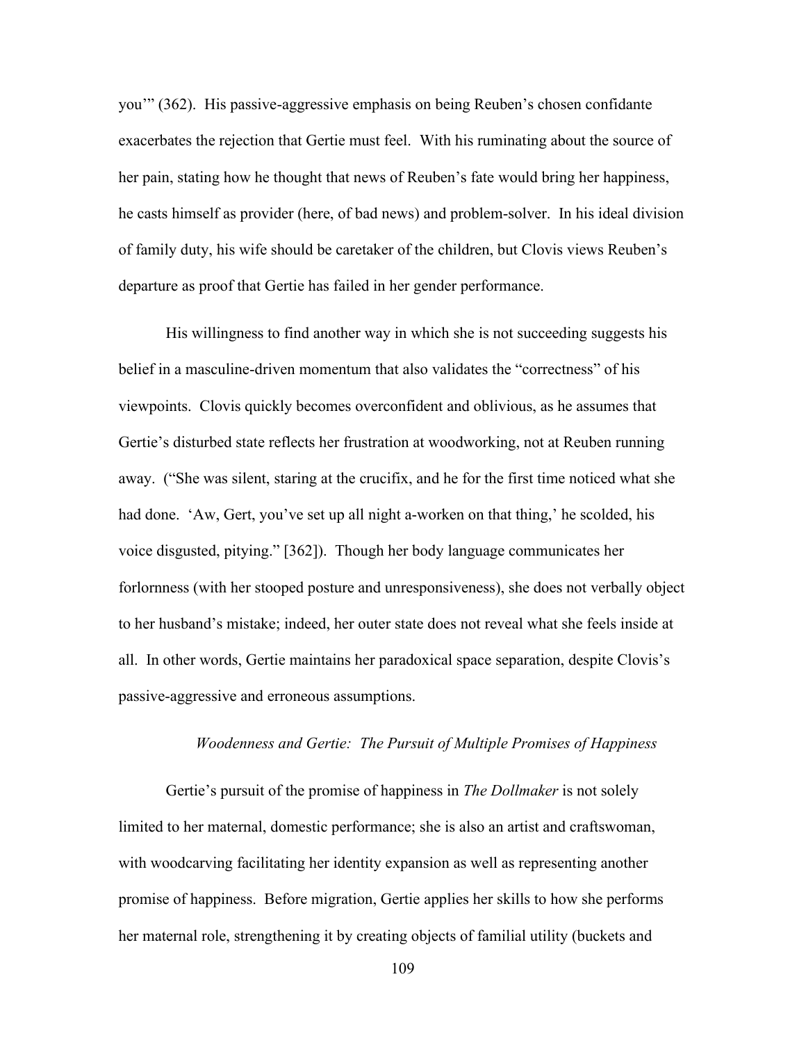you'" (362). His passive-aggressive emphasis on being Reuben's chosen confidante exacerbates the rejection that Gertie must feel. With his ruminating about the source of her pain, stating how he thought that news of Reuben's fate would bring her happiness, he casts himself as provider (here, of bad news) and problem-solver. In his ideal division of family duty, his wife should be caretaker of the children, but Clovis views Reuben's departure as proof that Gertie has failed in her gender performance.

His willingness to find another way in which she is not succeeding suggests his belief in a masculine-driven momentum that also validates the "correctness" of his viewpoints. Clovis quickly becomes overconfident and oblivious, as he assumes that Gertie's disturbed state reflects her frustration at woodworking, not at Reuben running away. ("She was silent, staring at the crucifix, and he for the first time noticed what she had done. 'Aw, Gert, you've set up all night a-worken on that thing,' he scolded, his voice disgusted, pitying." [362]). Though her body language communicates her forlornness (with her stooped posture and unresponsiveness), she does not verbally object to her husband's mistake; indeed, her outer state does not reveal what she feels inside at all. In other words, Gertie maintains her paradoxical space separation, despite Clovis's passive-aggressive and erroneous assumptions.

### *Woodenness and Gertie: The Pursuit of Multiple Promises of Happiness*

Gertie's pursuit of the promise of happiness in *The Dollmaker* is not solely limited to her maternal, domestic performance; she is also an artist and craftswoman, with woodcarving facilitating her identity expansion as well as representing another promise of happiness. Before migration, Gertie applies her skills to how she performs her maternal role, strengthening it by creating objects of familial utility (buckets and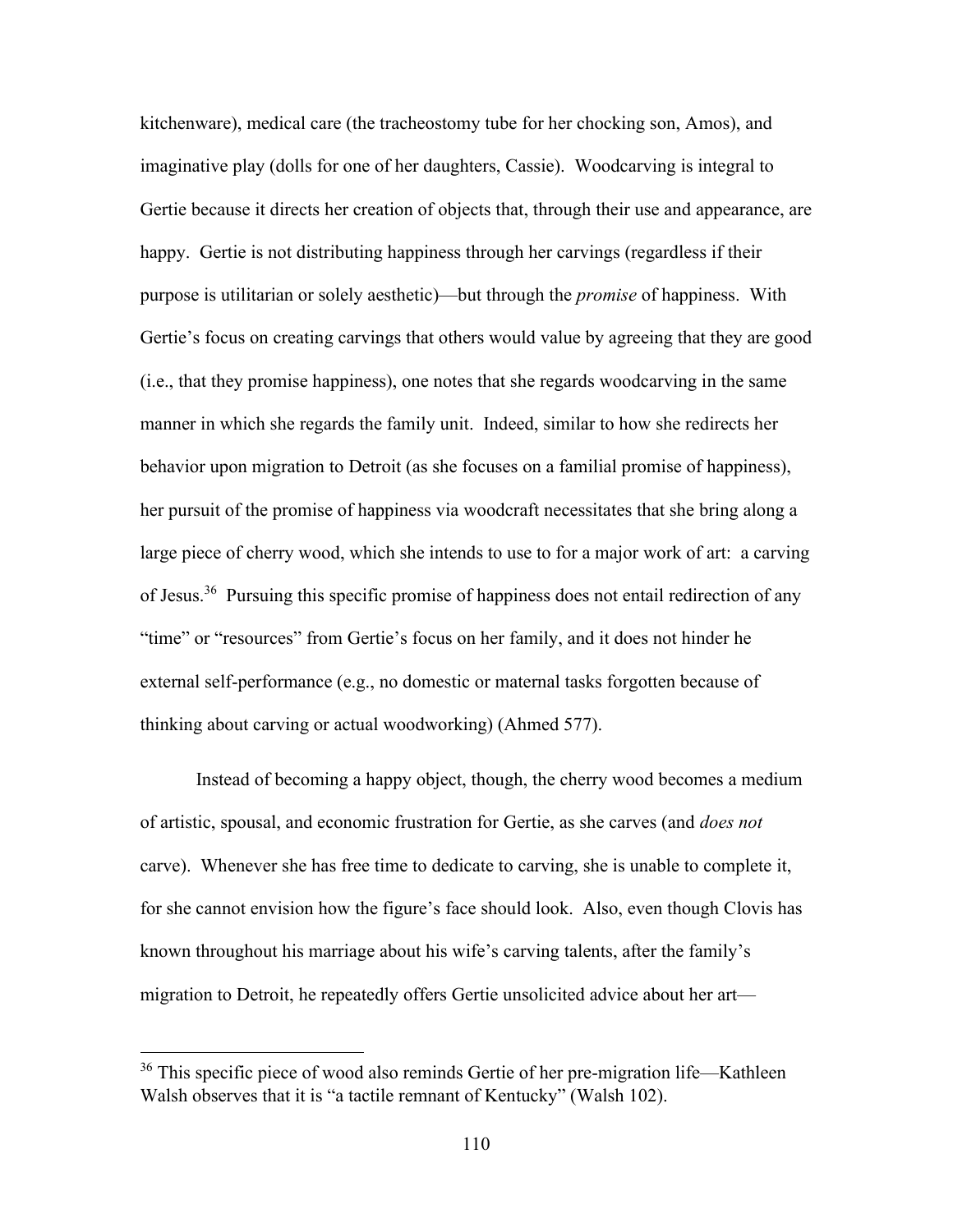kitchenware), medical care (the tracheostomy tube for her chocking son, Amos), and imaginative play (dolls for one of her daughters, Cassie). Woodcarving is integral to Gertie because it directs her creation of objects that, through their use and appearance, are happy. Gertie is not distributing happiness through her carvings (regardless if their purpose is utilitarian or solely aesthetic)—but through the *promise* of happiness. With Gertie's focus on creating carvings that others would value by agreeing that they are good (i.e., that they promise happiness), one notes that she regards woodcarving in the same manner in which she regards the family unit. Indeed, similar to how she redirects her behavior upon migration to Detroit (as she focuses on a familial promise of happiness), her pursuit of the promise of happiness via woodcraft necessitates that she bring along a large piece of cherry wood, which she intends to use to for a major work of art: a carving of Jesus.[36] Pursuing this specific promise of happiness does not entail redirection of any "time" or "resources" from Gertie's focus on her family, and it does not hinder he external self-performance (e.g., no domestic or maternal tasks forgotten because of thinking about carving or actual woodworking) (Ahmed 577).

Instead of becoming a happy object, though, the cherry wood becomes a medium of artistic, spousal, and economic frustration for Gertie, as she carves (and *does not* carve). Whenever she has free time to dedicate to carving, she is unable to complete it, for she cannot envision how the figure's face should look. Also, even though Clovis has known throughout his marriage about his wife's carving talents, after the family's migration to Detroit, he repeatedly offers Gertie unsolicited advice about her art—

[36] This specific piece of wood also reminds Gertie of her pre-migration life—Kathleen Walsh observes that it is "a tactile remnant of Kentucky" (Walsh 102).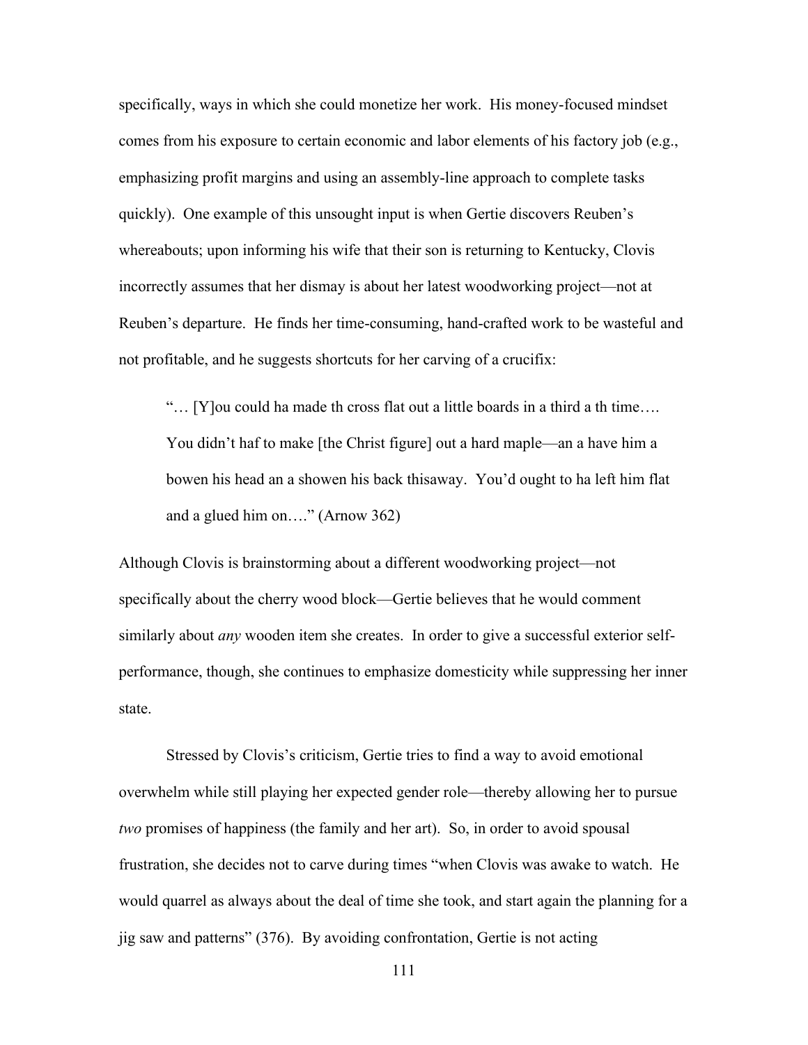specifically, ways in which she could monetize her work. His money-focused mindset comes from his exposure to certain economic and labor elements of his factory job (e.g., emphasizing profit margins and using an assembly-line approach to complete tasks quickly). One example of this unsought input is when Gertie discovers Reuben's whereabouts; upon informing his wife that their son is returning to Kentucky, Clovis incorrectly assumes that her dismay is about her latest woodworking project—not at Reuben's departure. He finds her time-consuming, hand-crafted work to be wasteful and not profitable, and he suggests shortcuts for her carving of a crucifix:

> "… [Y]ou could ha made th cross flat out a little boards in a third a th time…. You didn't haf to make [the Christ figure] out a hard maple—an a have him a bowen his head an a showen his back thisaway. You'd ought to ha left him flat and a glued him on…." (Arnow 362)

Although Clovis is brainstorming about a different woodworking project—not specifically about the cherry wood block—Gertie believes that he would comment similarly about *any* wooden item she creates. In order to give a successful exterior self-performance, though, she continues to emphasize domesticity while suppressing her inner state.

Stressed by Clovis's criticism, Gertie tries to find a way to avoid emotional overwhelm while still playing her expected gender role—thereby allowing her to pursue *two* promises of happiness (the family and her art). So, in order to avoid spousal frustration, she decides not to carve during times "when Clovis was awake to watch. He would quarrel as always about the deal of time she took, and start again the planning for a jig saw and patterns" (376). By avoiding confrontation, Gertie is not acting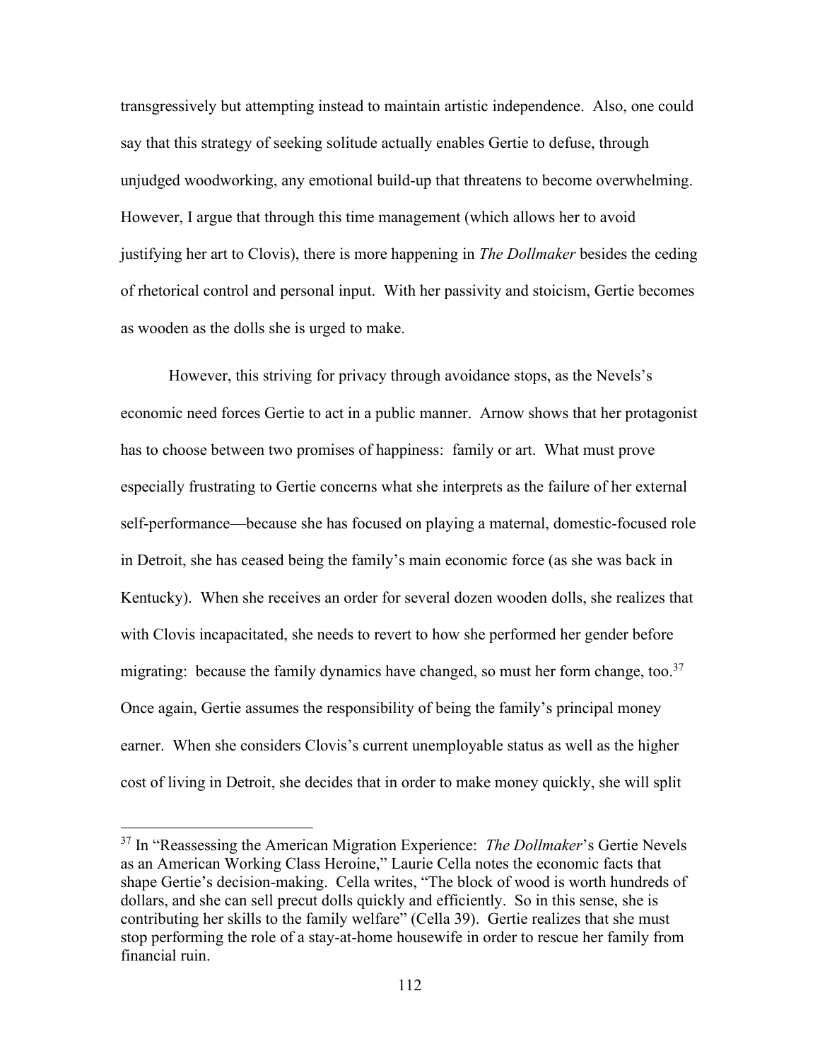transgressively but attempting instead to maintain artistic independence. Also, one could say that this strategy of seeking solitude actually enables Gertie to defuse, through unjudged woodworking, any emotional build-up that threatens to become overwhelming. However, I argue that through this time management (which allows her to avoid justifying her art to Clovis), there is more happening in *The Dollmaker* besides the ceding of rhetorical control and personal input. With her passivity and stoicism, Gertie becomes as wooden as the dolls she is urged to make.

However, this striving for privacy through avoidance stops, as the Nevels's economic need forces Gertie to act in a public manner. Arnow shows that her protagonist has to choose between two promises of happiness: family or art. What must prove especially frustrating to Gertie concerns what she interprets as the failure of her external self-performance—because she has focused on playing a maternal, domestic-focused role in Detroit, she has ceased being the family's main economic force (as she was back in Kentucky). When she receives an order for several dozen wooden dolls, she realizes that with Clovis incapacitated, she needs to revert to how she performed her gender before migrating: because the family dynamics have changed, so must her form change, too.[37] Once again, Gertie assumes the responsibility of being the family's principal money earner. When she considers Clovis's current unemployable status as well as the higher cost of living in Detroit, she decides that in order to make money quickly, she will split

---

[37] In "Reassessing the American Migration Experience: *The Dollmaker*'s Gertie Nevels as an American Working Class Heroine," Laurie Cella notes the economic facts that shape Gertie's decision-making. Cella writes, "The block of wood is worth hundreds of dollars, and she can sell precut dolls quickly and efficiently. So in this sense, she is contributing her skills to the family welfare" (Cella 39). Gertie realizes that she must stop performing the role of a stay-at-home housewife in order to rescue her family from financial ruin.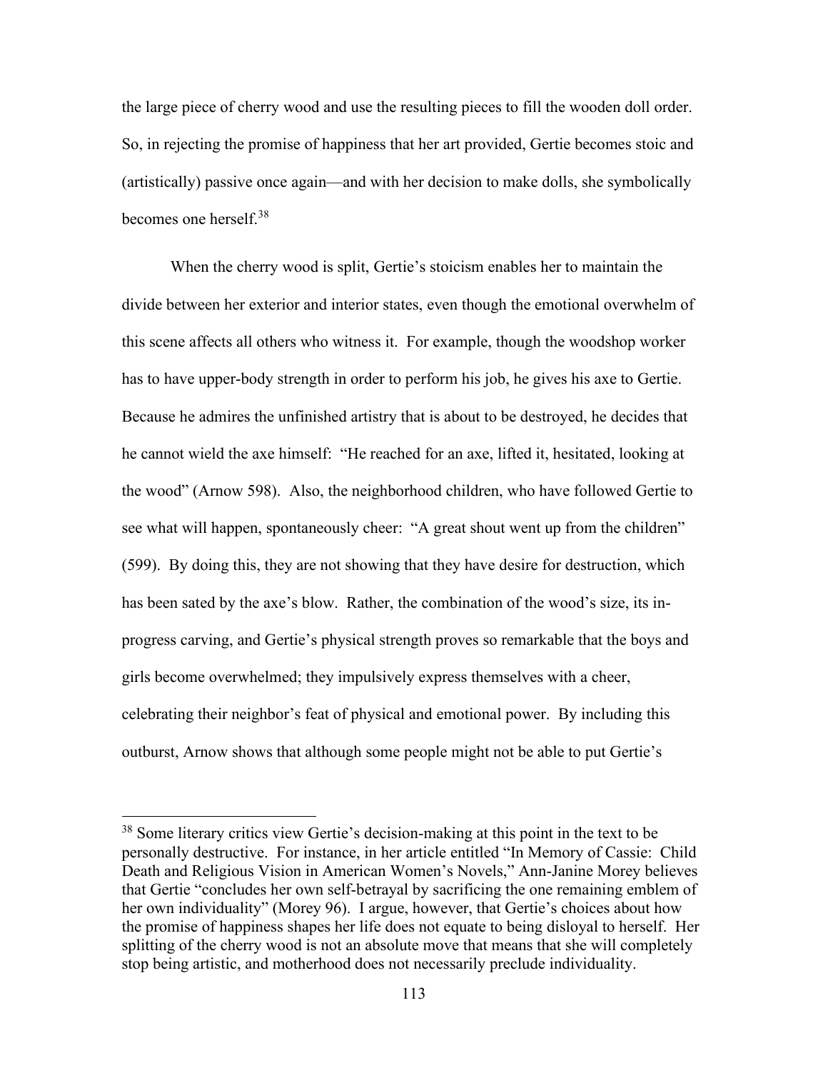the large piece of cherry wood and use the resulting pieces to fill the wooden doll order. So, in rejecting the promise of happiness that her art provided, Gertie becomes stoic and (artistically) passive once again—and with her decision to make dolls, she symbolically becomes one herself.[38]

When the cherry wood is split, Gertie's stoicism enables her to maintain the divide between her exterior and interior states, even though the emotional overwhelm of this scene affects all others who witness it. For example, though the woodshop worker has to have upper-body strength in order to perform his job, he gives his axe to Gertie. Because he admires the unfinished artistry that is about to be destroyed, he decides that he cannot wield the axe himself: "He reached for an axe, lifted it, hesitated, looking at the wood" (Arnow 598). Also, the neighborhood children, who have followed Gertie to see what will happen, spontaneously cheer: "A great shout went up from the children" (599). By doing this, they are not showing that they have desire for destruction, which has been sated by the axe's blow. Rather, the combination of the wood's size, its in-progress carving, and Gertie's physical strength proves so remarkable that the boys and girls become overwhelmed; they impulsively express themselves with a cheer, celebrating their neighbor's feat of physical and emotional power. By including this outburst, Arnow shows that although some people might not be able to put Gertie's

---

[38] Some literary critics view Gertie's decision-making at this point in the text to be personally destructive. For instance, in her article entitled "In Memory of Cassie: Child Death and Religious Vision in American Women's Novels," Ann-Janine Morey believes that Gertie "concludes her own self-betrayal by sacrificing the one remaining emblem of her own individuality" (Morey 96). I argue, however, that Gertie's choices about how the promise of happiness shapes her life does not equate to being disloyal to herself. Her splitting of the cherry wood is not an absolute move that means that she will completely stop being artistic, and motherhood does not necessarily preclude individuality.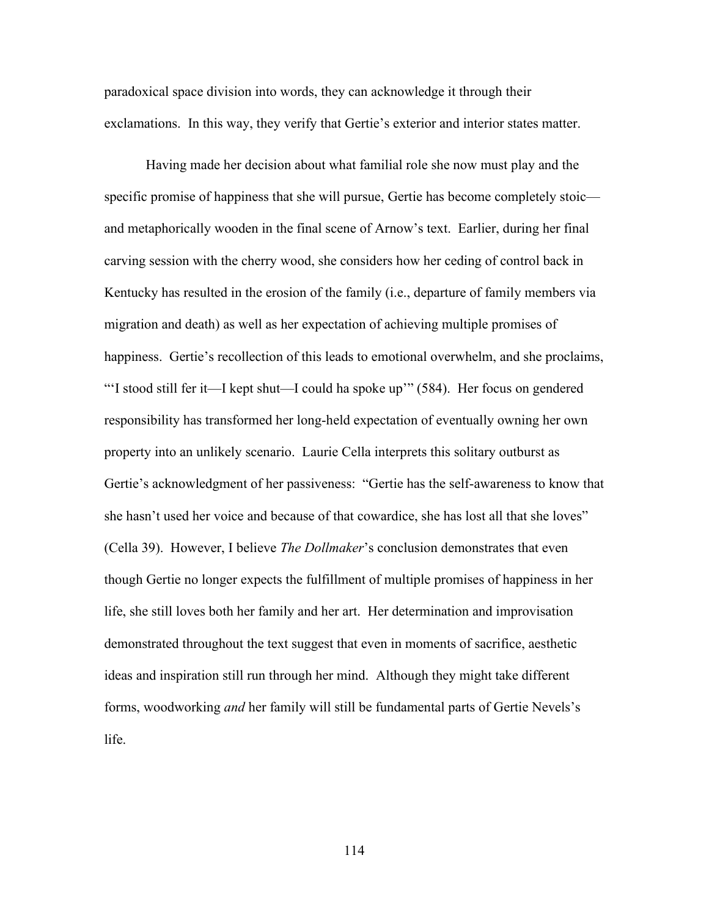paradoxical space division into words, they can acknowledge it through their exclamations. In this way, they verify that Gertie's exterior and interior states matter.

Having made her decision about what familial role she now must play and the specific promise of happiness that she will pursue, Gertie has become completely stoic—and metaphorically wooden in the final scene of Arnow's text. Earlier, during her final carving session with the cherry wood, she considers how her ceding of control back in Kentucky has resulted in the erosion of the family (i.e., departure of family members via migration and death) as well as her expectation of achieving multiple promises of happiness. Gertie's recollection of this leads to emotional overwhelm, and she proclaims, "'I stood still fer it—I kept shut—I could ha spoke up'" (584). Her focus on gendered responsibility has transformed her long-held expectation of eventually owning her own property into an unlikely scenario. Laurie Cella interprets this solitary outburst as Gertie's acknowledgment of her passiveness: "Gertie has the self-awareness to know that she hasn't used her voice and because of that cowardice, she has lost all that she loves" (Cella 39). However, I believe *The Dollmaker*'s conclusion demonstrates that even though Gertie no longer expects the fulfillment of multiple promises of happiness in her life, she still loves both her family and her art. Her determination and improvisation demonstrated throughout the text suggest that even in moments of sacrifice, aesthetic ideas and inspiration still run through her mind. Although they might take different forms, woodworking *and* her family will still be fundamental parts of Gertie Nevels's life.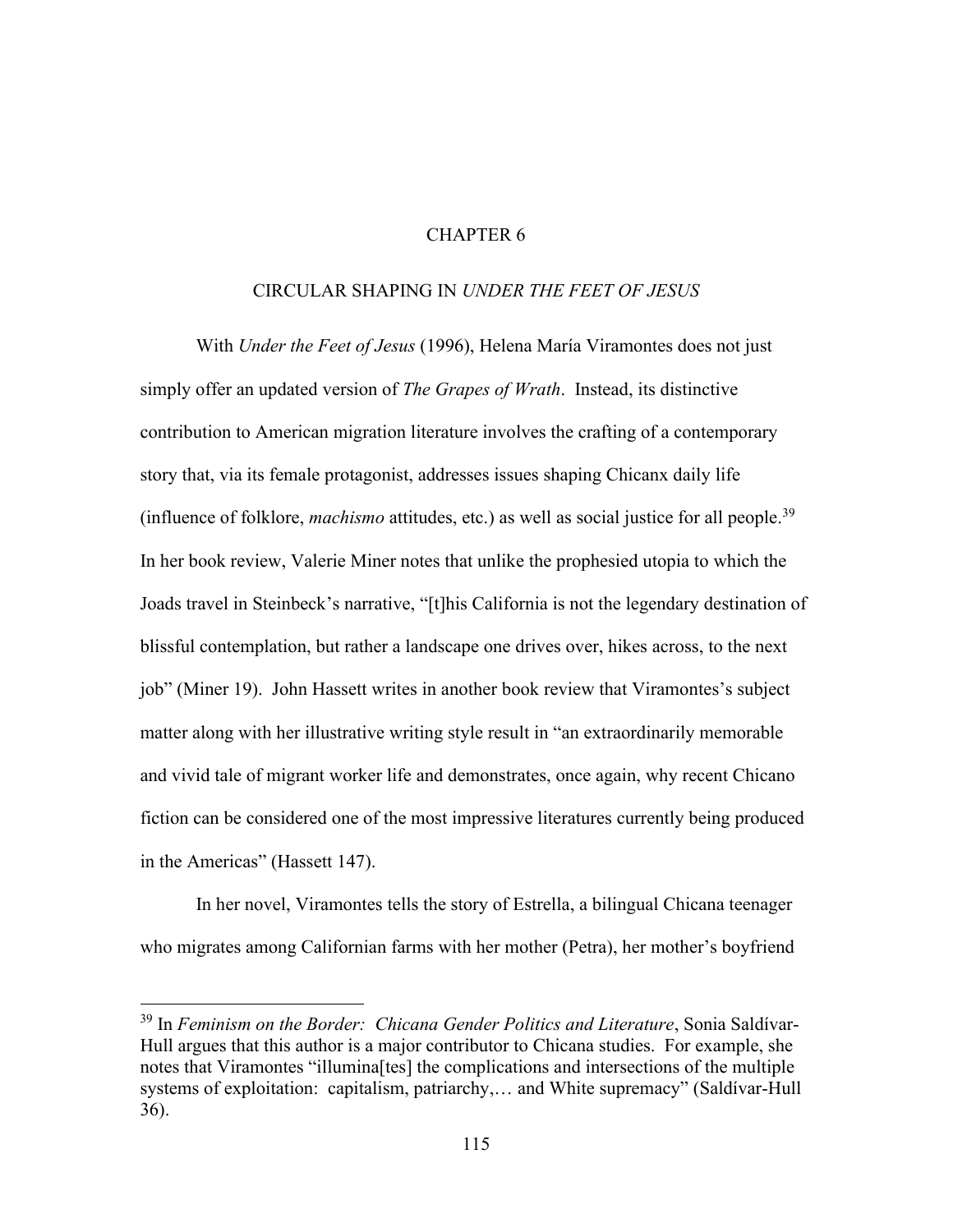# CHAPTER 6

## CIRCULAR SHAPING IN *UNDER THE FEET OF JESUS*

With *Under the Feet of Jesus* (1996), Helena María Viramontes does not just simply offer an updated version of *The Grapes of Wrath*. Instead, its distinctive contribution to American migration literature involves the crafting of a contemporary story that, via its female protagonist, addresses issues shaping Chicanx daily life (influence of folklore, *machismo* attitudes, etc.) as well as social justice for all people.[39] In her book review, Valerie Miner notes that unlike the prophesied utopia to which the Joads travel in Steinbeck's narrative, "[t]his California is not the legendary destination of blissful contemplation, but rather a landscape one drives over, hikes across, to the next job" (Miner 19). John Hassett writes in another book review that Viramontes's subject matter along with her illustrative writing style result in "an extraordinarily memorable and vivid tale of migrant worker life and demonstrates, once again, why recent Chicano fiction can be considered one of the most impressive literatures currently being produced in the Americas" (Hassett 147).

In her novel, Viramontes tells the story of Estrella, a bilingual Chicana teenager who migrates among Californian farms with her mother (Petra), her mother's boyfriend

---

[39] In *Feminism on the Border: Chicana Gender Politics and Literature*, Sonia Saldívar-Hull argues that this author is a major contributor to Chicana studies. For example, she notes that Viramontes "illumina[tes] the complications and intersections of the multiple systems of exploitation: capitalism, patriarchy,… and White supremacy" (Saldívar-Hull 36).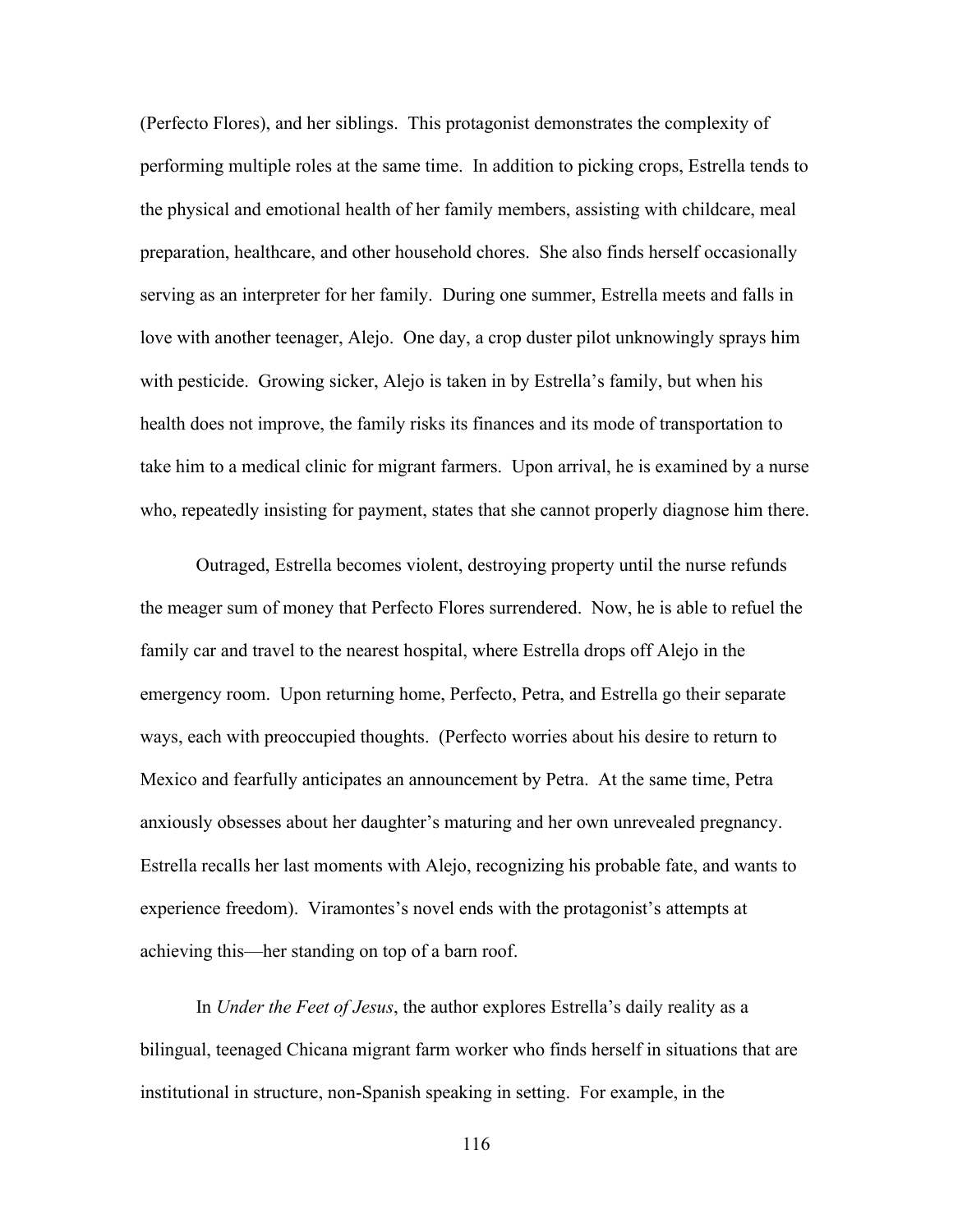(Perfecto Flores), and her siblings. This protagonist demonstrates the complexity of performing multiple roles at the same time. In addition to picking crops, Estrella tends to the physical and emotional health of her family members, assisting with childcare, meal preparation, healthcare, and other household chores. She also finds herself occasionally serving as an interpreter for her family. During one summer, Estrella meets and falls in love with another teenager, Alejo. One day, a crop duster pilot unknowingly sprays him with pesticide. Growing sicker, Alejo is taken in by Estrella's family, but when his health does not improve, the family risks its finances and its mode of transportation to take him to a medical clinic for migrant farmers. Upon arrival, he is examined by a nurse who, repeatedly insisting for payment, states that she cannot properly diagnose him there.

Outraged, Estrella becomes violent, destroying property until the nurse refunds the meager sum of money that Perfecto Flores surrendered. Now, he is able to refuel the family car and travel to the nearest hospital, where Estrella drops off Alejo in the emergency room. Upon returning home, Perfecto, Petra, and Estrella go their separate ways, each with preoccupied thoughts. (Perfecto worries about his desire to return to Mexico and fearfully anticipates an announcement by Petra. At the same time, Petra anxiously obsesses about her daughter's maturing and her own unrevealed pregnancy. Estrella recalls her last moments with Alejo, recognizing his probable fate, and wants to experience freedom). Viramontes's novel ends with the protagonist's attempts at achieving this—her standing on top of a barn roof.

In *Under the Feet of Jesus*, the author explores Estrella's daily reality as a bilingual, teenaged Chicana migrant farm worker who finds herself in situations that are institutional in structure, non-Spanish speaking in setting. For example, in the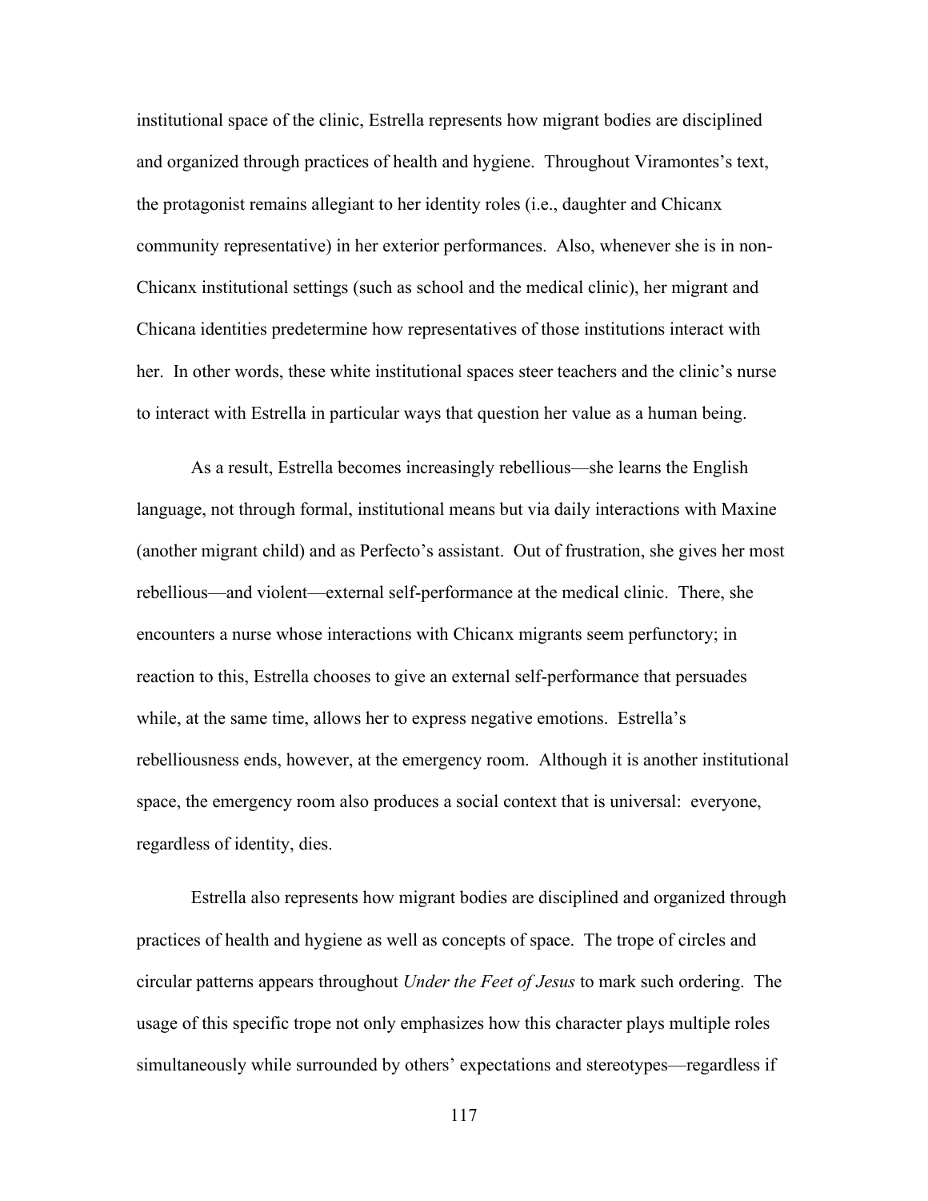institutional space of the clinic, Estrella represents how migrant bodies are disciplined and organized through practices of health and hygiene. Throughout Viramontes's text, the protagonist remains allegiant to her identity roles (i.e., daughter and Chicanx community representative) in her exterior performances. Also, whenever she is in non-Chicanx institutional settings (such as school and the medical clinic), her migrant and Chicana identities predetermine how representatives of those institutions interact with her. In other words, these white institutional spaces steer teachers and the clinic's nurse to interact with Estrella in particular ways that question her value as a human being.

As a result, Estrella becomes increasingly rebellious—she learns the English language, not through formal, institutional means but via daily interactions with Maxine (another migrant child) and as Perfecto's assistant. Out of frustration, she gives her most rebellious—and violent—external self-performance at the medical clinic. There, she encounters a nurse whose interactions with Chicanx migrants seem perfunctory; in reaction to this, Estrella chooses to give an external self-performance that persuades while, at the same time, allows her to express negative emotions. Estrella's rebelliousness ends, however, at the emergency room. Although it is another institutional space, the emergency room also produces a social context that is universal: everyone, regardless of identity, dies.

Estrella also represents how migrant bodies are disciplined and organized through practices of health and hygiene as well as concepts of space. The trope of circles and circular patterns appears throughout *Under the Feet of Jesus* to mark such ordering. The usage of this specific trope not only emphasizes how this character plays multiple roles simultaneously while surrounded by others' expectations and stereotypes—regardless if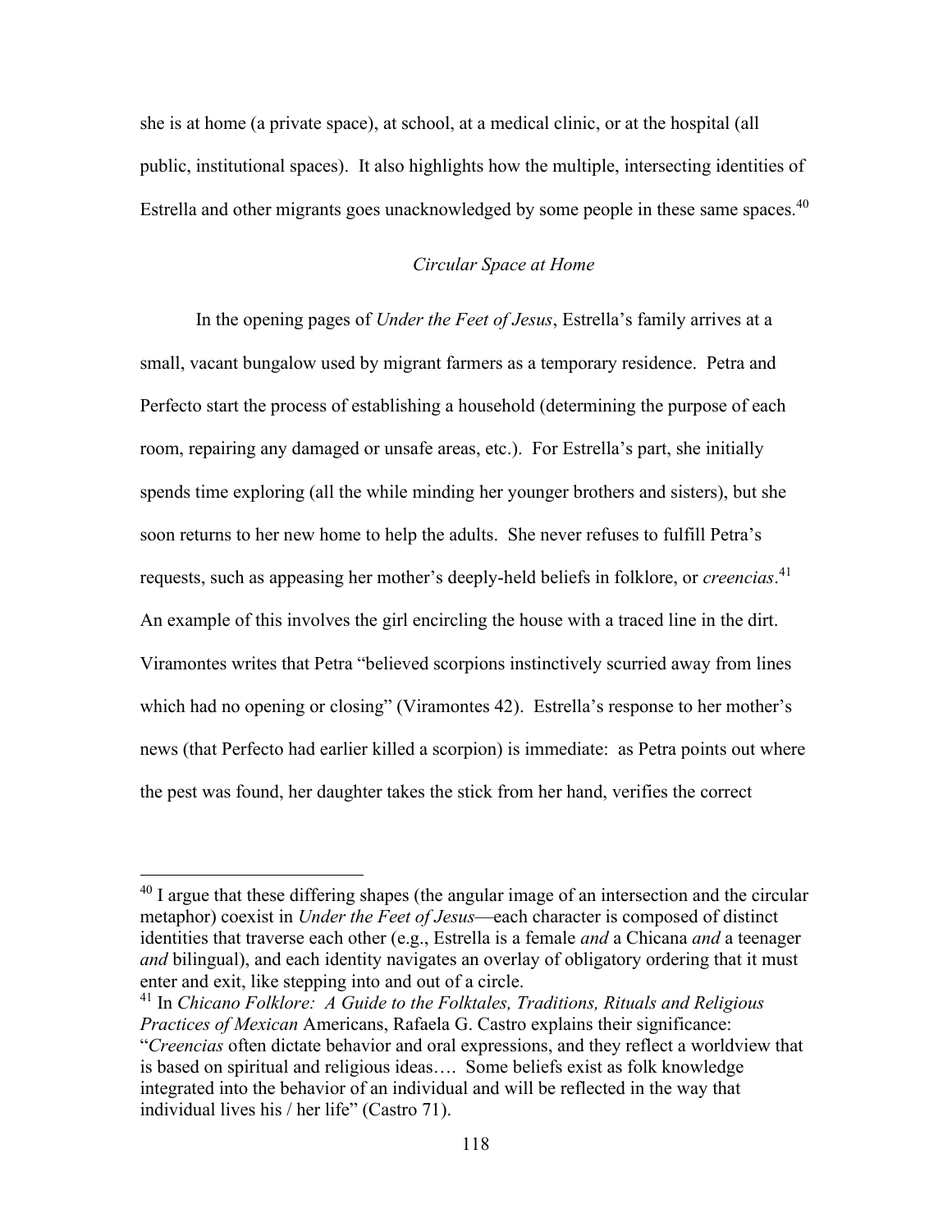she is at home (a private space), at school, at a medical clinic, or at the hospital (all public, institutional spaces). It also highlights how the multiple, intersecting identities of Estrella and other migrants goes unacknowledged by some people in these same spaces.[40]

### *Circular Space at Home*

In the opening pages of *Under the Feet of Jesus*, Estrella's family arrives at a small, vacant bungalow used by migrant farmers as a temporary residence. Petra and Perfecto start the process of establishing a household (determining the purpose of each room, repairing any damaged or unsafe areas, etc.). For Estrella's part, she initially spends time exploring (all the while minding her younger brothers and sisters), but she soon returns to her new home to help the adults. She never refuses to fulfill Petra's requests, such as appeasing her mother's deeply-held beliefs in folklore, or *creencias*.[41] An example of this involves the girl encircling the house with a traced line in the dirt. Viramontes writes that Petra "believed scorpions instinctively scurried away from lines which had no opening or closing" (Viramontes 42). Estrella's response to her mother's news (that Perfecto had earlier killed a scorpion) is immediate: as Petra points out where the pest was found, her daughter takes the stick from her hand, verifies the correct

---

[40] I argue that these differing shapes (the angular image of an intersection and the circular metaphor) coexist in *Under the Feet of Jesus*—each character is composed of distinct identities that traverse each other (e.g., Estrella is a female *and* a Chicana *and* a teenager *and* bilingual), and each identity navigates an overlay of obligatory ordering that it must enter and exit, like stepping into and out of a circle.

[41] In *Chicano Folklore: A Guide to the Folktales, Traditions, Rituals and Religious Practices of Mexican* Americans, Rafaela G. Castro explains their significance: "*Creencias* often dictate behavior and oral expressions, and they reflect a worldview that is based on spiritual and religious ideas…. Some beliefs exist as folk knowledge integrated into the behavior of an individual and will be reflected in the way that individual lives his / her life" (Castro 71).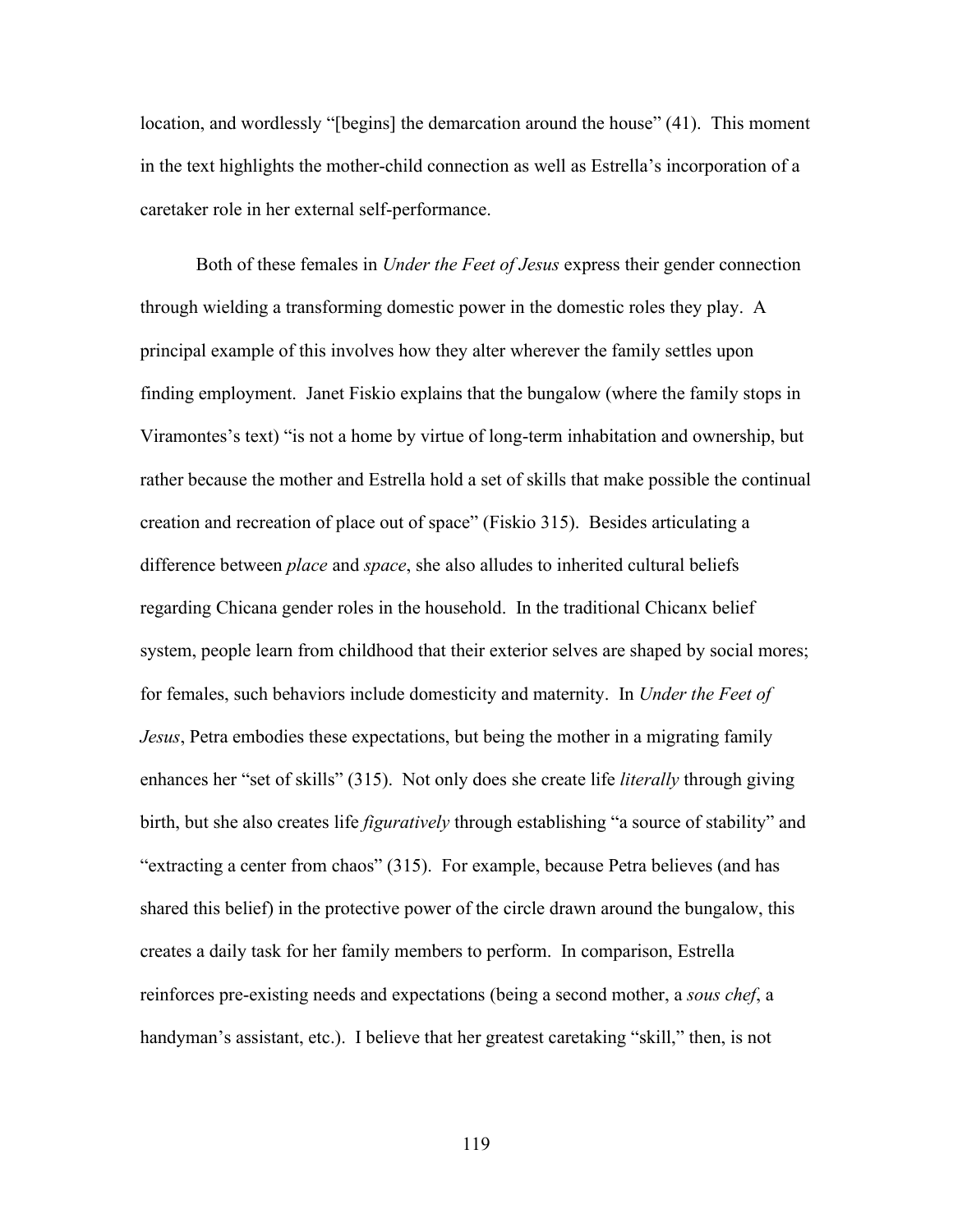location, and wordlessly "[begins] the demarcation around the house" (41). This moment in the text highlights the mother-child connection as well as Estrella's incorporation of a caretaker role in her external self-performance.

Both of these females in *Under the Feet of Jesus* express their gender connection through wielding a transforming domestic power in the domestic roles they play. A principal example of this involves how they alter wherever the family settles upon finding employment. Janet Fiskio explains that the bungalow (where the family stops in Viramontes's text) "is not a home by virtue of long-term inhabitation and ownership, but rather because the mother and Estrella hold a set of skills that make possible the continual creation and recreation of place out of space" (Fiskio 315). Besides articulating a difference between *place* and *space*, she also alludes to inherited cultural beliefs regarding Chicana gender roles in the household. In the traditional Chicanx belief system, people learn from childhood that their exterior selves are shaped by social mores; for females, such behaviors include domesticity and maternity. In *Under the Feet of Jesus*, Petra embodies these expectations, but being the mother in a migrating family enhances her "set of skills" (315). Not only does she create life *literally* through giving birth, but she also creates life *figuratively* through establishing "a source of stability" and "extracting a center from chaos" (315). For example, because Petra believes (and has shared this belief) in the protective power of the circle drawn around the bungalow, this creates a daily task for her family members to perform. In comparison, Estrella reinforces pre-existing needs and expectations (being a second mother, a *sous chef*, a handyman's assistant, etc.). I believe that her greatest caretaking "skill," then, is not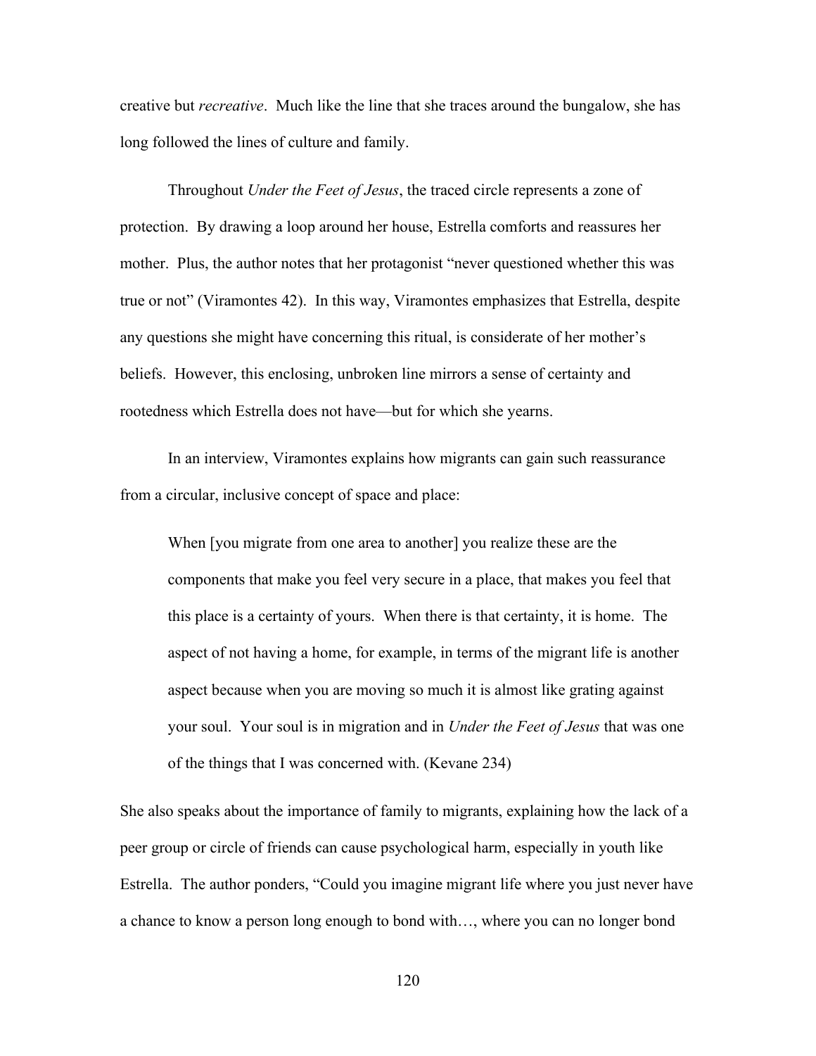creative but *recreative*. Much like the line that she traces around the bungalow, she has long followed the lines of culture and family.

Throughout *Under the Feet of Jesus*, the traced circle represents a zone of protection. By drawing a loop around her house, Estrella comforts and reassures her mother. Plus, the author notes that her protagonist "never questioned whether this was true or not" (Viramontes 42). In this way, Viramontes emphasizes that Estrella, despite any questions she might have concerning this ritual, is considerate of her mother's beliefs. However, this enclosing, unbroken line mirrors a sense of certainty and rootedness which Estrella does not have—but for which she yearns.

In an interview, Viramontes explains how migrants can gain such reassurance from a circular, inclusive concept of space and place:

> When [you migrate from one area to another] you realize these are the components that make you feel very secure in a place, that makes you feel that this place is a certainty of yours. When there is that certainty, it is home. The aspect of not having a home, for example, in terms of the migrant life is another aspect because when you are moving so much it is almost like grating against your soul. Your soul is in migration and in *Under the Feet of Jesus* that was one of the things that I was concerned with. (Kevane 234)

She also speaks about the importance of family to migrants, explaining how the lack of a peer group or circle of friends can cause psychological harm, especially in youth like Estrella. The author ponders, "Could you imagine migrant life where you just never have a chance to know a person long enough to bond with…, where you can no longer bond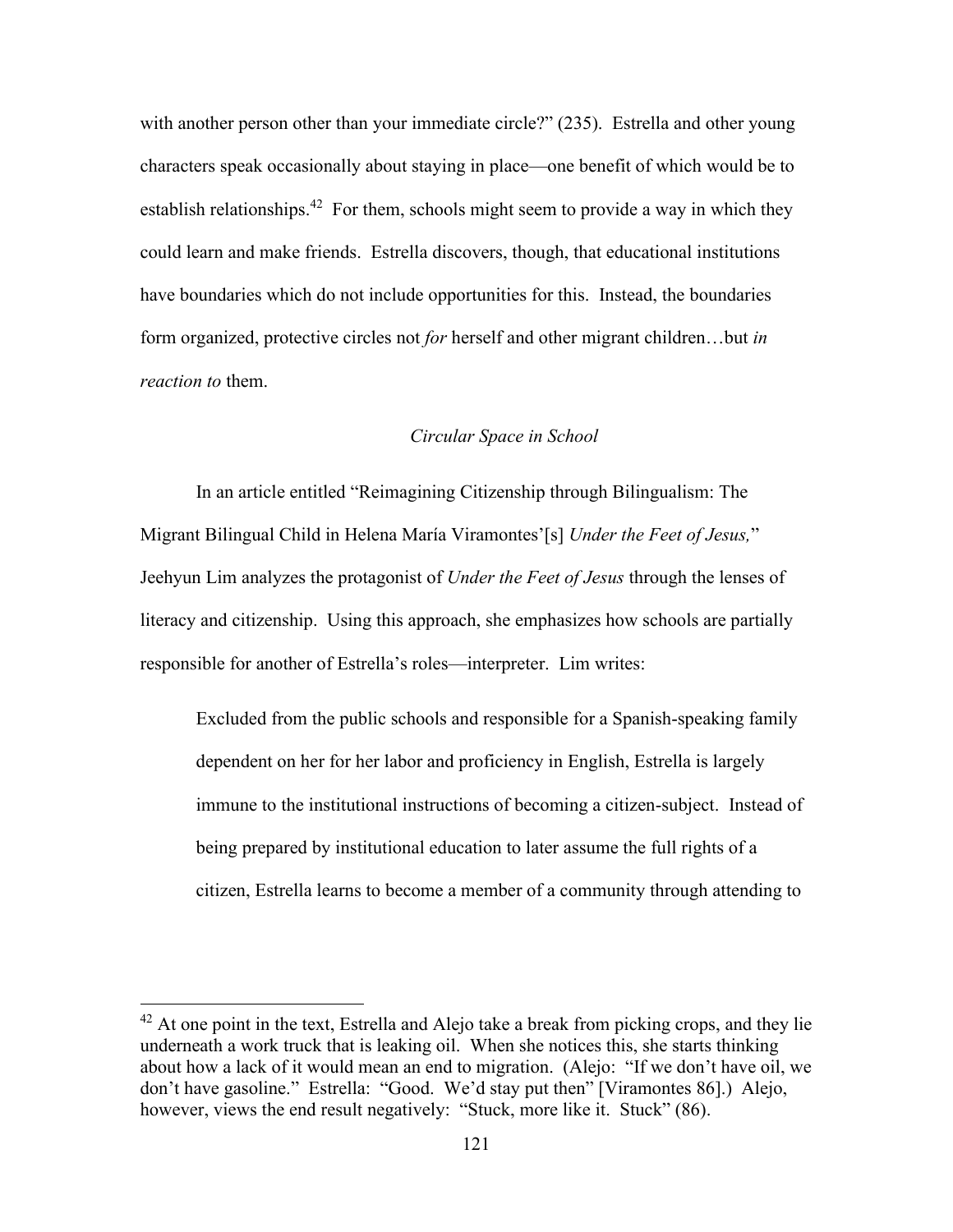with another person other than your immediate circle?" (235). Estrella and other young characters speak occasionally about staying in place—one benefit of which would be to establish relationships.[42] For them, schools might seem to provide a way in which they could learn and make friends. Estrella discovers, though, that educational institutions have boundaries which do not include opportunities for this. Instead, the boundaries form organized, protective circles not *for* herself and other migrant children…but *in reaction to* them.

### *Circular Space in School*

In an article entitled "Reimagining Citizenship through Bilingualism: The Migrant Bilingual Child in Helena María Viramontes'[s] *Under the Feet of Jesus,*" Jeehyun Lim analyzes the protagonist of *Under the Feet of Jesus* through the lenses of literacy and citizenship. Using this approach, she emphasizes how schools are partially responsible for another of Estrella's roles—interpreter. Lim writes:

> Excluded from the public schools and responsible for a Spanish-speaking family dependent on her for her labor and proficiency in English, Estrella is largely immune to the institutional instructions of becoming a citizen-subject. Instead of being prepared by institutional education to later assume the full rights of a citizen, Estrella learns to become a member of a community through attending to

[42] At one point in the text, Estrella and Alejo take a break from picking crops, and they lie underneath a work truck that is leaking oil. When she notices this, she starts thinking about how a lack of it would mean an end to migration. (Alejo: "If we don't have oil, we don't have gasoline." Estrella: "Good. We'd stay put then" [Viramontes 86].) Alejo, however, views the end result negatively: "Stuck, more like it. Stuck" (86).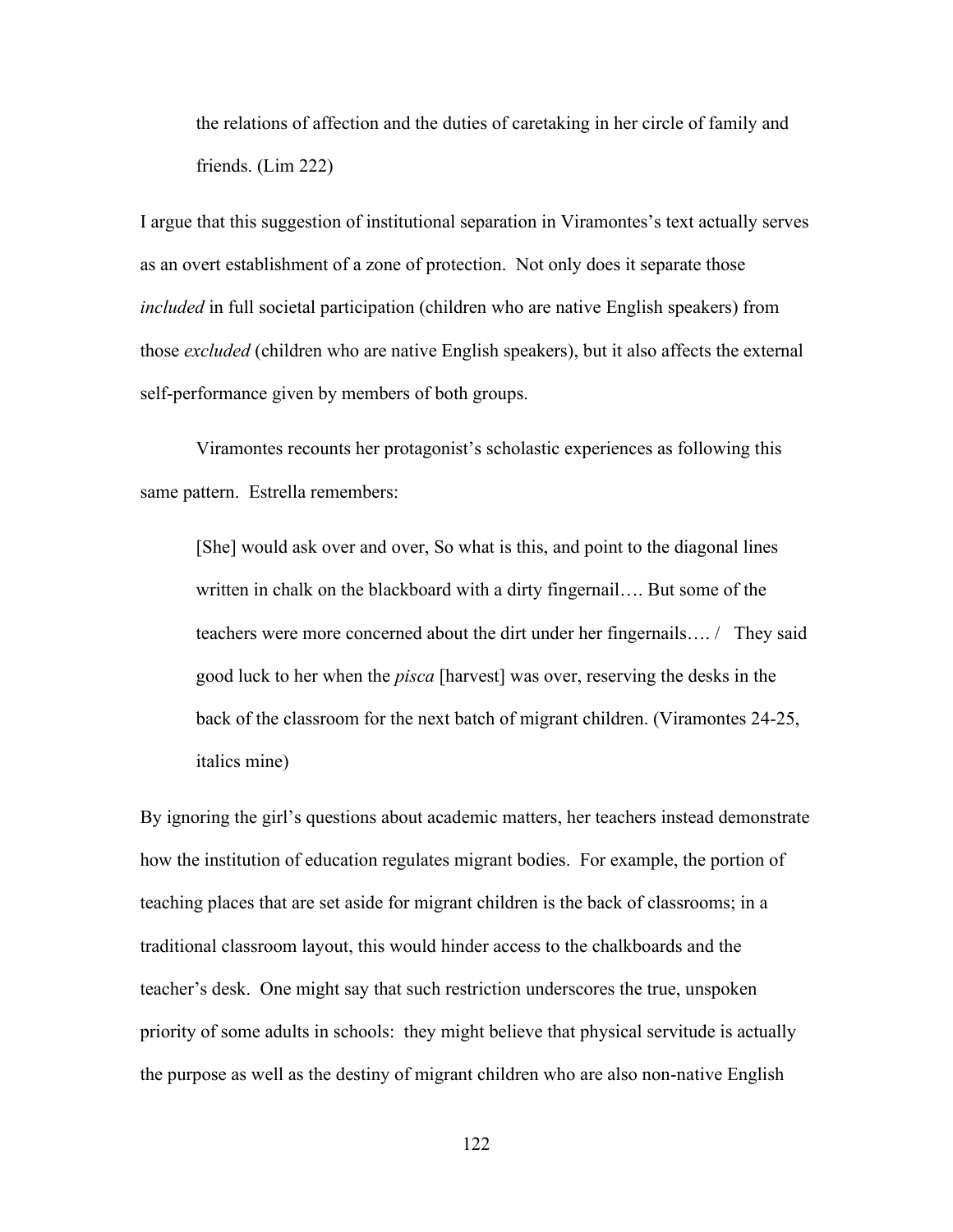the relations of affection and the duties of caretaking in her circle of family and friends. (Lim 222)

I argue that this suggestion of institutional separation in Viramontes's text actually serves as an overt establishment of a zone of protection. Not only does it separate those *included* in full societal participation (children who are native English speakers) from those *excluded* (children who are native English speakers), but it also affects the external self-performance given by members of both groups.

Viramontes recounts her protagonist's scholastic experiences as following this same pattern. Estrella remembers:

> [She] would ask over and over, So what is this, and point to the diagonal lines written in chalk on the blackboard with a dirty fingernail…. But some of the teachers were more concerned about the dirt under her fingernails…. / They said good luck to her when the *pisca* [harvest] was over, reserving the desks in the back of the classroom for the next batch of migrant children. (Viramontes 24-25, italics mine)

By ignoring the girl's questions about academic matters, her teachers instead demonstrate how the institution of education regulates migrant bodies. For example, the portion of teaching places that are set aside for migrant children is the back of classrooms; in a traditional classroom layout, this would hinder access to the chalkboards and the teacher's desk. One might say that such restriction underscores the true, unspoken priority of some adults in schools: they might believe that physical servitude is actually the purpose as well as the destiny of migrant children who are also non-native English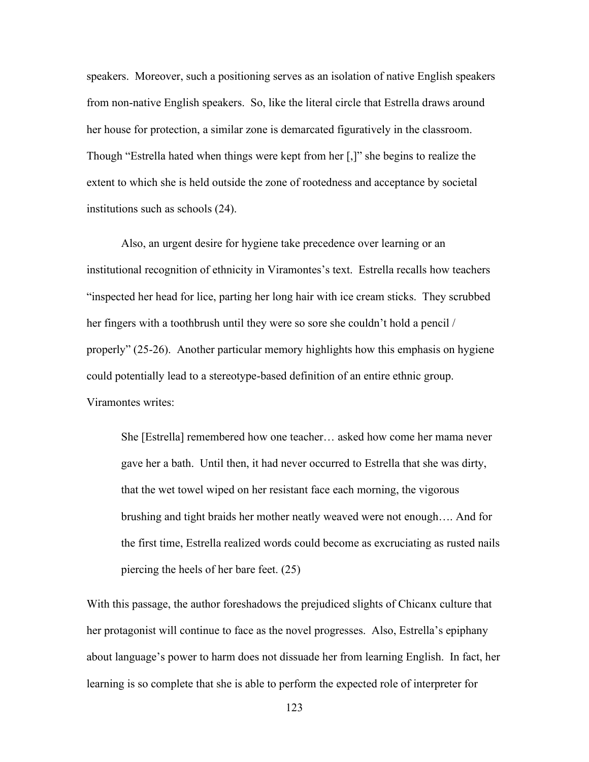speakers. Moreover, such a positioning serves as an isolation of native English speakers from non-native English speakers. So, like the literal circle that Estrella draws around her house for protection, a similar zone is demarcated figuratively in the classroom. Though "Estrella hated when things were kept from her [,]" she begins to realize the extent to which she is held outside the zone of rootedness and acceptance by societal institutions such as schools (24).

Also, an urgent desire for hygiene take precedence over learning or an institutional recognition of ethnicity in Viramontes's text. Estrella recalls how teachers "inspected her head for lice, parting her long hair with ice cream sticks. They scrubbed her fingers with a toothbrush until they were so sore she couldn't hold a pencil / properly" (25-26). Another particular memory highlights how this emphasis on hygiene could potentially lead to a stereotype-based definition of an entire ethnic group. Viramontes writes:

> She [Estrella] remembered how one teacher… asked how come her mama never gave her a bath. Until then, it had never occurred to Estrella that she was dirty, that the wet towel wiped on her resistant face each morning, the vigorous brushing and tight braids her mother neatly weaved were not enough…. And for the first time, Estrella realized words could become as excruciating as rusted nails piercing the heels of her bare feet. (25)

With this passage, the author foreshadows the prejudiced slights of Chicanx culture that her protagonist will continue to face as the novel progresses. Also, Estrella's epiphany about language's power to harm does not dissuade her from learning English. In fact, her learning is so complete that she is able to perform the expected role of interpreter for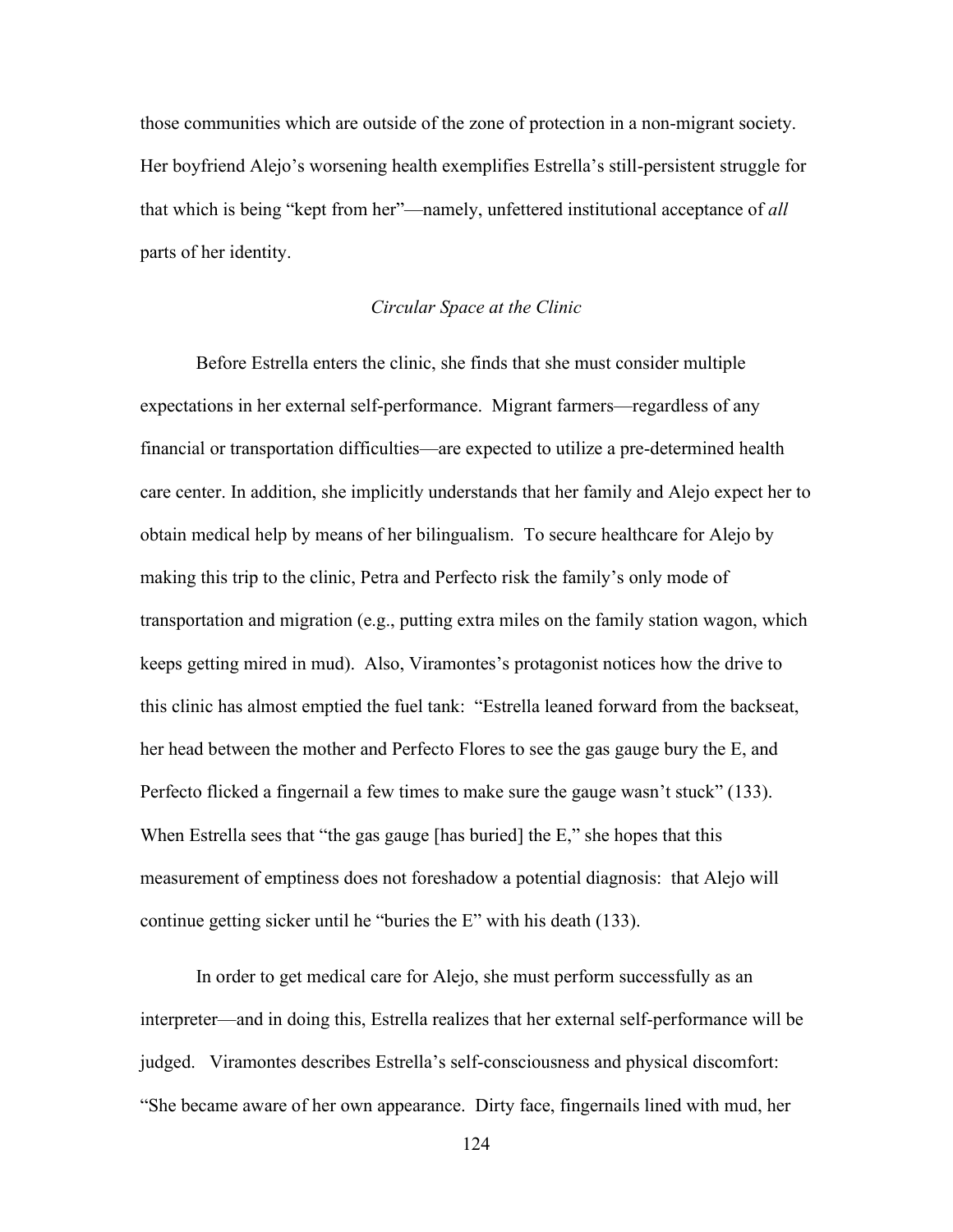those communities which are outside of the zone of protection in a non-migrant society. Her boyfriend Alejo's worsening health exemplifies Estrella's still-persistent struggle for that which is being "kept from her"—namely, unfettered institutional acceptance of *all* parts of her identity.

### *Circular Space at the Clinic*

Before Estrella enters the clinic, she finds that she must consider multiple expectations in her external self-performance. Migrant farmers—regardless of any financial or transportation difficulties—are expected to utilize a pre-determined health care center. In addition, she implicitly understands that her family and Alejo expect her to obtain medical help by means of her bilingualism. To secure healthcare for Alejo by making this trip to the clinic, Petra and Perfecto risk the family's only mode of transportation and migration (e.g., putting extra miles on the family station wagon, which keeps getting mired in mud). Also, Viramontes's protagonist notices how the drive to this clinic has almost emptied the fuel tank: "Estrella leaned forward from the backseat, her head between the mother and Perfecto Flores to see the gas gauge bury the E, and Perfecto flicked a fingernail a few times to make sure the gauge wasn't stuck" (133). When Estrella sees that "the gas gauge [has buried] the E," she hopes that this measurement of emptiness does not foreshadow a potential diagnosis: that Alejo will continue getting sicker until he "buries the E" with his death (133).

In order to get medical care for Alejo, she must perform successfully as an interpreter—and in doing this, Estrella realizes that her external self-performance will be judged. Viramontes describes Estrella's self-consciousness and physical discomfort: "She became aware of her own appearance. Dirty face, fingernails lined with mud, her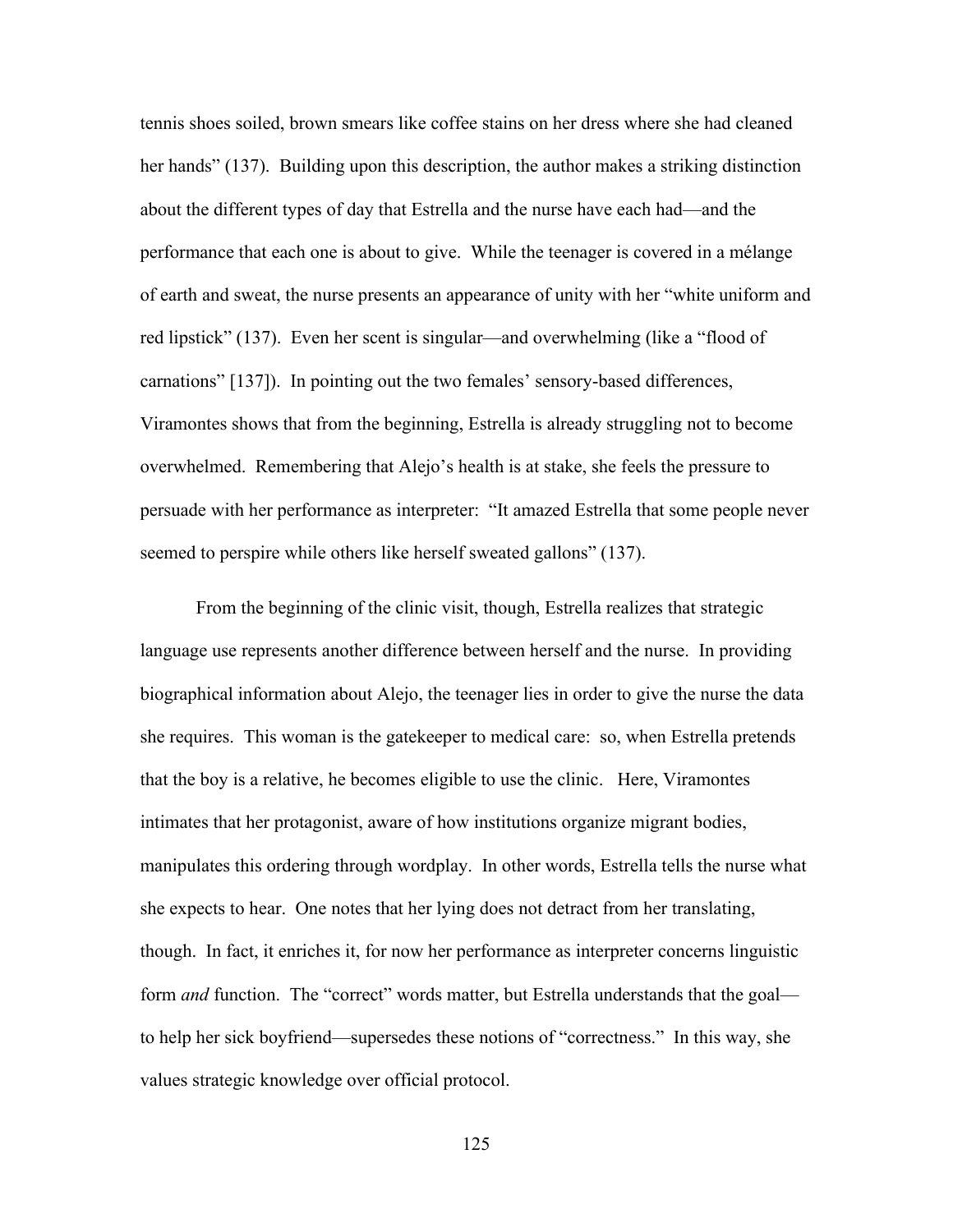tennis shoes soiled, brown smears like coffee stains on her dress where she had cleaned her hands" (137). Building upon this description, the author makes a striking distinction about the different types of day that Estrella and the nurse have each had—and the performance that each one is about to give. While the teenager is covered in a mélange of earth and sweat, the nurse presents an appearance of unity with her "white uniform and red lipstick" (137). Even her scent is singular—and overwhelming (like a "flood of carnations" [137]). In pointing out the two females' sensory-based differences, Viramontes shows that from the beginning, Estrella is already struggling not to become overwhelmed. Remembering that Alejo's health is at stake, she feels the pressure to persuade with her performance as interpreter: "It amazed Estrella that some people never seemed to perspire while others like herself sweated gallons" (137).

From the beginning of the clinic visit, though, Estrella realizes that strategic language use represents another difference between herself and the nurse. In providing biographical information about Alejo, the teenager lies in order to give the nurse the data she requires. This woman is the gatekeeper to medical care: so, when Estrella pretends that the boy is a relative, he becomes eligible to use the clinic. Here, Viramontes intimates that her protagonist, aware of how institutions organize migrant bodies, manipulates this ordering through wordplay. In other words, Estrella tells the nurse what she expects to hear. One notes that her lying does not detract from her translating, though. In fact, it enriches it, for now her performance as interpreter concerns linguistic form *and* function. The "correct" words matter, but Estrella understands that the goal—to help her sick boyfriend—supersedes these notions of "correctness." In this way, she values strategic knowledge over official protocol.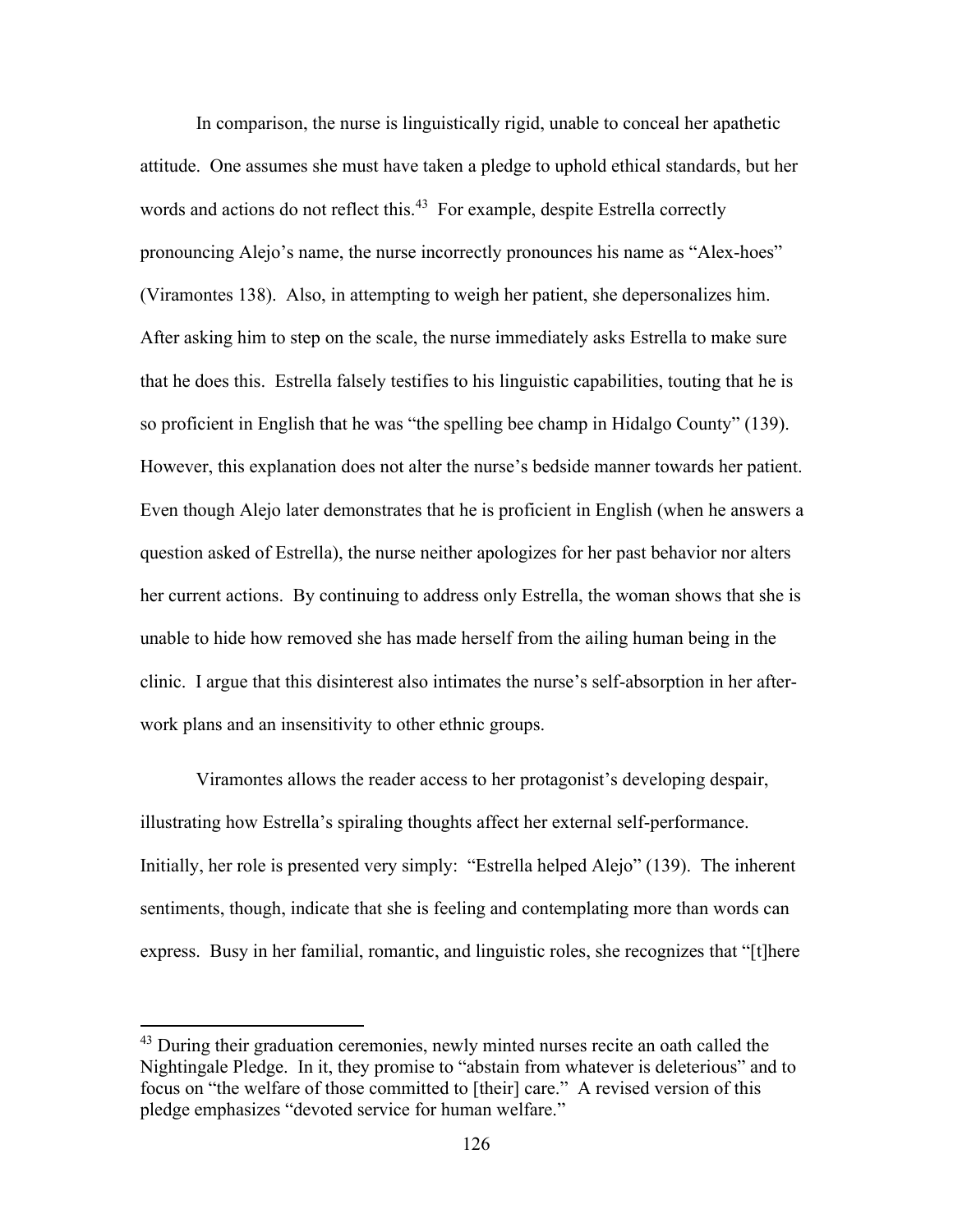In comparison, the nurse is linguistically rigid, unable to conceal her apathetic attitude. One assumes she must have taken a pledge to uphold ethical standards, but her words and actions do not reflect this.[43] For example, despite Estrella correctly pronouncing Alejo's name, the nurse incorrectly pronounces his name as "Alex-hoes" (Viramontes 138). Also, in attempting to weigh her patient, she depersonalizes him. After asking him to step on the scale, the nurse immediately asks Estrella to make sure that he does this. Estrella falsely testifies to his linguistic capabilities, touting that he is so proficient in English that he was "the spelling bee champ in Hidalgo County" (139). However, this explanation does not alter the nurse's bedside manner towards her patient. Even though Alejo later demonstrates that he is proficient in English (when he answers a question asked of Estrella), the nurse neither apologizes for her past behavior nor alters her current actions. By continuing to address only Estrella, the woman shows that she is unable to hide how removed she has made herself from the ailing human being in the clinic. I argue that this disinterest also intimates the nurse's self-absorption in her after-work plans and an insensitivity to other ethnic groups.

Viramontes allows the reader access to her protagonist's developing despair, illustrating how Estrella's spiraling thoughts affect her external self-performance. Initially, her role is presented very simply: "Estrella helped Alejo" (139). The inherent sentiments, though, indicate that she is feeling and contemplating more than words can express. Busy in her familial, romantic, and linguistic roles, she recognizes that "[t]here

---

[43] During their graduation ceremonies, newly minted nurses recite an oath called the Nightingale Pledge. In it, they promise to "abstain from whatever is deleterious" and to focus on "the welfare of those committed to [their] care." A revised version of this pledge emphasizes "devoted service for human welfare."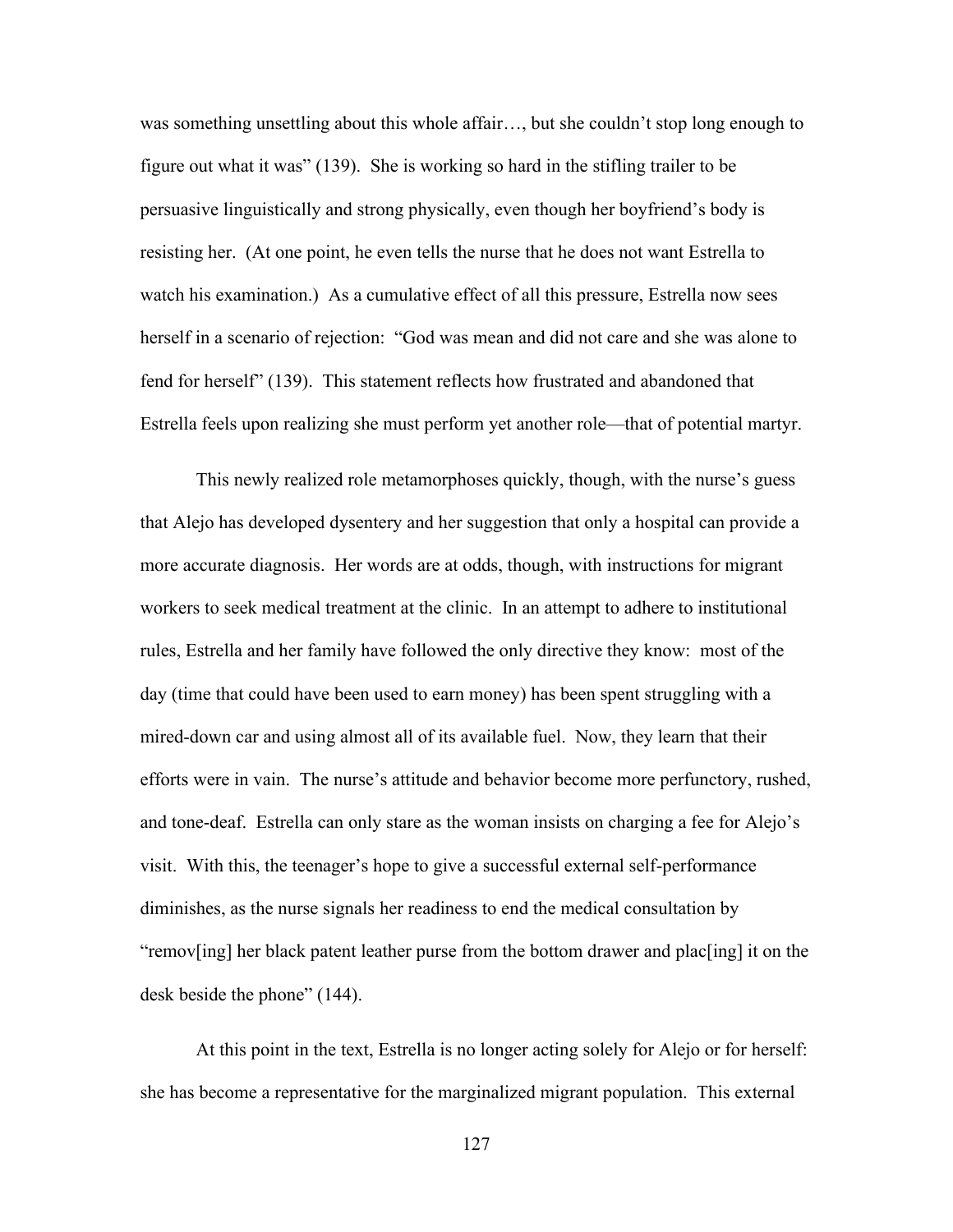was something unsettling about this whole affair…, but she couldn't stop long enough to figure out what it was" (139). She is working so hard in the stifling trailer to be persuasive linguistically and strong physically, even though her boyfriend's body is resisting her. (At one point, he even tells the nurse that he does not want Estrella to watch his examination.) As a cumulative effect of all this pressure, Estrella now sees herself in a scenario of rejection: "God was mean and did not care and she was alone to fend for herself" (139). This statement reflects how frustrated and abandoned that Estrella feels upon realizing she must perform yet another role—that of potential martyr.

This newly realized role metamorphoses quickly, though, with the nurse's guess that Alejo has developed dysentery and her suggestion that only a hospital can provide a more accurate diagnosis. Her words are at odds, though, with instructions for migrant workers to seek medical treatment at the clinic. In an attempt to adhere to institutional rules, Estrella and her family have followed the only directive they know: most of the day (time that could have been used to earn money) has been spent struggling with a mired-down car and using almost all of its available fuel. Now, they learn that their efforts were in vain. The nurse's attitude and behavior become more perfunctory, rushed, and tone-deaf. Estrella can only stare as the woman insists on charging a fee for Alejo's visit. With this, the teenager's hope to give a successful external self-performance diminishes, as the nurse signals her readiness to end the medical consultation by "remov[ing] her black patent leather purse from the bottom drawer and plac[ing] it on the desk beside the phone" (144).

At this point in the text, Estrella is no longer acting solely for Alejo or for herself: she has become a representative for the marginalized migrant population. This external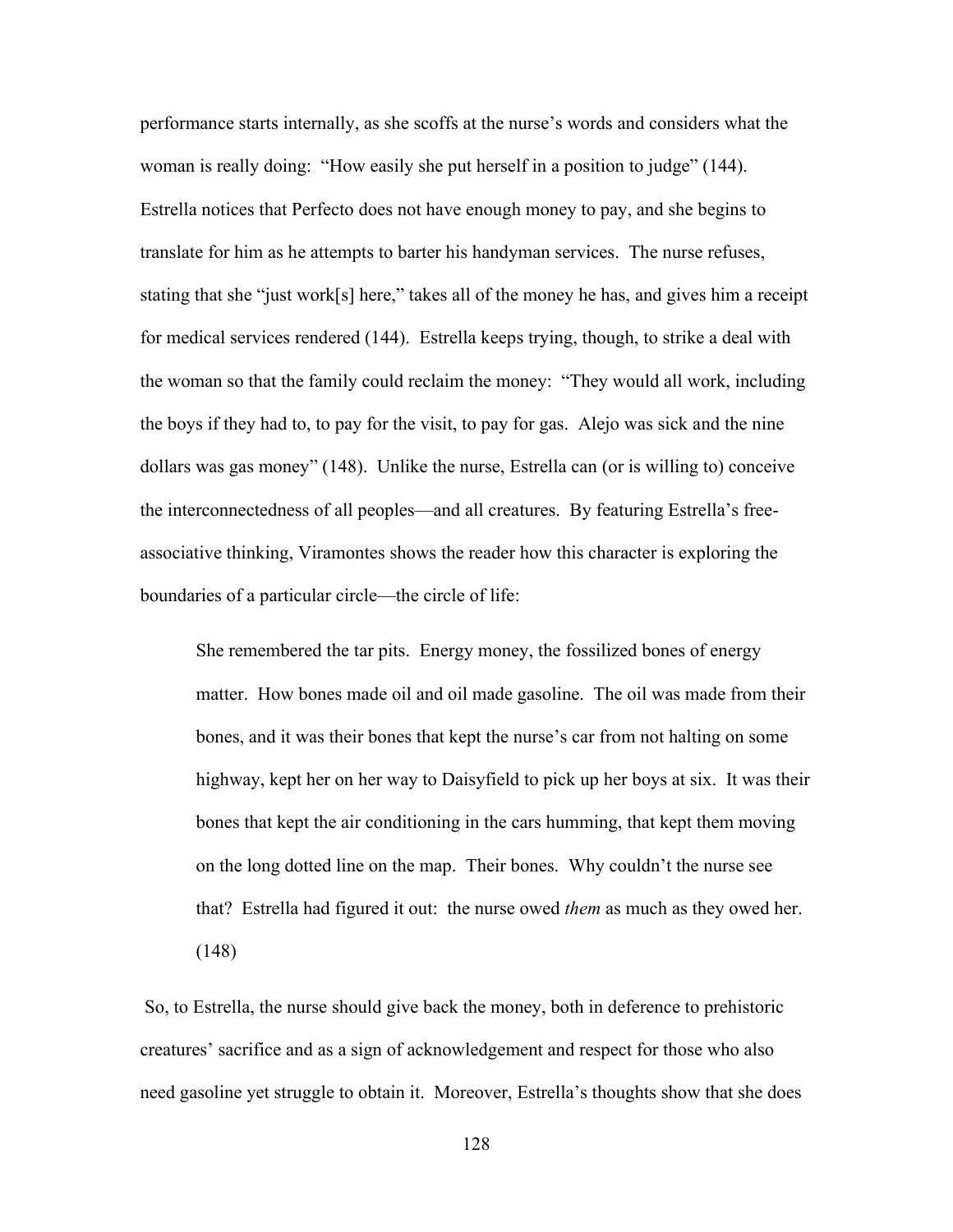performance starts internally, as she scoffs at the nurse's words and considers what the woman is really doing: "How easily she put herself in a position to judge" (144). Estrella notices that Perfecto does not have enough money to pay, and she begins to translate for him as he attempts to barter his handyman services. The nurse refuses, stating that she "just work[s] here," takes all of the money he has, and gives him a receipt for medical services rendered (144). Estrella keeps trying, though, to strike a deal with the woman so that the family could reclaim the money: "They would all work, including the boys if they had to, to pay for the visit, to pay for gas. Alejo was sick and the nine dollars was gas money" (148). Unlike the nurse, Estrella can (or is willing to) conceive the interconnectedness of all peoples—and all creatures. By featuring Estrella's free-associative thinking, Viramontes shows the reader how this character is exploring the boundaries of a particular circle—the circle of life:

> She remembered the tar pits. Energy money, the fossilized bones of energy matter. How bones made oil and oil made gasoline. The oil was made from their bones, and it was their bones that kept the nurse's car from not halting on some highway, kept her on her way to Daisyfield to pick up her boys at six. It was their bones that kept the air conditioning in the cars humming, that kept them moving on the long dotted line on the map. Their bones. Why couldn't the nurse see that? Estrella had figured it out: the nurse owed *them* as much as they owed her. (148)

So, to Estrella, the nurse should give back the money, both in deference to prehistoric creatures' sacrifice and as a sign of acknowledgement and respect for those who also need gasoline yet struggle to obtain it. Moreover, Estrella's thoughts show that she does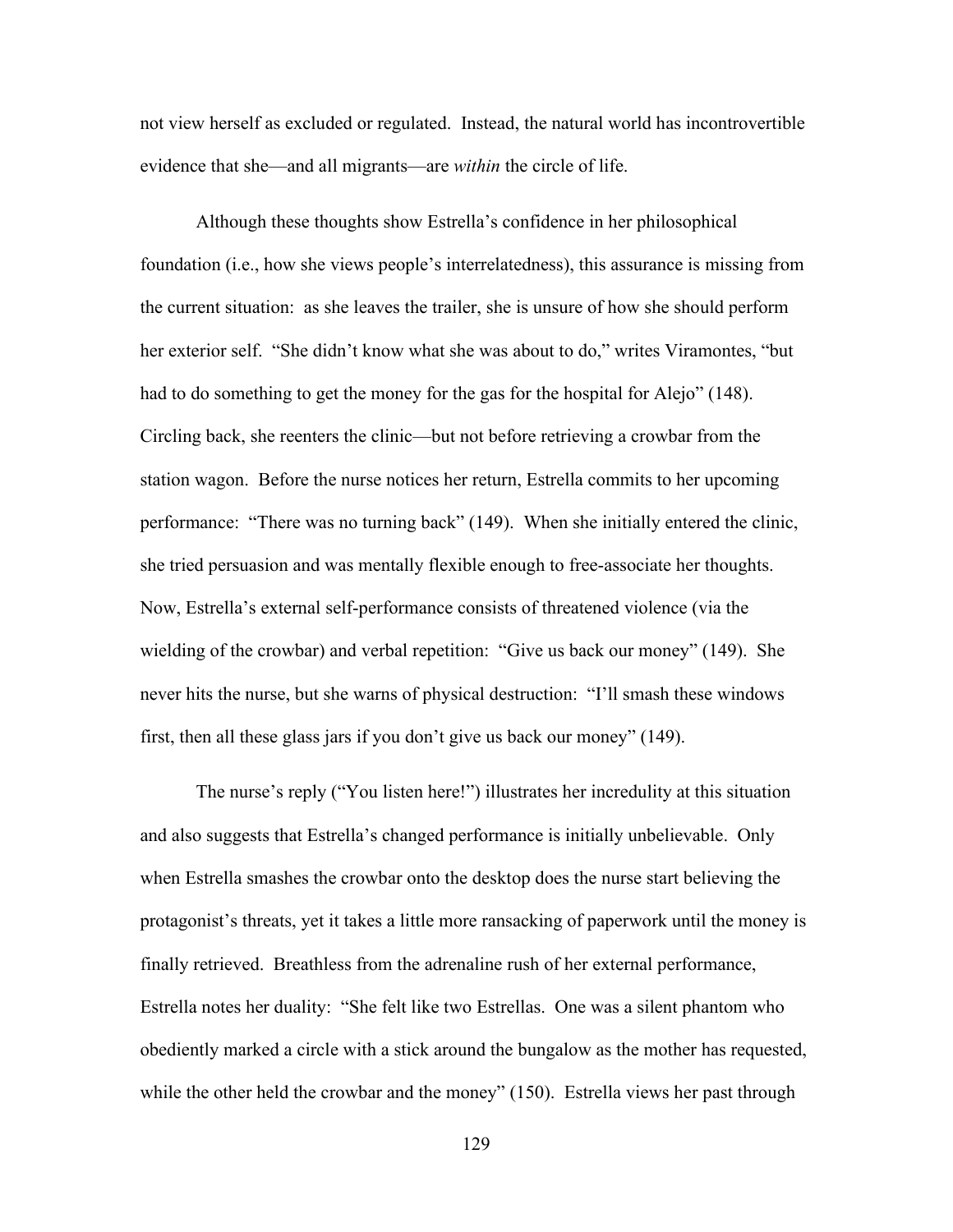not view herself as excluded or regulated. Instead, the natural world has incontrovertible evidence that she—and all migrants—are *within* the circle of life.

Although these thoughts show Estrella's confidence in her philosophical foundation (i.e., how she views people's interrelatedness), this assurance is missing from the current situation: as she leaves the trailer, she is unsure of how she should perform her exterior self. "She didn't know what she was about to do," writes Viramontes, "but had to do something to get the money for the gas for the hospital for Alejo" (148). Circling back, she reenters the clinic—but not before retrieving a crowbar from the station wagon. Before the nurse notices her return, Estrella commits to her upcoming performance: "There was no turning back" (149). When she initially entered the clinic, she tried persuasion and was mentally flexible enough to free-associate her thoughts. Now, Estrella's external self-performance consists of threatened violence (via the wielding of the crowbar) and verbal repetition: "Give us back our money" (149). She never hits the nurse, but she warns of physical destruction: "I'll smash these windows first, then all these glass jars if you don't give us back our money" (149).

The nurse's reply ("You listen here!") illustrates her incredulity at this situation and also suggests that Estrella's changed performance is initially unbelievable. Only when Estrella smashes the crowbar onto the desktop does the nurse start believing the protagonist's threats, yet it takes a little more ransacking of paperwork until the money is finally retrieved. Breathless from the adrenaline rush of her external performance, Estrella notes her duality: "She felt like two Estrellas. One was a silent phantom who obediently marked a circle with a stick around the bungalow as the mother has requested, while the other held the crowbar and the money" (150). Estrella views her past through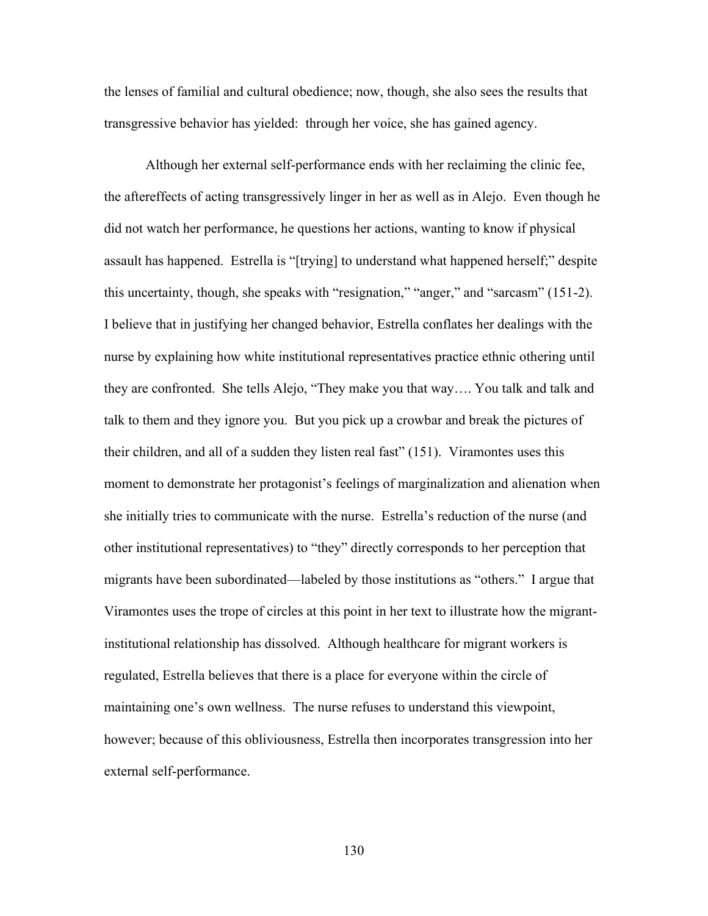the lenses of familial and cultural obedience; now, though, she also sees the results that transgressive behavior has yielded:  through her voice, she has gained agency.

Although her external self-performance ends with her reclaiming the clinic fee, the aftereffects of acting transgressively linger in her as well as in Alejo.  Even though he did not watch her performance, he questions her actions, wanting to know if physical assault has happened.  Estrella is "[trying] to understand what happened herself;" despite this uncertainty, though, she speaks with "resignation," "anger," and "sarcasm" (151-2).  I believe that in justifying her changed behavior, Estrella conflates her dealings with the nurse by explaining how white institutional representatives practice ethnic othering until they are confronted.  She tells Alejo, "They make you that way…. You talk and talk and talk to them and they ignore you.  But you pick up a crowbar and break the pictures of their children, and all of a sudden they listen real fast" (151).  Viramontes uses this moment to demonstrate her protagonist's feelings of marginalization and alienation when she initially tries to communicate with the nurse.  Estrella's reduction of the nurse (and other institutional representatives) to "they" directly corresponds to her perception that migrants have been subordinated—labeled by those institutions as "others."  I argue that Viramontes uses the trope of circles at this point in her text to illustrate how the migrant-institutional relationship has dissolved.  Although healthcare for migrant workers is regulated, Estrella believes that there is a place for everyone within the circle of maintaining one's own wellness.  The nurse refuses to understand this viewpoint, however; because of this obliviousness, Estrella then incorporates transgression into her external self-performance.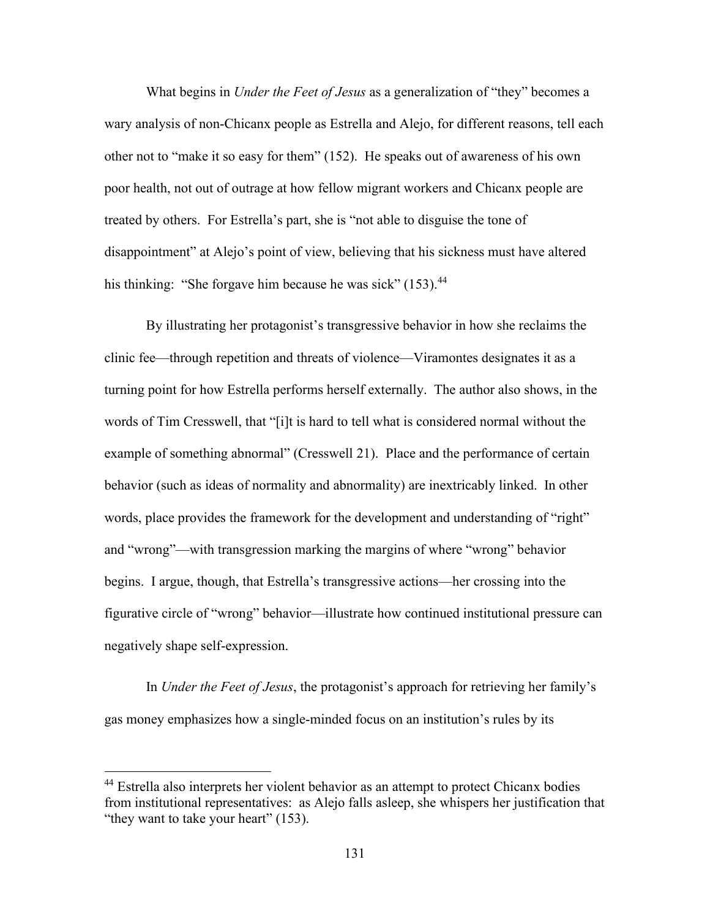What begins in *Under the Feet of Jesus* as a generalization of "they" becomes a wary analysis of non-Chicanx people as Estrella and Alejo, for different reasons, tell each other not to "make it so easy for them" (152). He speaks out of awareness of his own poor health, not out of outrage at how fellow migrant workers and Chicanx people are treated by others. For Estrella's part, she is "not able to disguise the tone of disappointment" at Alejo's point of view, believing that his sickness must have altered his thinking: "She forgave him because he was sick" (153).[44]

By illustrating her protagonist's transgressive behavior in how she reclaims the clinic fee—through repetition and threats of violence—Viramontes designates it as a turning point for how Estrella performs herself externally. The author also shows, in the words of Tim Cresswell, that "[i]t is hard to tell what is considered normal without the example of something abnormal" (Cresswell 21). Place and the performance of certain behavior (such as ideas of normality and abnormality) are inextricably linked. In other words, place provides the framework for the development and understanding of "right" and "wrong"—with transgression marking the margins of where "wrong" behavior begins. I argue, though, that Estrella's transgressive actions—her crossing into the figurative circle of "wrong" behavior—illustrate how continued institutional pressure can negatively shape self-expression.

In *Under the Feet of Jesus*, the protagonist's approach for retrieving her family's gas money emphasizes how a single-minded focus on an institution's rules by its

---

[44] Estrella also interprets her violent behavior as an attempt to protect Chicanx bodies from institutional representatives: as Alejo falls asleep, she whispers her justification that "they want to take your heart" (153).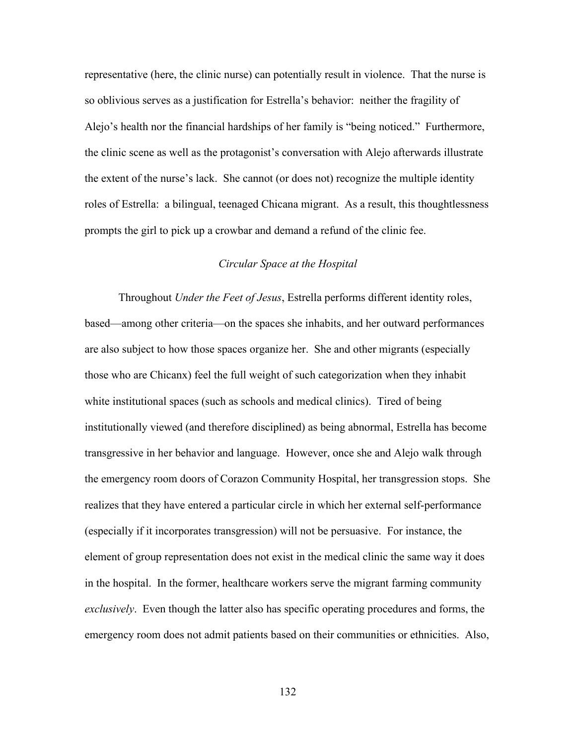representative (here, the clinic nurse) can potentially result in violence. That the nurse is so oblivious serves as a justification for Estrella's behavior: neither the fragility of Alejo's health nor the financial hardships of her family is "being noticed." Furthermore, the clinic scene as well as the protagonist's conversation with Alejo afterwards illustrate the extent of the nurse's lack. She cannot (or does not) recognize the multiple identity roles of Estrella: a bilingual, teenaged Chicana migrant. As a result, this thoughtlessness prompts the girl to pick up a crowbar and demand a refund of the clinic fee.

### *Circular Space at the Hospital*

Throughout *Under the Feet of Jesus*, Estrella performs different identity roles, based—among other criteria—on the spaces she inhabits, and her outward performances are also subject to how those spaces organize her. She and other migrants (especially those who are Chicanx) feel the full weight of such categorization when they inhabit white institutional spaces (such as schools and medical clinics). Tired of being institutionally viewed (and therefore disciplined) as being abnormal, Estrella has become transgressive in her behavior and language. However, once she and Alejo walk through the emergency room doors of Corazon Community Hospital, her transgression stops. She realizes that they have entered a particular circle in which her external self-performance (especially if it incorporates transgression) will not be persuasive. For instance, the element of group representation does not exist in the medical clinic the same way it does in the hospital. In the former, healthcare workers serve the migrant farming community *exclusively*. Even though the latter also has specific operating procedures and forms, the emergency room does not admit patients based on their communities or ethnicities. Also,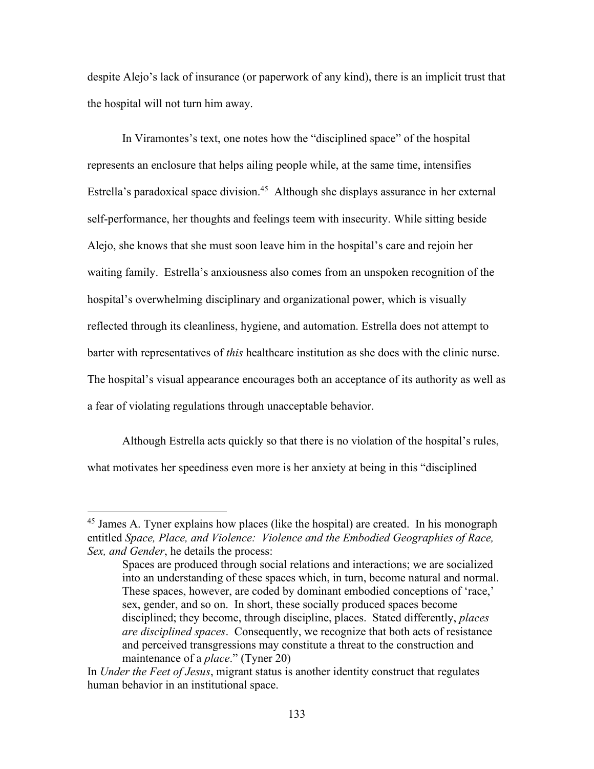despite Alejo's lack of insurance (or paperwork of any kind), there is an implicit trust that the hospital will not turn him away.

In Viramontes's text, one notes how the "disciplined space" of the hospital represents an enclosure that helps ailing people while, at the same time, intensifies Estrella's paradoxical space division.[45] Although she displays assurance in her external self-performance, her thoughts and feelings teem with insecurity. While sitting beside Alejo, she knows that she must soon leave him in the hospital's care and rejoin her waiting family. Estrella's anxiousness also comes from an unspoken recognition of the hospital's overwhelming disciplinary and organizational power, which is visually reflected through its cleanliness, hygiene, and automation. Estrella does not attempt to barter with representatives of *this* healthcare institution as she does with the clinic nurse. The hospital's visual appearance encourages both an acceptance of its authority as well as a fear of violating regulations through unacceptable behavior.

Although Estrella acts quickly so that there is no violation of the hospital's rules, what motivates her speediness even more is her anxiety at being in this "disciplined

---

[45] James A. Tyner explains how places (like the hospital) are created. In his monograph entitled *Space, Place, and Violence: Violence and the Embodied Geographies of Race, Sex, and Gender*, he details the process:

> Spaces are produced through social relations and interactions; we are socialized into an understanding of these spaces which, in turn, become natural and normal. These spaces, however, are coded by dominant embodied conceptions of 'race,' sex, gender, and so on. In short, these socially produced spaces become disciplined; they become, through discipline, places. Stated differently, *places are disciplined spaces*. Consequently, we recognize that both acts of resistance and perceived transgressions may constitute a threat to the construction and maintenance of a *place*." (Tyner 20)

In *Under the Feet of Jesus*, migrant status is another identity construct that regulates human behavior in an institutional space.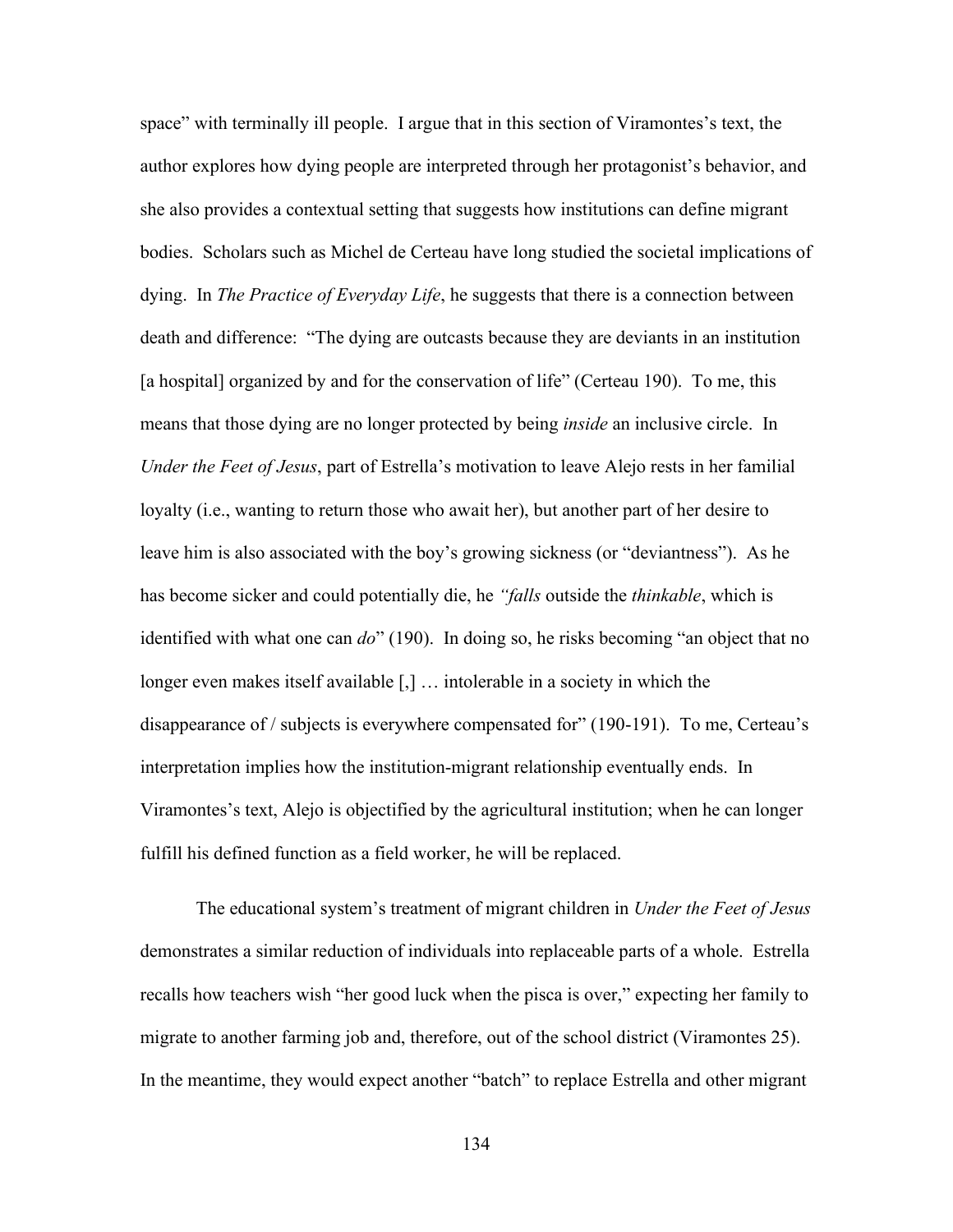space" with terminally ill people. I argue that in this section of Viramontes's text, the author explores how dying people are interpreted through her protagonist's behavior, and she also provides a contextual setting that suggests how institutions can define migrant bodies. Scholars such as Michel de Certeau have long studied the societal implications of dying. In *The Practice of Everyday Life*, he suggests that there is a connection between death and difference: "The dying are outcasts because they are deviants in an institution [a hospital] organized by and for the conservation of life" (Certeau 190). To me, this means that those dying are no longer protected by being *inside* an inclusive circle. In *Under the Feet of Jesus*, part of Estrella's motivation to leave Alejo rests in her familial loyalty (i.e., wanting to return those who await her), but another part of her desire to leave him is also associated with the boy's growing sickness (or "deviantness"). As he has become sicker and could potentially die, he *"falls* outside the *thinkable*, which is identified with what one can *do*" (190). In doing so, he risks becoming "an object that no longer even makes itself available [,] … intolerable in a society in which the disappearance of / subjects is everywhere compensated for" (190-191). To me, Certeau's interpretation implies how the institution-migrant relationship eventually ends. In Viramontes's text, Alejo is objectified by the agricultural institution; when he can longer fulfill his defined function as a field worker, he will be replaced.

The educational system's treatment of migrant children in *Under the Feet of Jesus* demonstrates a similar reduction of individuals into replaceable parts of a whole. Estrella recalls how teachers wish "her good luck when the pisca is over," expecting her family to migrate to another farming job and, therefore, out of the school district (Viramontes 25). In the meantime, they would expect another "batch" to replace Estrella and other migrant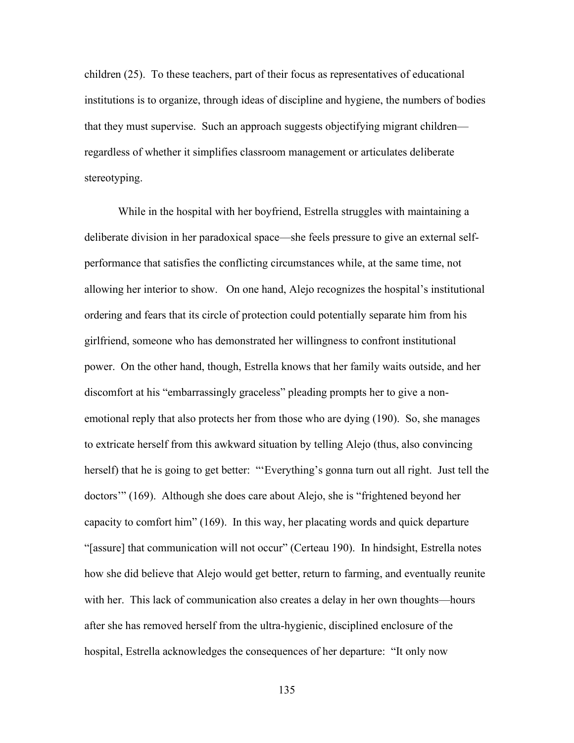children (25). To these teachers, part of their focus as representatives of educational institutions is to organize, through ideas of discipline and hygiene, the numbers of bodies that they must supervise. Such an approach suggests objectifying migrant children—regardless of whether it simplifies classroom management or articulates deliberate stereotyping.

While in the hospital with her boyfriend, Estrella struggles with maintaining a deliberate division in her paradoxical space—she feels pressure to give an external self-performance that satisfies the conflicting circumstances while, at the same time, not allowing her interior to show. On one hand, Alejo recognizes the hospital's institutional ordering and fears that its circle of protection could potentially separate him from his girlfriend, someone who has demonstrated her willingness to confront institutional power. On the other hand, though, Estrella knows that her family waits outside, and her discomfort at his "embarrassingly graceless" pleading prompts her to give a non-emotional reply that also protects her from those who are dying (190). So, she manages to extricate herself from this awkward situation by telling Alejo (thus, also convincing herself) that he is going to get better: "'Everything's gonna turn out all right. Just tell the doctors'" (169). Although she does care about Alejo, she is "frightened beyond her capacity to comfort him" (169). In this way, her placating words and quick departure "[assure] that communication will not occur" (Certeau 190). In hindsight, Estrella notes how she did believe that Alejo would get better, return to farming, and eventually reunite with her. This lack of communication also creates a delay in her own thoughts—hours after she has removed herself from the ultra-hygienic, disciplined enclosure of the hospital, Estrella acknowledges the consequences of her departure: "It only now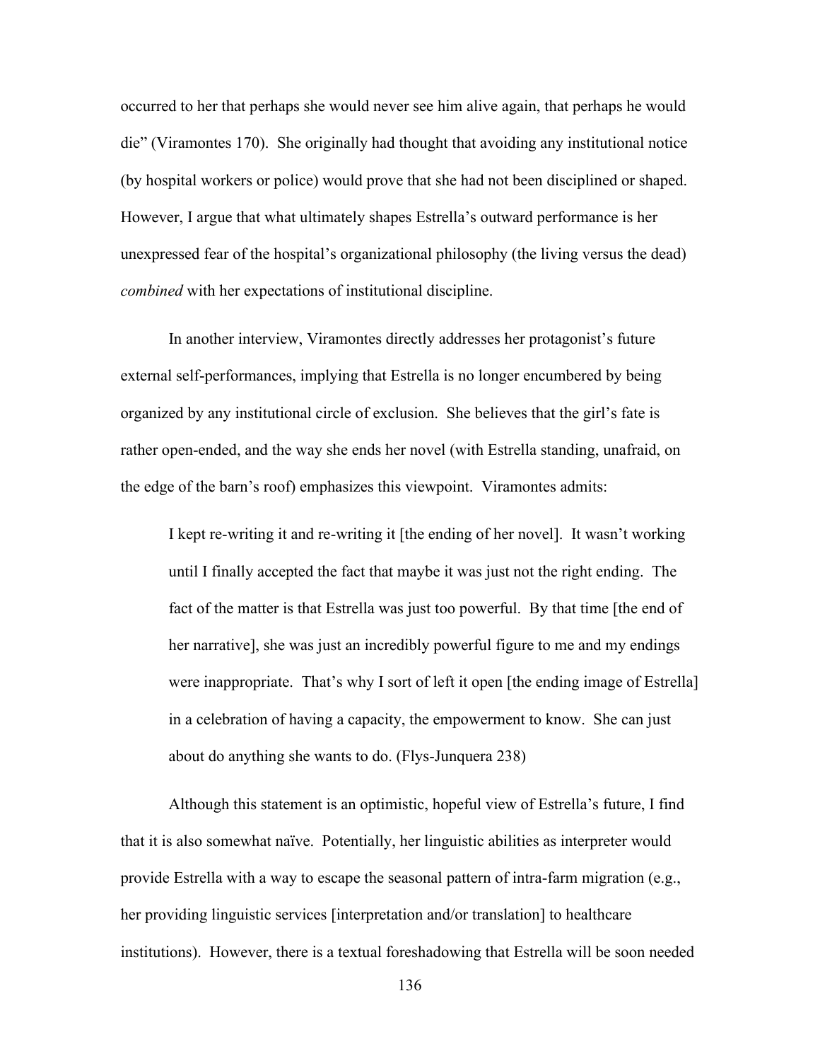occurred to her that perhaps she would never see him alive again, that perhaps he would die" (Viramontes 170). She originally had thought that avoiding any institutional notice (by hospital workers or police) would prove that she had not been disciplined or shaped. However, I argue that what ultimately shapes Estrella's outward performance is her unexpressed fear of the hospital's organizational philosophy (the living versus the dead) *combined* with her expectations of institutional discipline.

In another interview, Viramontes directly addresses her protagonist's future external self-performances, implying that Estrella is no longer encumbered by being organized by any institutional circle of exclusion. She believes that the girl's fate is rather open-ended, and the way she ends her novel (with Estrella standing, unafraid, on the edge of the barn's roof) emphasizes this viewpoint. Viramontes admits:

> I kept re-writing it and re-writing it [the ending of her novel]. It wasn't working until I finally accepted the fact that maybe it was just not the right ending. The fact of the matter is that Estrella was just too powerful. By that time [the end of her narrative], she was just an incredibly powerful figure to me and my endings were inappropriate. That's why I sort of left it open [the ending image of Estrella] in a celebration of having a capacity, the empowerment to know. She can just about do anything she wants to do. (Flys-Junquera 238)

Although this statement is an optimistic, hopeful view of Estrella's future, I find that it is also somewhat naïve. Potentially, her linguistic abilities as interpreter would provide Estrella with a way to escape the seasonal pattern of intra-farm migration (e.g., her providing linguistic services [interpretation and/or translation] to healthcare institutions). However, there is a textual foreshadowing that Estrella will be soon needed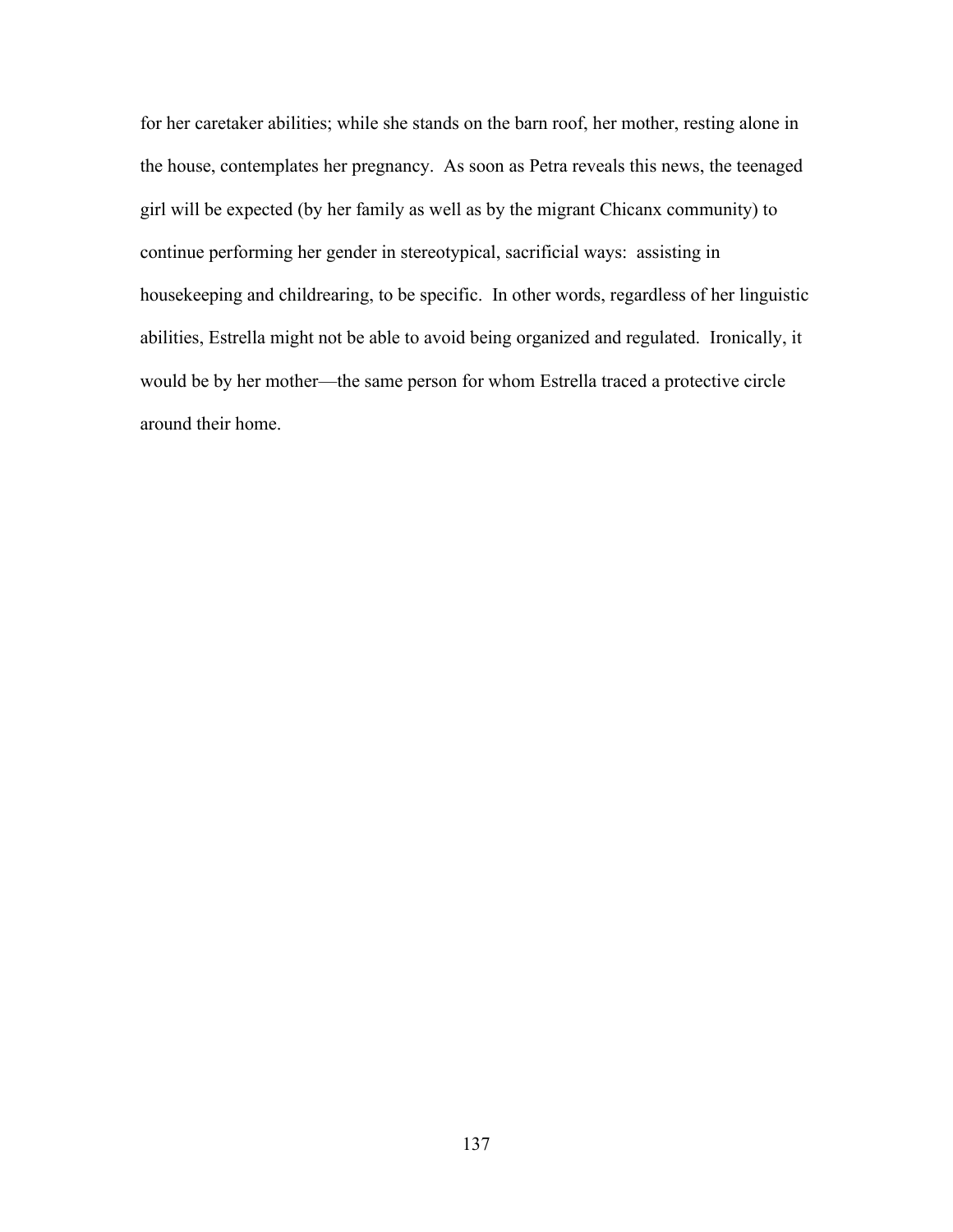for her caretaker abilities; while she stands on the barn roof, her mother, resting alone in the house, contemplates her pregnancy. As soon as Petra reveals this news, the teenaged girl will be expected (by her family as well as by the migrant Chicanx community) to continue performing her gender in stereotypical, sacrificial ways: assisting in housekeeping and childrearing, to be specific. In other words, regardless of her linguistic abilities, Estrella might not be able to avoid being organized and regulated. Ironically, it would be by her mother—the same person for whom Estrella traced a protective circle around their home.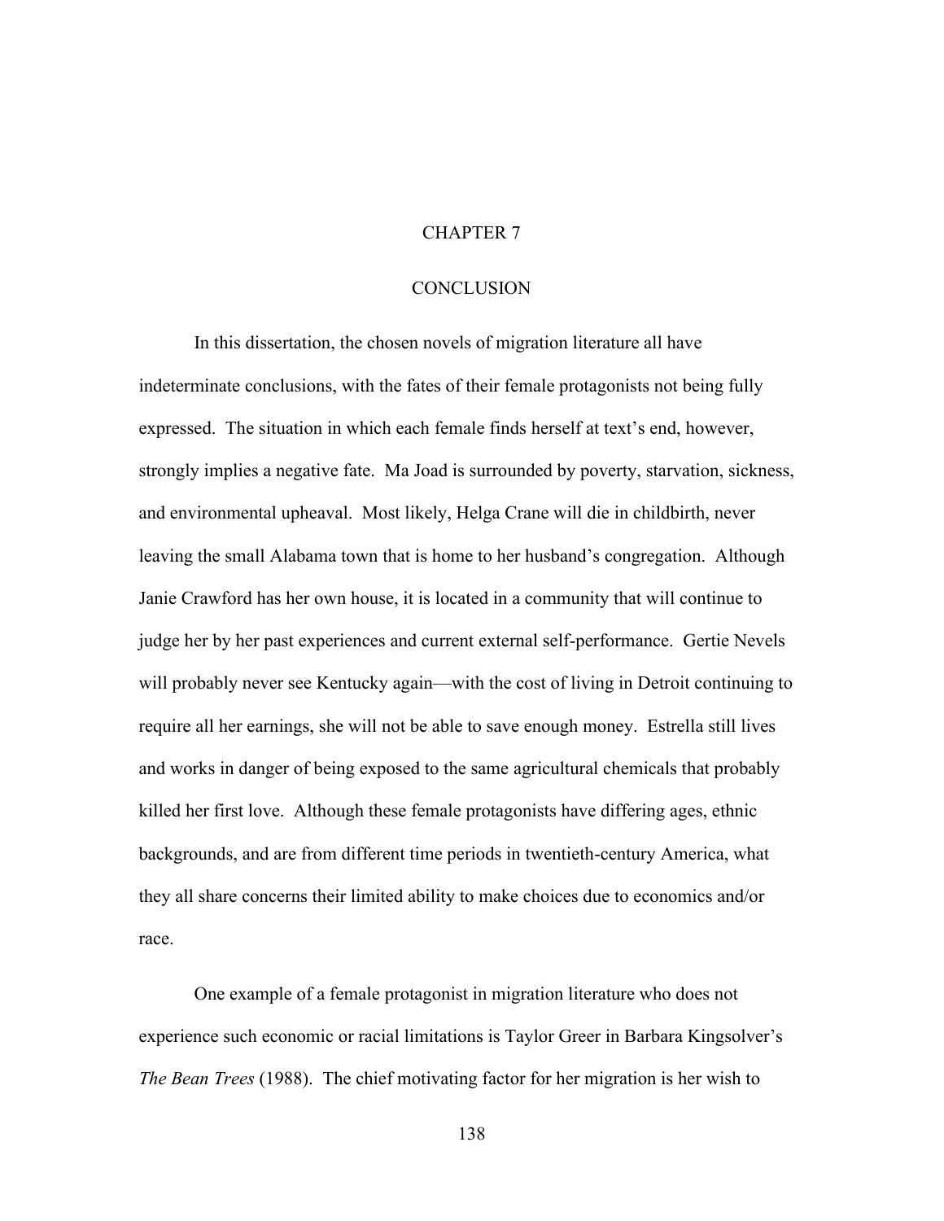# CHAPTER 7

# CONCLUSION

In this dissertation, the chosen novels of migration literature all have indeterminate conclusions, with the fates of their female protagonists not being fully expressed. The situation in which each female finds herself at text's end, however, strongly implies a negative fate. Ma Joad is surrounded by poverty, starvation, sickness, and environmental upheaval. Most likely, Helga Crane will die in childbirth, never leaving the small Alabama town that is home to her husband's congregation. Although Janie Crawford has her own house, it is located in a community that will continue to judge her by her past experiences and current external self-performance. Gertie Nevels will probably never see Kentucky again—with the cost of living in Detroit continuing to require all her earnings, she will not be able to save enough money. Estrella still lives and works in danger of being exposed to the same agricultural chemicals that probably killed her first love. Although these female protagonists have differing ages, ethnic backgrounds, and are from different time periods in twentieth-century America, what they all share concerns their limited ability to make choices due to economics and/or race.

One example of a female protagonist in migration literature who does not experience such economic or racial limitations is Taylor Greer in Barbara Kingsolver's *The Bean Trees* (1988). The chief motivating factor for her migration is her wish to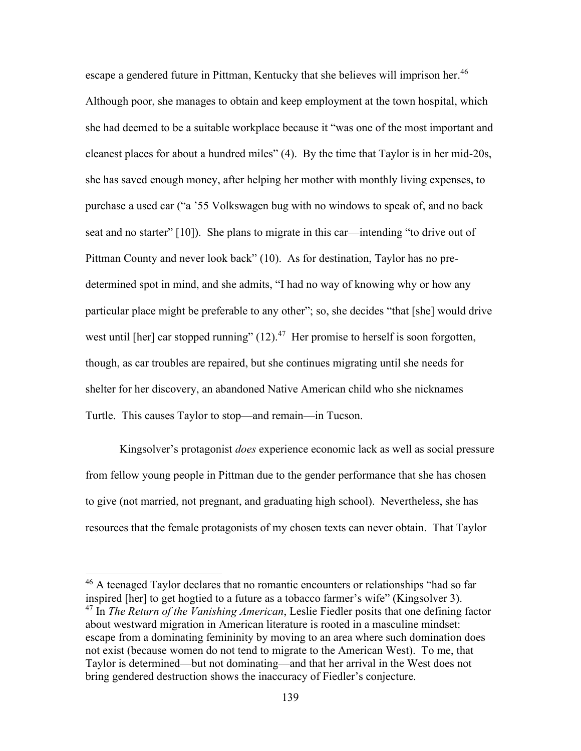escape a gendered future in Pittman, Kentucky that she believes will imprison her.[46] Although poor, she manages to obtain and keep employment at the town hospital, which she had deemed to be a suitable workplace because it "was one of the most important and cleanest places for about a hundred miles" (4). By the time that Taylor is in her mid-20s, she has saved enough money, after helping her mother with monthly living expenses, to purchase a used car ("a '55 Volkswagen bug with no windows to speak of, and no back seat and no starter" [10]). She plans to migrate in this car—intending "to drive out of Pittman County and never look back" (10). As for destination, Taylor has no pre-determined spot in mind, and she admits, "I had no way of knowing why or how any particular place might be preferable to any other"; so, she decides "that [she] would drive west until [her] car stopped running" (12).[47] Her promise to herself is soon forgotten, though, as car troubles are repaired, but she continues migrating until she needs for shelter for her discovery, an abandoned Native American child who she nicknames Turtle. This causes Taylor to stop—and remain—in Tucson.

Kingsolver's protagonist *does* experience economic lack as well as social pressure from fellow young people in Pittman due to the gender performance that she has chosen to give (not married, not pregnant, and graduating high school). Nevertheless, she has resources that the female protagonists of my chosen texts can never obtain. That Taylor

---

[46] A teenaged Taylor declares that no romantic encounters or relationships "had so far inspired [her] to get hogtied to a future as a tobacco farmer's wife" (Kingsolver 3).

[47] In *The Return of the Vanishing American*, Leslie Fiedler posits that one defining factor about westward migration in American literature is rooted in a masculine mindset: escape from a dominating femininity by moving to an area where such domination does not exist (because women do not tend to migrate to the American West). To me, that Taylor is determined—but not dominating—and that her arrival in the West does not bring gendered destruction shows the inaccuracy of Fiedler's conjecture.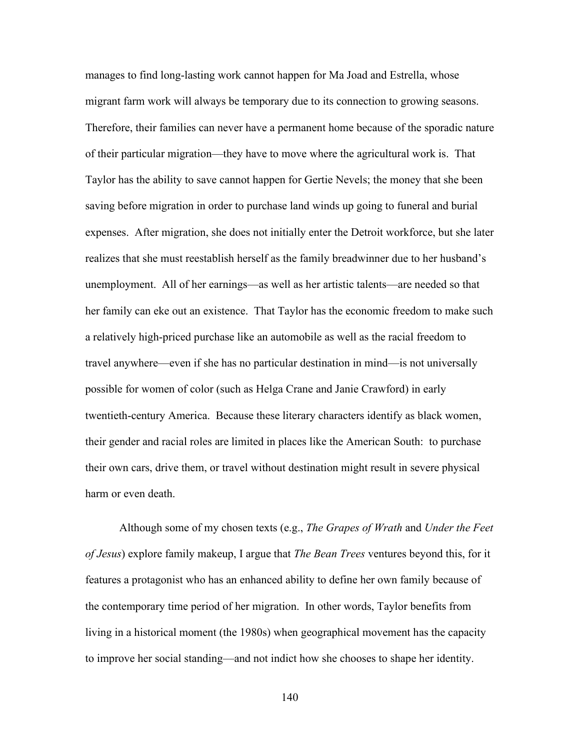manages to find long-lasting work cannot happen for Ma Joad and Estrella, whose migrant farm work will always be temporary due to its connection to growing seasons. Therefore, their families can never have a permanent home because of the sporadic nature of their particular migration—they have to move where the agricultural work is. That Taylor has the ability to save cannot happen for Gertie Nevels; the money that she been saving before migration in order to purchase land winds up going to funeral and burial expenses. After migration, she does not initially enter the Detroit workforce, but she later realizes that she must reestablish herself as the family breadwinner due to her husband's unemployment. All of her earnings—as well as her artistic talents—are needed so that her family can eke out an existence. That Taylor has the economic freedom to make such a relatively high-priced purchase like an automobile as well as the racial freedom to travel anywhere—even if she has no particular destination in mind—is not universally possible for women of color (such as Helga Crane and Janie Crawford) in early twentieth-century America. Because these literary characters identify as black women, their gender and racial roles are limited in places like the American South: to purchase their own cars, drive them, or travel without destination might result in severe physical harm or even death.

Although some of my chosen texts (e.g., *The Grapes of Wrath* and *Under the Feet of Jesus*) explore family makeup, I argue that *The Bean Trees* ventures beyond this, for it features a protagonist who has an enhanced ability to define her own family because of the contemporary time period of her migration. In other words, Taylor benefits from living in a historical moment (the 1980s) when geographical movement has the capacity to improve her social standing—and not indict how she chooses to shape her identity.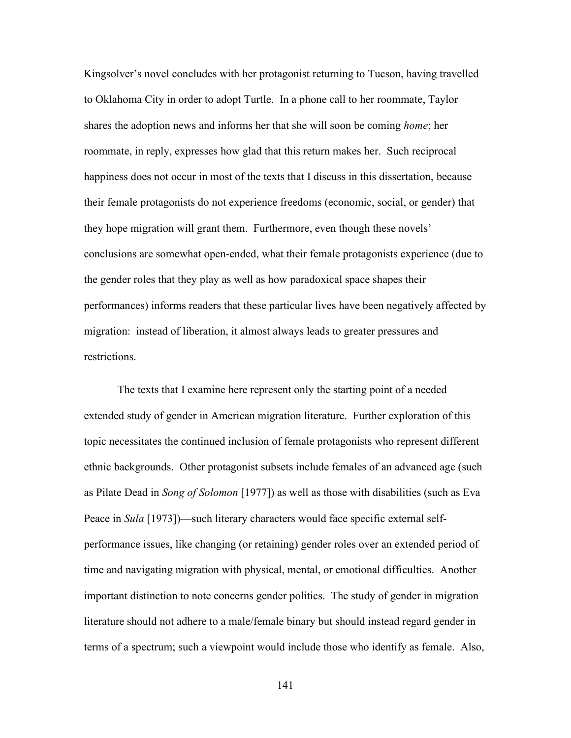Kingsolver's novel concludes with her protagonist returning to Tucson, having travelled to Oklahoma City in order to adopt Turtle. In a phone call to her roommate, Taylor shares the adoption news and informs her that she will soon be coming *home*; her roommate, in reply, expresses how glad that this return makes her. Such reciprocal happiness does not occur in most of the texts that I discuss in this dissertation, because their female protagonists do not experience freedoms (economic, social, or gender) that they hope migration will grant them. Furthermore, even though these novels' conclusions are somewhat open-ended, what their female protagonists experience (due to the gender roles that they play as well as how paradoxical space shapes their performances) informs readers that these particular lives have been negatively affected by migration: instead of liberation, it almost always leads to greater pressures and restrictions.

The texts that I examine here represent only the starting point of a needed extended study of gender in American migration literature. Further exploration of this topic necessitates the continued inclusion of female protagonists who represent different ethnic backgrounds. Other protagonist subsets include females of an advanced age (such as Pilate Dead in *Song of Solomon* [1977]) as well as those with disabilities (such as Eva Peace in *Sula* [1973])—such literary characters would face specific external self-performance issues, like changing (or retaining) gender roles over an extended period of time and navigating migration with physical, mental, or emotional difficulties. Another important distinction to note concerns gender politics. The study of gender in migration literature should not adhere to a male/female binary but should instead regard gender in terms of a spectrum; such a viewpoint would include those who identify as female. Also,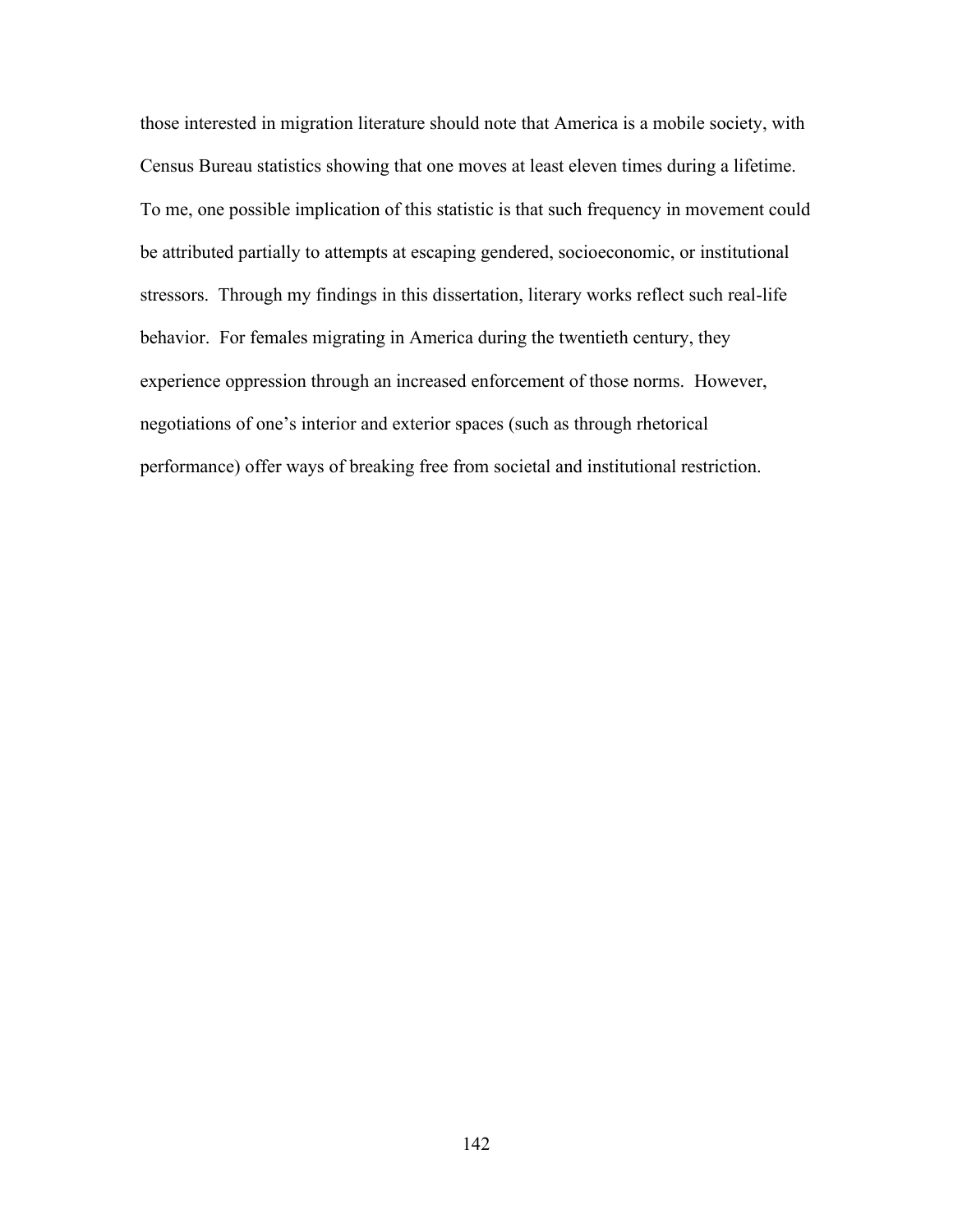those interested in migration literature should note that America is a mobile society, with Census Bureau statistics showing that one moves at least eleven times during a lifetime. To me, one possible implication of this statistic is that such frequency in movement could be attributed partially to attempts at escaping gendered, socioeconomic, or institutional stressors. Through my findings in this dissertation, literary works reflect such real-life behavior. For females migrating in America during the twentieth century, they experience oppression through an increased enforcement of those norms. However, negotiations of one's interior and exterior spaces (such as through rhetorical performance) offer ways of breaking free from societal and institutional restriction.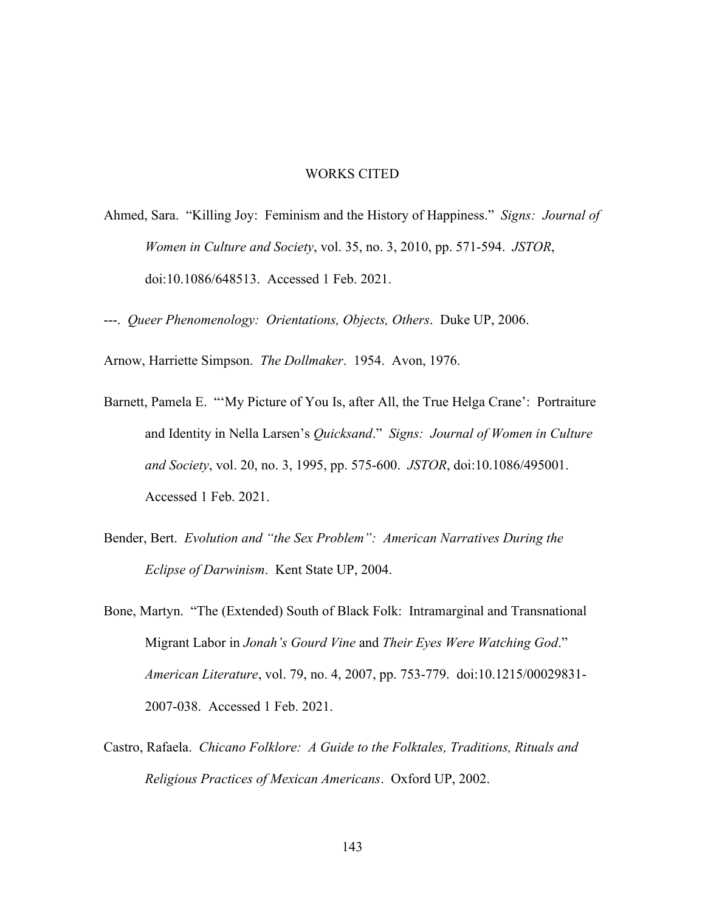# WORKS CITED

Ahmed, Sara. "Killing Joy: Feminism and the History of Happiness." *Signs: Journal of Women in Culture and Society*, vol. 35, no. 3, 2010, pp. 571-594. *JSTOR*, doi:10.1086/648513. Accessed 1 Feb. 2021.

---. *Queer Phenomenology: Orientations, Objects, Others*. Duke UP, 2006.

Arnow, Harriette Simpson. *The Dollmaker*. 1954. Avon, 1976.

Barnett, Pamela E. "'My Picture of You Is, after All, the True Helga Crane': Portraiture and Identity in Nella Larsen's *Quicksand*." *Signs: Journal of Women in Culture and Society*, vol. 20, no. 3, 1995, pp. 575-600. *JSTOR*, doi:10.1086/495001. Accessed 1 Feb. 2021.

Bender, Bert. *Evolution and "the Sex Problem": American Narratives During the Eclipse of Darwinism*. Kent State UP, 2004.

Bone, Martyn. "The (Extended) South of Black Folk: Intramarginal and Transnational Migrant Labor in *Jonah's Gourd Vine* and *Their Eyes Were Watching God*." *American Literature*, vol. 79, no. 4, 2007, pp. 753-779. doi:10.1215/00029831-2007-038. Accessed 1 Feb. 2021.

Castro, Rafaela. *Chicano Folklore: A Guide to the Folktales, Traditions, Rituals and Religious Practices of Mexican Americans*. Oxford UP, 2002.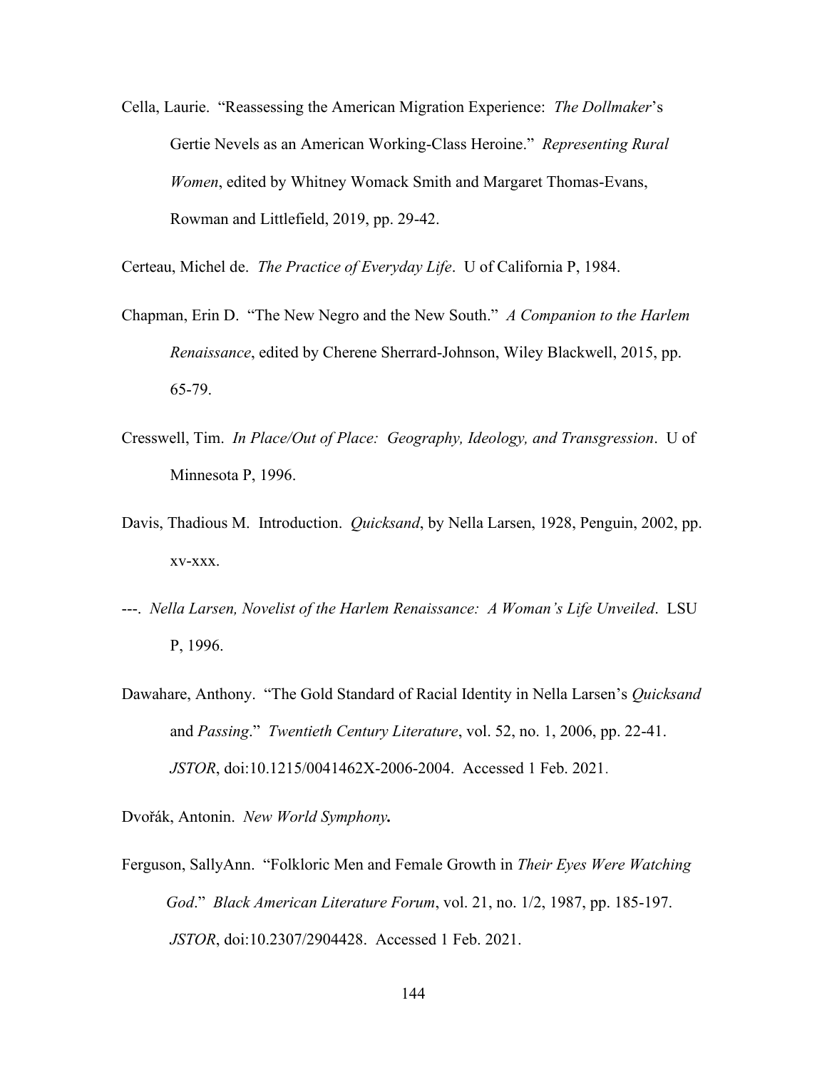Cella, Laurie. "Reassessing the American Migration Experience: *The Dollmaker*'s Gertie Nevels as an American Working-Class Heroine." *Representing Rural Women*, edited by Whitney Womack Smith and Margaret Thomas-Evans, Rowman and Littlefield, 2019, pp. 29-42.

Certeau, Michel de. *The Practice of Everyday Life*. U of California P, 1984.

Chapman, Erin D. "The New Negro and the New South." *A Companion to the Harlem Renaissance*, edited by Cherene Sherrard-Johnson, Wiley Blackwell, 2015, pp. 65-79.

Cresswell, Tim. *In Place/Out of Place: Geography, Ideology, and Transgression*. U of Minnesota P, 1996.

Davis, Thadious M. Introduction. *Quicksand*, by Nella Larsen, 1928, Penguin, 2002, pp. xv-xxx.

---. *Nella Larsen, Novelist of the Harlem Renaissance: A Woman's Life Unveiled*. LSU P, 1996.

Dawahare, Anthony. "The Gold Standard of Racial Identity in Nella Larsen's *Quicksand* and *Passing*." *Twentieth Century Literature*, vol. 52, no. 1, 2006, pp. 22-41. *JSTOR*, doi:10.1215/0041462X-2006-2004. Accessed 1 Feb. 2021.

Dvořák, Antonin. *New World Symphony*.

Ferguson, SallyAnn. "Folkloric Men and Female Growth in *Their Eyes Were Watching God*." *Black American Literature Forum*, vol. 21, no. 1/2, 1987, pp. 185-197. *JSTOR*, doi:10.2307/2904428. Accessed 1 Feb. 2021.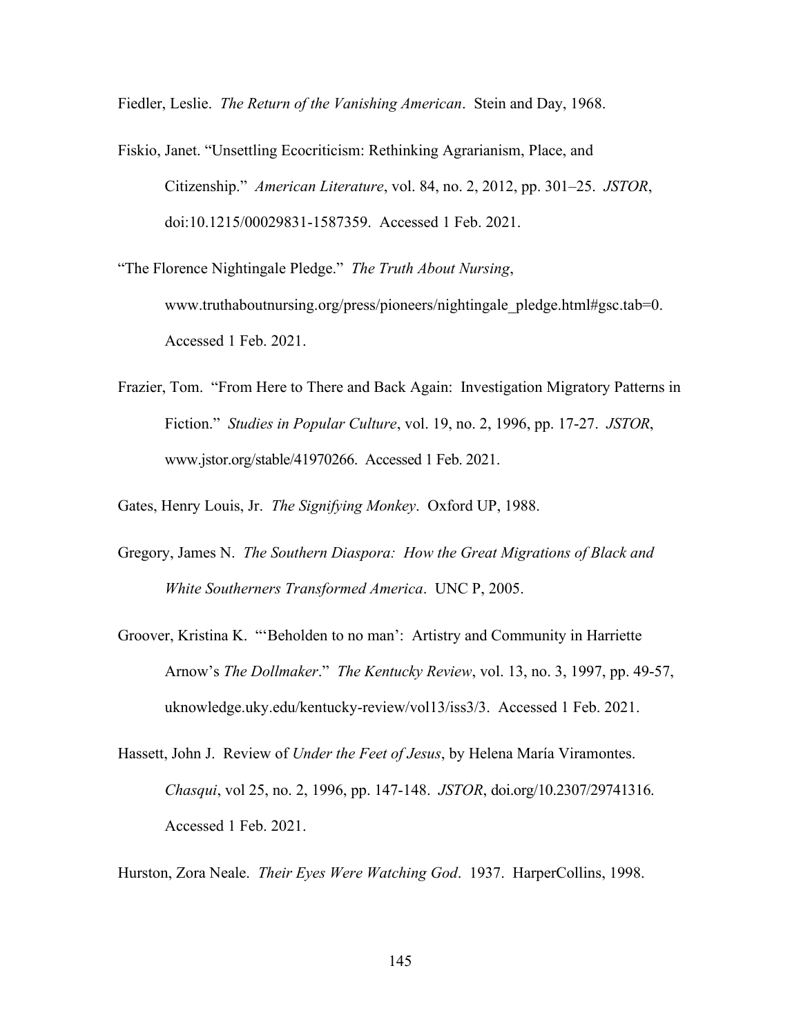Fiedler, Leslie. *The Return of the Vanishing American*. Stein and Day, 1968.

Fiskio, Janet. "Unsettling Ecocriticism: Rethinking Agrarianism, Place, and Citizenship." *American Literature*, vol. 84, no. 2, 2012, pp. 301–25. *JSTOR*, doi:10.1215/00029831-1587359. Accessed 1 Feb. 2021.

"The Florence Nightingale Pledge." *The Truth About Nursing*, www.truthaboutnursing.org/press/pioneers/nightingale_pledge.html#gsc.tab=0. Accessed 1 Feb. 2021.

Frazier, Tom. "From Here to There and Back Again: Investigation Migratory Patterns in Fiction." *Studies in Popular Culture*, vol. 19, no. 2, 1996, pp. 17-27. *JSTOR*, www.jstor.org/stable/41970266. Accessed 1 Feb. 2021.

Gates, Henry Louis, Jr. *The Signifying Monkey*. Oxford UP, 1988.

Gregory, James N. *The Southern Diaspora: How the Great Migrations of Black and White Southerners Transformed America*. UNC P, 2005.

Groover, Kristina K. "'Beholden to no man': Artistry and Community in Harriette Arnow's *The Dollmaker*." *The Kentucky Review*, vol. 13, no. 3, 1997, pp. 49-57, uknowledge.uky.edu/kentucky-review/vol13/iss3/3. Accessed 1 Feb. 2021.

Hassett, John J. Review of *Under the Feet of Jesus*, by Helena María Viramontes. *Chasqui*, vol 25, no. 2, 1996, pp. 147-148. *JSTOR*, doi.org/10.2307/29741316. Accessed 1 Feb. 2021.

Hurston, Zora Neale. *Their Eyes Were Watching God*. 1937. HarperCollins, 1998.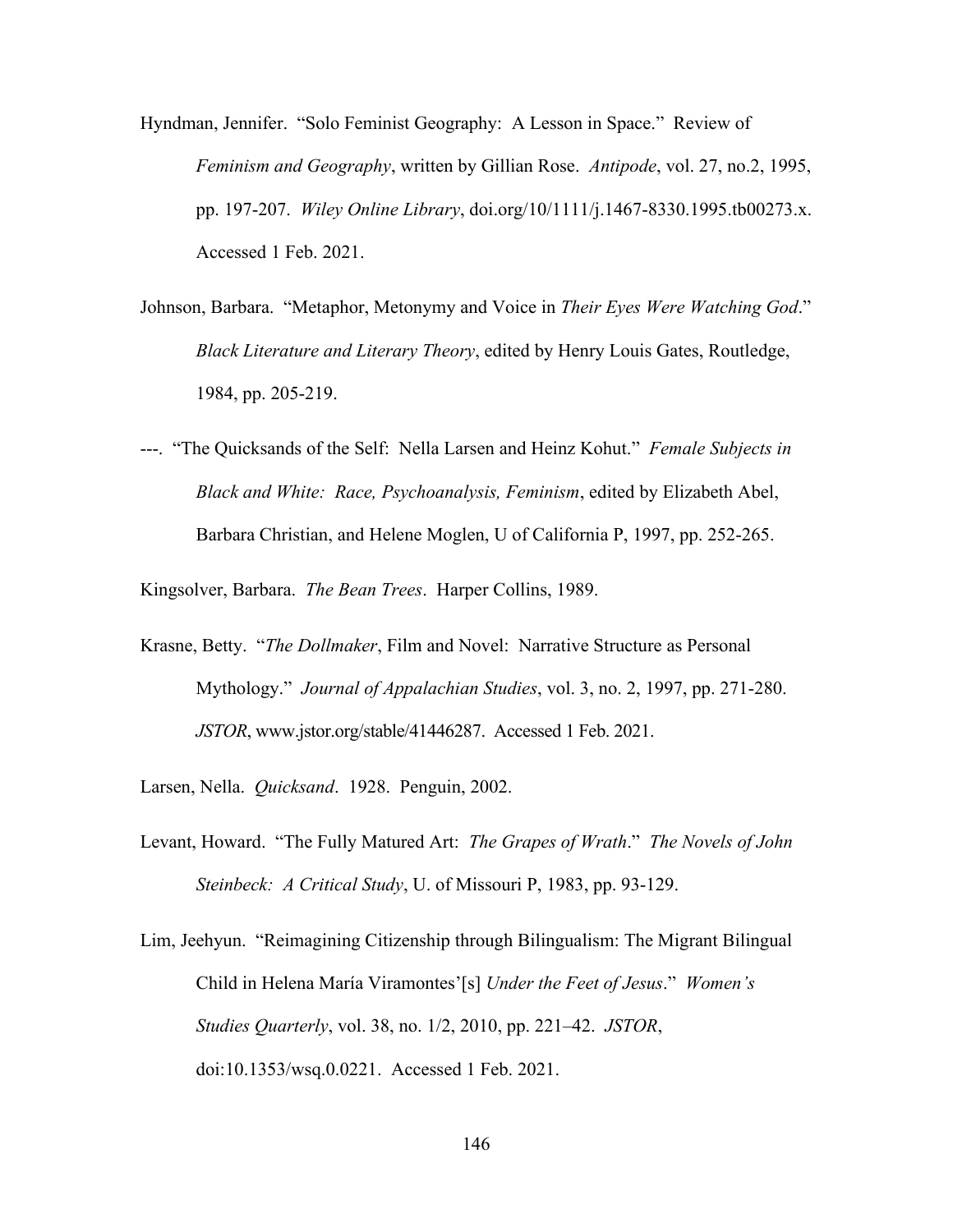Hyndman, Jennifer. "Solo Feminist Geography: A Lesson in Space." Review of *Feminism and Geography*, written by Gillian Rose. *Antipode*, vol. 27, no.2, 1995, pp. 197-207. *Wiley Online Library*, doi.org/10/1111/j.1467-8330.1995.tb00273.x. Accessed 1 Feb. 2021.

Johnson, Barbara. "Metaphor, Metonymy and Voice in *Their Eyes Were Watching God*." *Black Literature and Literary Theory*, edited by Henry Louis Gates, Routledge, 1984, pp. 205-219.

---. "The Quicksands of the Self: Nella Larsen and Heinz Kohut." *Female Subjects in Black and White: Race, Psychoanalysis, Feminism*, edited by Elizabeth Abel, Barbara Christian, and Helene Moglen, U of California P, 1997, pp. 252-265.

Kingsolver, Barbara. *The Bean Trees*. Harper Collins, 1989.

Krasne, Betty. "*The Dollmaker*, Film and Novel: Narrative Structure as Personal Mythology." *Journal of Appalachian Studies*, vol. 3, no. 2, 1997, pp. 271-280. *JSTOR*, www.jstor.org/stable/41446287. Accessed 1 Feb. 2021.

Larsen, Nella. *Quicksand*. 1928. Penguin, 2002.

Levant, Howard. "The Fully Matured Art: *The Grapes of Wrath*." *The Novels of John Steinbeck: A Critical Study*, U. of Missouri P, 1983, pp. 93-129.

Lim, Jeehyun. "Reimagining Citizenship through Bilingualism: The Migrant Bilingual Child in Helena María Viramontes'[s] *Under the Feet of Jesus*." *Women's Studies Quarterly*, vol. 38, no. 1/2, 2010, pp. 221–42. *JSTOR*, doi:10.1353/wsq.0.0221. Accessed 1 Feb. 2021.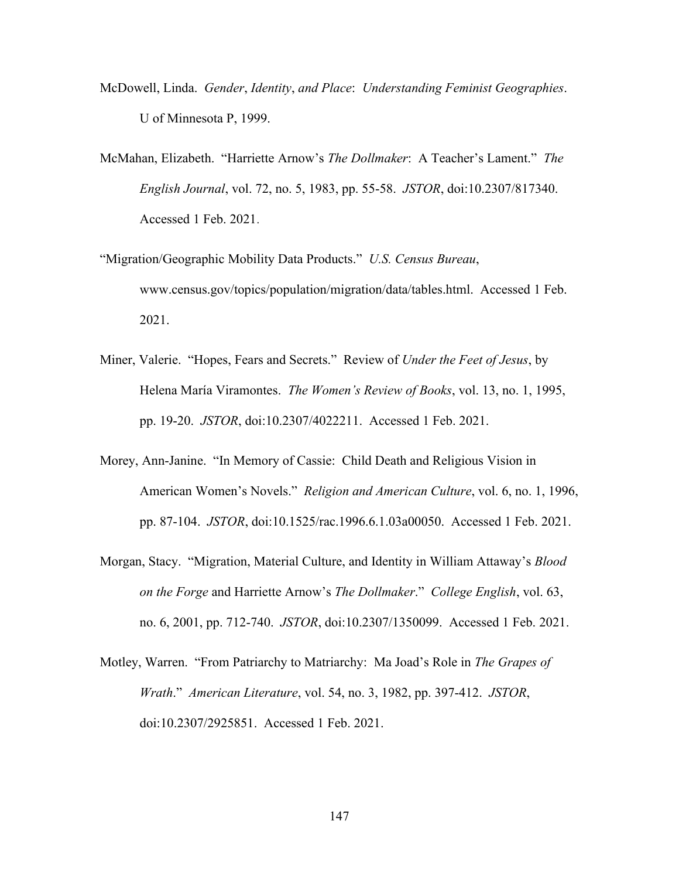McDowell, Linda. *Gender*, *Identity*, *and Place*: *Understanding Feminist Geographies*. U of Minnesota P, 1999.

McMahan, Elizabeth. "Harriette Arnow's *The Dollmaker*: A Teacher's Lament." *The English Journal*, vol. 72, no. 5, 1983, pp. 55-58. *JSTOR*, doi:10.2307/817340. Accessed 1 Feb. 2021.

"Migration/Geographic Mobility Data Products." *U.S. Census Bureau*, www.census.gov/topics/population/migration/data/tables.html. Accessed 1 Feb. 2021.

Miner, Valerie. "Hopes, Fears and Secrets." Review of *Under the Feet of Jesus*, by Helena María Viramontes. *The Women's Review of Books*, vol. 13, no. 1, 1995, pp. 19-20. *JSTOR*, doi:10.2307/4022211. Accessed 1 Feb. 2021.

Morey, Ann-Janine. "In Memory of Cassie: Child Death and Religious Vision in American Women's Novels." *Religion and American Culture*, vol. 6, no. 1, 1996, pp. 87-104. *JSTOR*, doi:10.1525/rac.1996.6.1.03a00050. Accessed 1 Feb. 2021.

Morgan, Stacy. "Migration, Material Culture, and Identity in William Attaway's *Blood on the Forge* and Harriette Arnow's *The Dollmaker*." *College English*, vol. 63, no. 6, 2001, pp. 712-740. *JSTOR*, doi:10.2307/1350099. Accessed 1 Feb. 2021.

Motley, Warren. "From Patriarchy to Matriarchy: Ma Joad's Role in *The Grapes of Wrath*." *American Literature*, vol. 54, no. 3, 1982, pp. 397-412. *JSTOR*, doi:10.2307/2925851. Accessed 1 Feb. 2021.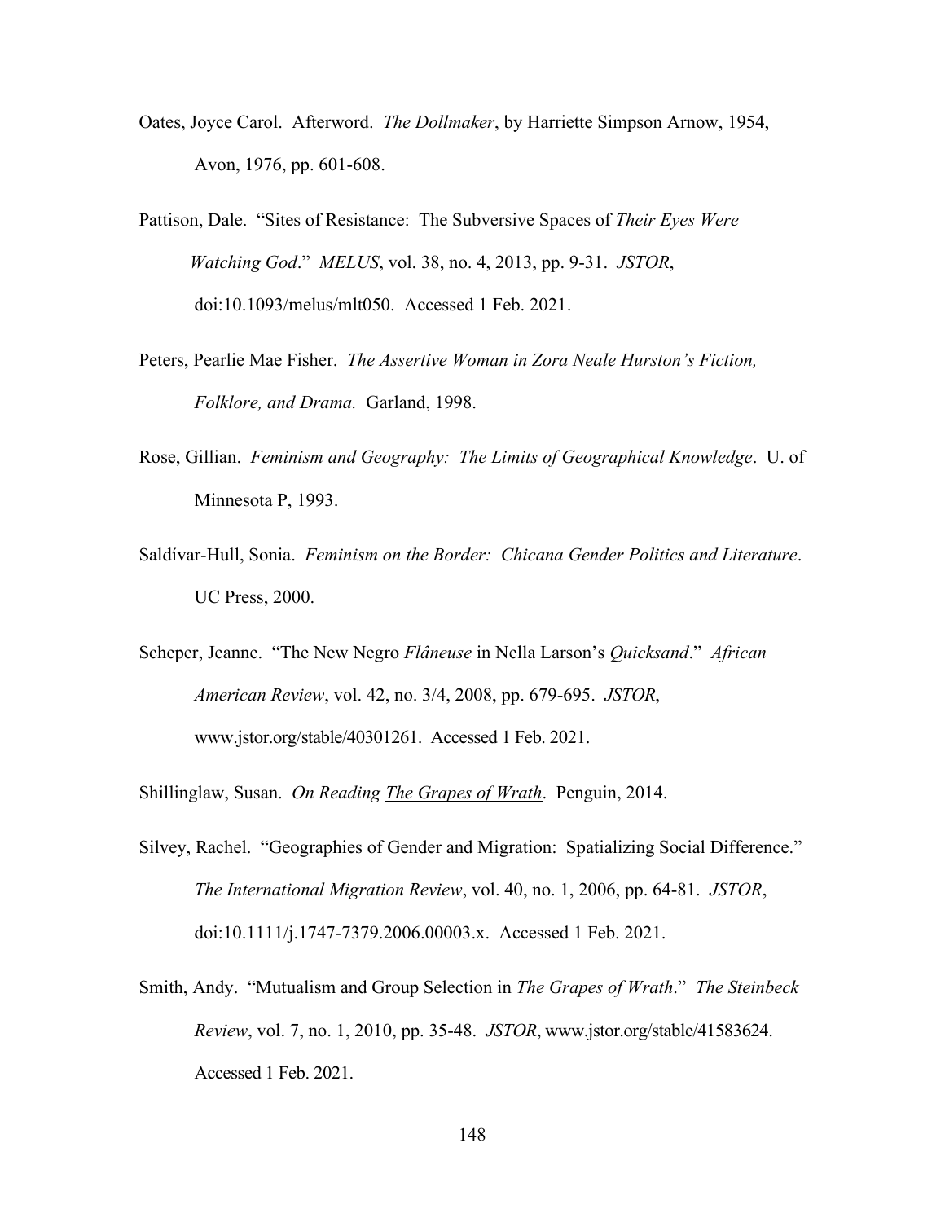Oates, Joyce Carol. Afterword. *The Dollmaker*, by Harriette Simpson Arnow, 1954, Avon, 1976, pp. 601-608.

Pattison, Dale. "Sites of Resistance: The Subversive Spaces of *Their Eyes Were Watching God*." *MELUS*, vol. 38, no. 4, 2013, pp. 9-31. *JSTOR*, doi:10.1093/melus/mlt050. Accessed 1 Feb. 2021.

Peters, Pearlie Mae Fisher. *The Assertive Woman in Zora Neale Hurston's Fiction, Folklore, and Drama.* Garland, 1998.

Rose, Gillian. *Feminism and Geography: The Limits of Geographical Knowledge*. U. of Minnesota P, 1993.

Saldívar-Hull, Sonia. *Feminism on the Border: Chicana Gender Politics and Literature*. UC Press, 2000.

Scheper, Jeanne. "The New Negro *Flâneuse* in Nella Larson's *Quicksand*." *African American Review*, vol. 42, no. 3/4, 2008, pp. 679-695. *JSTOR*, www.jstor.org/stable/40301261. Accessed 1 Feb. 2021.

Shillinglaw, Susan. *On Reading The Grapes of Wrath*. Penguin, 2014.

Silvey, Rachel. "Geographies of Gender and Migration: Spatializing Social Difference." *The International Migration Review*, vol. 40, no. 1, 2006, pp. 64-81. *JSTOR*, doi:10.1111/j.1747-7379.2006.00003.x. Accessed 1 Feb. 2021.

Smith, Andy. "Mutualism and Group Selection in *The Grapes of Wrath*." *The Steinbeck Review*, vol. 7, no. 1, 2010, pp. 35-48. *JSTOR*, www.jstor.org/stable/41583624. Accessed 1 Feb. 2021.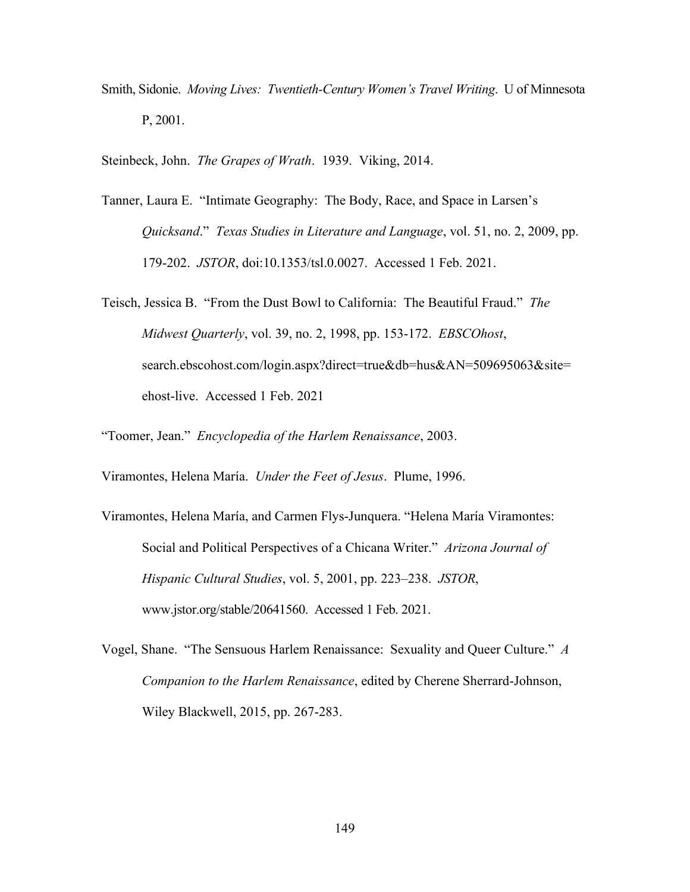Smith, Sidonie. *Moving Lives: Twentieth-Century Women's Travel Writing*. U of Minnesota P, 2001.

Steinbeck, John. *The Grapes of Wrath*. 1939. Viking, 2014.

Tanner, Laura E. "Intimate Geography: The Body, Race, and Space in Larsen's *Quicksand*." *Texas Studies in Literature and Language*, vol. 51, no. 2, 2009, pp. 179-202. *JSTOR*, doi:10.1353/tsl.0.0027. Accessed 1 Feb. 2021.

Teisch, Jessica B. "From the Dust Bowl to California: The Beautiful Fraud." *The Midwest Quarterly*, vol. 39, no. 2, 1998, pp. 153-172. *EBSCOhost*, search.ebscohost.com/login.aspx?direct=true&db=hus&AN=509695063&site=ehost-live. Accessed 1 Feb. 2021

"Toomer, Jean." *Encyclopedia of the Harlem Renaissance*, 2003.

Viramontes, Helena María. *Under the Feet of Jesus*. Plume, 1996.

Viramontes, Helena María, and Carmen Flys-Junquera. "Helena María Viramontes: Social and Political Perspectives of a Chicana Writer." *Arizona Journal of Hispanic Cultural Studies*, vol. 5, 2001, pp. 223–238. *JSTOR*, www.jstor.org/stable/20641560. Accessed 1 Feb. 2021.

Vogel, Shane. "The Sensuous Harlem Renaissance: Sexuality and Queer Culture." *A Companion to the Harlem Renaissance*, edited by Cherene Sherrard-Johnson, Wiley Blackwell, 2015, pp. 267-283.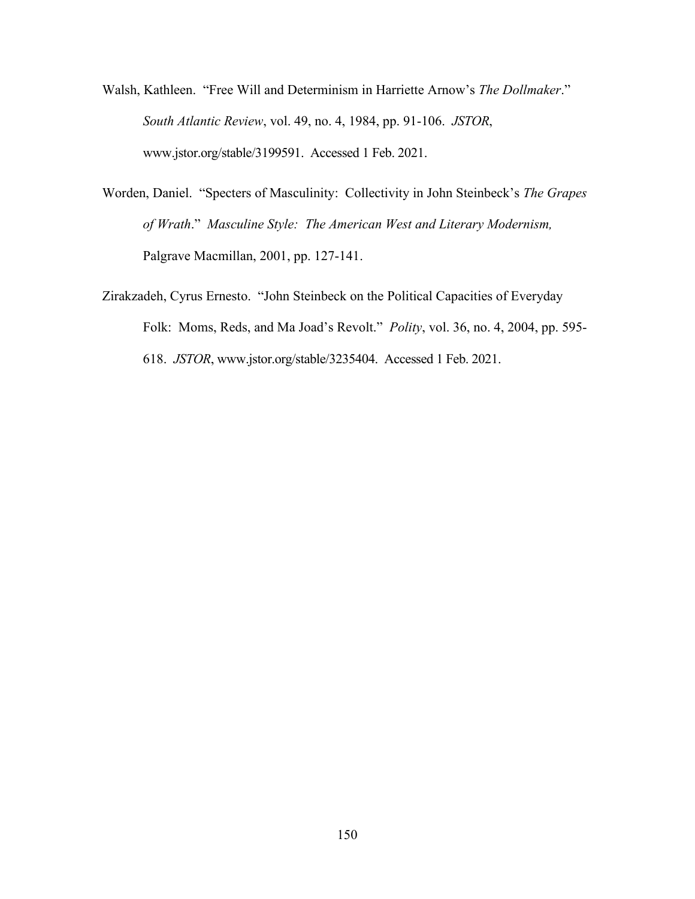Walsh, Kathleen. "Free Will and Determinism in Harriette Arnow's *The Dollmaker*." *South Atlantic Review*, vol. 49, no. 4, 1984, pp. 91-106. *JSTOR*, www.jstor.org/stable/3199591. Accessed 1 Feb. 2021.

Worden, Daniel. "Specters of Masculinity: Collectivity in John Steinbeck's *The Grapes of Wrath*." *Masculine Style: The American West and Literary Modernism,* Palgrave Macmillan, 2001, pp. 127-141.

Zirakzadeh, Cyrus Ernesto. "John Steinbeck on the Political Capacities of Everyday Folk: Moms, Reds, and Ma Joad's Revolt." *Polity*, vol. 36, no. 4, 2004, pp. 595-618. *JSTOR*, www.jstor.org/stable/3235404. Accessed 1 Feb. 2021.